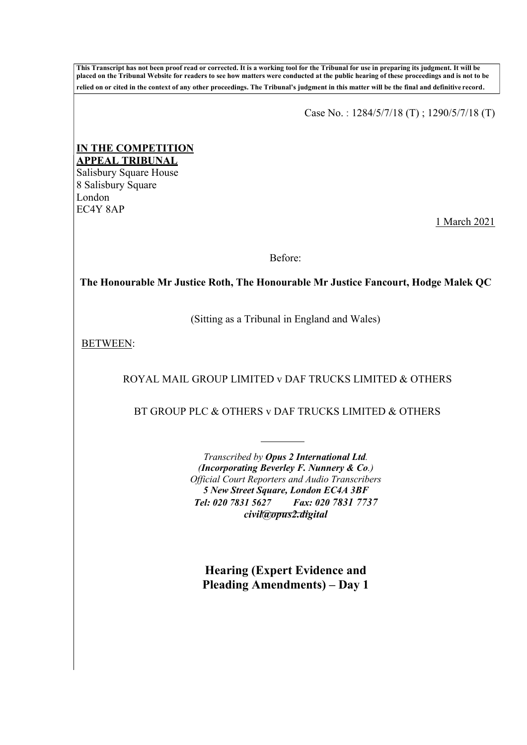**This Transcript has not been proof read or corrected. It is a working tool for the Tribunal for use in preparing its judgment. It will be placed on the Tribunal Website for readers to see how matters were conducted at the public hearing of these proceedings and is not to be relied on or cited in the context of any other proceedings. The Tribunal's judgment in this matter will be the final and definitive record.**

Case No. : 1284/5/7/18 (T) ; 1290/5/7/18 (T)

**IN THE COMPETITION APPEAL TRIBUNAL**

Salisbury Square House
8 Salisbury Square
London
EC4Y 8AP

1 March 2021

Before:

**The Honourable Mr Justice Roth, The Honourable Mr Justice Fancourt, Hodge Malek QC**

(Sitting as a Tribunal in England and Wales)

BETWEEN:

ROYAL MAIL GROUP LIMITED v DAF TRUCKS LIMITED & OTHERS

BT GROUP PLC & OTHERS v DAF TRUCKS LIMITED & OTHERS

*Transcribed by* ***Opus 2 International Ltd****.*
***(Incorporating Beverley F. Nunnery & Co****.)*
*Official Court Reporters and Audio Transcribers*
***5 New Street Square, London EC4A 3BF***
***Tel: 020 7831 5627 Fax: 020 7831 7737***
***civil@opus2.digital***

## Hearing (Expert Evidence and Pleading Amendments) – Day 1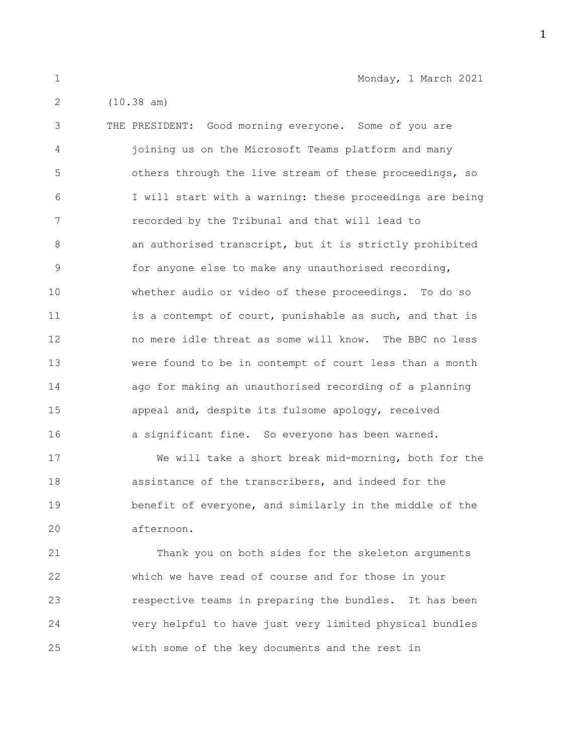Monday, 1 March 2021

(10.38 am)

THE PRESIDENT: Good morning everyone. Some of you are joining us on the Microsoft Teams platform and many others through the live stream of these proceedings, so I will start with a warning: these proceedings are being recorded by the Tribunal and that will lead to an authorised transcript, but it is strictly prohibited for anyone else to make any unauthorised recording, whether audio or video of these proceedings. To do so is a contempt of court, punishable as such, and that is no mere idle threat as some will know. The BBC no less were found to be in contempt of court less than a month ago for making an unauthorised recording of a planning appeal and, despite its fulsome apology, received a significant fine. So everyone has been warned.

We will take a short break mid-morning, both for the assistance of the transcribers, and indeed for the benefit of everyone, and similarly in the middle of the afternoon.

Thank you on both sides for the skeleton arguments which we have read of course and for those in your respective teams in preparing the bundles. It has been very helpful to have just very limited physical bundles with some of the key documents and the rest in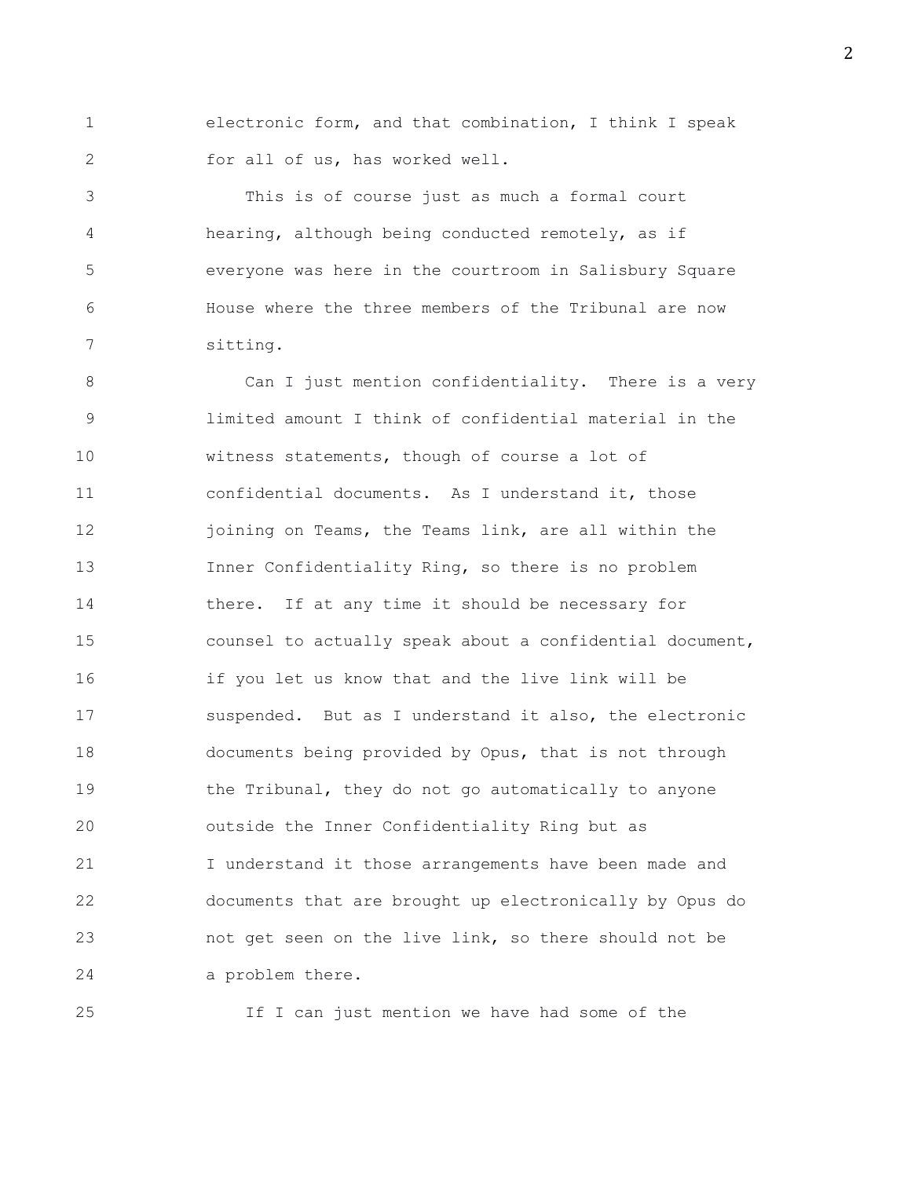electronic form, and that combination, I think I speak for all of us, has worked well.

This is of course just as much a formal court hearing, although being conducted remotely, as if everyone was here in the courtroom in Salisbury Square House where the three members of the Tribunal are now sitting.

Can I just mention confidentiality. There is a very limited amount I think of confidential material in the witness statements, though of course a lot of confidential documents. As I understand it, those joining on Teams, the Teams link, are all within the Inner Confidentiality Ring, so there is no problem there. If at any time it should be necessary for counsel to actually speak about a confidential document, if you let us know that and the live link will be suspended. But as I understand it also, the electronic documents being provided by Opus, that is not through the Tribunal, they do not go automatically to anyone outside the Inner Confidentiality Ring but as I understand it those arrangements have been made and documents that are brought up electronically by Opus do not get seen on the live link, so there should not be a problem there.

If I can just mention we have had some of the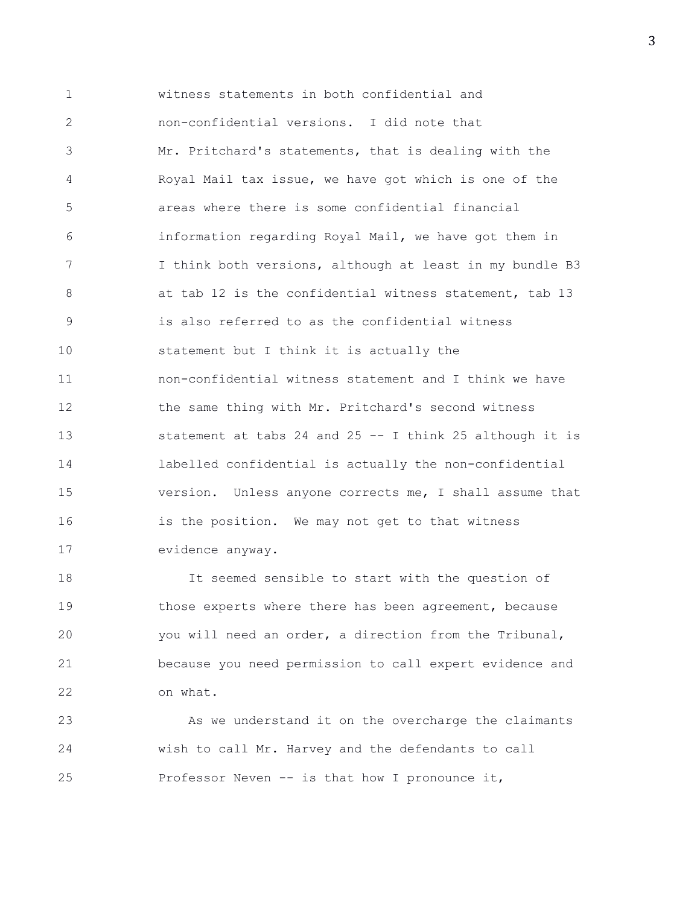witness statements in both confidential and non-confidential versions. I did note that Mr. Pritchard's statements, that is dealing with the Royal Mail tax issue, we have got which is one of the areas where there is some confidential financial information regarding Royal Mail, we have got them in I think both versions, although at least in my bundle B3 at tab 12 is the confidential witness statement, tab 13 is also referred to as the confidential witness statement but I think it is actually the non-confidential witness statement and I think we have the same thing with Mr. Pritchard's second witness statement at tabs 24 and 25 -- I think 25 although it is labelled confidential is actually the non-confidential version. Unless anyone corrects me, I shall assume that is the position. We may not get to that witness evidence anyway.

It seemed sensible to start with the question of those experts where there has been agreement, because you will need an order, a direction from the Tribunal, because you need permission to call expert evidence and on what.

As we understand it on the overcharge the claimants wish to call Mr. Harvey and the defendants to call Professor Neven -- is that how I pronounce it,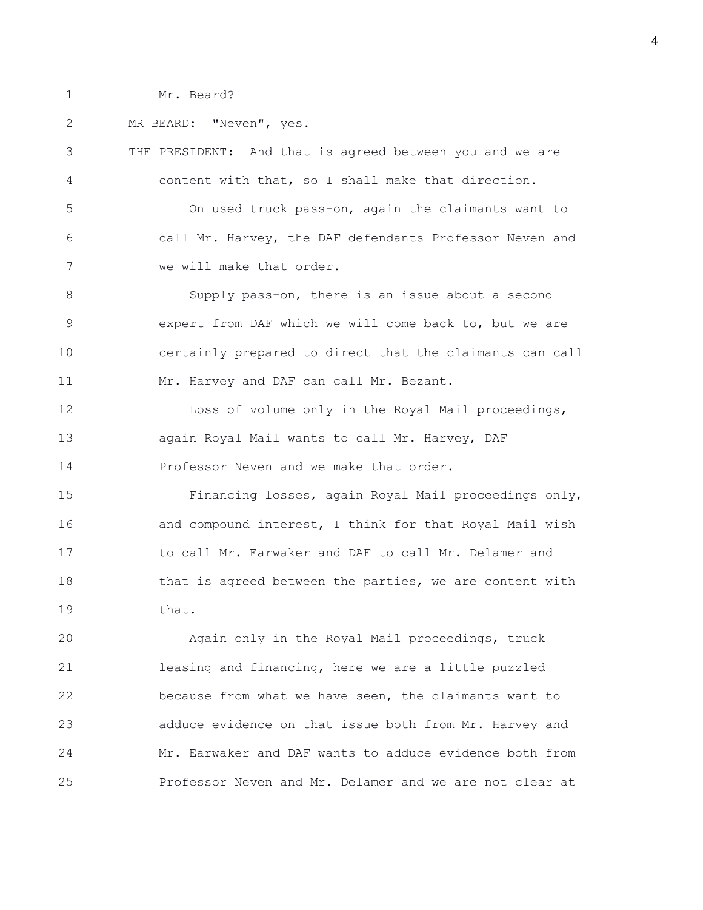Mr. Beard?

MR BEARD: "Neven", yes.

THE PRESIDENT: And that is agreed between you and we are content with that, so I shall make that direction.

On used truck pass-on, again the claimants want to call Mr. Harvey, the DAF defendants Professor Neven and we will make that order.

Supply pass-on, there is an issue about a second expert from DAF which we will come back to, but we are certainly prepared to direct that the claimants can call Mr. Harvey and DAF can call Mr. Bezant.

Loss of volume only in the Royal Mail proceedings, again Royal Mail wants to call Mr. Harvey, DAF Professor Neven and we make that order.

Financing losses, again Royal Mail proceedings only, and compound interest, I think for that Royal Mail wish to call Mr. Earwaker and DAF to call Mr. Delamer and that is agreed between the parties, we are content with that.

Again only in the Royal Mail proceedings, truck leasing and financing, here we are a little puzzled because from what we have seen, the claimants want to adduce evidence on that issue both from Mr. Harvey and Mr. Earwaker and DAF wants to adduce evidence both from Professor Neven and Mr. Delamer and we are not clear at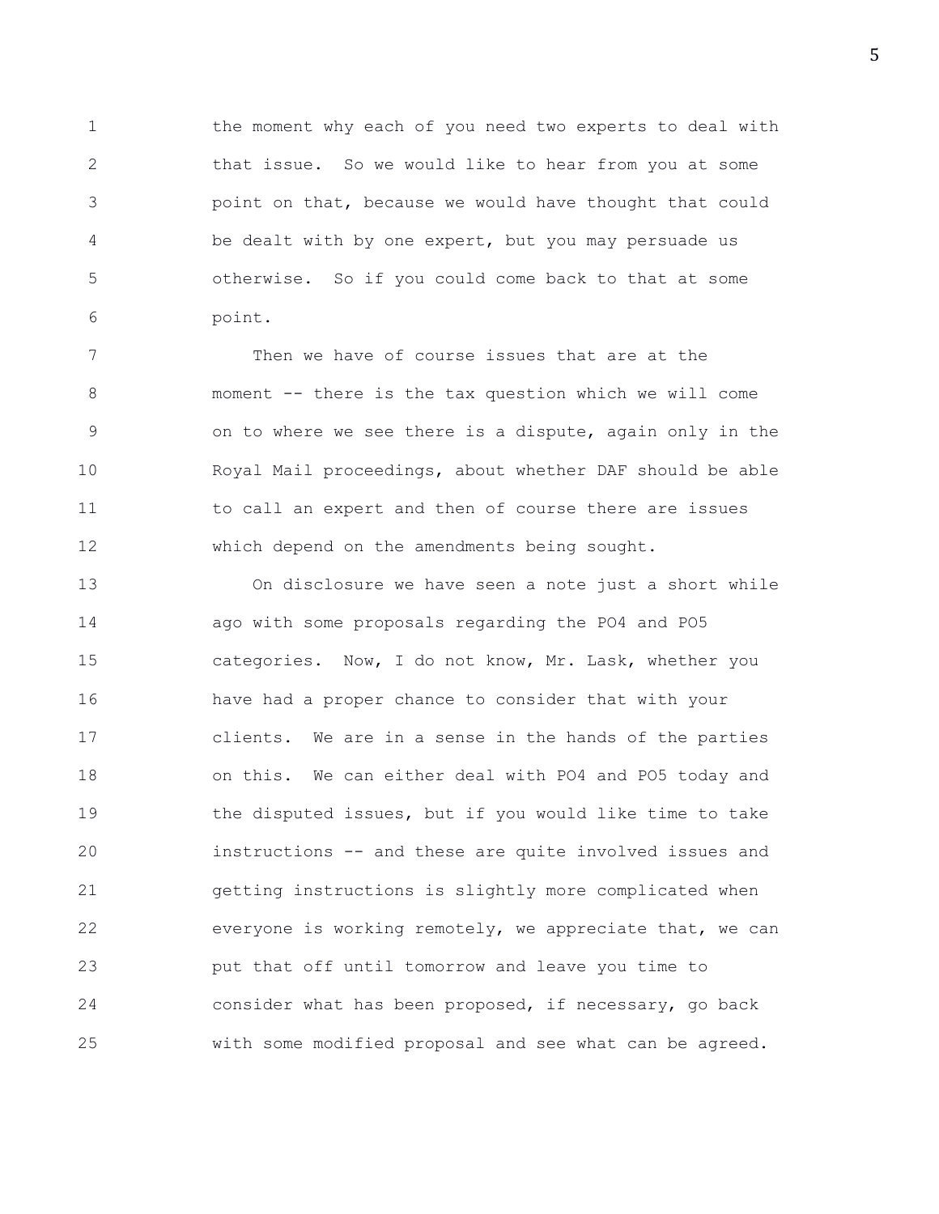the moment why each of you need two experts to deal with that issue. So we would like to hear from you at some point on that, because we would have thought that could be dealt with by one expert, but you may persuade us otherwise. So if you could come back to that at some point.

Then we have of course issues that are at the moment -- there is the tax question which we will come on to where we see there is a dispute, again only in the Royal Mail proceedings, about whether DAF should be able to call an expert and then of course there are issues which depend on the amendments being sought.

On disclosure we have seen a note just a short while ago with some proposals regarding the PO4 and PO5 categories. Now, I do not know, Mr. Lask, whether you have had a proper chance to consider that with your clients. We are in a sense in the hands of the parties on this. We can either deal with PO4 and PO5 today and the disputed issues, but if you would like time to take instructions -- and these are quite involved issues and getting instructions is slightly more complicated when everyone is working remotely, we appreciate that, we can put that off until tomorrow and leave you time to consider what has been proposed, if necessary, go back with some modified proposal and see what can be agreed.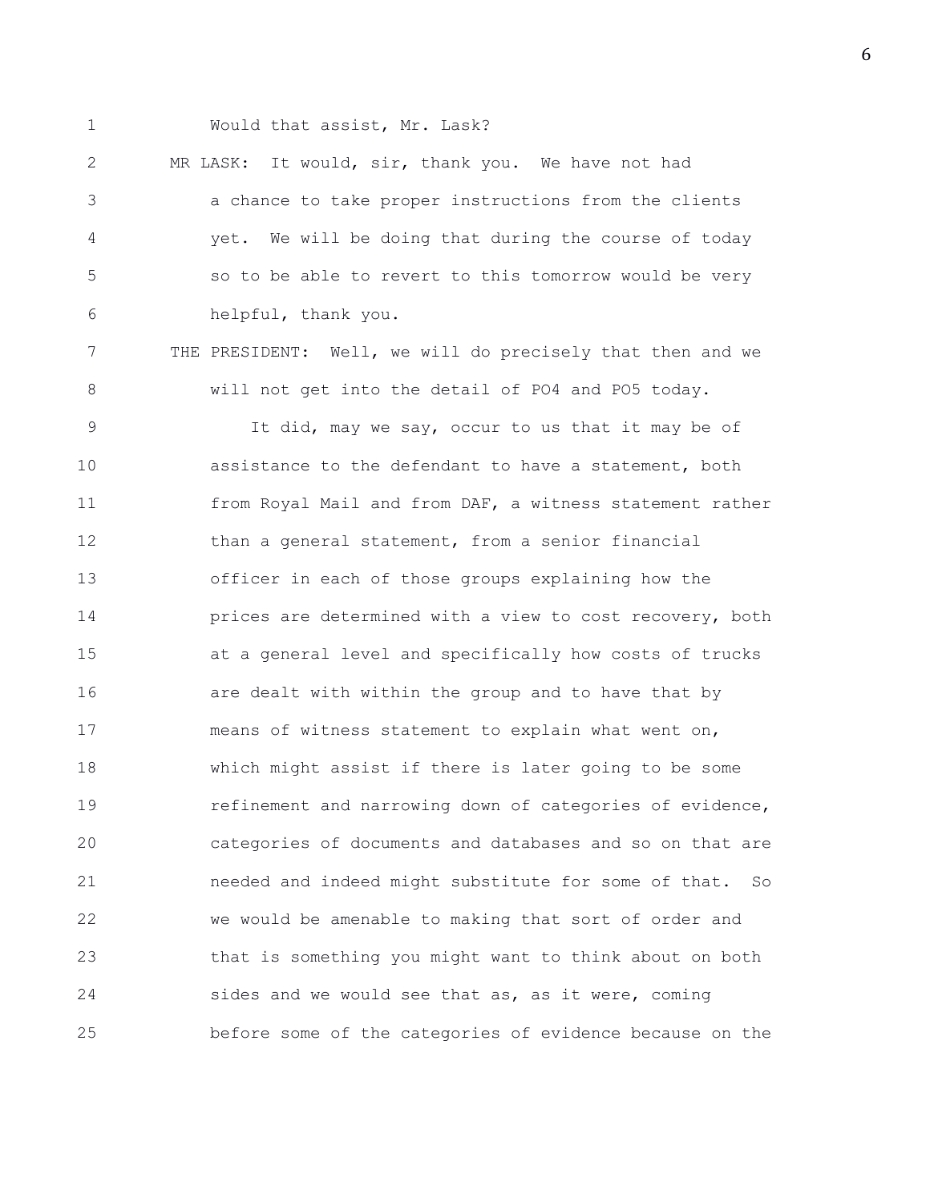Would that assist, Mr. Lask?

MR LASK: It would, sir, thank you. We have not had a chance to take proper instructions from the clients yet. We will be doing that during the course of today so to be able to revert to this tomorrow would be very helpful, thank you.

THE PRESIDENT: Well, we will do precisely that then and we will not get into the detail of PO4 and PO5 today.

It did, may we say, occur to us that it may be of assistance to the defendant to have a statement, both from Royal Mail and from DAF, a witness statement rather than a general statement, from a senior financial officer in each of those groups explaining how the prices are determined with a view to cost recovery, both at a general level and specifically how costs of trucks are dealt with within the group and to have that by means of witness statement to explain what went on, which might assist if there is later going to be some refinement and narrowing down of categories of evidence, categories of documents and databases and so on that are needed and indeed might substitute for some of that. So we would be amenable to making that sort of order and that is something you might want to think about on both sides and we would see that as, as it were, coming before some of the categories of evidence because on the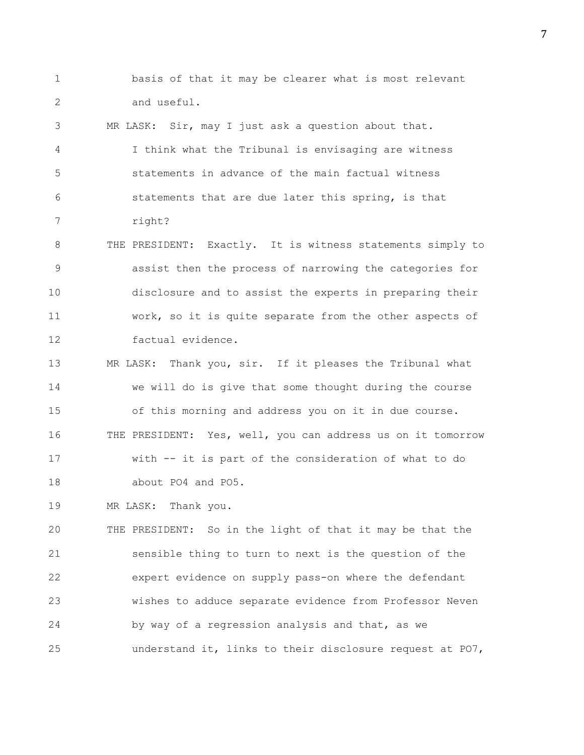1 basis of that it may be clearer what is most relevant
2 and useful.
3 MR LASK: Sir, may I just ask a question about that.
4 I think what the Tribunal is envisaging are witness
5 statements in advance of the main factual witness
6 statements that are due later this spring, is that
7 right?
8 THE PRESIDENT: Exactly. It is witness statements simply to
9 assist then the process of narrowing the categories for
10 disclosure and to assist the experts in preparing their
11 work, so it is quite separate from the other aspects of
12 factual evidence.
13 MR LASK: Thank you, sir. If it pleases the Tribunal what
14 we will do is give that some thought during the course
15 of this morning and address you on it in due course.
16 THE PRESIDENT: Yes, well, you can address us on it tomorrow
17 with -- it is part of the consideration of what to do
18 about PO4 and PO5.
19 MR LASK: Thank you.
20 THE PRESIDENT: So in the light of that it may be that the
21 sensible thing to turn to next is the question of the
22 expert evidence on supply pass-on where the defendant
23 wishes to adduce separate evidence from Professor Neven
24 by way of a regression analysis and that, as we
25 understand it, links to their disclosure request at PO7,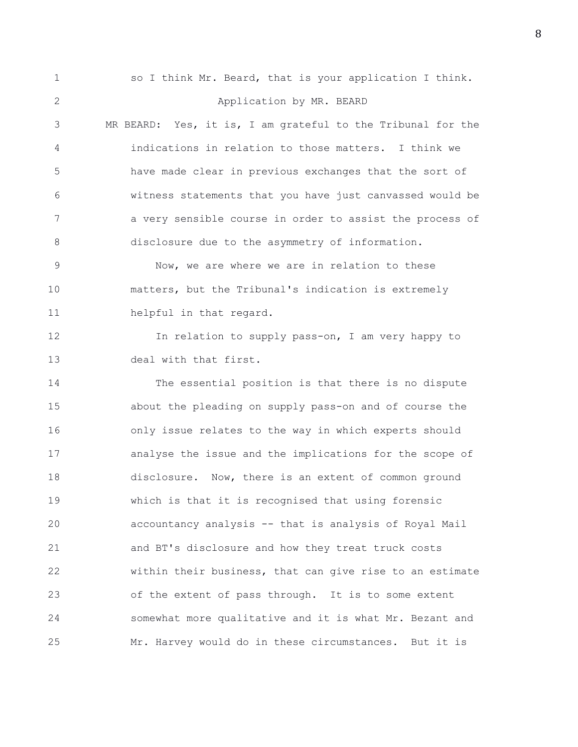so I think Mr. Beard, that is your application I think.

## Application by MR. BEARD

MR BEARD: Yes, it is, I am grateful to the Tribunal for the indications in relation to those matters. I think we have made clear in previous exchanges that the sort of witness statements that you have just canvassed would be a very sensible course in order to assist the process of disclosure due to the asymmetry of information.

Now, we are where we are in relation to these matters, but the Tribunal's indication is extremely helpful in that regard.

In relation to supply pass-on, I am very happy to deal with that first.

The essential position is that there is no dispute about the pleading on supply pass-on and of course the only issue relates to the way in which experts should analyse the issue and the implications for the scope of disclosure. Now, there is an extent of common ground which is that it is recognised that using forensic accountancy analysis -- that is analysis of Royal Mail and BT's disclosure and how they treat truck costs within their business, that can give rise to an estimate of the extent of pass through. It is to some extent somewhat more qualitative and it is what Mr. Bezant and Mr. Harvey would do in these circumstances. But it is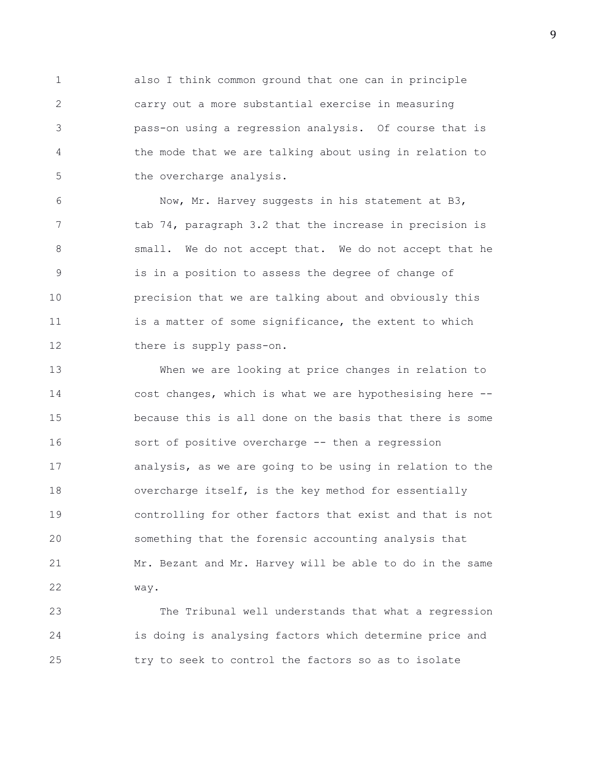also I think common ground that one can in principle carry out a more substantial exercise in measuring pass-on using a regression analysis. Of course that is the mode that we are talking about using in relation to the overcharge analysis.

Now, Mr. Harvey suggests in his statement at B3, tab 74, paragraph 3.2 that the increase in precision is small. We do not accept that. We do not accept that he is in a position to assess the degree of change of precision that we are talking about and obviously this is a matter of some significance, the extent to which there is supply pass-on.

When we are looking at price changes in relation to cost changes, which is what we are hypothesising here -- because this is all done on the basis that there is some sort of positive overcharge -- then a regression analysis, as we are going to be using in relation to the overcharge itself, is the key method for essentially controlling for other factors that exist and that is not something that the forensic accounting analysis that Mr. Bezant and Mr. Harvey will be able to do in the same way.

The Tribunal well understands that what a regression is doing is analysing factors which determine price and try to seek to control the factors so as to isolate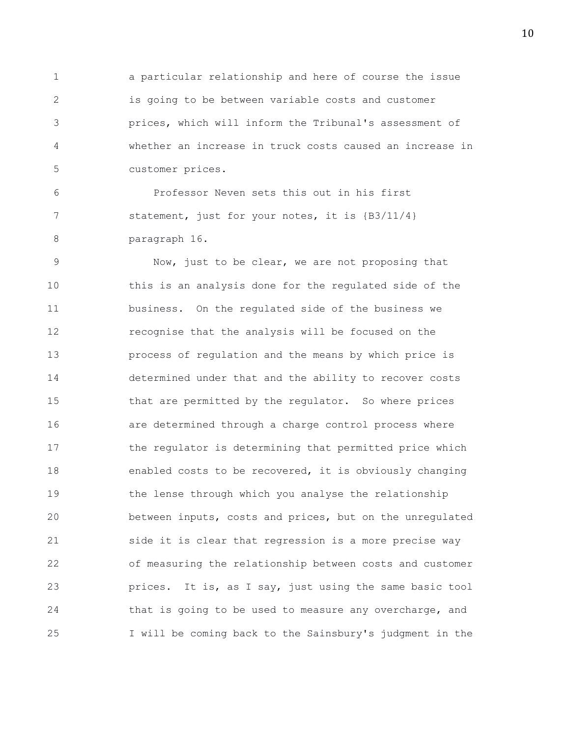a particular relationship and here of course the issue is going to be between variable costs and customer prices, which will inform the Tribunal's assessment of whether an increase in truck costs caused an increase in customer prices.

Professor Neven sets this out in his first statement, just for your notes, it is {B3/11/4} paragraph 16.

Now, just to be clear, we are not proposing that this is an analysis done for the regulated side of the business. On the regulated side of the business we recognise that the analysis will be focused on the process of regulation and the means by which price is determined under that and the ability to recover costs that are permitted by the regulator. So where prices are determined through a charge control process where the regulator is determining that permitted price which enabled costs to be recovered, it is obviously changing the lense through which you analyse the relationship between inputs, costs and prices, but on the unregulated side it is clear that regression is a more precise way of measuring the relationship between costs and customer prices. It is, as I say, just using the same basic tool that is going to be used to measure any overcharge, and I will be coming back to the Sainsbury's judgment in the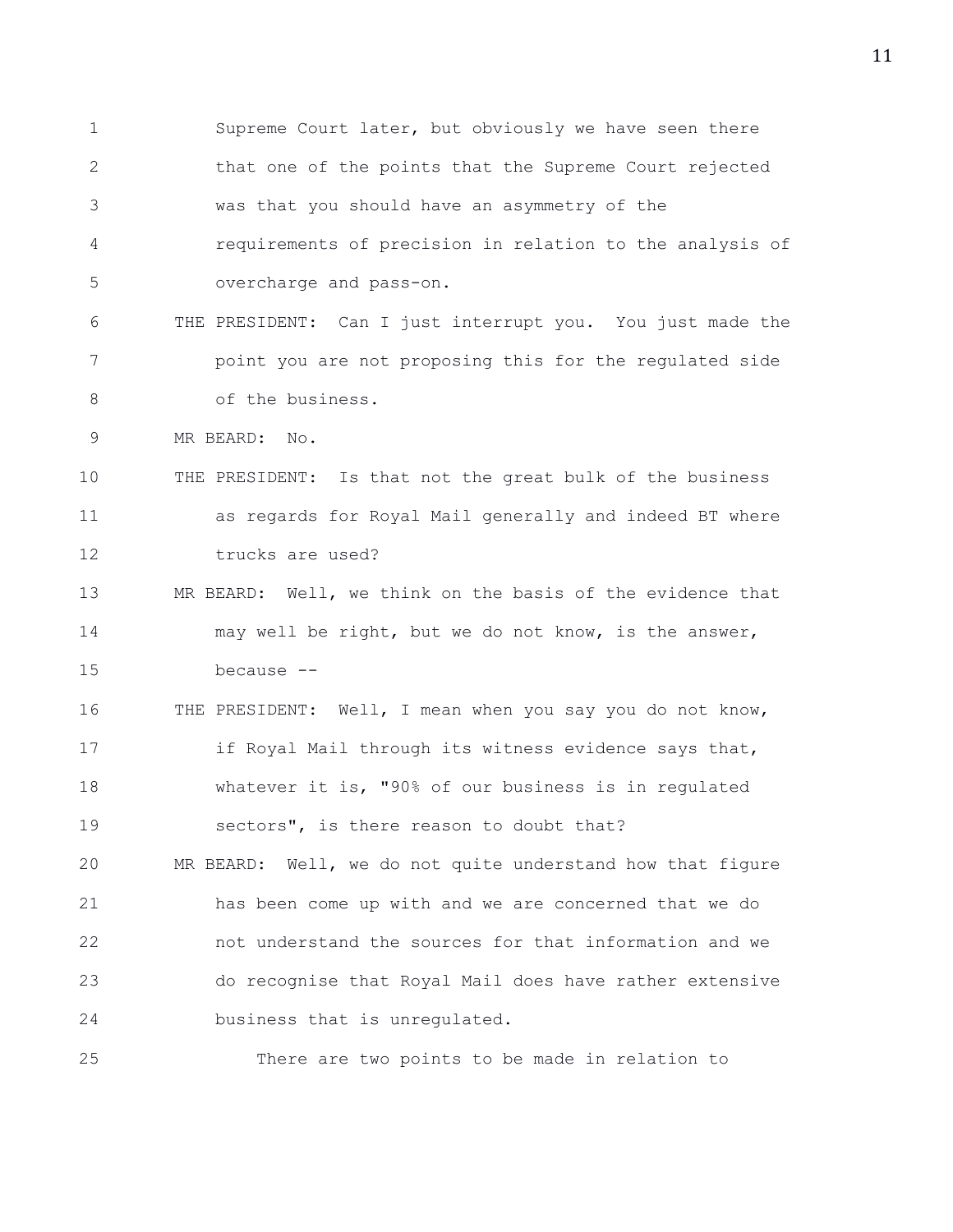Supreme Court later, but obviously we have seen there that one of the points that the Supreme Court rejected was that you should have an asymmetry of the requirements of precision in relation to the analysis of overcharge and pass-on.

THE PRESIDENT: Can I just interrupt you. You just made the point you are not proposing this for the regulated side of the business.

MR BEARD: No.

THE PRESIDENT: Is that not the great bulk of the business as regards for Royal Mail generally and indeed BT where trucks are used?

MR BEARD: Well, we think on the basis of the evidence that may well be right, but we do not know, is the answer, because --

THE PRESIDENT: Well, I mean when you say you do not know, if Royal Mail through its witness evidence says that, whatever it is, "90% of our business is in regulated sectors", is there reason to doubt that?

MR BEARD: Well, we do not quite understand how that figure has been come up with and we are concerned that we do not understand the sources for that information and we do recognise that Royal Mail does have rather extensive business that is unregulated.

There are two points to be made in relation to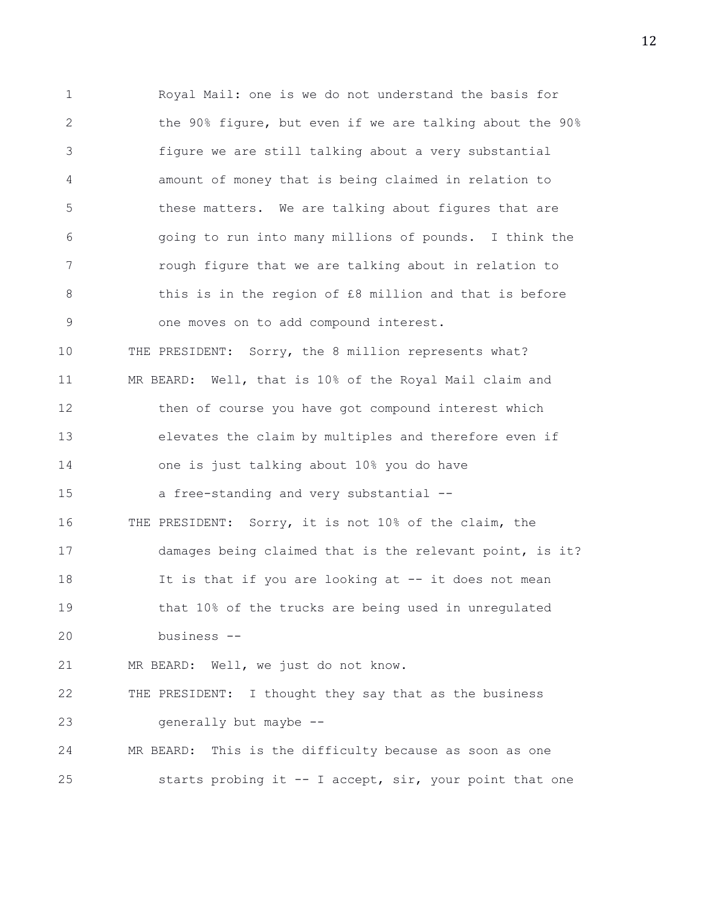Royal Mail: one is we do not understand the basis for the 90% figure, but even if we are talking about the 90% figure we are still talking about a very substantial amount of money that is being claimed in relation to these matters. We are talking about figures that are going to run into many millions of pounds. I think the rough figure that we are talking about in relation to this is in the region of £8 million and that is before one moves on to add compound interest.

THE PRESIDENT: Sorry, the 8 million represents what?

MR BEARD: Well, that is 10% of the Royal Mail claim and then of course you have got compound interest which elevates the claim by multiples and therefore even if one is just talking about 10% you do have a free-standing and very substantial --

THE PRESIDENT: Sorry, it is not 10% of the claim, the damages being claimed that is the relevant point, is it? It is that if you are looking at -- it does not mean that 10% of the trucks are being used in unregulated business --

MR BEARD: Well, we just do not know.

THE PRESIDENT: I thought they say that as the business generally but maybe --

MR BEARD: This is the difficulty because as soon as one starts probing it -- I accept, sir, your point that one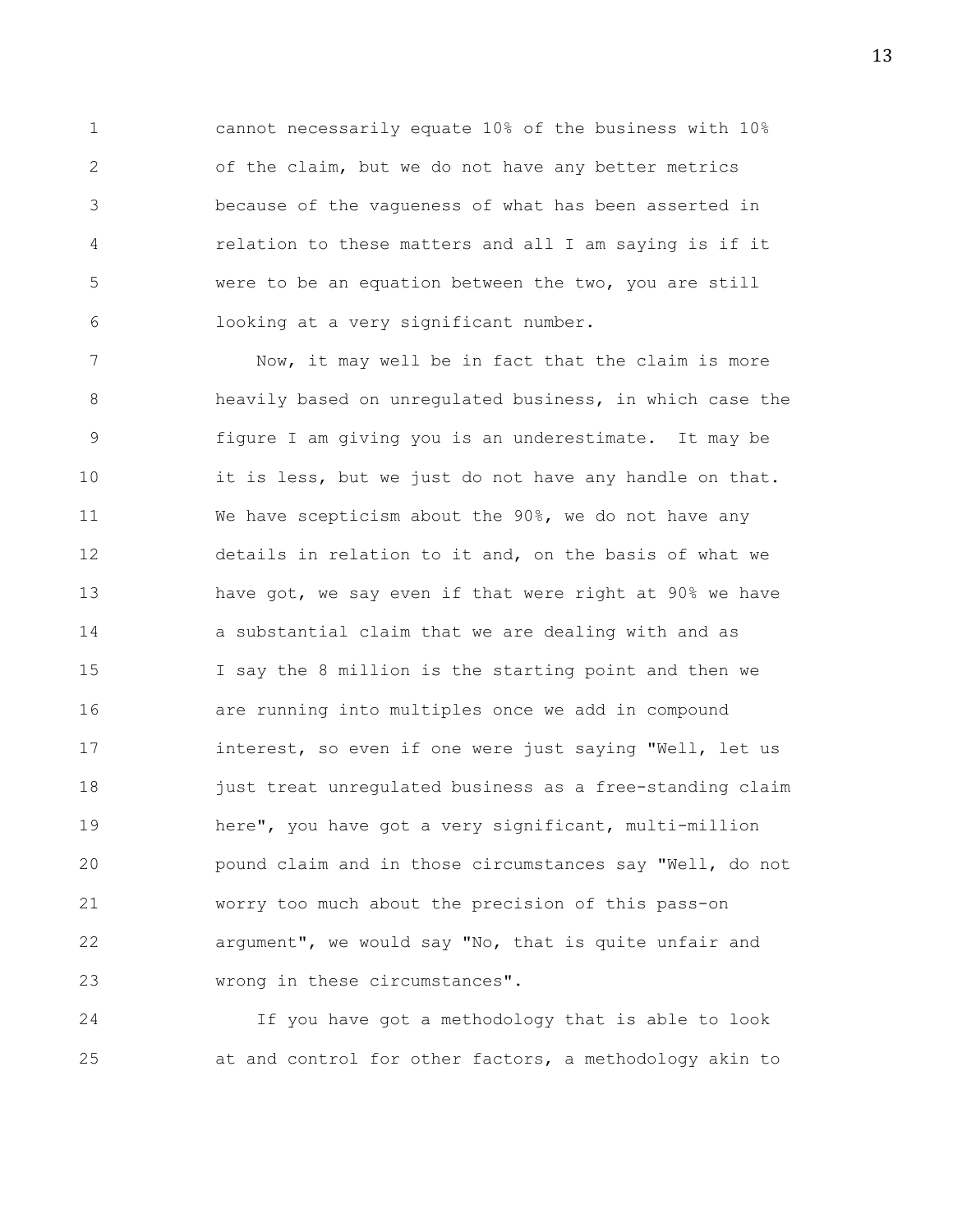cannot necessarily equate 10% of the business with 10% of the claim, but we do not have any better metrics because of the vagueness of what has been asserted in relation to these matters and all I am saying is if it were to be an equation between the two, you are still looking at a very significant number.

Now, it may well be in fact that the claim is more heavily based on unregulated business, in which case the figure I am giving you is an underestimate. It may be it is less, but we just do not have any handle on that. We have scepticism about the 90%, we do not have any details in relation to it and, on the basis of what we have got, we say even if that were right at 90% we have a substantial claim that we are dealing with and as I say the 8 million is the starting point and then we are running into multiples once we add in compound interest, so even if one were just saying "Well, let us just treat unregulated business as a free-standing claim here", you have got a very significant, multi-million pound claim and in those circumstances say "Well, do not worry too much about the precision of this pass-on argument", we would say "No, that is quite unfair and wrong in these circumstances".

If you have got a methodology that is able to look at and control for other factors, a methodology akin to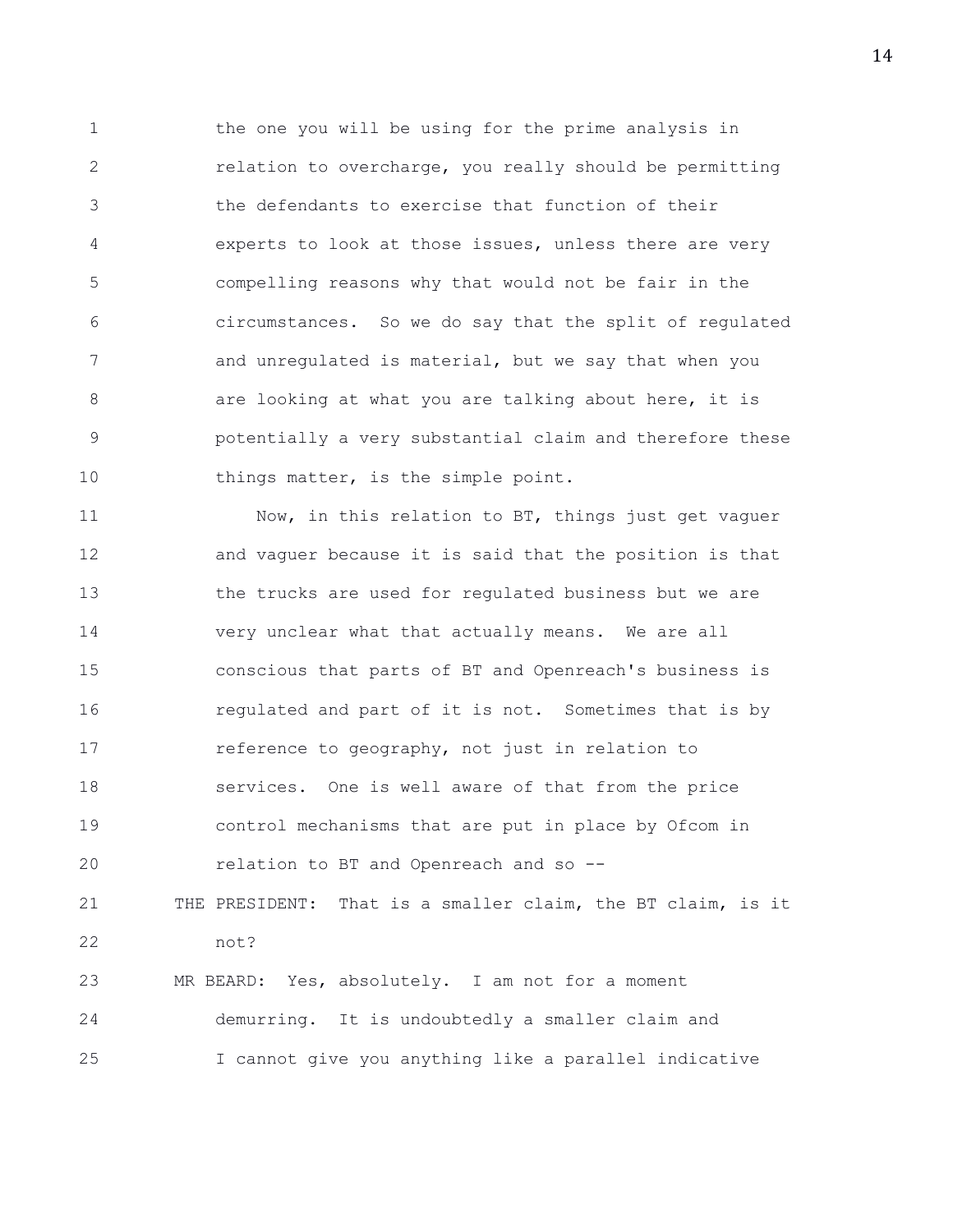the one you will be using for the prime analysis in relation to overcharge, you really should be permitting the defendants to exercise that function of their experts to look at those issues, unless there are very compelling reasons why that would not be fair in the circumstances. So we do say that the split of regulated and unregulated is material, but we say that when you are looking at what you are talking about here, it is potentially a very substantial claim and therefore these things matter, is the simple point.

Now, in this relation to BT, things just get vaguer and vaguer because it is said that the position is that the trucks are used for regulated business but we are very unclear what that actually means. We are all conscious that parts of BT and Openreach's business is regulated and part of it is not. Sometimes that is by reference to geography, not just in relation to services. One is well aware of that from the price control mechanisms that are put in place by Ofcom in relation to BT and Openreach and so --

THE PRESIDENT: That is a smaller claim, the BT claim, is it not?

MR BEARD: Yes, absolutely. I am not for a moment demurring. It is undoubtedly a smaller claim and I cannot give you anything like a parallel indicative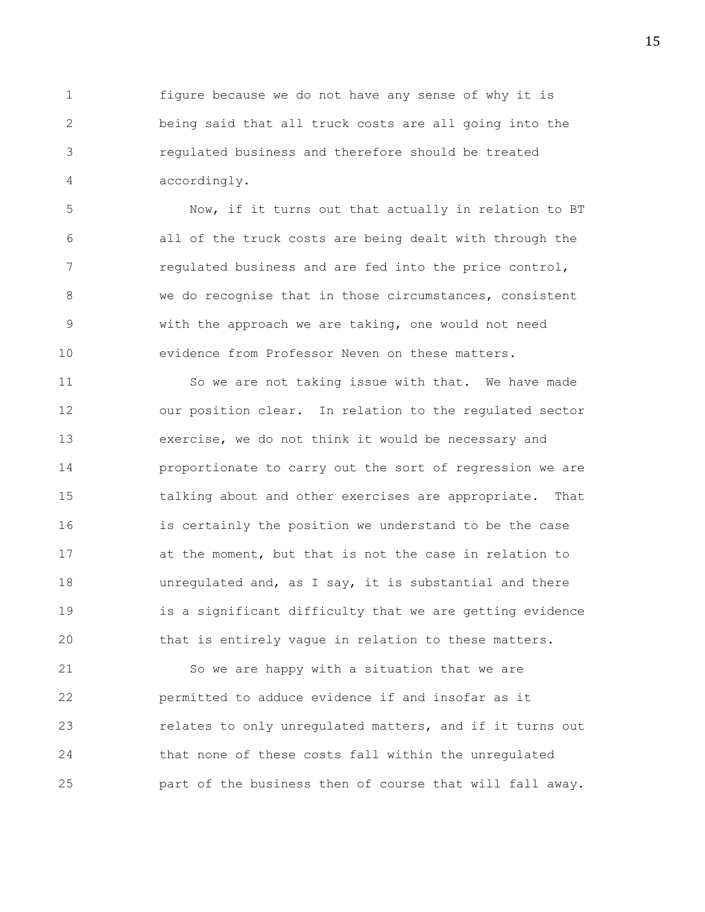figure because we do not have any sense of why it is being said that all truck costs are all going into the regulated business and therefore should be treated accordingly.

Now, if it turns out that actually in relation to BT all of the truck costs are being dealt with through the regulated business and are fed into the price control, we do recognise that in those circumstances, consistent with the approach we are taking, one would not need evidence from Professor Neven on these matters.

So we are not taking issue with that. We have made our position clear. In relation to the regulated sector exercise, we do not think it would be necessary and proportionate to carry out the sort of regression we are talking about and other exercises are appropriate. That is certainly the position we understand to be the case at the moment, but that is not the case in relation to unregulated and, as I say, it is substantial and there is a significant difficulty that we are getting evidence that is entirely vague in relation to these matters.

So we are happy with a situation that we are permitted to adduce evidence if and insofar as it relates to only unregulated matters, and if it turns out that none of these costs fall within the unregulated part of the business then of course that will fall away.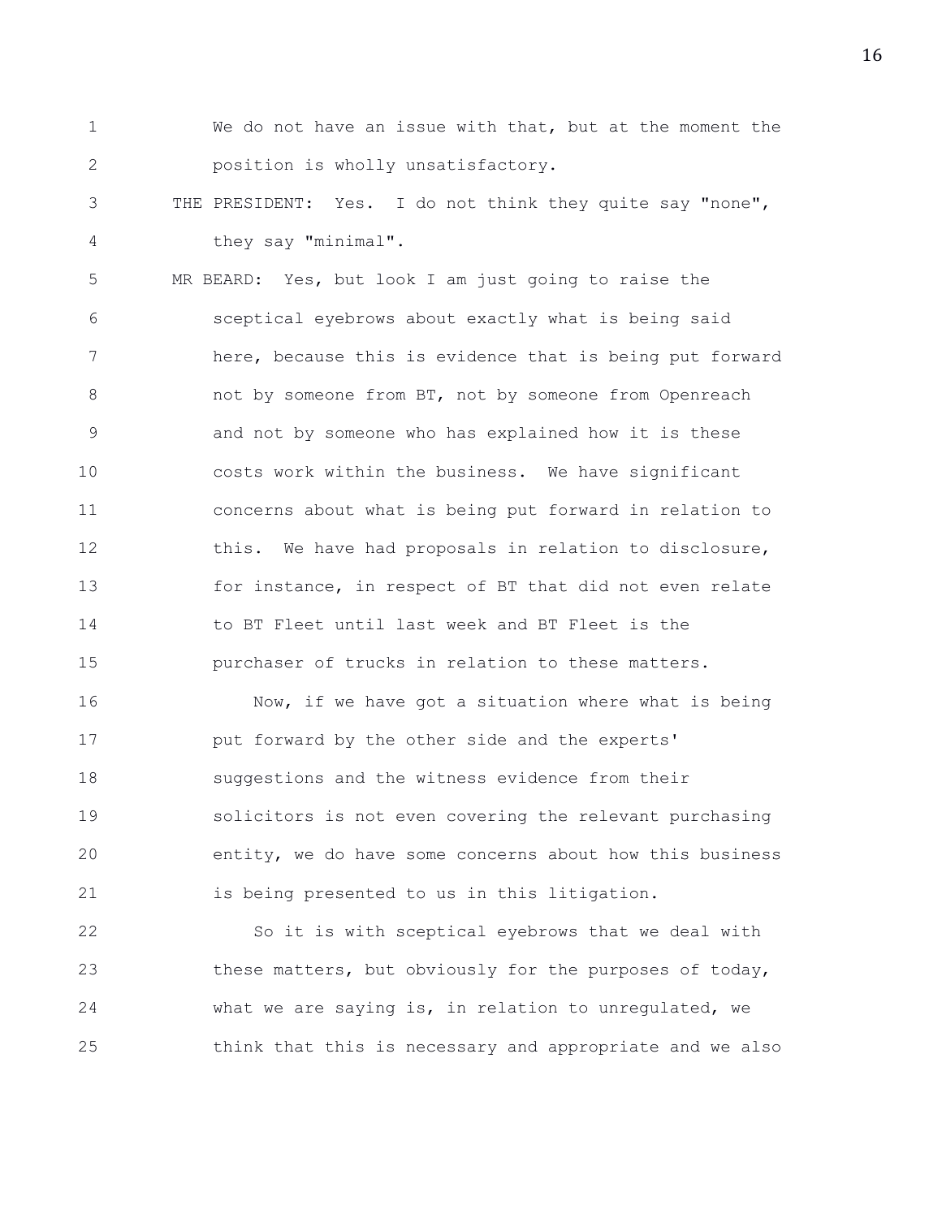We do not have an issue with that, but at the moment the position is wholly unsatisfactory.

THE PRESIDENT: Yes. I do not think they quite say "none", they say "minimal".

MR BEARD: Yes, but look I am just going to raise the sceptical eyebrows about exactly what is being said here, because this is evidence that is being put forward not by someone from BT, not by someone from Openreach and not by someone who has explained how it is these costs work within the business. We have significant concerns about what is being put forward in relation to this. We have had proposals in relation to disclosure, for instance, in respect of BT that did not even relate to BT Fleet until last week and BT Fleet is the purchaser of trucks in relation to these matters.

Now, if we have got a situation where what is being put forward by the other side and the experts' suggestions and the witness evidence from their solicitors is not even covering the relevant purchasing entity, we do have some concerns about how this business is being presented to us in this litigation.

So it is with sceptical eyebrows that we deal with these matters, but obviously for the purposes of today, what we are saying is, in relation to unregulated, we think that this is necessary and appropriate and we also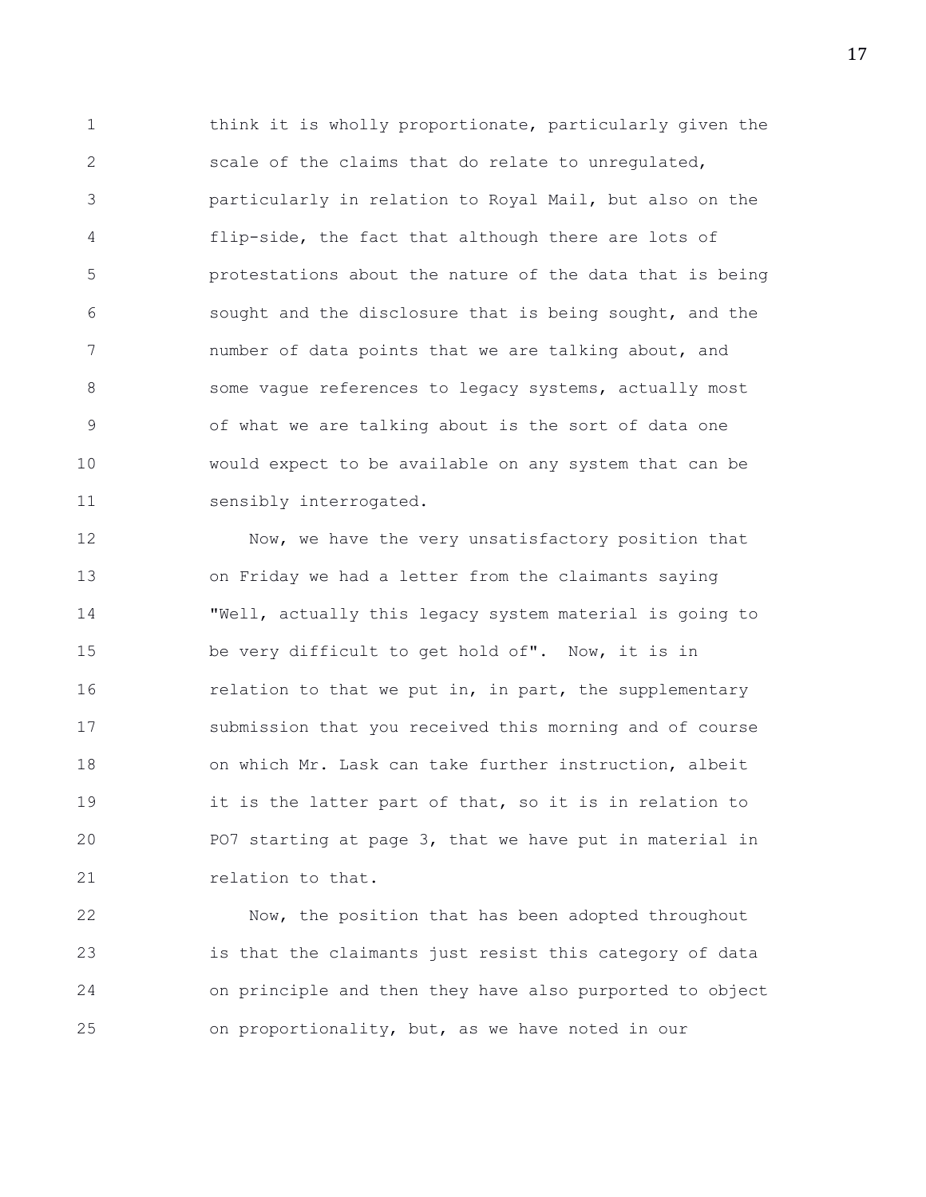think it is wholly proportionate, particularly given the scale of the claims that do relate to unregulated, particularly in relation to Royal Mail, but also on the flip-side, the fact that although there are lots of protestations about the nature of the data that is being sought and the disclosure that is being sought, and the number of data points that we are talking about, and some vague references to legacy systems, actually most of what we are talking about is the sort of data one would expect to be available on any system that can be sensibly interrogated.

Now, we have the very unsatisfactory position that on Friday we had a letter from the claimants saying "Well, actually this legacy system material is going to be very difficult to get hold of". Now, it is in relation to that we put in, in part, the supplementary submission that you received this morning and of course on which Mr. Lask can take further instruction, albeit it is the latter part of that, so it is in relation to PO7 starting at page 3, that we have put in material in relation to that.

Now, the position that has been adopted throughout is that the claimants just resist this category of data on principle and then they have also purported to object on proportionality, but, as we have noted in our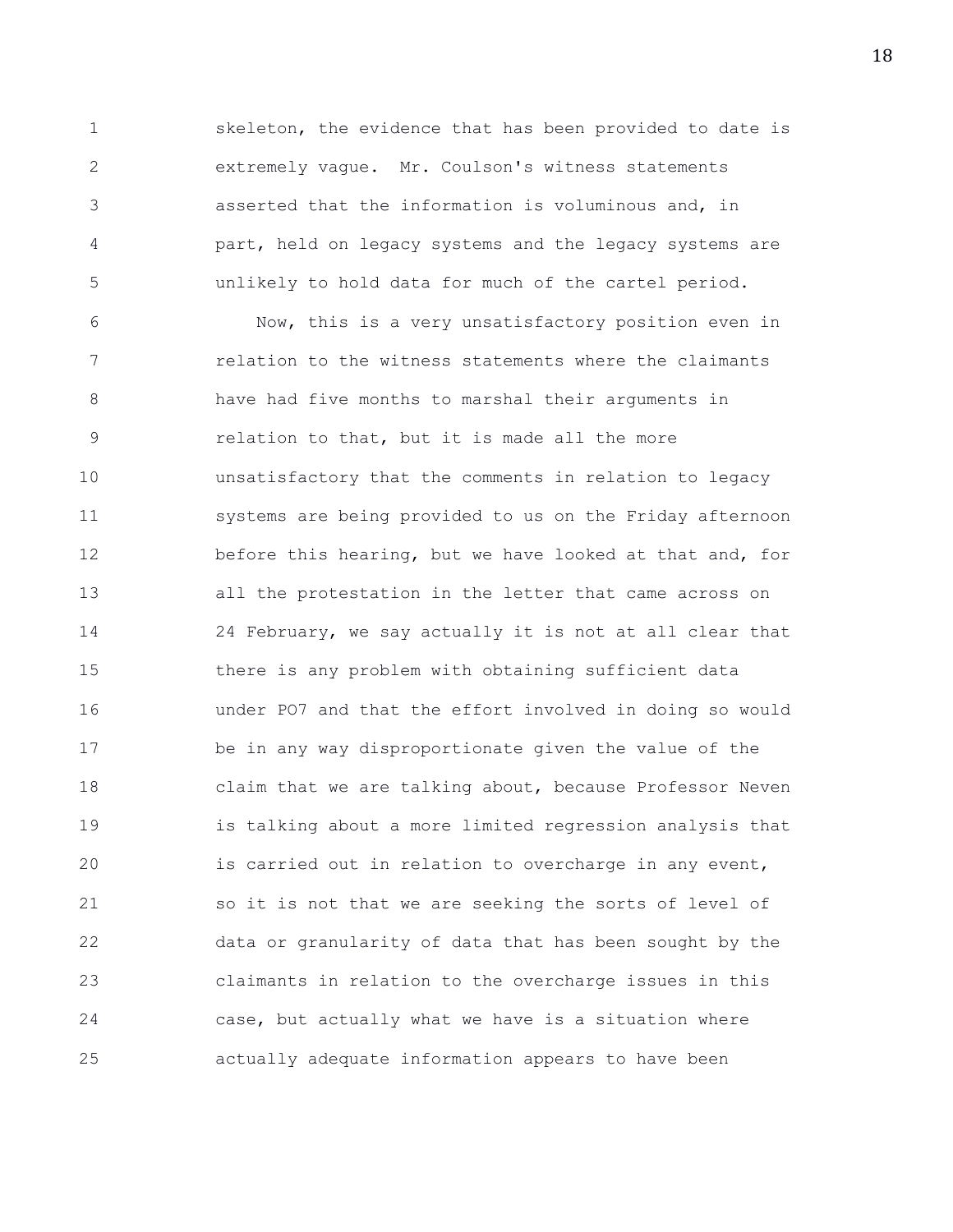skeleton, the evidence that has been provided to date is extremely vague. Mr. Coulson's witness statements asserted that the information is voluminous and, in part, held on legacy systems and the legacy systems are unlikely to hold data for much of the cartel period.

Now, this is a very unsatisfactory position even in relation to the witness statements where the claimants have had five months to marshal their arguments in relation to that, but it is made all the more unsatisfactory that the comments in relation to legacy systems are being provided to us on the Friday afternoon before this hearing, but we have looked at that and, for all the protestation in the letter that came across on 24 February, we say actually it is not at all clear that there is any problem with obtaining sufficient data under PO7 and that the effort involved in doing so would be in any way disproportionate given the value of the claim that we are talking about, because Professor Neven is talking about a more limited regression analysis that is carried out in relation to overcharge in any event, so it is not that we are seeking the sorts of level of data or granularity of data that has been sought by the claimants in relation to the overcharge issues in this case, but actually what we have is a situation where actually adequate information appears to have been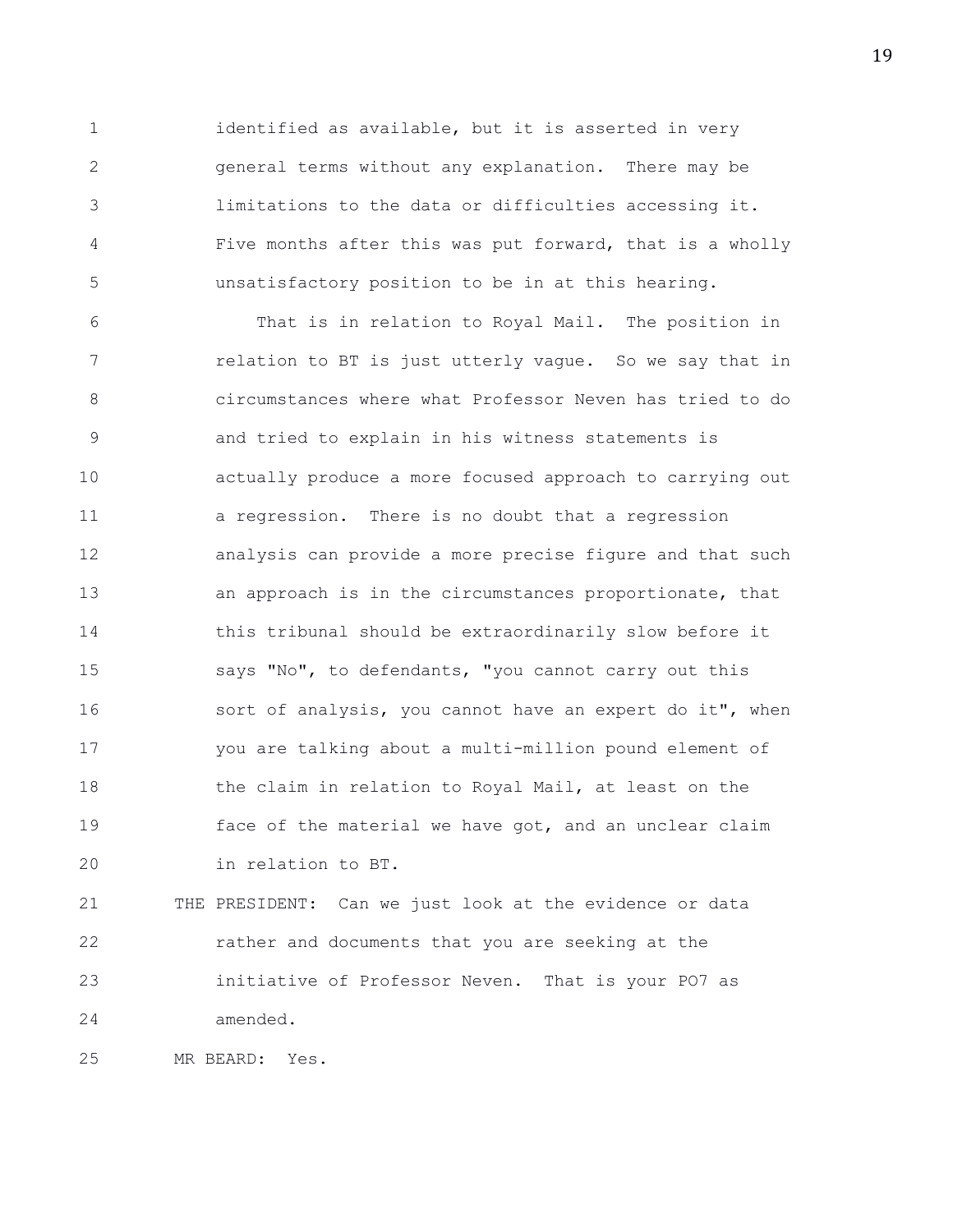identified as available, but it is asserted in very general terms without any explanation. There may be limitations to the data or difficulties accessing it. Five months after this was put forward, that is a wholly unsatisfactory position to be in at this hearing.

That is in relation to Royal Mail. The position in relation to BT is just utterly vague. So we say that in circumstances where what Professor Neven has tried to do and tried to explain in his witness statements is actually produce a more focused approach to carrying out a regression. There is no doubt that a regression analysis can provide a more precise figure and that such an approach is in the circumstances proportionate, that this tribunal should be extraordinarily slow before it says "No", to defendants, "you cannot carry out this sort of analysis, you cannot have an expert do it", when you are talking about a multi-million pound element of the claim in relation to Royal Mail, at least on the face of the material we have got, and an unclear claim in relation to BT.

THE PRESIDENT: Can we just look at the evidence or data rather and documents that you are seeking at the initiative of Professor Neven. That is your PO7 as amended.

MR BEARD: Yes.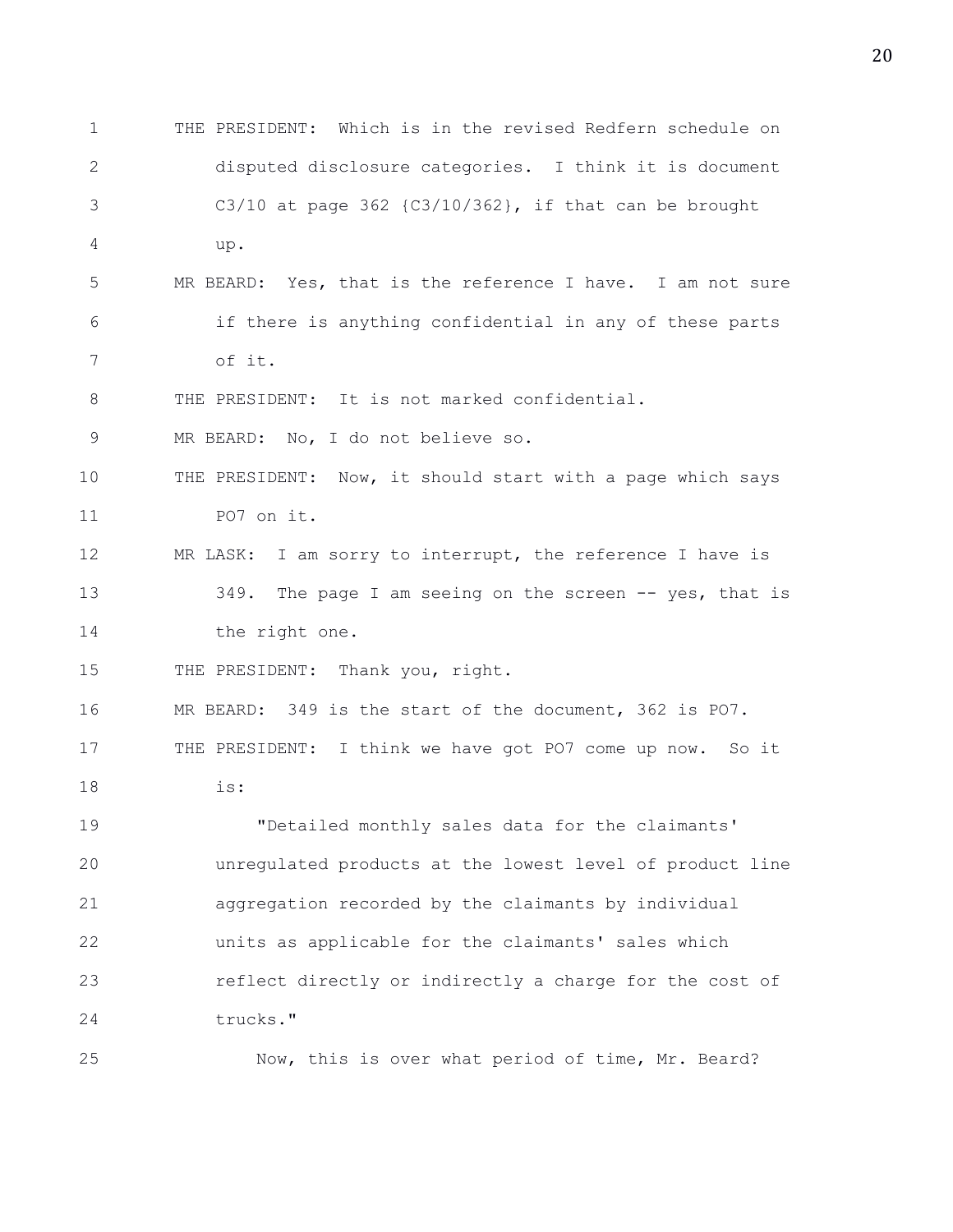THE PRESIDENT: Which is in the revised Redfern schedule on disputed disclosure categories. I think it is document C3/10 at page 362 {C3/10/362}, if that can be brought up.

MR BEARD: Yes, that is the reference I have. I am not sure if there is anything confidential in any of these parts of it.

THE PRESIDENT: It is not marked confidential.

MR BEARD: No, I do not believe so.

THE PRESIDENT: Now, it should start with a page which says PO7 on it.

MR LASK: I am sorry to interrupt, the reference I have is 349. The page I am seeing on the screen -- yes, that is the right one.

THE PRESIDENT: Thank you, right.

MR BEARD: 349 is the start of the document, 362 is PO7.

THE PRESIDENT: I think we have got PO7 come up now. So it is:

"Detailed monthly sales data for the claimants' unregulated products at the lowest level of product line aggregation recorded by the claimants by individual units as applicable for the claimants' sales which reflect directly or indirectly a charge for the cost of trucks."

Now, this is over what period of time, Mr. Beard?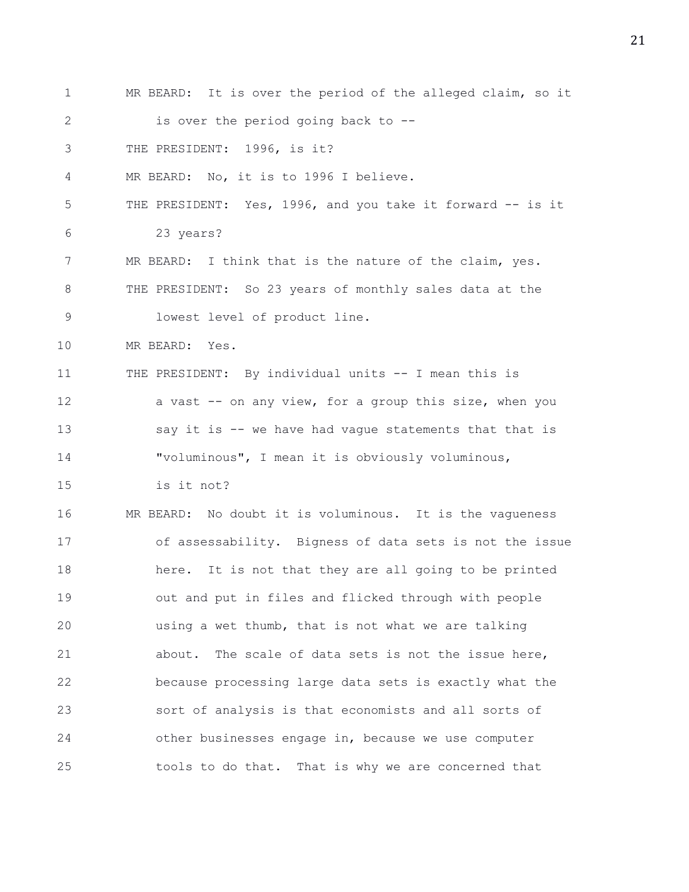MR BEARD: It is over the period of the alleged claim, so it is over the period going back to --

THE PRESIDENT: 1996, is it?

MR BEARD: No, it is to 1996 I believe.

THE PRESIDENT: Yes, 1996, and you take it forward -- is it 23 years?

MR BEARD: I think that is the nature of the claim, yes.

THE PRESIDENT: So 23 years of monthly sales data at the lowest level of product line.

MR BEARD: Yes.

THE PRESIDENT: By individual units -- I mean this is a vast -- on any view, for a group this size, when you say it is -- we have had vague statements that that is "voluminous", I mean it is obviously voluminous, is it not?

MR BEARD: No doubt it is voluminous. It is the vagueness of assessability. Bigness of data sets is not the issue here. It is not that they are all going to be printed out and put in files and flicked through with people using a wet thumb, that is not what we are talking about. The scale of data sets is not the issue here, because processing large data sets is exactly what the sort of analysis is that economists and all sorts of other businesses engage in, because we use computer tools to do that. That is why we are concerned that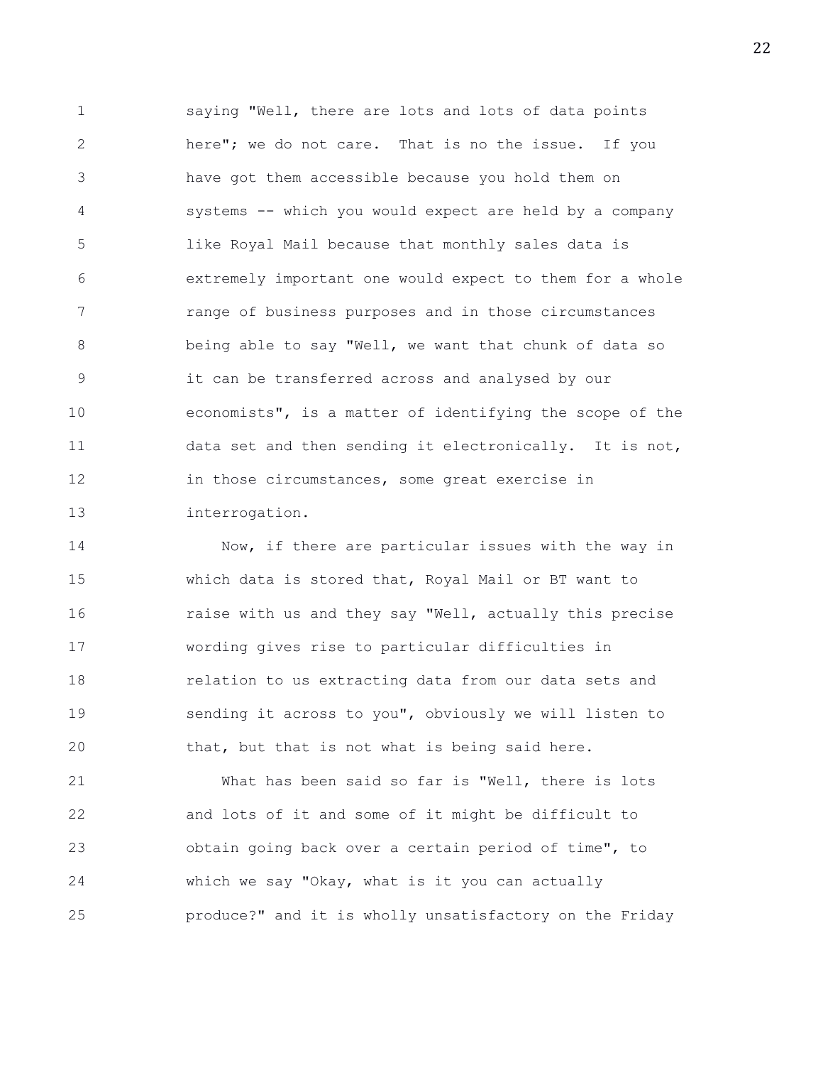saying "Well, there are lots and lots of data points here"; we do not care. That is no the issue. If you have got them accessible because you hold them on systems -- which you would expect are held by a company like Royal Mail because that monthly sales data is extremely important one would expect to them for a whole range of business purposes and in those circumstances being able to say "Well, we want that chunk of data so it can be transferred across and analysed by our economists", is a matter of identifying the scope of the data set and then sending it electronically. It is not, in those circumstances, some great exercise in interrogation.

Now, if there are particular issues with the way in which data is stored that, Royal Mail or BT want to raise with us and they say "Well, actually this precise wording gives rise to particular difficulties in relation to us extracting data from our data sets and sending it across to you", obviously we will listen to that, but that is not what is being said here.

What has been said so far is "Well, there is lots and lots of it and some of it might be difficult to obtain going back over a certain period of time", to which we say "Okay, what is it you can actually produce?" and it is wholly unsatisfactory on the Friday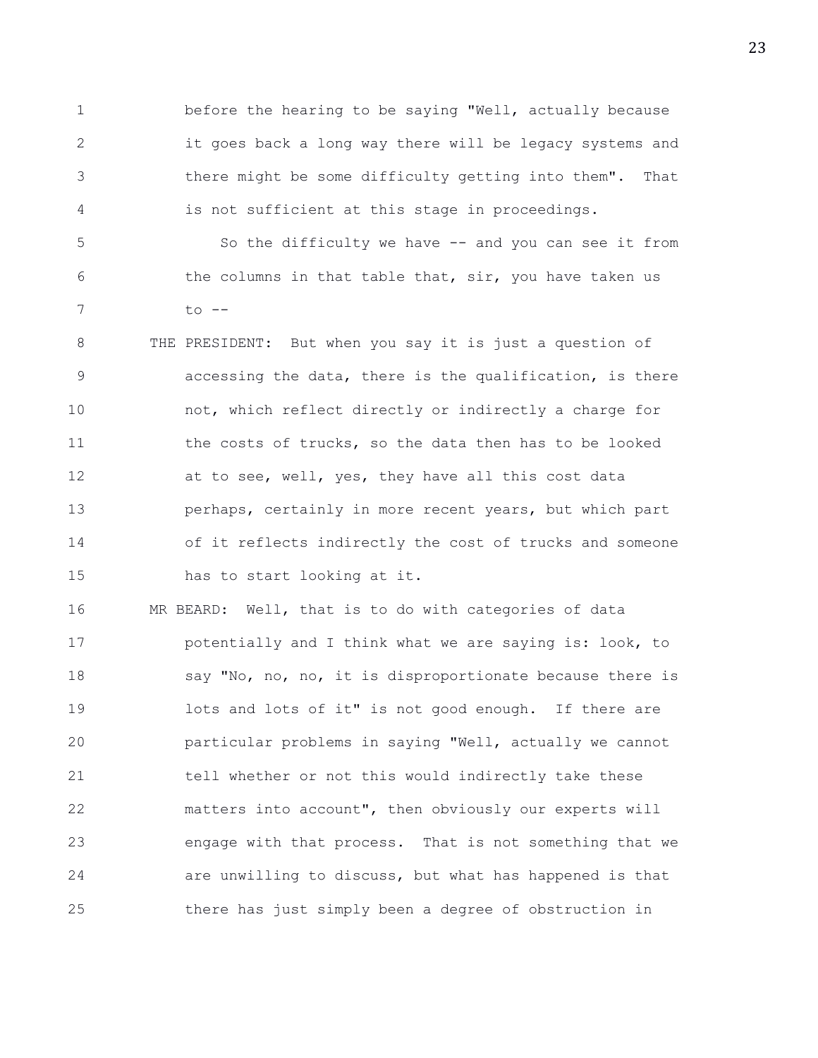before the hearing to be saying "Well, actually because it goes back a long way there will be legacy systems and there might be some difficulty getting into them". That is not sufficient at this stage in proceedings.

So the difficulty we have -- and you can see it from the columns in that table that, sir, you have taken us to --

THE PRESIDENT: But when you say it is just a question of accessing the data, there is the qualification, is there not, which reflect directly or indirectly a charge for the costs of trucks, so the data then has to be looked at to see, well, yes, they have all this cost data perhaps, certainly in more recent years, but which part of it reflects indirectly the cost of trucks and someone has to start looking at it.

MR BEARD: Well, that is to do with categories of data potentially and I think what we are saying is: look, to say "No, no, no, it is disproportionate because there is lots and lots of it" is not good enough. If there are particular problems in saying "Well, actually we cannot tell whether or not this would indirectly take these matters into account", then obviously our experts will engage with that process. That is not something that we are unwilling to discuss, but what has happened is that there has just simply been a degree of obstruction in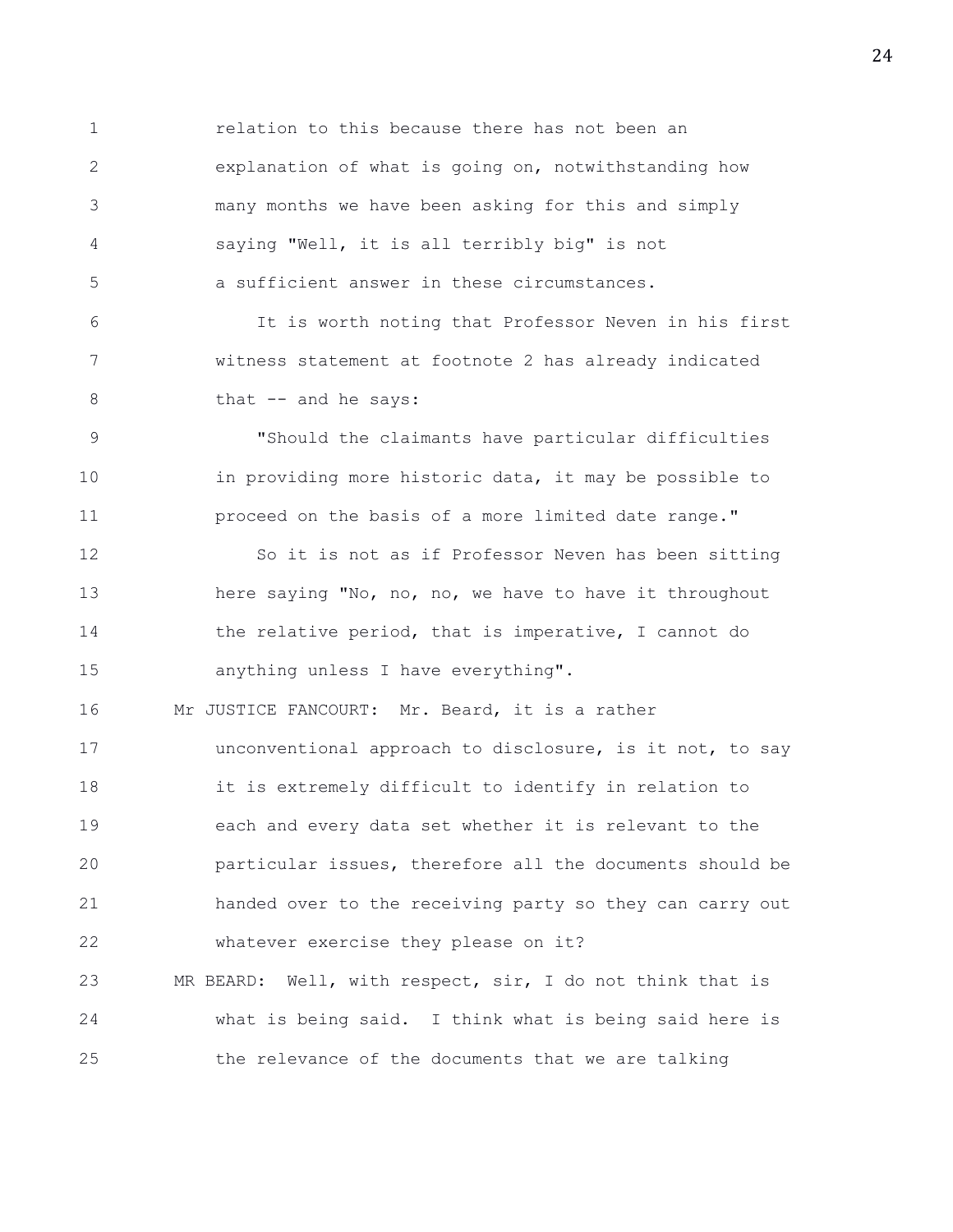relation to this because there has not been an explanation of what is going on, notwithstanding how many months we have been asking for this and simply saying "Well, it is all terribly big" is not a sufficient answer in these circumstances.

It is worth noting that Professor Neven in his first witness statement at footnote 2 has already indicated that -- and he says:

"Should the claimants have particular difficulties in providing more historic data, it may be possible to proceed on the basis of a more limited date range."

So it is not as if Professor Neven has been sitting here saying "No, no, no, we have to have it throughout the relative period, that is imperative, I cannot do anything unless I have everything".

Mr JUSTICE FANCOURT: Mr. Beard, it is a rather unconventional approach to disclosure, is it not, to say it is extremely difficult to identify in relation to each and every data set whether it is relevant to the particular issues, therefore all the documents should be handed over to the receiving party so they can carry out whatever exercise they please on it?

MR BEARD: Well, with respect, sir, I do not think that is what is being said. I think what is being said here is the relevance of the documents that we are talking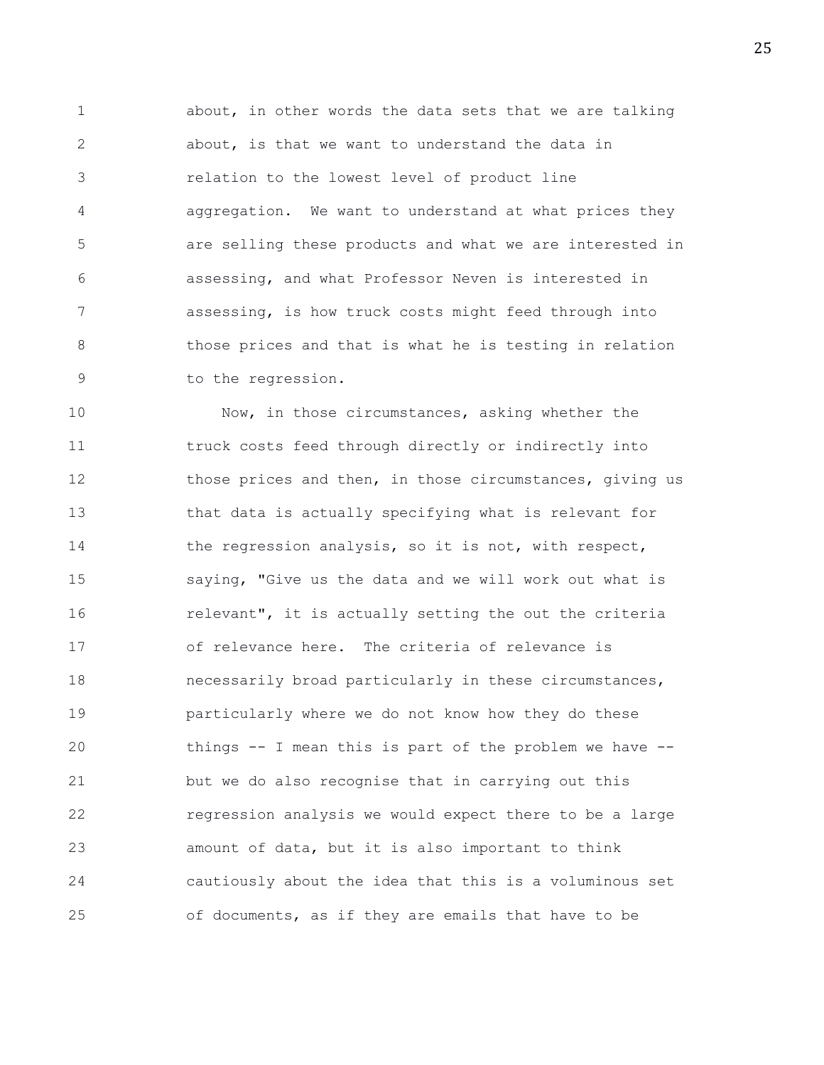about, in other words the data sets that we are talking about, is that we want to understand the data in relation to the lowest level of product line aggregation. We want to understand at what prices they are selling these products and what we are interested in assessing, and what Professor Neven is interested in assessing, is how truck costs might feed through into those prices and that is what he is testing in relation to the regression.

Now, in those circumstances, asking whether the truck costs feed through directly or indirectly into those prices and then, in those circumstances, giving us that data is actually specifying what is relevant for the regression analysis, so it is not, with respect, saying, "Give us the data and we will work out what is relevant", it is actually setting the out the criteria of relevance here. The criteria of relevance is necessarily broad particularly in these circumstances, particularly where we do not know how they do these things -- I mean this is part of the problem we have -- but we do also recognise that in carrying out this regression analysis we would expect there to be a large amount of data, but it is also important to think cautiously about the idea that this is a voluminous set of documents, as if they are emails that have to be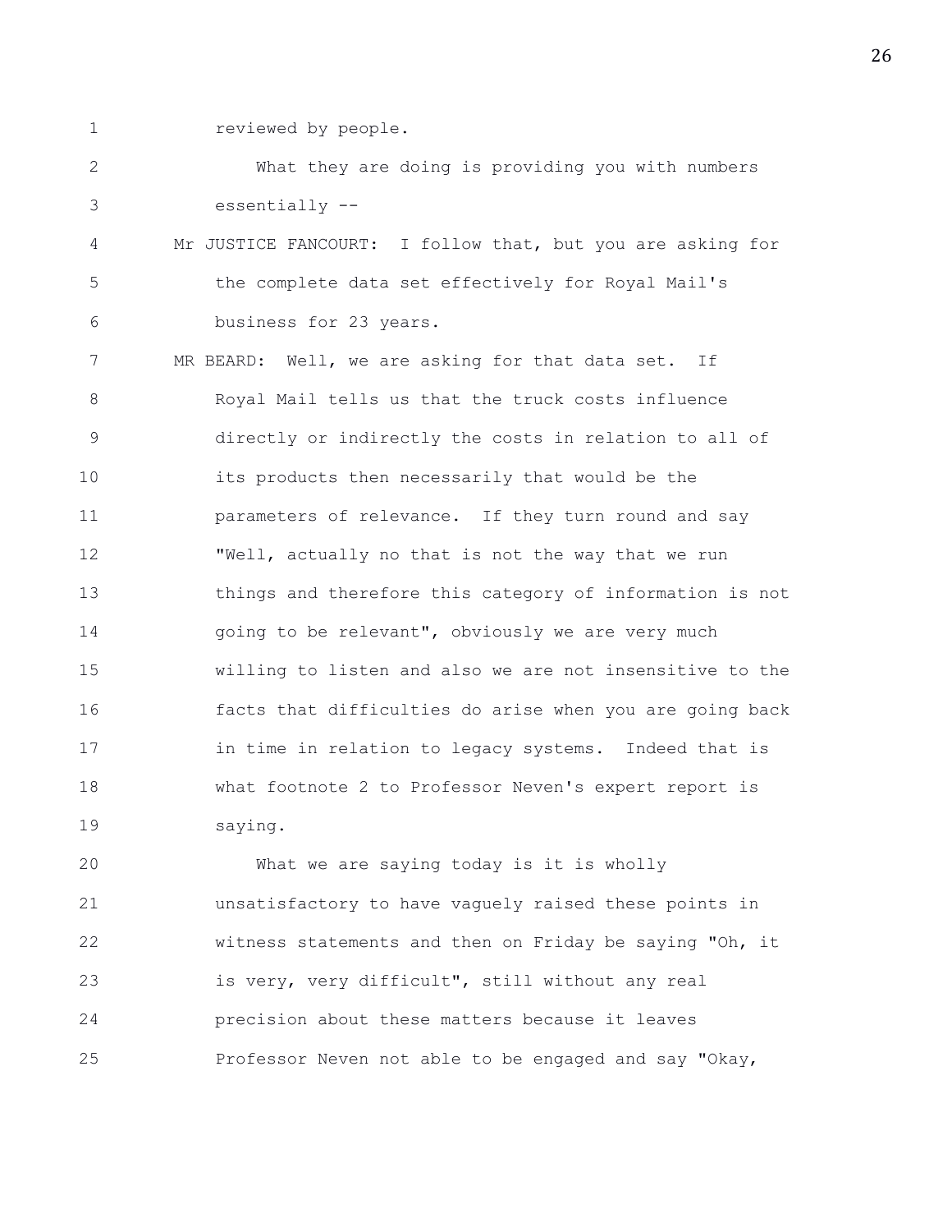reviewed by people.

What they are doing is providing you with numbers essentially --

Mr JUSTICE FANCOURT: I follow that, but you are asking for the complete data set effectively for Royal Mail's business for 23 years.

MR BEARD: Well, we are asking for that data set. If Royal Mail tells us that the truck costs influence directly or indirectly the costs in relation to all of its products then necessarily that would be the parameters of relevance. If they turn round and say "Well, actually no that is not the way that we run things and therefore this category of information is not going to be relevant", obviously we are very much willing to listen and also we are not insensitive to the facts that difficulties do arise when you are going back in time in relation to legacy systems. Indeed that is what footnote 2 to Professor Neven's expert report is saying.

What we are saying today is it is wholly unsatisfactory to have vaguely raised these points in witness statements and then on Friday be saying "Oh, it is very, very difficult", still without any real precision about these matters because it leaves Professor Neven not able to be engaged and say "Okay,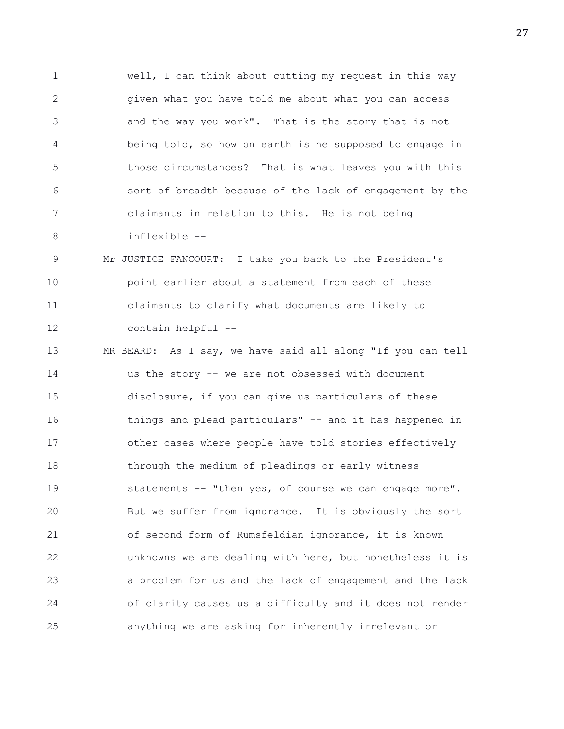well, I can think about cutting my request in this way given what you have told me about what you can access and the way you work". That is the story that is not being told, so how on earth is he supposed to engage in those circumstances? That is what leaves you with this sort of breadth because of the lack of engagement by the claimants in relation to this. He is not being inflexible --

Mr JUSTICE FANCOURT: I take you back to the President's point earlier about a statement from each of these claimants to clarify what documents are likely to contain helpful --

MR BEARD: As I say, we have said all along "If you can tell us the story -- we are not obsessed with document disclosure, if you can give us particulars of these things and plead particulars" -- and it has happened in other cases where people have told stories effectively through the medium of pleadings or early witness statements -- "then yes, of course we can engage more". But we suffer from ignorance. It is obviously the sort of second form of Rumsfeldian ignorance, it is known unknowns we are dealing with here, but nonetheless it is a problem for us and the lack of engagement and the lack of clarity causes us a difficulty and it does not render anything we are asking for inherently irrelevant or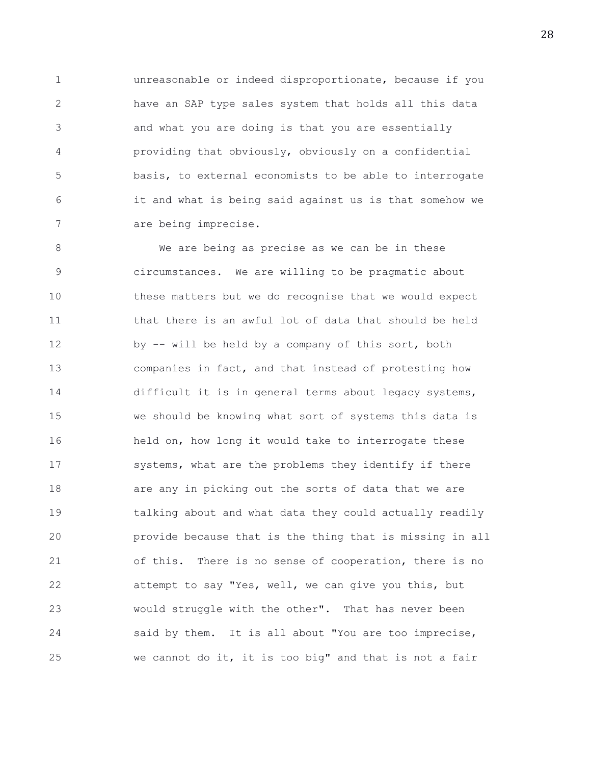unreasonable or indeed disproportionate, because if you have an SAP type sales system that holds all this data and what you are doing is that you are essentially providing that obviously, obviously on a confidential basis, to external economists to be able to interrogate it and what is being said against us is that somehow we are being imprecise.

We are being as precise as we can be in these circumstances. We are willing to be pragmatic about these matters but we do recognise that we would expect that there is an awful lot of data that should be held by -- will be held by a company of this sort, both companies in fact, and that instead of protesting how difficult it is in general terms about legacy systems, we should be knowing what sort of systems this data is held on, how long it would take to interrogate these systems, what are the problems they identify if there are any in picking out the sorts of data that we are talking about and what data they could actually readily provide because that is the thing that is missing in all of this. There is no sense of cooperation, there is no attempt to say "Yes, well, we can give you this, but would struggle with the other". That has never been said by them. It is all about "You are too imprecise, we cannot do it, it is too big" and that is not a fair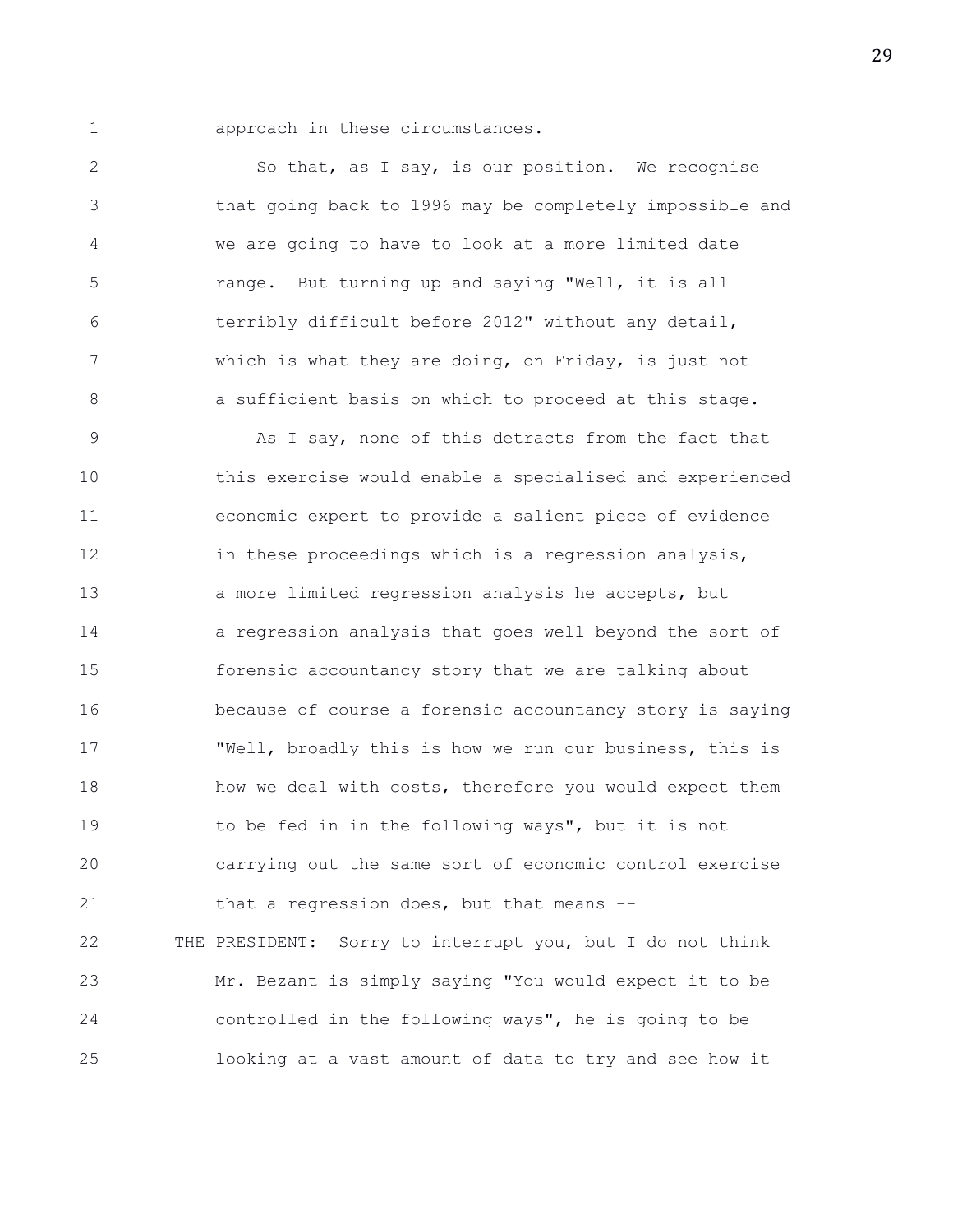approach in these circumstances.

So that, as I say, is our position. We recognise that going back to 1996 may be completely impossible and we are going to have to look at a more limited date range. But turning up and saying "Well, it is all terribly difficult before 2012" without any detail, which is what they are doing, on Friday, is just not a sufficient basis on which to proceed at this stage.

As I say, none of this detracts from the fact that this exercise would enable a specialised and experienced economic expert to provide a salient piece of evidence in these proceedings which is a regression analysis, a more limited regression analysis he accepts, but a regression analysis that goes well beyond the sort of forensic accountancy story that we are talking about because of course a forensic accountancy story is saying "Well, broadly this is how we run our business, this is how we deal with costs, therefore you would expect them to be fed in in the following ways", but it is not carrying out the same sort of economic control exercise that a regression does, but that means --

THE PRESIDENT: Sorry to interrupt you, but I do not think Mr. Bezant is simply saying "You would expect it to be controlled in the following ways", he is going to be looking at a vast amount of data to try and see how it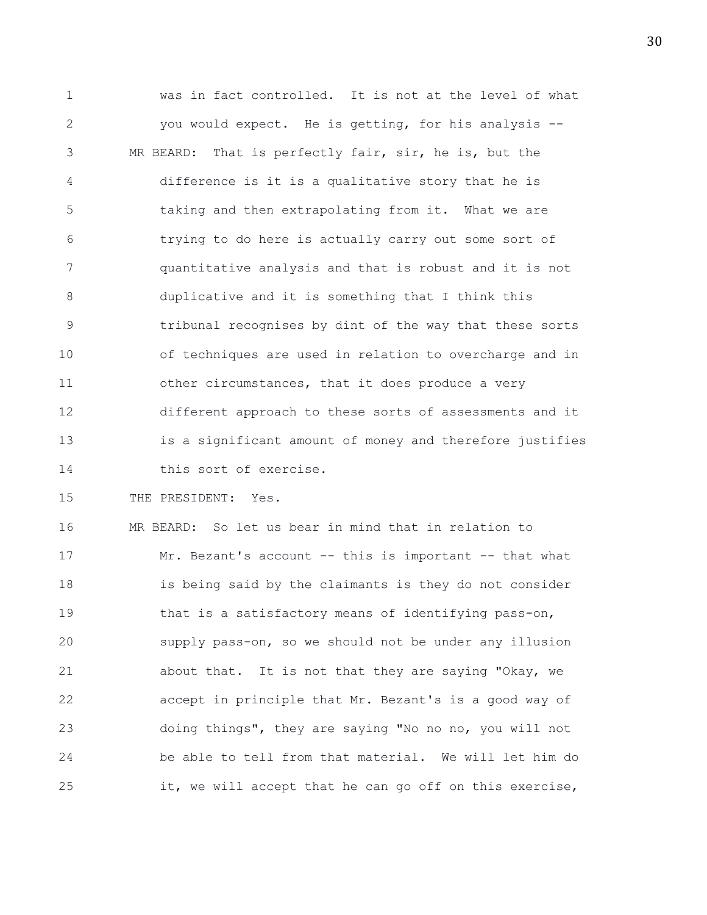was in fact controlled. It is not at the level of what you would expect. He is getting, for his analysis --

MR BEARD: That is perfectly fair, sir, he is, but the difference is it is a qualitative story that he is taking and then extrapolating from it. What we are trying to do here is actually carry out some sort of quantitative analysis and that is robust and it is not duplicative and it is something that I think this tribunal recognises by dint of the way that these sorts of techniques are used in relation to overcharge and in other circumstances, that it does produce a very different approach to these sorts of assessments and it is a significant amount of money and therefore justifies this sort of exercise.

THE PRESIDENT: Yes.

MR BEARD: So let us bear in mind that in relation to Mr. Bezant's account -- this is important -- that what is being said by the claimants is they do not consider that is a satisfactory means of identifying pass-on, supply pass-on, so we should not be under any illusion about that. It is not that they are saying "Okay, we accept in principle that Mr. Bezant's is a good way of doing things", they are saying "No no no, you will not be able to tell from that material. We will let him do it, we will accept that he can go off on this exercise,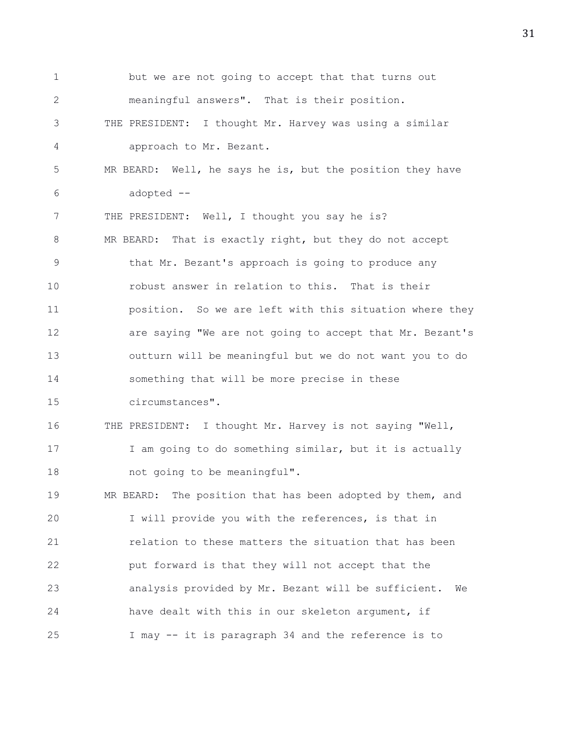but we are not going to accept that that turns out meaningful answers". That is their position.

THE PRESIDENT: I thought Mr. Harvey was using a similar approach to Mr. Bezant.

MR BEARD: Well, he says he is, but the position they have adopted --

THE PRESIDENT: Well, I thought you say he is?

MR BEARD: That is exactly right, but they do not accept that Mr. Bezant's approach is going to produce any robust answer in relation to this. That is their position. So we are left with this situation where they are saying "We are not going to accept that Mr. Bezant's outturn will be meaningful but we do not want you to do something that will be more precise in these circumstances".

THE PRESIDENT: I thought Mr. Harvey is not saying "Well, I am going to do something similar, but it is actually not going to be meaningful".

MR BEARD: The position that has been adopted by them, and I will provide you with the references, is that in relation to these matters the situation that has been put forward is that they will not accept that the analysis provided by Mr. Bezant will be sufficient. We have dealt with this in our skeleton argument, if I may -- it is paragraph 34 and the reference is to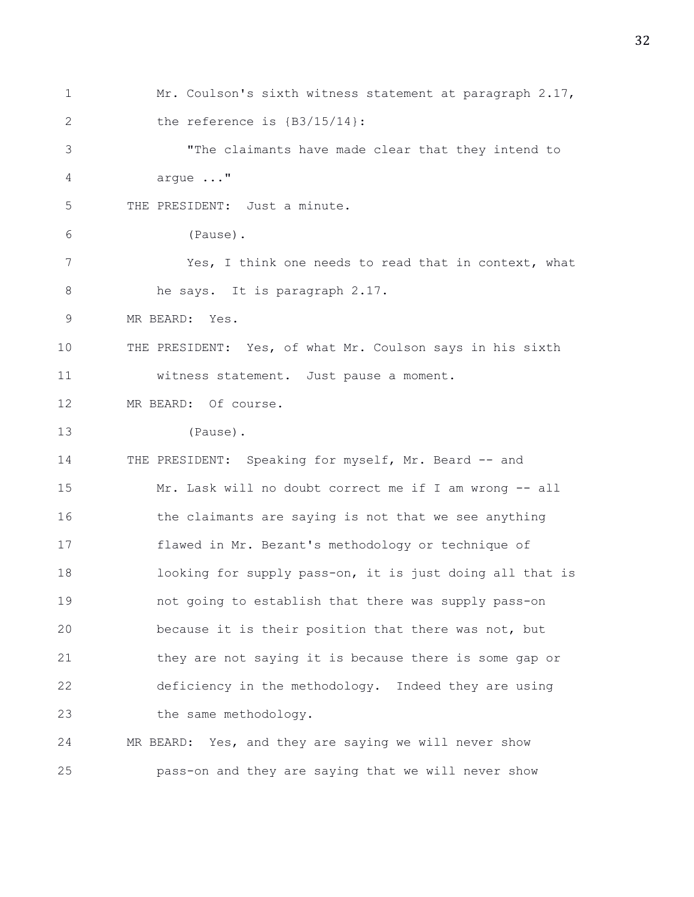Mr. Coulson's sixth witness statement at paragraph 2.17, the reference is {B3/15/14}:

"The claimants have made clear that they intend to argue ..."

THE PRESIDENT: Just a minute.

(Pause).

Yes, I think one needs to read that in context, what he says. It is paragraph 2.17.

MR BEARD: Yes.

THE PRESIDENT: Yes, of what Mr. Coulson says in his sixth witness statement. Just pause a moment.

MR BEARD: Of course.

(Pause).

THE PRESIDENT: Speaking for myself, Mr. Beard -- and Mr. Lask will no doubt correct me if I am wrong -- all the claimants are saying is not that we see anything flawed in Mr. Bezant's methodology or technique of looking for supply pass-on, it is just doing all that is not going to establish that there was supply pass-on because it is their position that there was not, but they are not saying it is because there is some gap or deficiency in the methodology. Indeed they are using the same methodology.

MR BEARD: Yes, and they are saying we will never show pass-on and they are saying that we will never show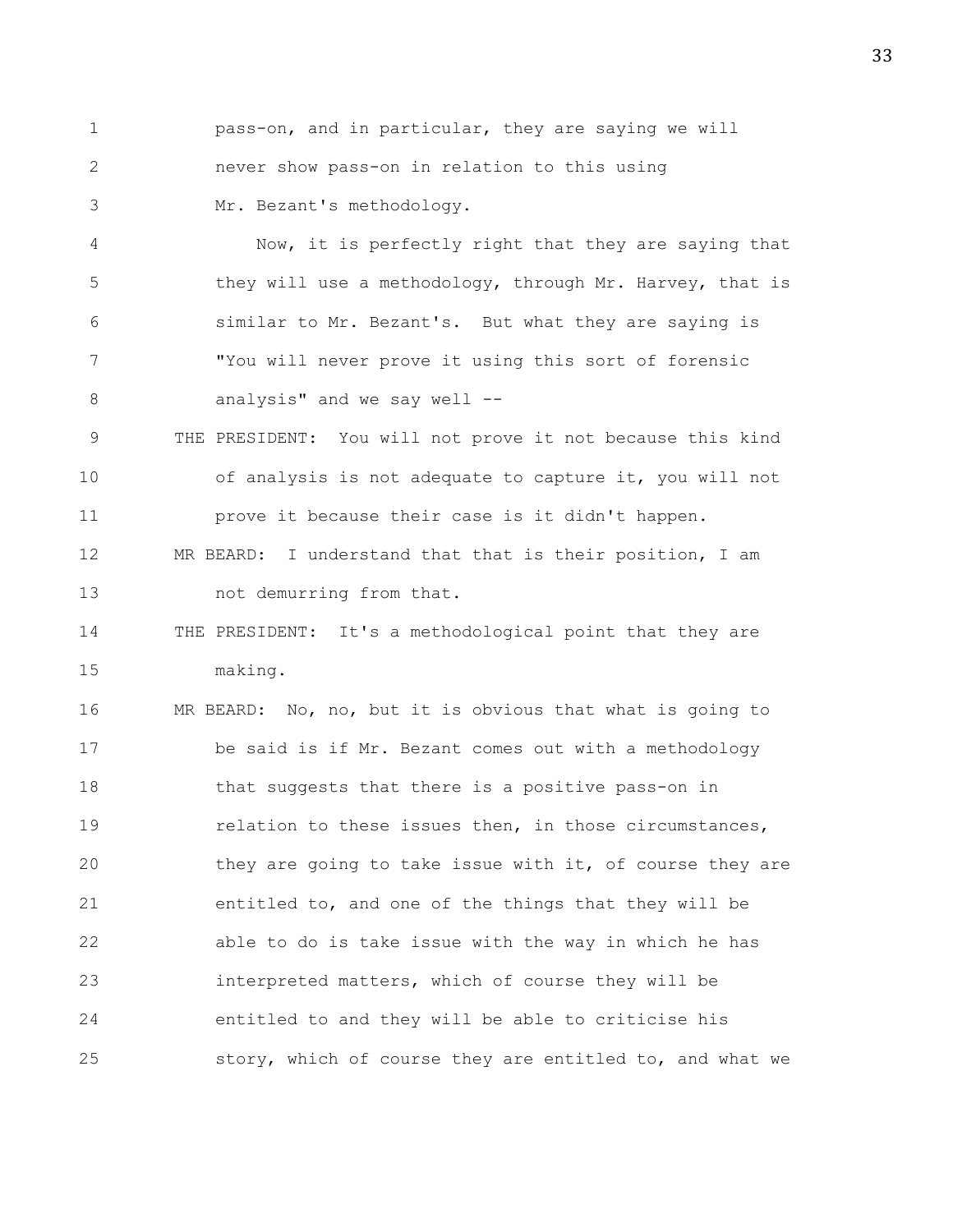pass-on, and in particular, they are saying we will never show pass-on in relation to this using Mr. Bezant's methodology.

Now, it is perfectly right that they are saying that they will use a methodology, through Mr. Harvey, that is similar to Mr. Bezant's. But what they are saying is "You will never prove it using this sort of forensic analysis" and we say well --

THE PRESIDENT: You will not prove it not because this kind of analysis is not adequate to capture it, you will not prove it because their case is it didn't happen.

MR BEARD: I understand that that is their position, I am not demurring from that.

THE PRESIDENT: It's a methodological point that they are making.

MR BEARD: No, no, but it is obvious that what is going to be said is if Mr. Bezant comes out with a methodology that suggests that there is a positive pass-on in relation to these issues then, in those circumstances, they are going to take issue with it, of course they are entitled to, and one of the things that they will be able to do is take issue with the way in which he has interpreted matters, which of course they will be entitled to and they will be able to criticise his story, which of course they are entitled to, and what we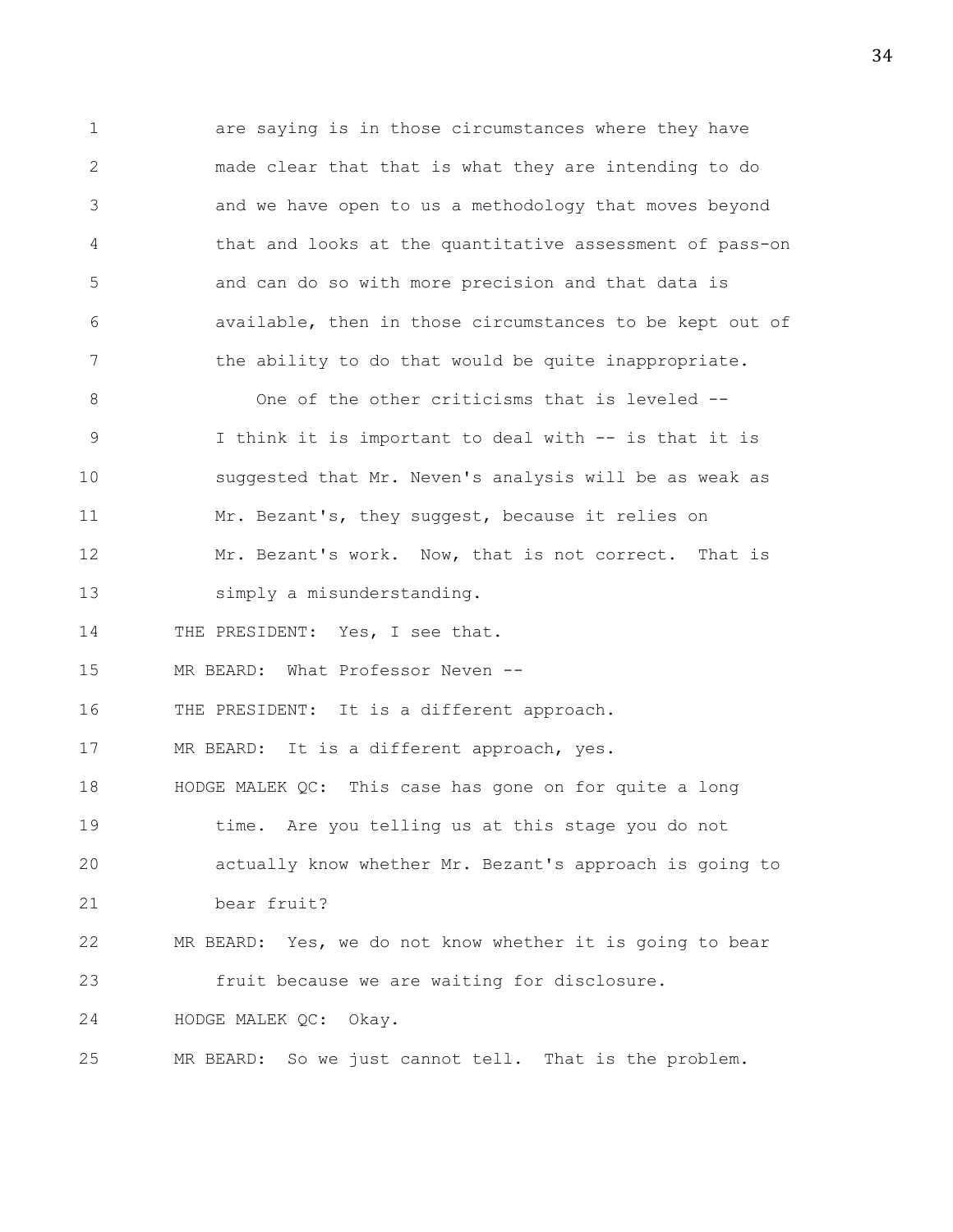are saying is in those circumstances where they have made clear that that is what they are intending to do and we have open to us a methodology that moves beyond that and looks at the quantitative assessment of pass-on and can do so with more precision and that data is available, then in those circumstances to be kept out of the ability to do that would be quite inappropriate.

One of the other criticisms that is leveled -- I think it is important to deal with -- is that it is suggested that Mr. Neven's analysis will be as weak as Mr. Bezant's, they suggest, because it relies on Mr. Bezant's work. Now, that is not correct. That is simply a misunderstanding.

THE PRESIDENT: Yes, I see that.

MR BEARD: What Professor Neven --

THE PRESIDENT: It is a different approach.

MR BEARD: It is a different approach, yes.

HODGE MALEK QC: This case has gone on for quite a long time. Are you telling us at this stage you do not actually know whether Mr. Bezant's approach is going to bear fruit?

MR BEARD: Yes, we do not know whether it is going to bear fruit because we are waiting for disclosure.

HODGE MALEK QC: Okay.

MR BEARD: So we just cannot tell. That is the problem.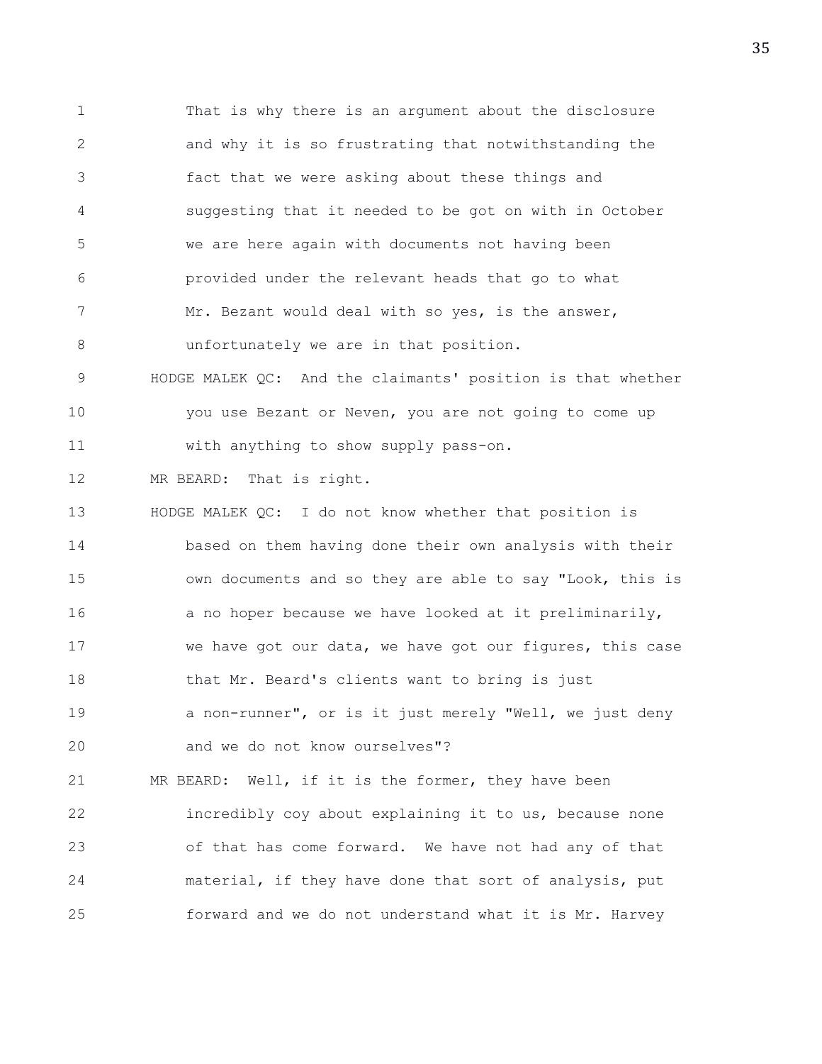That is why there is an argument about the disclosure and why it is so frustrating that notwithstanding the fact that we were asking about these things and suggesting that it needed to be got on with in October we are here again with documents not having been provided under the relevant heads that go to what Mr. Bezant would deal with so yes, is the answer, unfortunately we are in that position.

HODGE MALEK QC: And the claimants' position is that whether you use Bezant or Neven, you are not going to come up with anything to show supply pass-on.

MR BEARD: That is right.

HODGE MALEK QC: I do not know whether that position is based on them having done their own analysis with their own documents and so they are able to say "Look, this is a no hoper because we have looked at it preliminarily, we have got our data, we have got our figures, this case that Mr. Beard's clients want to bring is just a non-runner", or is it just merely "Well, we just deny and we do not know ourselves"?

MR BEARD: Well, if it is the former, they have been incredibly coy about explaining it to us, because none of that has come forward. We have not had any of that material, if they have done that sort of analysis, put forward and we do not understand what it is Mr. Harvey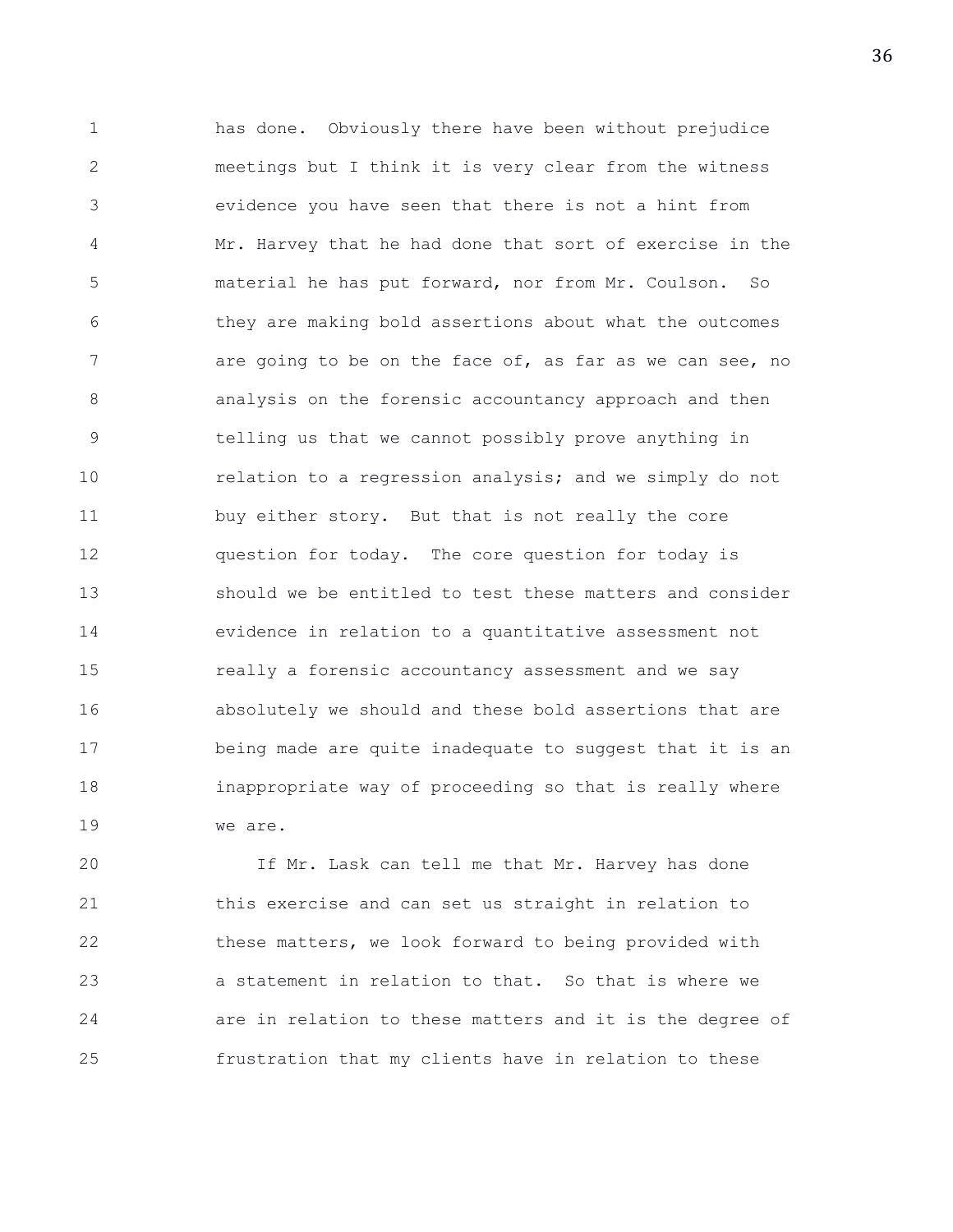has done. Obviously there have been without prejudice meetings but I think it is very clear from the witness evidence you have seen that there is not a hint from Mr. Harvey that he had done that sort of exercise in the material he has put forward, nor from Mr. Coulson. So they are making bold assertions about what the outcomes are going to be on the face of, as far as we can see, no analysis on the forensic accountancy approach and then telling us that we cannot possibly prove anything in relation to a regression analysis; and we simply do not buy either story. But that is not really the core question for today. The core question for today is should we be entitled to test these matters and consider evidence in relation to a quantitative assessment not really a forensic accountancy assessment and we say absolutely we should and these bold assertions that are being made are quite inadequate to suggest that it is an inappropriate way of proceeding so that is really where we are.

If Mr. Lask can tell me that Mr. Harvey has done this exercise and can set us straight in relation to these matters, we look forward to being provided with a statement in relation to that. So that is where we are in relation to these matters and it is the degree of frustration that my clients have in relation to these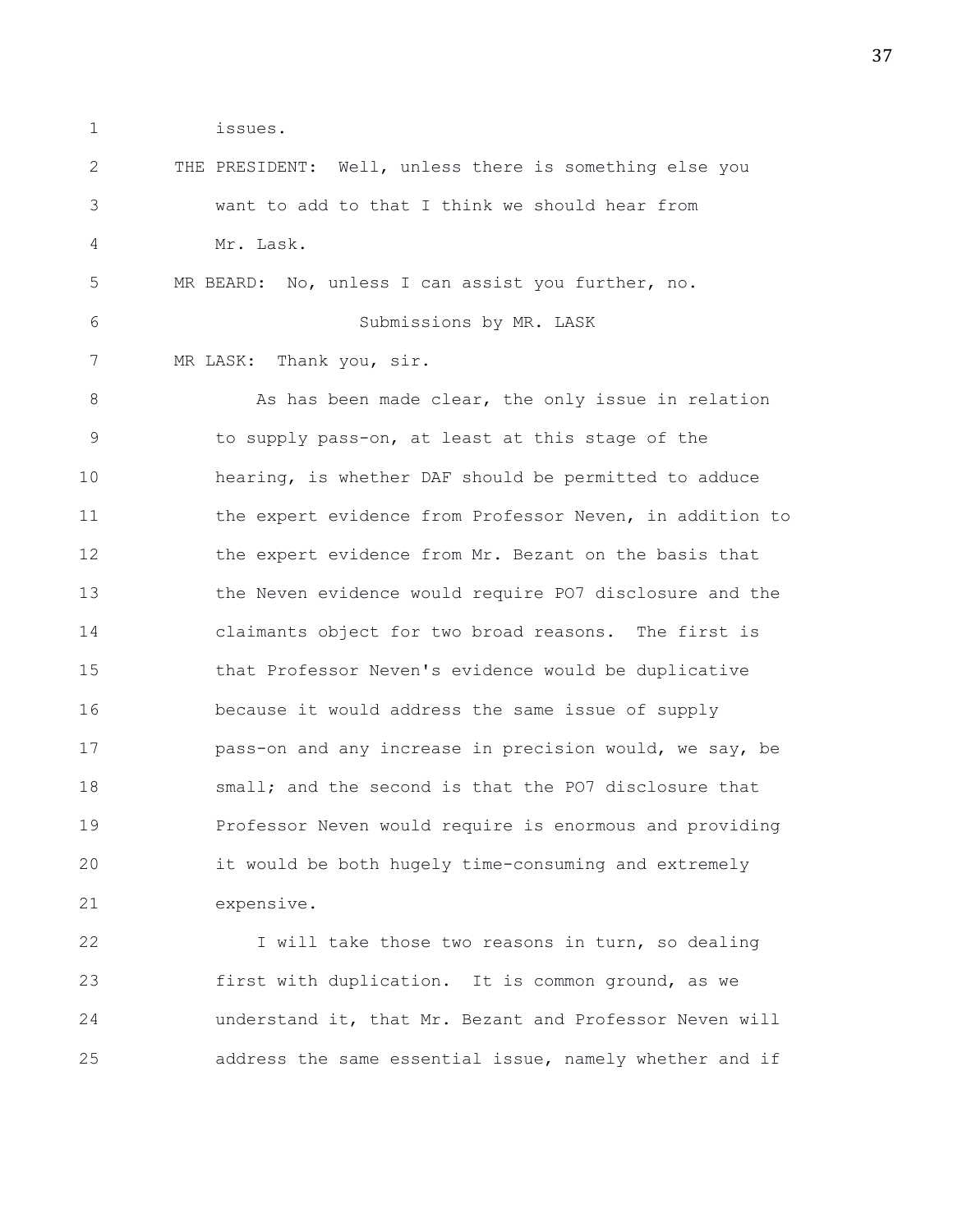issues.

THE PRESIDENT: Well, unless there is something else you want to add to that I think we should hear from Mr. Lask.

MR BEARD: No, unless I can assist you further, no.

Submissions by MR. LASK

MR LASK: Thank you, sir.

As has been made clear, the only issue in relation to supply pass-on, at least at this stage of the hearing, is whether DAF should be permitted to adduce the expert evidence from Professor Neven, in addition to the expert evidence from Mr. Bezant on the basis that the Neven evidence would require PO7 disclosure and the claimants object for two broad reasons. The first is that Professor Neven's evidence would be duplicative because it would address the same issue of supply pass-on and any increase in precision would, we say, be small; and the second is that the PO7 disclosure that Professor Neven would require is enormous and providing it would be both hugely time-consuming and extremely expensive.

I will take those two reasons in turn, so dealing first with duplication. It is common ground, as we understand it, that Mr. Bezant and Professor Neven will address the same essential issue, namely whether and if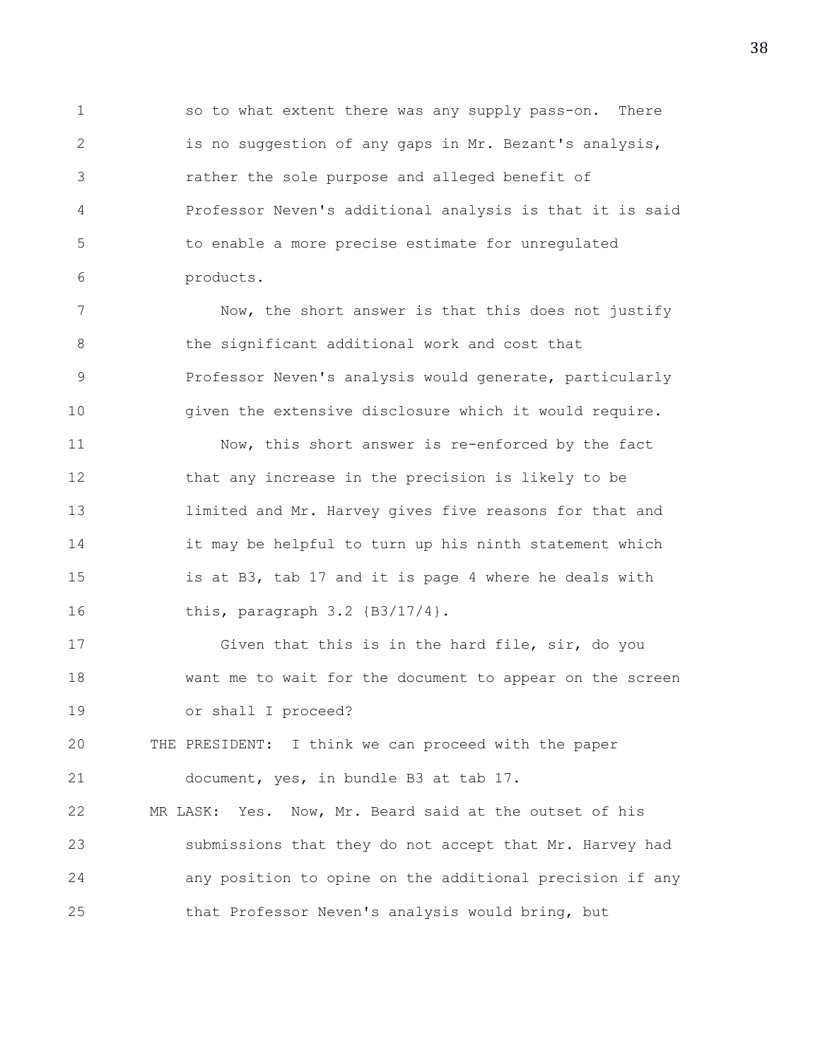so to what extent there was any supply pass-on. There is no suggestion of any gaps in Mr. Bezant's analysis, rather the sole purpose and alleged benefit of Professor Neven's additional analysis is that it is said to enable a more precise estimate for unregulated products.

Now, the short answer is that this does not justify the significant additional work and cost that Professor Neven's analysis would generate, particularly given the extensive disclosure which it would require.

Now, this short answer is re-enforced by the fact that any increase in the precision is likely to be limited and Mr. Harvey gives five reasons for that and it may be helpful to turn up his ninth statement which is at B3, tab 17 and it is page 4 where he deals with this, paragraph 3.2 {B3/17/4}.

Given that this is in the hard file, sir, do you want me to wait for the document to appear on the screen or shall I proceed?

THE PRESIDENT: I think we can proceed with the paper document, yes, in bundle B3 at tab 17.

MR LASK: Yes. Now, Mr. Beard said at the outset of his submissions that they do not accept that Mr. Harvey had any position to opine on the additional precision if any that Professor Neven's analysis would bring, but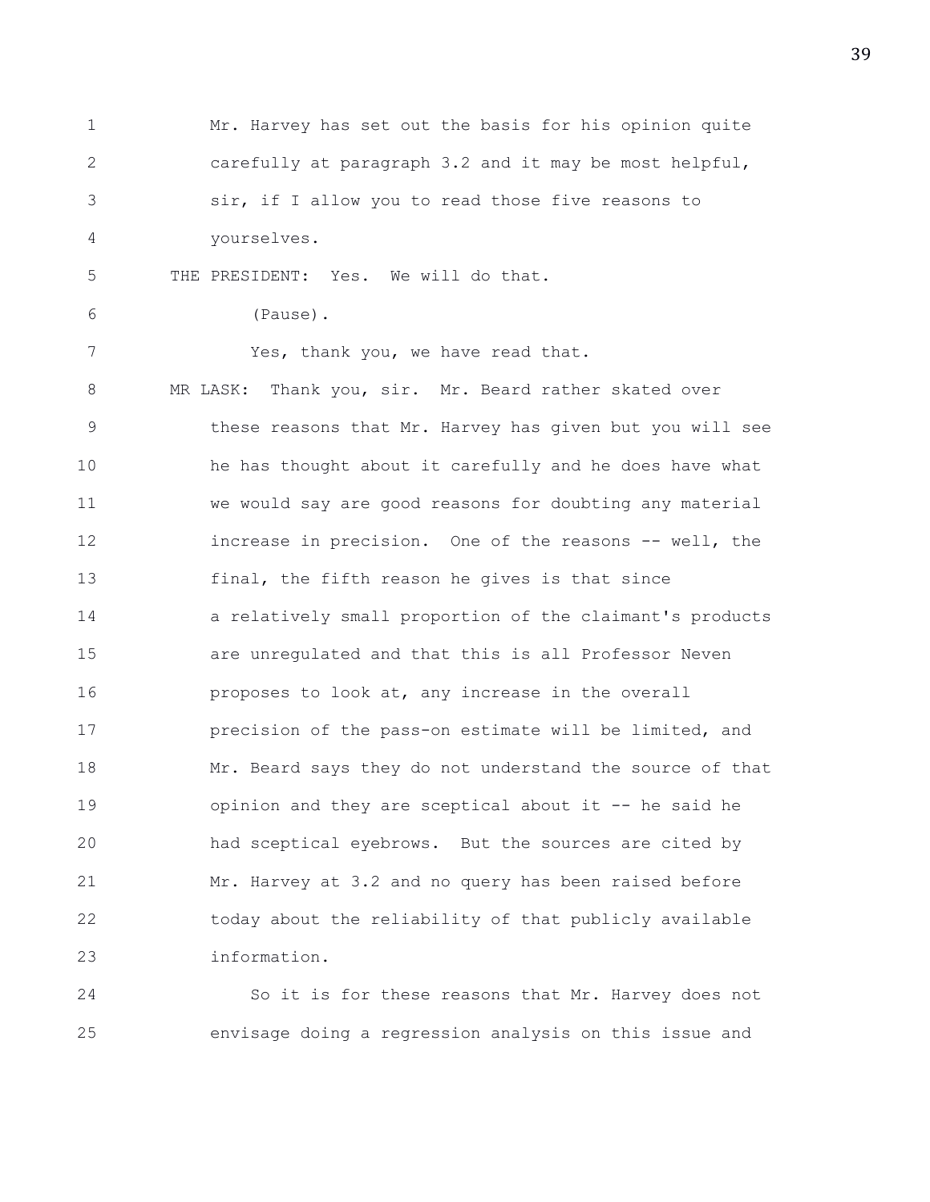Mr. Harvey has set out the basis for his opinion quite carefully at paragraph 3.2 and it may be most helpful, sir, if I allow you to read those five reasons to yourselves.

THE PRESIDENT: Yes. We will do that.

(Pause).

Yes, thank you, we have read that.

MR LASK: Thank you, sir. Mr. Beard rather skated over these reasons that Mr. Harvey has given but you will see he has thought about it carefully and he does have what we would say are good reasons for doubting any material increase in precision. One of the reasons -- well, the final, the fifth reason he gives is that since a relatively small proportion of the claimant's products are unregulated and that this is all Professor Neven proposes to look at, any increase in the overall precision of the pass-on estimate will be limited, and Mr. Beard says they do not understand the source of that opinion and they are sceptical about it -- he said he had sceptical eyebrows. But the sources are cited by Mr. Harvey at 3.2 and no query has been raised before today about the reliability of that publicly available information.

So it is for these reasons that Mr. Harvey does not envisage doing a regression analysis on this issue and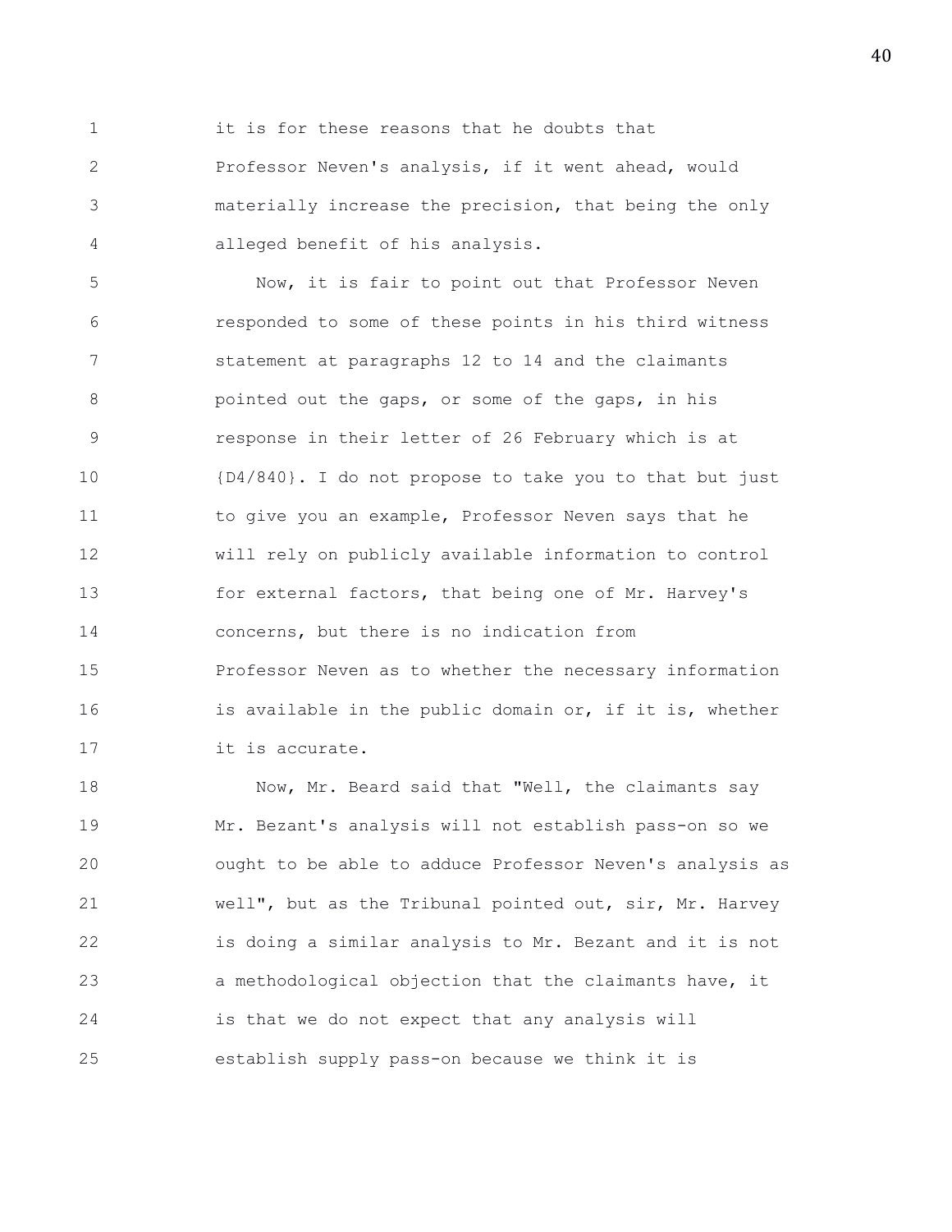it is for these reasons that he doubts that Professor Neven's analysis, if it went ahead, would materially increase the precision, that being the only alleged benefit of his analysis.

Now, it is fair to point out that Professor Neven responded to some of these points in his third witness statement at paragraphs 12 to 14 and the claimants pointed out the gaps, or some of the gaps, in his response in their letter of 26 February which is at {D4/840}. I do not propose to take you to that but just to give you an example, Professor Neven says that he will rely on publicly available information to control for external factors, that being one of Mr. Harvey's concerns, but there is no indication from Professor Neven as to whether the necessary information is available in the public domain or, if it is, whether it is accurate.

Now, Mr. Beard said that "Well, the claimants say Mr. Bezant's analysis will not establish pass-on so we ought to be able to adduce Professor Neven's analysis as well", but as the Tribunal pointed out, sir, Mr. Harvey is doing a similar analysis to Mr. Bezant and it is not a methodological objection that the claimants have, it is that we do not expect that any analysis will establish supply pass-on because we think it is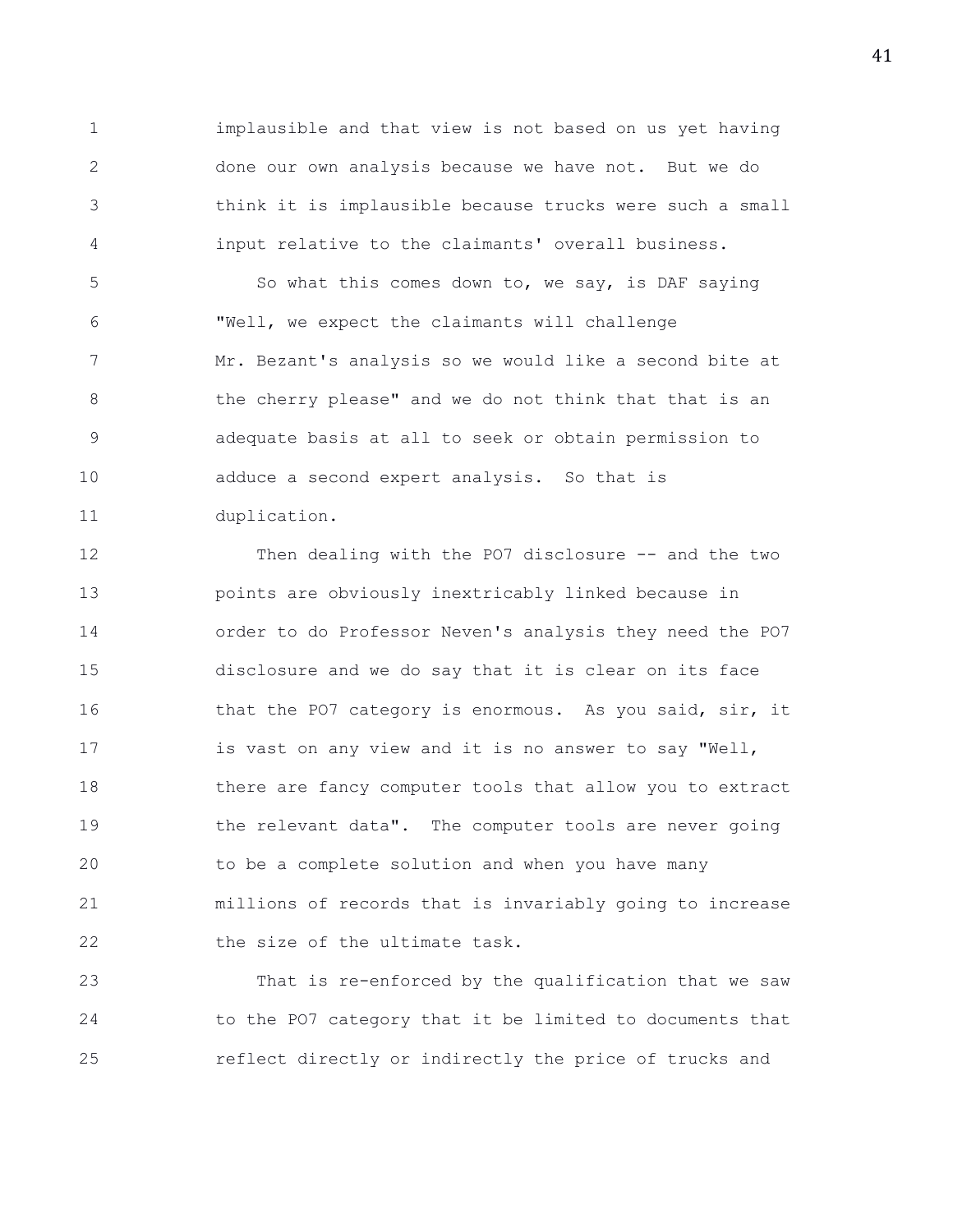implausible and that view is not based on us yet having done our own analysis because we have not. But we do think it is implausible because trucks were such a small input relative to the claimants' overall business.

So what this comes down to, we say, is DAF saying "Well, we expect the claimants will challenge Mr. Bezant's analysis so we would like a second bite at the cherry please" and we do not think that that is an adequate basis at all to seek or obtain permission to adduce a second expert analysis. So that is duplication.

Then dealing with the PO7 disclosure -- and the two points are obviously inextricably linked because in order to do Professor Neven's analysis they need the PO7 disclosure and we do say that it is clear on its face that the PO7 category is enormous. As you said, sir, it is vast on any view and it is no answer to say "Well, there are fancy computer tools that allow you to extract the relevant data". The computer tools are never going to be a complete solution and when you have many millions of records that is invariably going to increase the size of the ultimate task.

That is re-enforced by the qualification that we saw to the PO7 category that it be limited to documents that reflect directly or indirectly the price of trucks and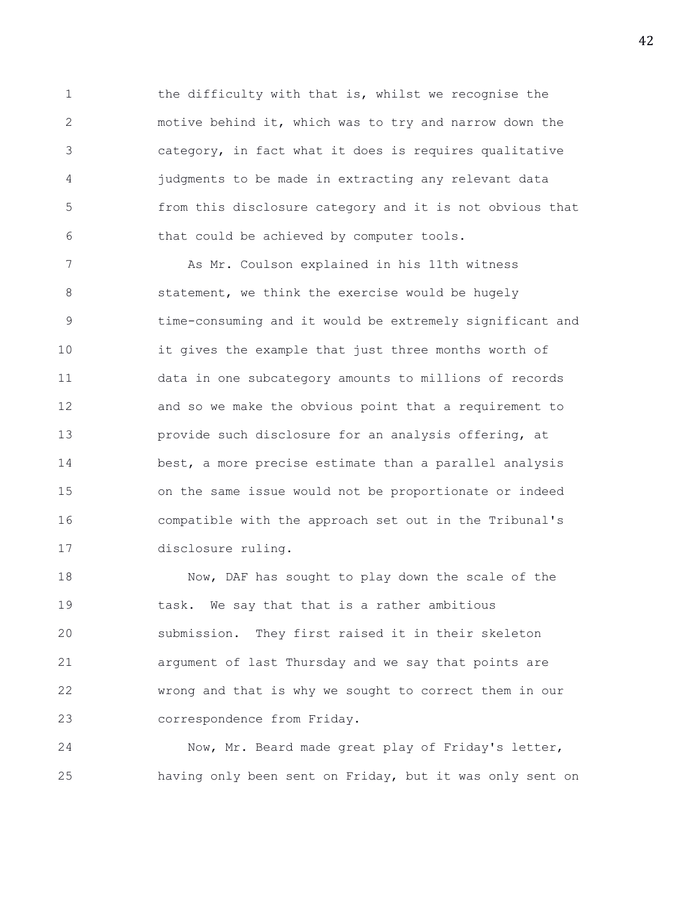the difficulty with that is, whilst we recognise the motive behind it, which was to try and narrow down the category, in fact what it does is requires qualitative judgments to be made in extracting any relevant data from this disclosure category and it is not obvious that that could be achieved by computer tools.

As Mr. Coulson explained in his 11th witness statement, we think the exercise would be hugely time-consuming and it would be extremely significant and it gives the example that just three months worth of data in one subcategory amounts to millions of records and so we make the obvious point that a requirement to provide such disclosure for an analysis offering, at best, a more precise estimate than a parallel analysis on the same issue would not be proportionate or indeed compatible with the approach set out in the Tribunal's disclosure ruling.

Now, DAF has sought to play down the scale of the task. We say that that is a rather ambitious submission. They first raised it in their skeleton argument of last Thursday and we say that points are wrong and that is why we sought to correct them in our correspondence from Friday.

Now, Mr. Beard made great play of Friday's letter, having only been sent on Friday, but it was only sent on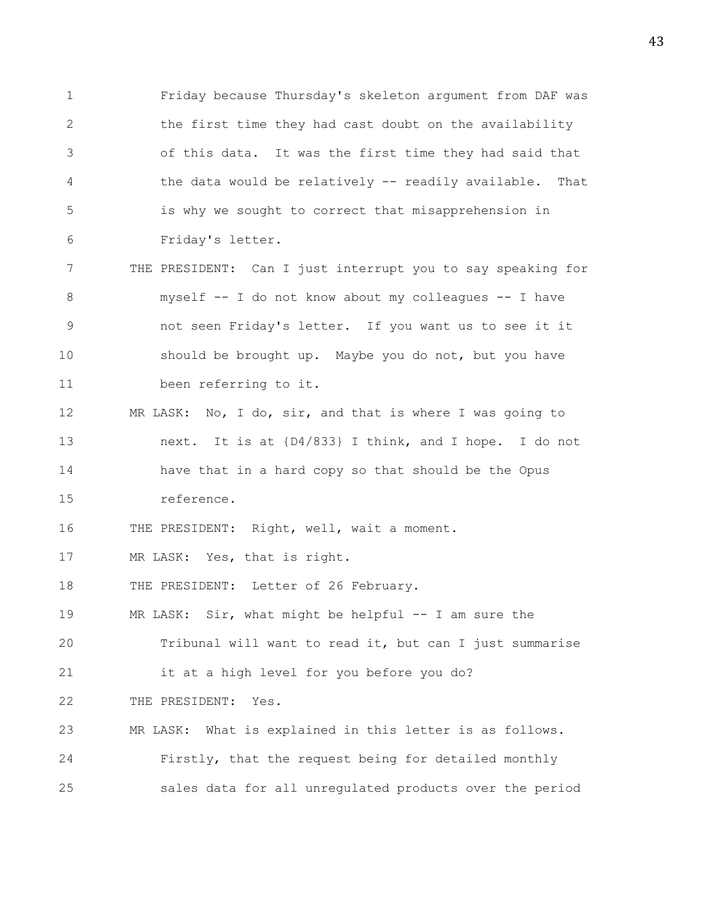Friday because Thursday's skeleton argument from DAF was the first time they had cast doubt on the availability of this data. It was the first time they had said that the data would be relatively -- readily available. That is why we sought to correct that misapprehension in Friday's letter.

THE PRESIDENT: Can I just interrupt you to say speaking for myself -- I do not know about my colleagues -- I have not seen Friday's letter. If you want us to see it it should be brought up. Maybe you do not, but you have been referring to it.

MR LASK: No, I do, sir, and that is where I was going to next. It is at {D4/833} I think, and I hope. I do not have that in a hard copy so that should be the Opus reference.

THE PRESIDENT: Right, well, wait a moment.

MR LASK: Yes, that is right.

THE PRESIDENT: Letter of 26 February.

MR LASK: Sir, what might be helpful -- I am sure the Tribunal will want to read it, but can I just summarise it at a high level for you before you do?

THE PRESIDENT: Yes.

MR LASK: What is explained in this letter is as follows. Firstly, that the request being for detailed monthly sales data for all unregulated products over the period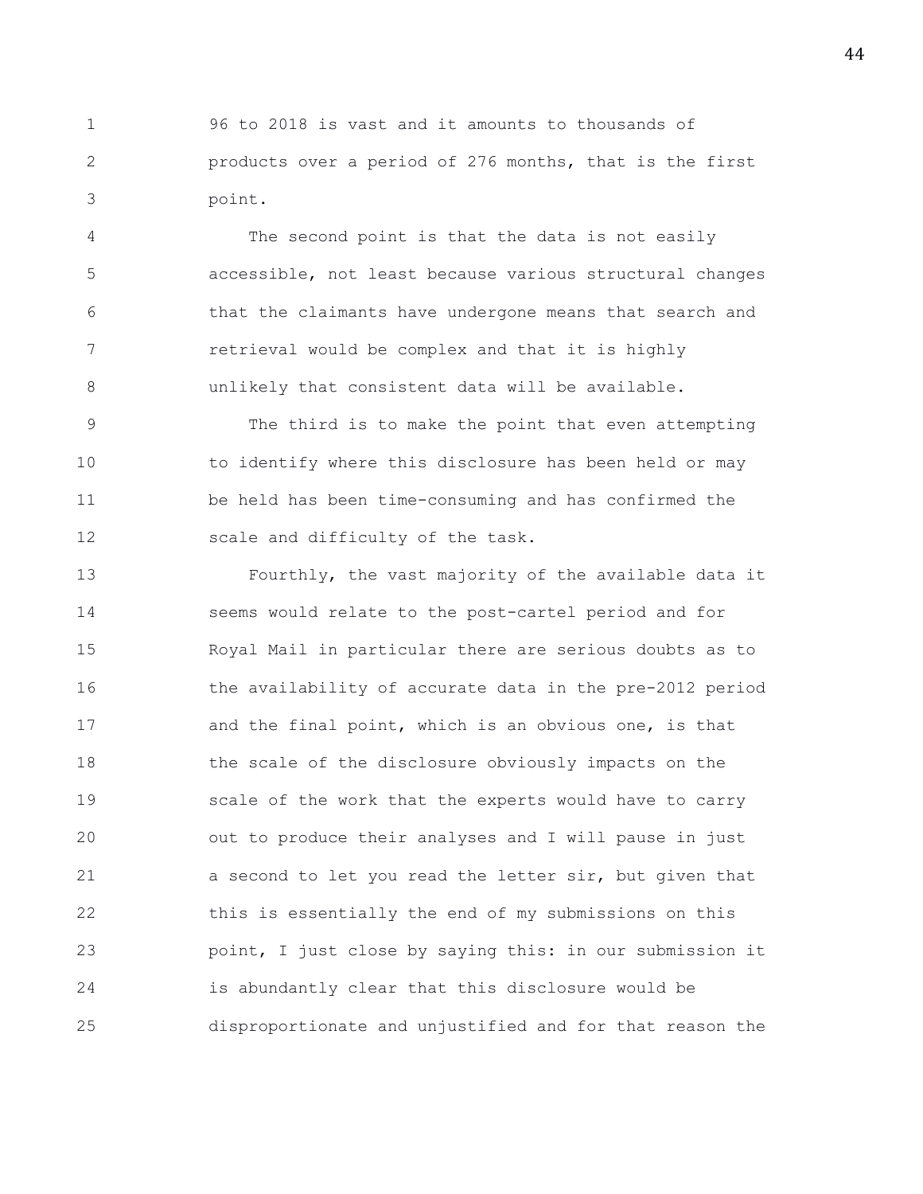96 to 2018 is vast and it amounts to thousands of products over a period of 276 months, that is the first point.

The second point is that the data is not easily accessible, not least because various structural changes that the claimants have undergone means that search and retrieval would be complex and that it is highly unlikely that consistent data will be available.

The third is to make the point that even attempting to identify where this disclosure has been held or may be held has been time-consuming and has confirmed the scale and difficulty of the task.

Fourthly, the vast majority of the available data it seems would relate to the post-cartel period and for Royal Mail in particular there are serious doubts as to the availability of accurate data in the pre-2012 period and the final point, which is an obvious one, is that the scale of the disclosure obviously impacts on the scale of the work that the experts would have to carry out to produce their analyses and I will pause in just a second to let you read the letter sir, but given that this is essentially the end of my submissions on this point, I just close by saying this: in our submission it is abundantly clear that this disclosure would be disproportionate and unjustified and for that reason the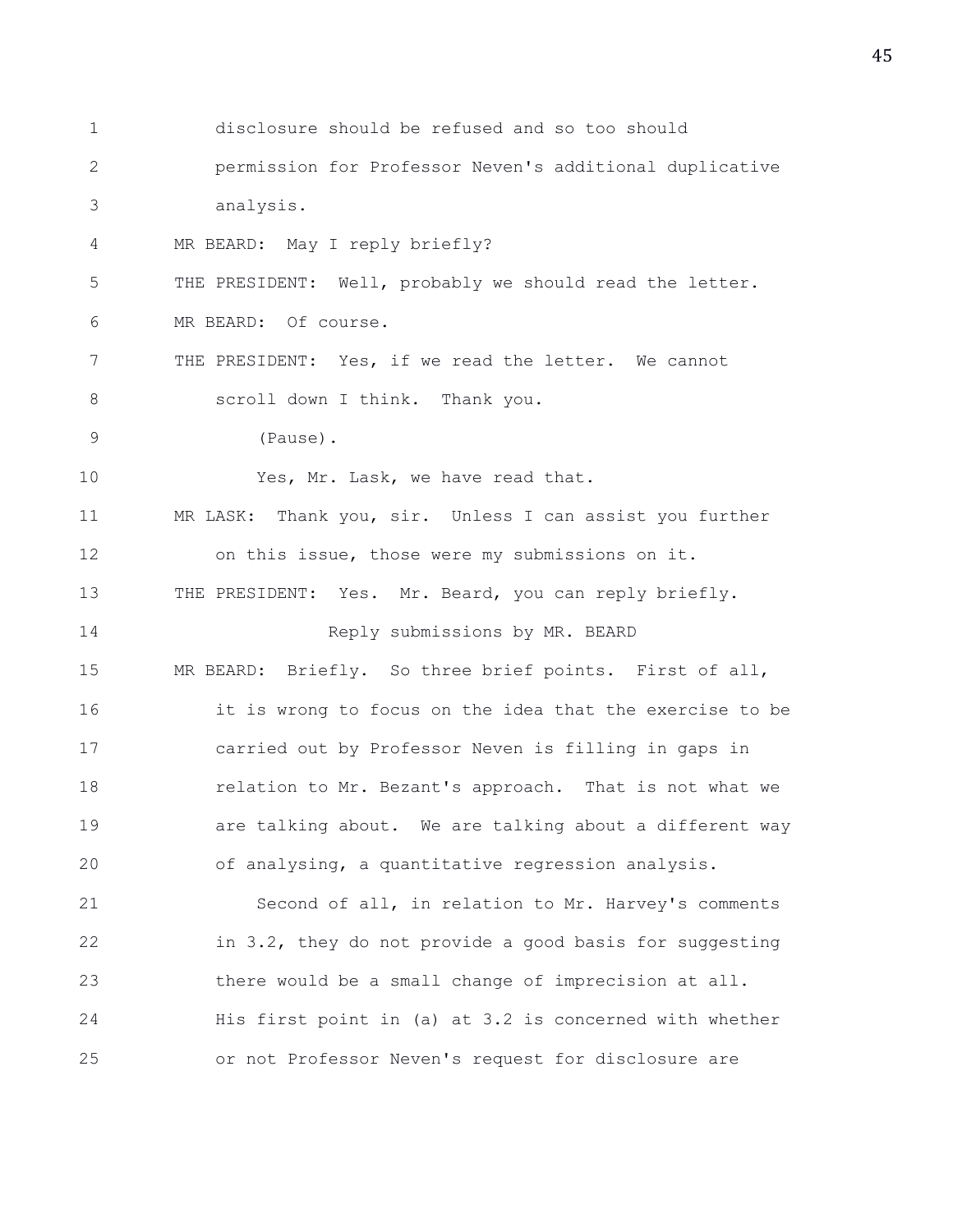disclosure should be refused and so too should permission for Professor Neven's additional duplicative analysis.

MR BEARD: May I reply briefly?

THE PRESIDENT: Well, probably we should read the letter.

MR BEARD: Of course.

THE PRESIDENT: Yes, if we read the letter. We cannot scroll down I think. Thank you.

(Pause).

Yes, Mr. Lask, we have read that.

MR LASK: Thank you, sir. Unless I can assist you further on this issue, those were my submissions on it.

THE PRESIDENT: Yes. Mr. Beard, you can reply briefly.

Reply submissions by MR. BEARD

MR BEARD: Briefly. So three brief points. First of all, it is wrong to focus on the idea that the exercise to be carried out by Professor Neven is filling in gaps in relation to Mr. Bezant's approach. That is not what we are talking about. We are talking about a different way of analysing, a quantitative regression analysis.

Second of all, in relation to Mr. Harvey's comments in 3.2, they do not provide a good basis for suggesting there would be a small change of imprecision at all. His first point in (a) at 3.2 is concerned with whether or not Professor Neven's request for disclosure are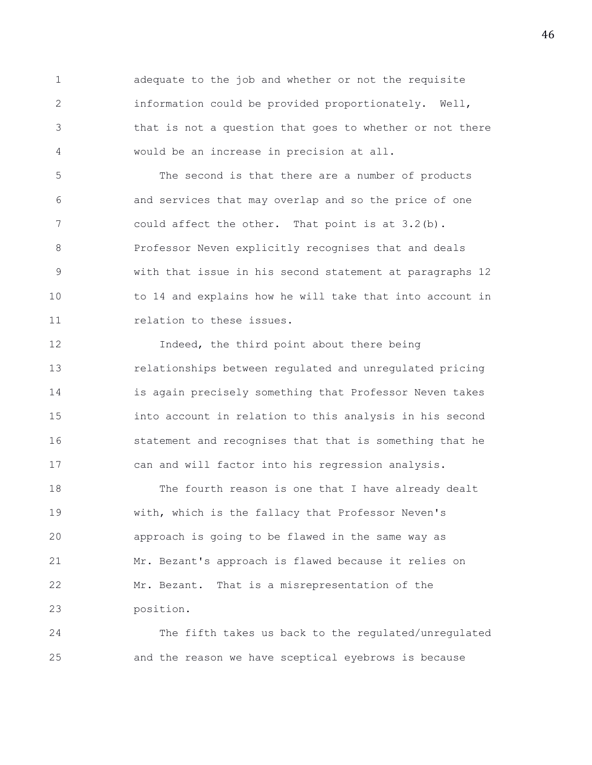adequate to the job and whether or not the requisite information could be provided proportionately. Well, that is not a question that goes to whether or not there would be an increase in precision at all.

The second is that there are a number of products and services that may overlap and so the price of one could affect the other. That point is at 3.2(b). Professor Neven explicitly recognises that and deals with that issue in his second statement at paragraphs 12 to 14 and explains how he will take that into account in relation to these issues.

Indeed, the third point about there being relationships between regulated and unregulated pricing is again precisely something that Professor Neven takes into account in relation to this analysis in his second statement and recognises that that is something that he can and will factor into his regression analysis.

The fourth reason is one that I have already dealt with, which is the fallacy that Professor Neven's approach is going to be flawed in the same way as Mr. Bezant's approach is flawed because it relies on Mr. Bezant. That is a misrepresentation of the position.

The fifth takes us back to the regulated/unregulated and the reason we have sceptical eyebrows is because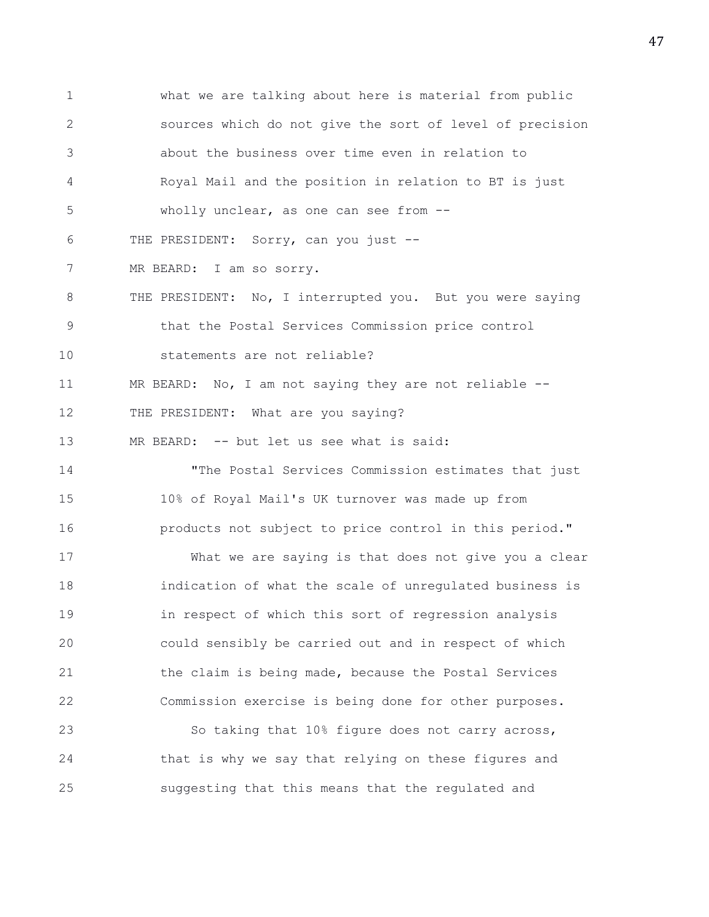what we are talking about here is material from public sources which do not give the sort of level of precision about the business over time even in relation to Royal Mail and the position in relation to BT is just wholly unclear, as one can see from --

THE PRESIDENT: Sorry, can you just --

MR BEARD: I am so sorry.

THE PRESIDENT: No, I interrupted you. But you were saying that the Postal Services Commission price control statements are not reliable?

MR BEARD: No, I am not saying they are not reliable --

THE PRESIDENT: What are you saying?

MR BEARD: -- but let us see what is said:

"The Postal Services Commission estimates that just 10% of Royal Mail's UK turnover was made up from products not subject to price control in this period."

What we are saying is that does not give you a clear indication of what the scale of unregulated business is in respect of which this sort of regression analysis could sensibly be carried out and in respect of which the claim is being made, because the Postal Services Commission exercise is being done for other purposes.

So taking that 10% figure does not carry across, that is why we say that relying on these figures and suggesting that this means that the regulated and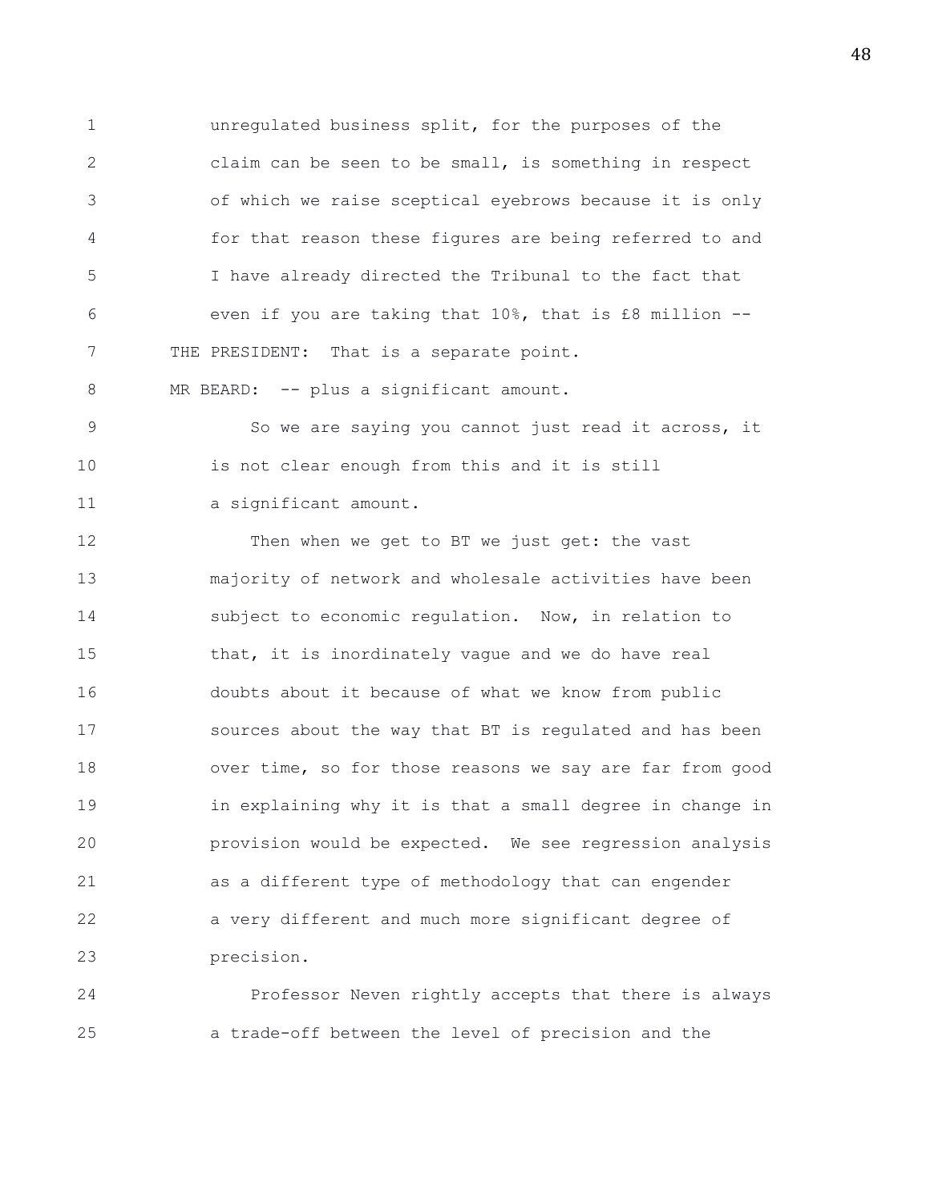unregulated business split, for the purposes of the claim can be seen to be small, is something in respect of which we raise sceptical eyebrows because it is only for that reason these figures are being referred to and I have already directed the Tribunal to the fact that even if you are taking that 10%, that is £8 million --

THE PRESIDENT: That is a separate point.

MR BEARD: -- plus a significant amount.

So we are saying you cannot just read it across, it is not clear enough from this and it is still a significant amount.

Then when we get to BT we just get: the vast majority of network and wholesale activities have been subject to economic regulation. Now, in relation to that, it is inordinately vague and we do have real doubts about it because of what we know from public sources about the way that BT is regulated and has been over time, so for those reasons we say are far from good in explaining why it is that a small degree in change in provision would be expected. We see regression analysis as a different type of methodology that can engender a very different and much more significant degree of precision.

Professor Neven rightly accepts that there is always a trade-off between the level of precision and the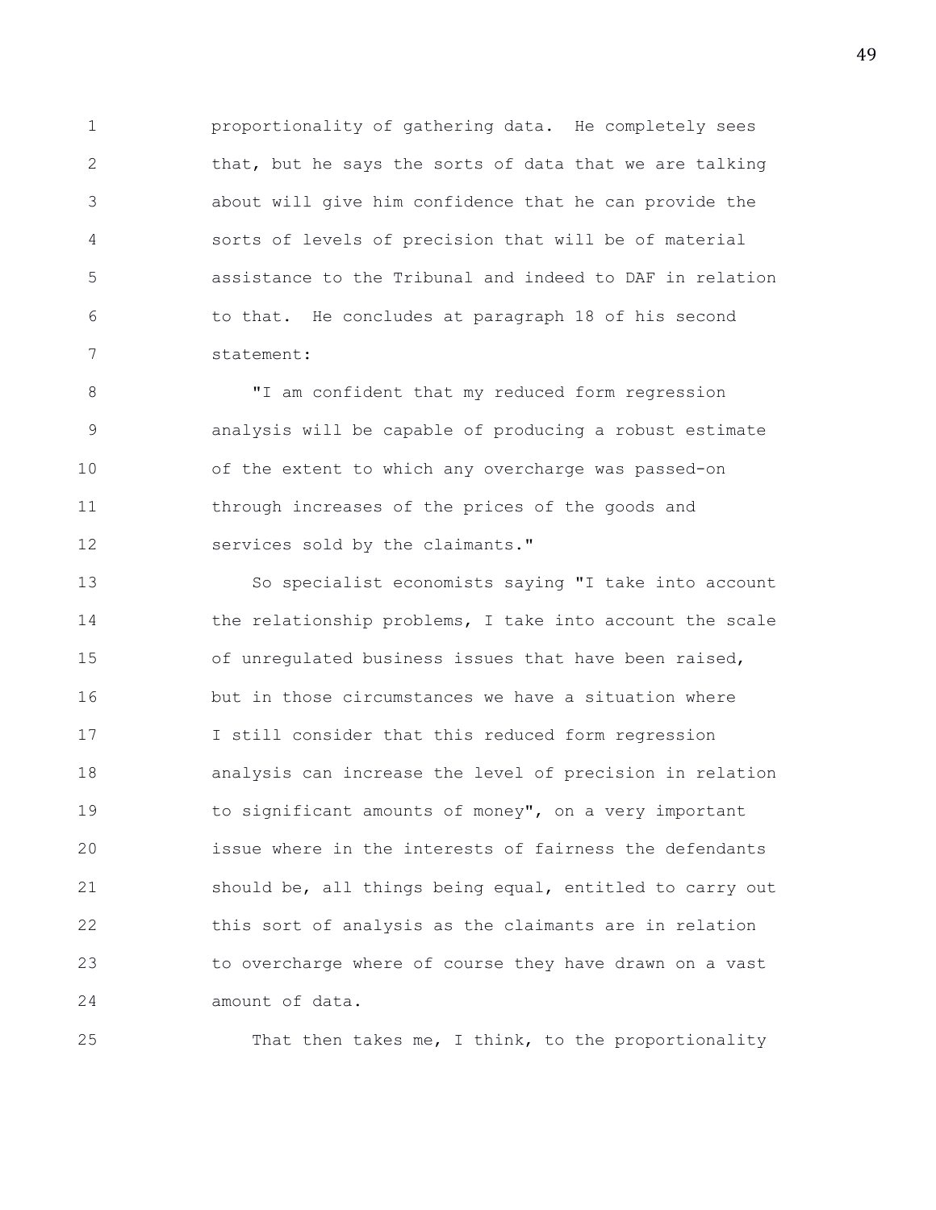proportionality of gathering data. He completely sees that, but he says the sorts of data that we are talking about will give him confidence that he can provide the sorts of levels of precision that will be of material assistance to the Tribunal and indeed to DAF in relation to that. He concludes at paragraph 18 of his second statement:

"I am confident that my reduced form regression analysis will be capable of producing a robust estimate of the extent to which any overcharge was passed-on through increases of the prices of the goods and services sold by the claimants."

So specialist economists saying "I take into account the relationship problems, I take into account the scale of unregulated business issues that have been raised, but in those circumstances we have a situation where I still consider that this reduced form regression analysis can increase the level of precision in relation to significant amounts of money", on a very important issue where in the interests of fairness the defendants should be, all things being equal, entitled to carry out this sort of analysis as the claimants are in relation to overcharge where of course they have drawn on a vast amount of data.

That then takes me, I think, to the proportionality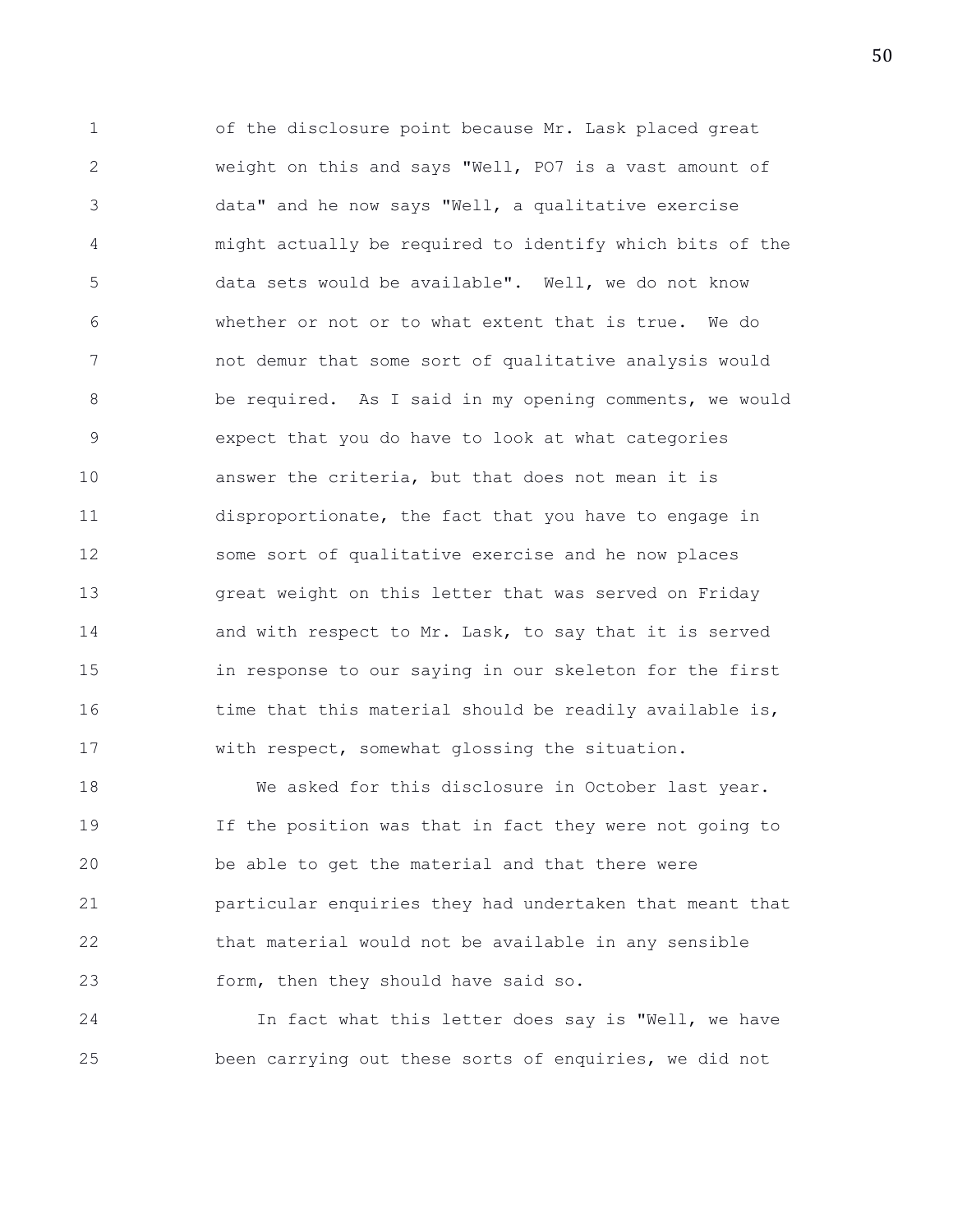of the disclosure point because Mr. Lask placed great weight on this and says "Well, PO7 is a vast amount of data" and he now says "Well, a qualitative exercise might actually be required to identify which bits of the data sets would be available". Well, we do not know whether or not or to what extent that is true. We do not demur that some sort of qualitative analysis would be required. As I said in my opening comments, we would expect that you do have to look at what categories answer the criteria, but that does not mean it is disproportionate, the fact that you have to engage in some sort of qualitative exercise and he now places great weight on this letter that was served on Friday and with respect to Mr. Lask, to say that it is served in response to our saying in our skeleton for the first time that this material should be readily available is, with respect, somewhat glossing the situation.

We asked for this disclosure in October last year. If the position was that in fact they were not going to be able to get the material and that there were particular enquiries they had undertaken that meant that that material would not be available in any sensible form, then they should have said so.

In fact what this letter does say is "Well, we have been carrying out these sorts of enquiries, we did not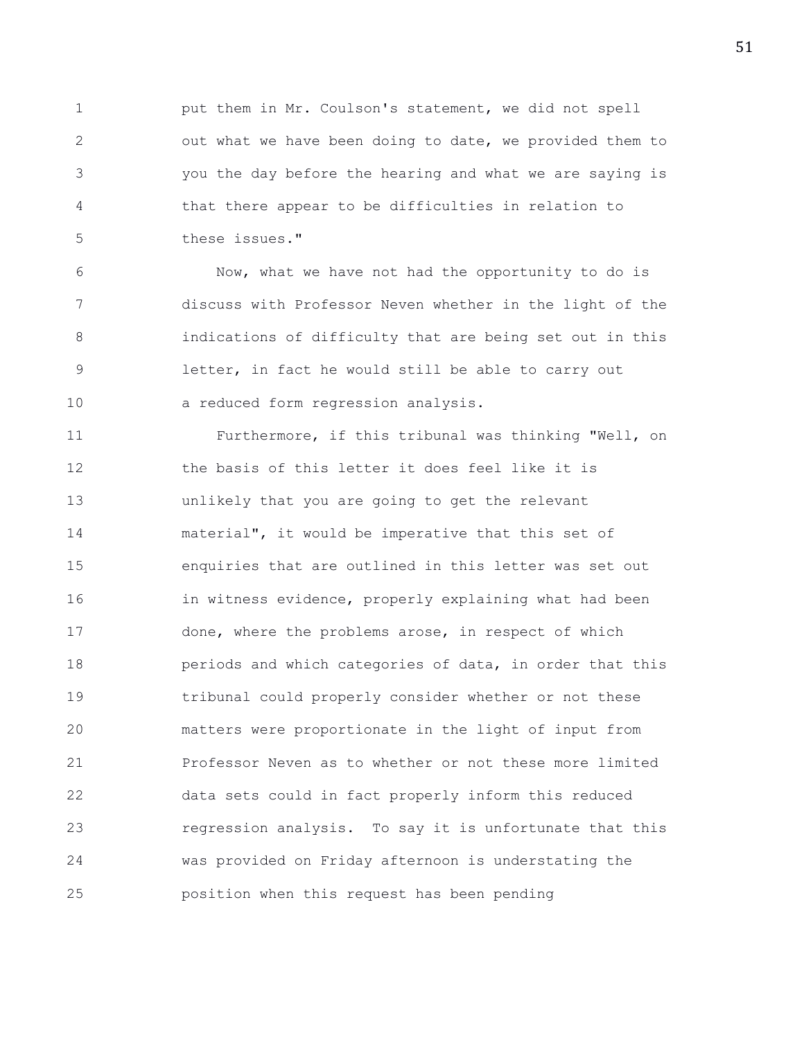put them in Mr. Coulson's statement, we did not spell out what we have been doing to date, we provided them to you the day before the hearing and what we are saying is that there appear to be difficulties in relation to these issues."

Now, what we have not had the opportunity to do is discuss with Professor Neven whether in the light of the indications of difficulty that are being set out in this letter, in fact he would still be able to carry out a reduced form regression analysis.

Furthermore, if this tribunal was thinking "Well, on the basis of this letter it does feel like it is unlikely that you are going to get the relevant material", it would be imperative that this set of enquiries that are outlined in this letter was set out in witness evidence, properly explaining what had been done, where the problems arose, in respect of which periods and which categories of data, in order that this tribunal could properly consider whether or not these matters were proportionate in the light of input from Professor Neven as to whether or not these more limited data sets could in fact properly inform this reduced regression analysis. To say it is unfortunate that this was provided on Friday afternoon is understating the position when this request has been pending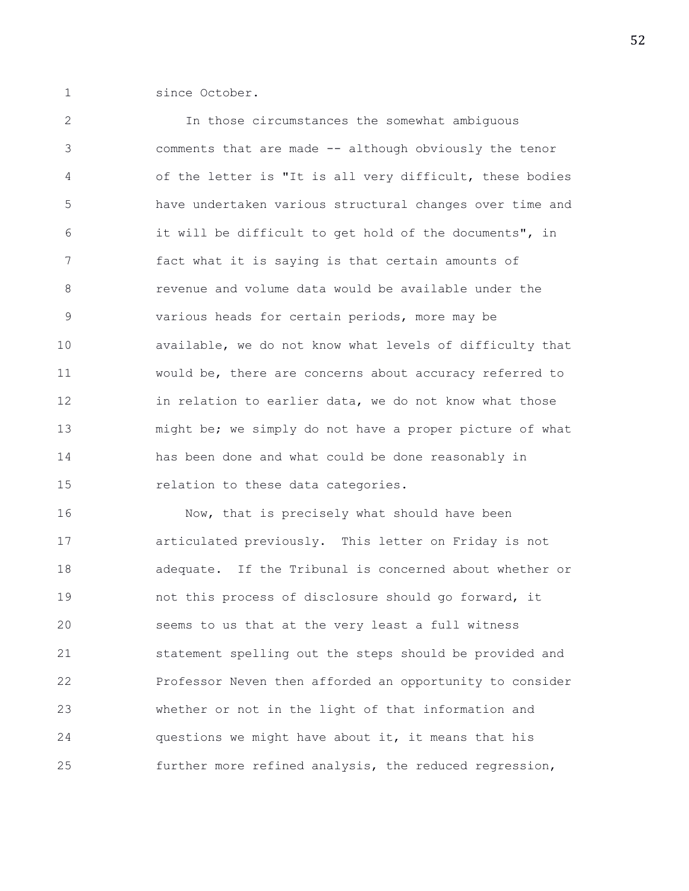since October.

In those circumstances the somewhat ambiguous comments that are made -- although obviously the tenor of the letter is "It is all very difficult, these bodies have undertaken various structural changes over time and it will be difficult to get hold of the documents", in fact what it is saying is that certain amounts of revenue and volume data would be available under the various heads for certain periods, more may be available, we do not know what levels of difficulty that would be, there are concerns about accuracy referred to in relation to earlier data, we do not know what those might be; we simply do not have a proper picture of what has been done and what could be done reasonably in relation to these data categories.

Now, that is precisely what should have been articulated previously. This letter on Friday is not adequate. If the Tribunal is concerned about whether or not this process of disclosure should go forward, it seems to us that at the very least a full witness statement spelling out the steps should be provided and Professor Neven then afforded an opportunity to consider whether or not in the light of that information and questions we might have about it, it means that his further more refined analysis, the reduced regression,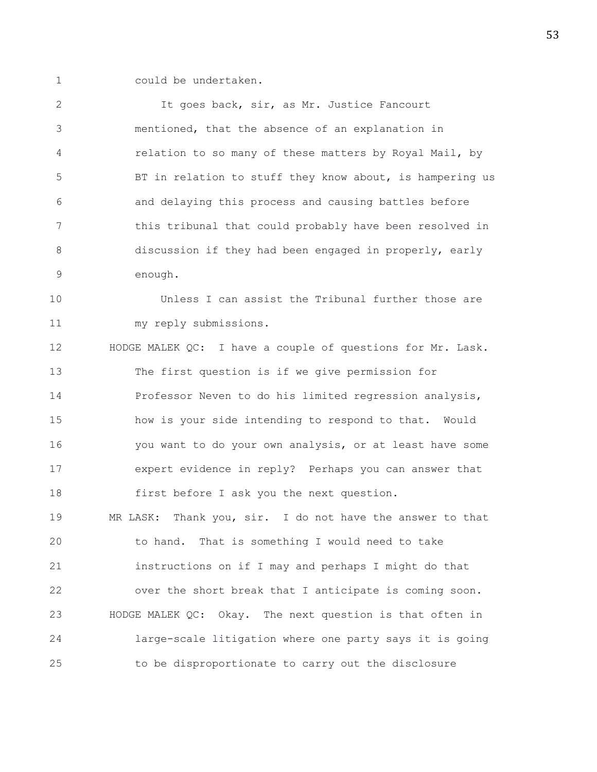could be undertaken.

It goes back, sir, as Mr. Justice Fancourt mentioned, that the absence of an explanation in relation to so many of these matters by Royal Mail, by BT in relation to stuff they know about, is hampering us and delaying this process and causing battles before this tribunal that could probably have been resolved in discussion if they had been engaged in properly, early enough.

Unless I can assist the Tribunal further those are my reply submissions.

HODGE MALEK QC: I have a couple of questions for Mr. Lask. The first question is if we give permission for Professor Neven to do his limited regression analysis, how is your side intending to respond to that. Would you want to do your own analysis, or at least have some expert evidence in reply? Perhaps you can answer that first before I ask you the next question.

MR LASK: Thank you, sir. I do not have the answer to that to hand. That is something I would need to take instructions on if I may and perhaps I might do that over the short break that I anticipate is coming soon.

HODGE MALEK QC: Okay. The next question is that often in large-scale litigation where one party says it is going to be disproportionate to carry out the disclosure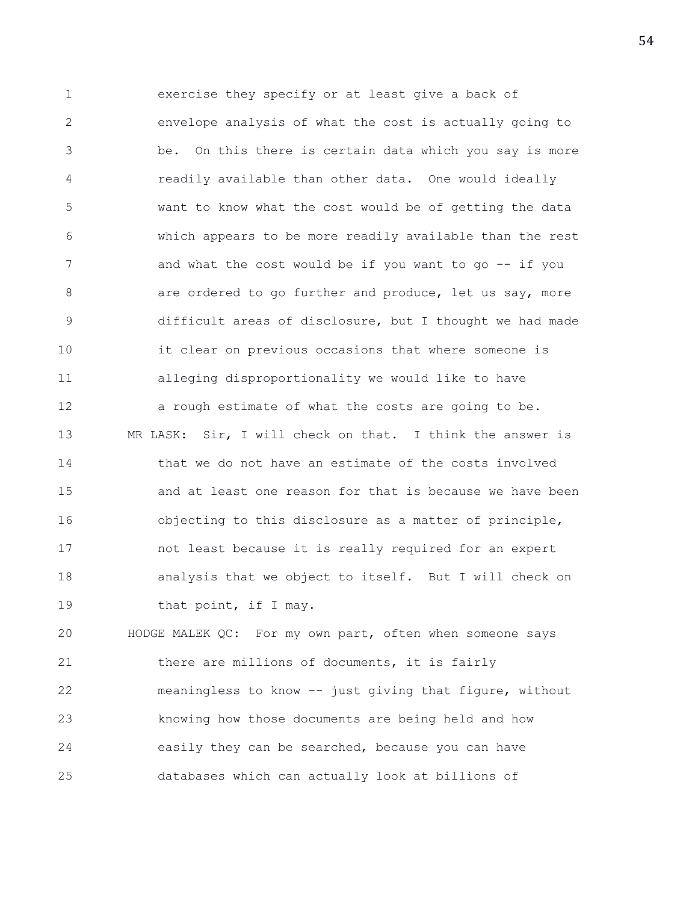exercise they specify or at least give a back of envelope analysis of what the cost is actually going to be. On this there is certain data which you say is more readily available than other data. One would ideally want to know what the cost would be of getting the data which appears to be more readily available than the rest and what the cost would be if you want to go -- if you are ordered to go further and produce, let us say, more difficult areas of disclosure, but I thought we had made it clear on previous occasions that where someone is alleging disproportionality we would like to have a rough estimate of what the costs are going to be.

MR LASK: Sir, I will check on that. I think the answer is that we do not have an estimate of the costs involved and at least one reason for that is because we have been objecting to this disclosure as a matter of principle, not least because it is really required for an expert analysis that we object to itself. But I will check on that point, if I may.

HODGE MALEK QC: For my own part, often when someone says there are millions of documents, it is fairly meaningless to know -- just giving that figure, without knowing how those documents are being held and how easily they can be searched, because you can have databases which can actually look at billions of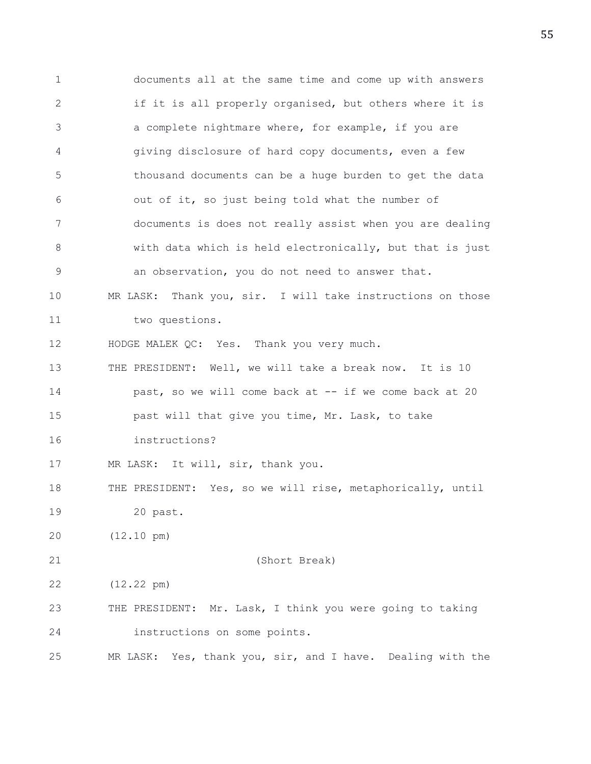documents all at the same time and come up with answers if it is all properly organised, but others where it is a complete nightmare where, for example, if you are giving disclosure of hard copy documents, even a few thousand documents can be a huge burden to get the data out of it, so just being told what the number of documents is does not really assist when you are dealing with data which is held electronically, but that is just an observation, you do not need to answer that.

MR LASK: Thank you, sir. I will take instructions on those two questions.

HODGE MALEK QC: Yes. Thank you very much.

THE PRESIDENT: Well, we will take a break now. It is 10 past, so we will come back at -- if we come back at 20 past will that give you time, Mr. Lask, to take instructions?

MR LASK: It will, sir, thank you.

THE PRESIDENT: Yes, so we will rise, metaphorically, until 20 past.

(12.10 pm)

(Short Break)

(12.22 pm)

THE PRESIDENT: Mr. Lask, I think you were going to taking instructions on some points.

MR LASK: Yes, thank you, sir, and I have. Dealing with the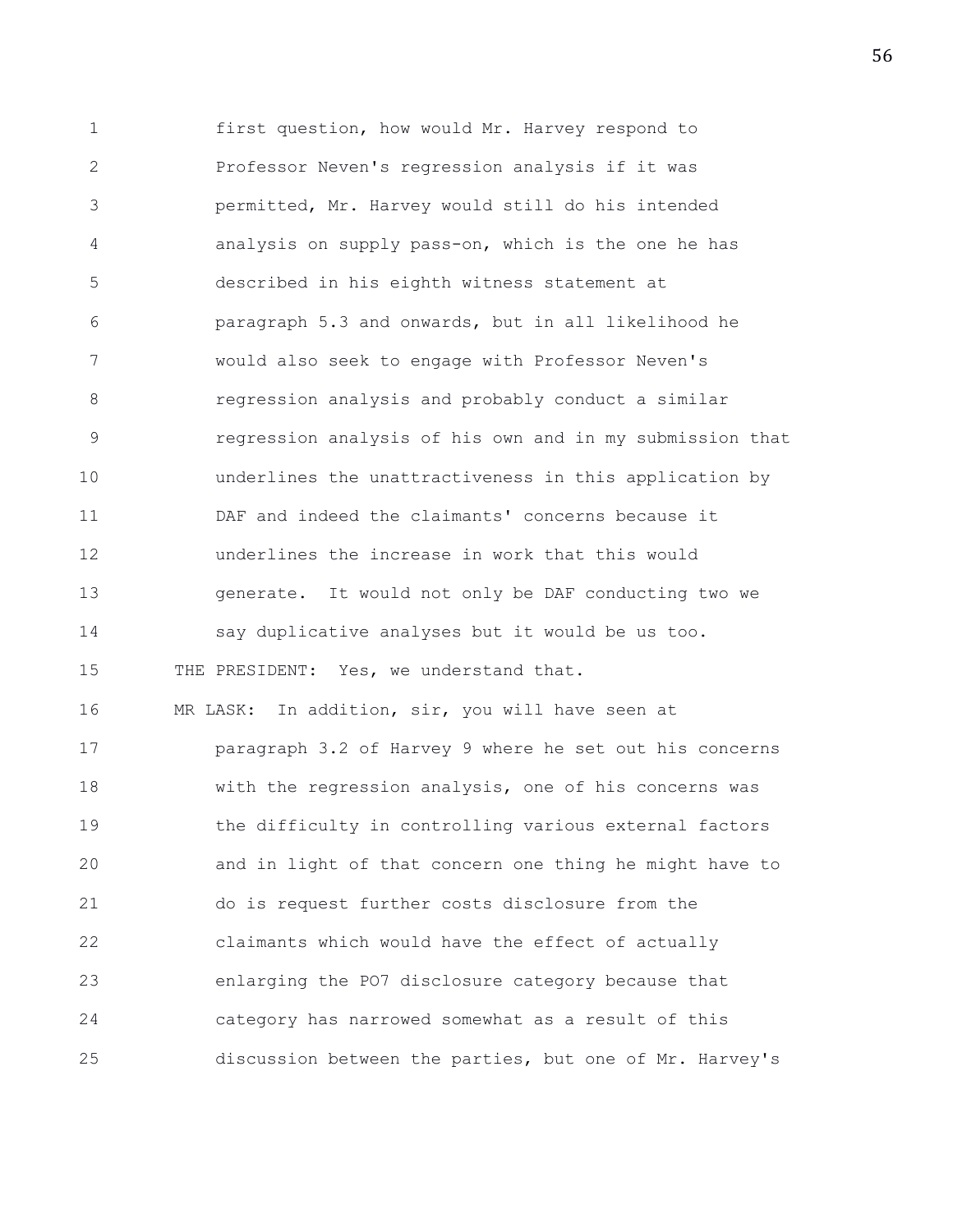first question, how would Mr. Harvey respond to Professor Neven's regression analysis if it was permitted, Mr. Harvey would still do his intended analysis on supply pass-on, which is the one he has described in his eighth witness statement at paragraph 5.3 and onwards, but in all likelihood he would also seek to engage with Professor Neven's regression analysis and probably conduct a similar regression analysis of his own and in my submission that underlines the unattractiveness in this application by DAF and indeed the claimants' concerns because it underlines the increase in work that this would generate. It would not only be DAF conducting two we say duplicative analyses but it would be us too.

THE PRESIDENT: Yes, we understand that.

MR LASK: In addition, sir, you will have seen at paragraph 3.2 of Harvey 9 where he set out his concerns with the regression analysis, one of his concerns was the difficulty in controlling various external factors and in light of that concern one thing he might have to do is request further costs disclosure from the claimants which would have the effect of actually enlarging the PO7 disclosure category because that category has narrowed somewhat as a result of this discussion between the parties, but one of Mr. Harvey's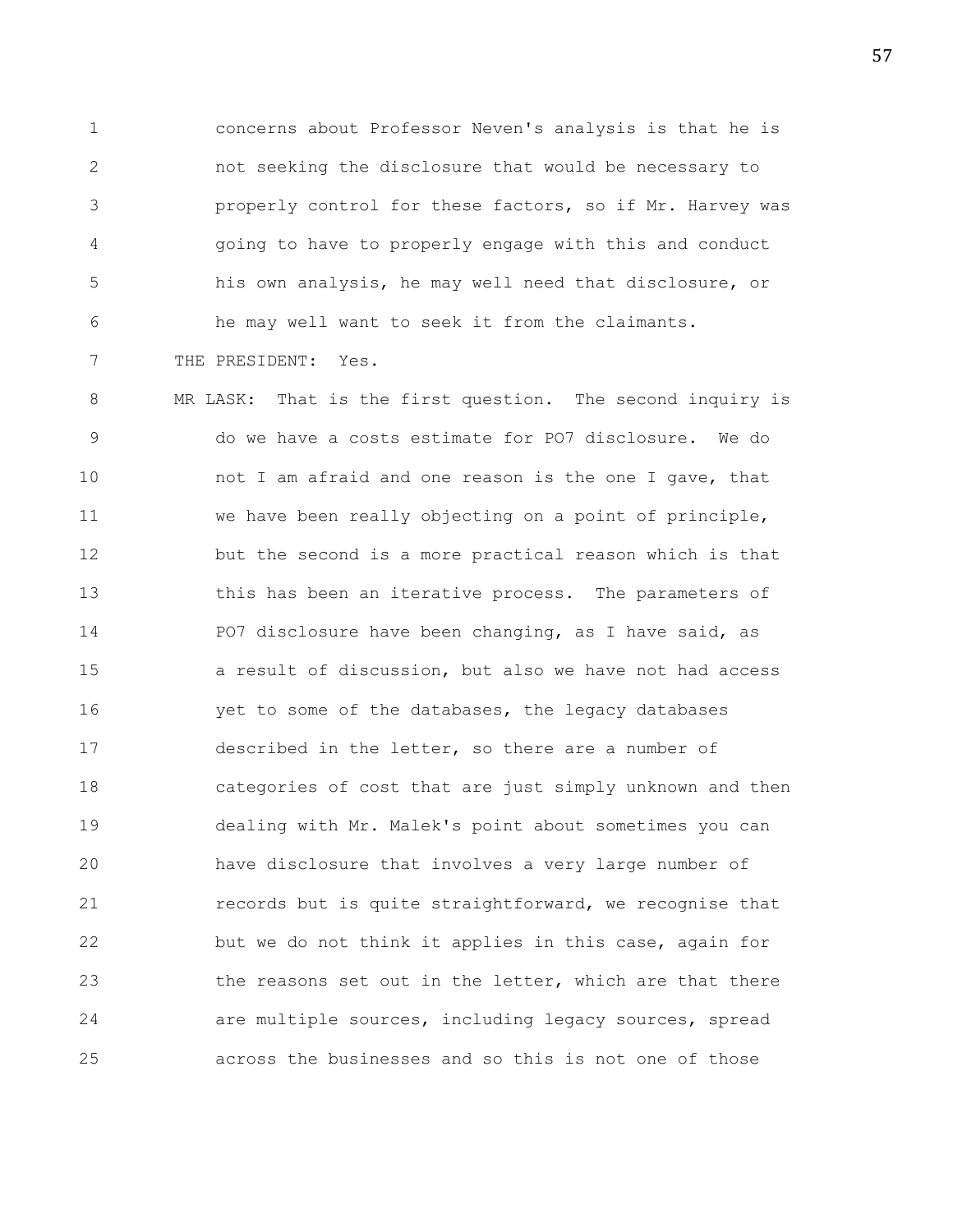concerns about Professor Neven's analysis is that he is not seeking the disclosure that would be necessary to properly control for these factors, so if Mr. Harvey was going to have to properly engage with this and conduct his own analysis, he may well need that disclosure, or he may well want to seek it from the claimants.

THE PRESIDENT: Yes.

MR LASK: That is the first question. The second inquiry is do we have a costs estimate for PO7 disclosure. We do not I am afraid and one reason is the one I gave, that we have been really objecting on a point of principle, but the second is a more practical reason which is that this has been an iterative process. The parameters of PO7 disclosure have been changing, as I have said, as a result of discussion, but also we have not had access yet to some of the databases, the legacy databases described in the letter, so there are a number of categories of cost that are just simply unknown and then dealing with Mr. Malek's point about sometimes you can have disclosure that involves a very large number of records but is quite straightforward, we recognise that but we do not think it applies in this case, again for the reasons set out in the letter, which are that there are multiple sources, including legacy sources, spread across the businesses and so this is not one of those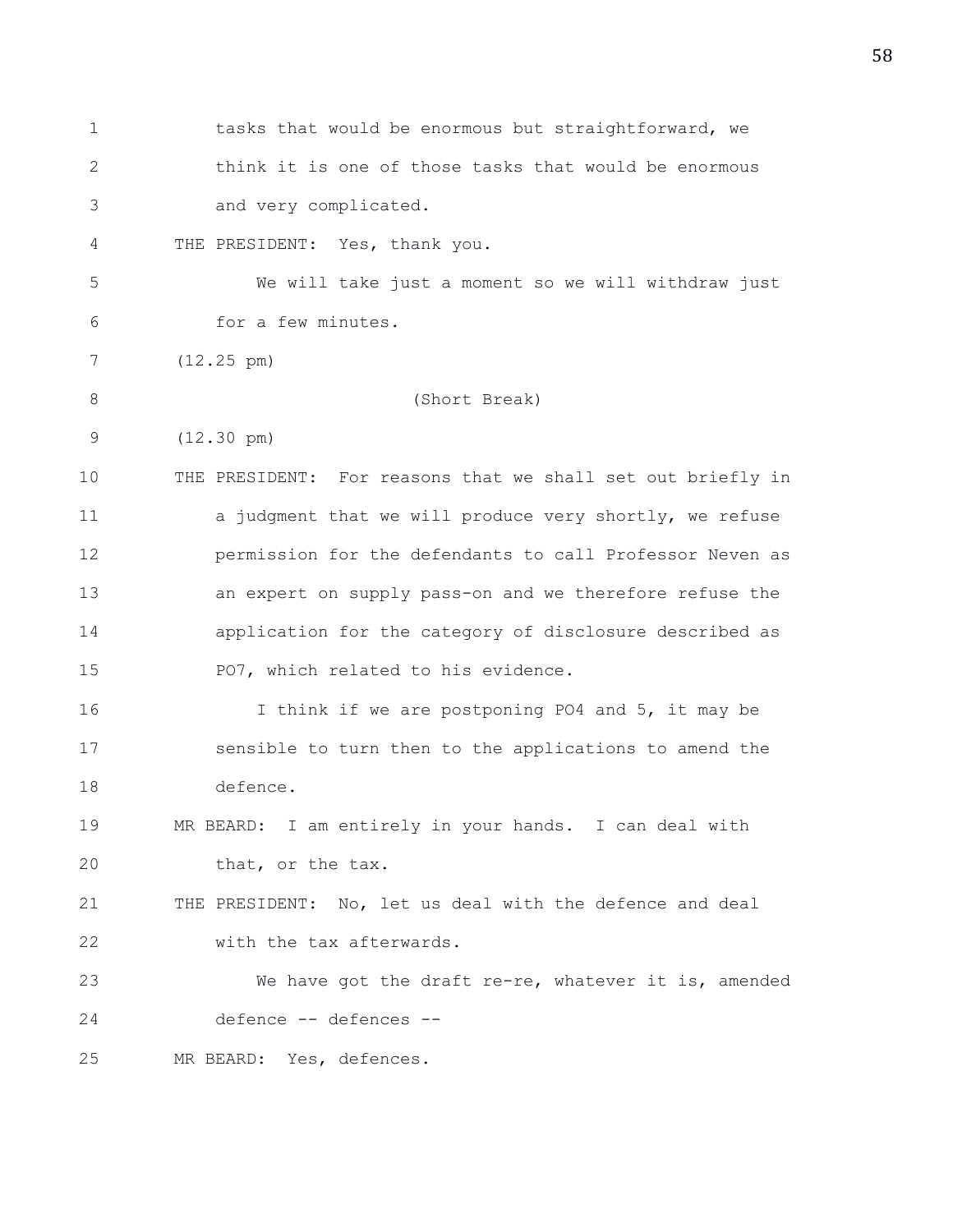tasks that would be enormous but straightforward, we think it is one of those tasks that would be enormous and very complicated.

THE PRESIDENT: Yes, thank you.

We will take just a moment so we will withdraw just for a few minutes.

(12.25 pm)

(Short Break)

(12.30 pm)

THE PRESIDENT: For reasons that we shall set out briefly in a judgment that we will produce very shortly, we refuse permission for the defendants to call Professor Neven as an expert on supply pass-on and we therefore refuse the application for the category of disclosure described as PO7, which related to his evidence.

I think if we are postponing PO4 and 5, it may be sensible to turn then to the applications to amend the defence.

MR BEARD: I am entirely in your hands. I can deal with that, or the tax.

THE PRESIDENT: No, let us deal with the defence and deal with the tax afterwards.

We have got the draft re-re, whatever it is, amended defence -- defences --

MR BEARD: Yes, defences.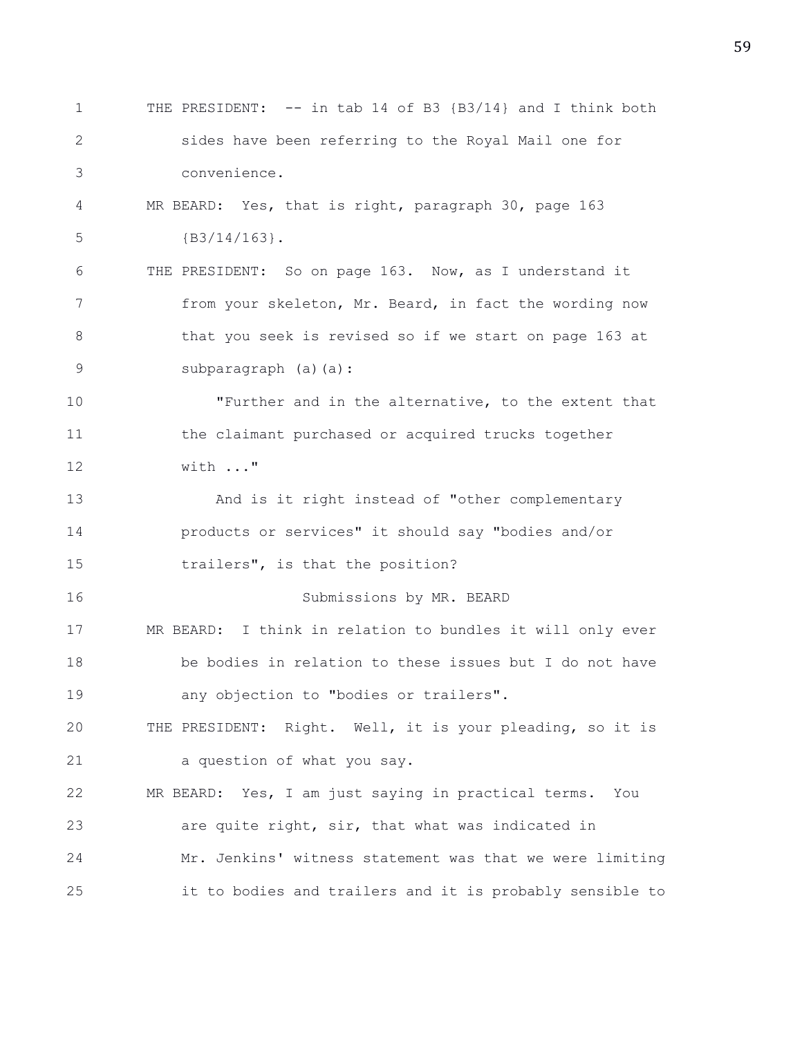THE PRESIDENT: -- in tab 14 of B3 {B3/14} and I think both sides have been referring to the Royal Mail one for convenience.

MR BEARD: Yes, that is right, paragraph 30, page 163 {B3/14/163}.

THE PRESIDENT: So on page 163. Now, as I understand it from your skeleton, Mr. Beard, in fact the wording now that you seek is revised so if we start on page 163 at subparagraph (a)(a):

"Further and in the alternative, to the extent that the claimant purchased or acquired trucks together with ..."

And is it right instead of "other complementary products or services" it should say "bodies and/or trailers", is that the position?

Submissions by MR. BEARD

MR BEARD: I think in relation to bundles it will only ever be bodies in relation to these issues but I do not have any objection to "bodies or trailers".

THE PRESIDENT: Right. Well, it is your pleading, so it is a question of what you say.

MR BEARD: Yes, I am just saying in practical terms. You are quite right, sir, that what was indicated in Mr. Jenkins' witness statement was that we were limiting it to bodies and trailers and it is probably sensible to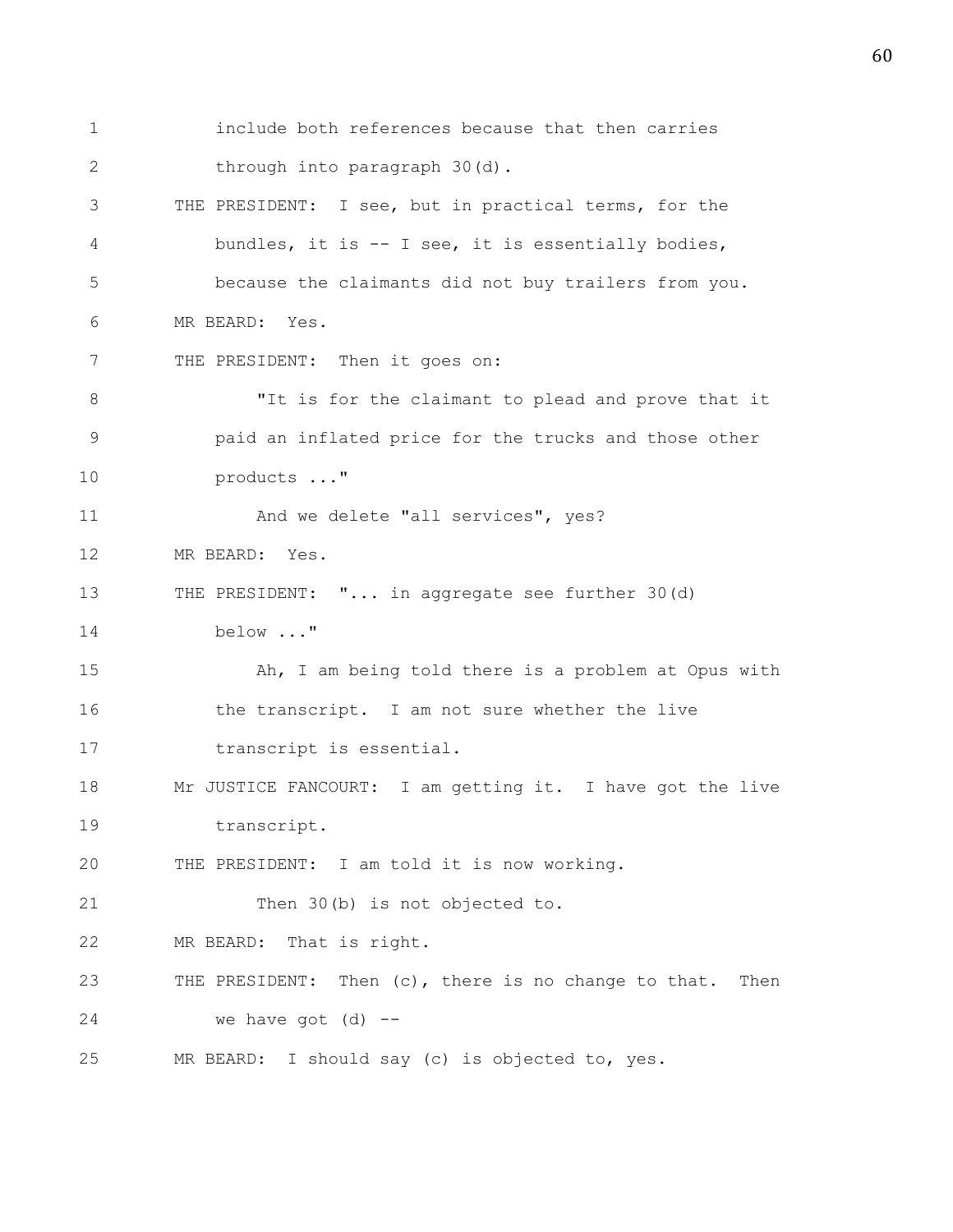include both references because that then carries through into paragraph 30(d).

THE PRESIDENT: I see, but in practical terms, for the bundles, it is -- I see, it is essentially bodies, because the claimants did not buy trailers from you.

MR BEARD: Yes.

THE PRESIDENT: Then it goes on:

"It is for the claimant to plead and prove that it paid an inflated price for the trucks and those other products ..."

And we delete "all services", yes?

MR BEARD: Yes.

THE PRESIDENT: "... in aggregate see further 30(d) below ..."

Ah, I am being told there is a problem at Opus with the transcript. I am not sure whether the live transcript is essential.

Mr JUSTICE FANCOURT: I am getting it. I have got the live transcript.

THE PRESIDENT: I am told it is now working.

Then 30(b) is not objected to.

MR BEARD: That is right.

THE PRESIDENT: Then (c), there is no change to that. Then we have got (d) --

MR BEARD: I should say (c) is objected to, yes.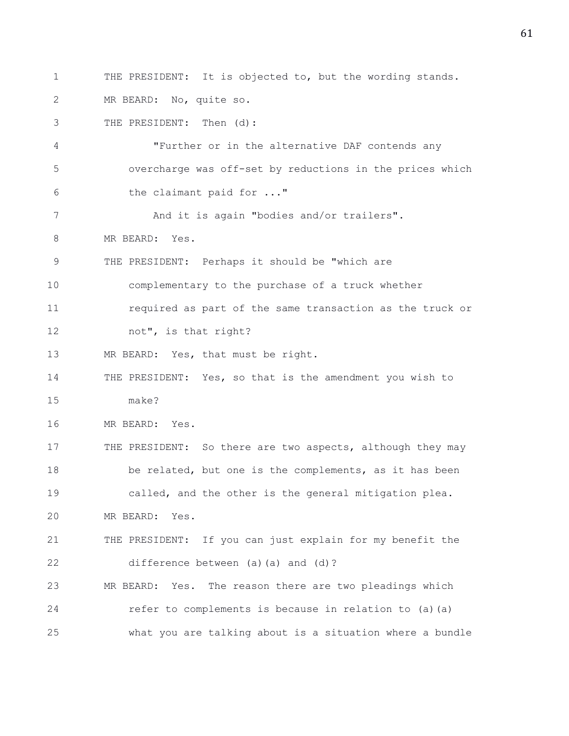THE PRESIDENT: It is objected to, but the wording stands.

MR BEARD: No, quite so.

THE PRESIDENT: Then (d):

"Further or in the alternative DAF contends any overcharge was off-set by reductions in the prices which the claimant paid for ..."

And it is again "bodies and/or trailers".

MR BEARD: Yes.

THE PRESIDENT: Perhaps it should be "which are complementary to the purchase of a truck whether required as part of the same transaction as the truck or not", is that right?

MR BEARD: Yes, that must be right.

THE PRESIDENT: Yes, so that is the amendment you wish to make?

MR BEARD: Yes.

THE PRESIDENT: So there are two aspects, although they may be related, but one is the complements, as it has been called, and the other is the general mitigation plea.

MR BEARD: Yes.

THE PRESIDENT: If you can just explain for my benefit the difference between (a)(a) and (d)?

MR BEARD: Yes. The reason there are two pleadings which refer to complements is because in relation to (a)(a) what you are talking about is a situation where a bundle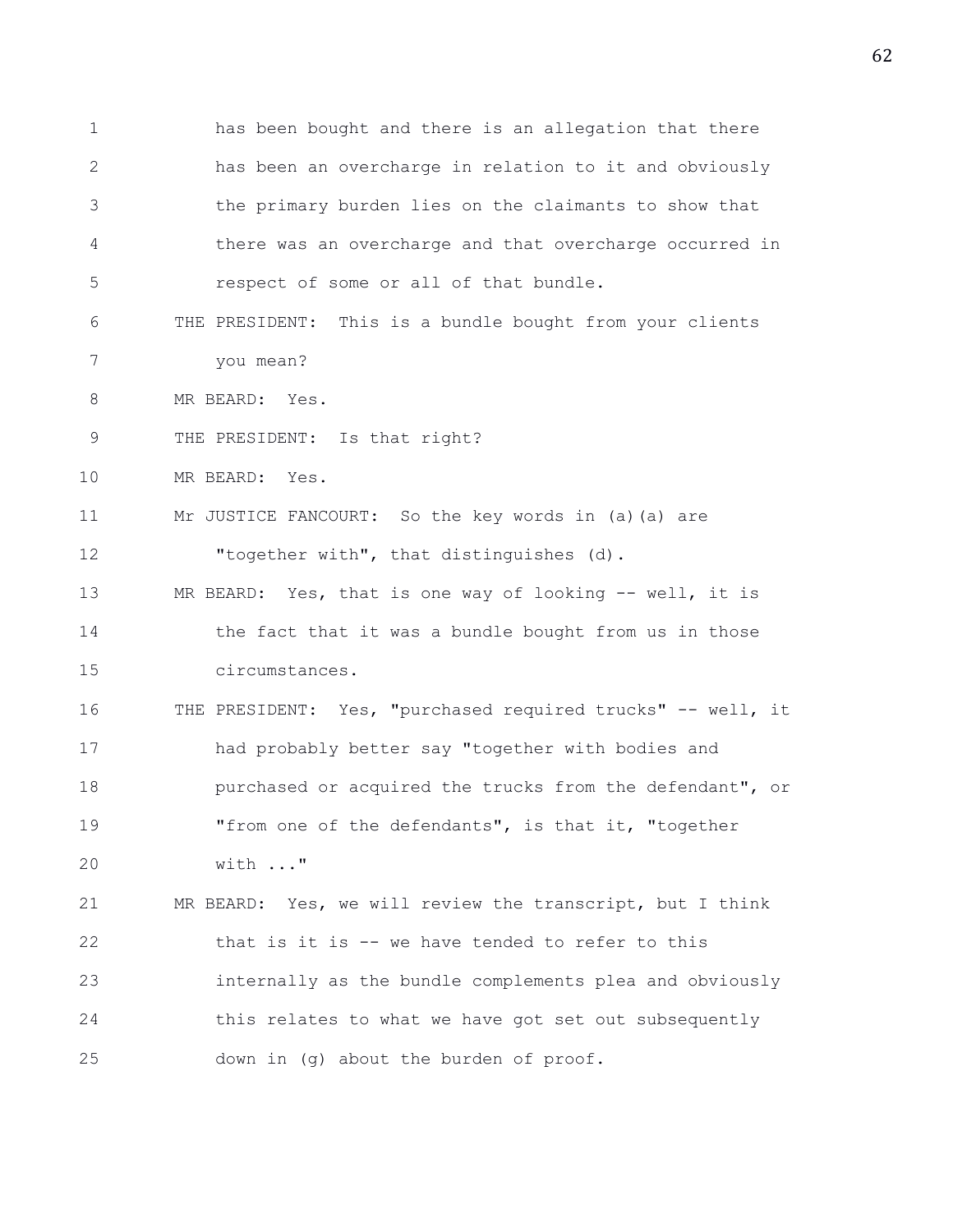has been bought and there is an allegation that there has been an overcharge in relation to it and obviously the primary burden lies on the claimants to show that there was an overcharge and that overcharge occurred in respect of some or all of that bundle.

THE PRESIDENT: This is a bundle bought from your clients you mean?

MR BEARD: Yes.

THE PRESIDENT: Is that right?

MR BEARD: Yes.

Mr JUSTICE FANCOURT: So the key words in (a)(a) are "together with", that distinguishes (d).

MR BEARD: Yes, that is one way of looking -- well, it is the fact that it was a bundle bought from us in those circumstances.

THE PRESIDENT: Yes, "purchased required trucks" -- well, it had probably better say "together with bodies and purchased or acquired the trucks from the defendant", or "from one of the defendants", is that it, "together with ..."

MR BEARD: Yes, we will review the transcript, but I think that is it is -- we have tended to refer to this internally as the bundle complements plea and obviously this relates to what we have got set out subsequently down in (g) about the burden of proof.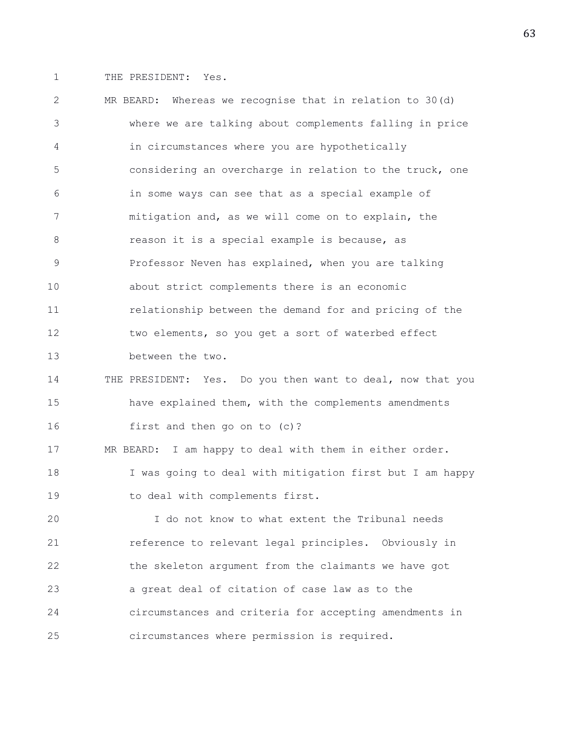THE PRESIDENT: Yes.

MR BEARD: Whereas we recognise that in relation to 30(d) where we are talking about complements falling in price in circumstances where you are hypothetically considering an overcharge in relation to the truck, one in some ways can see that as a special example of mitigation and, as we will come on to explain, the reason it is a special example is because, as Professor Neven has explained, when you are talking about strict complements there is an economic relationship between the demand for and pricing of the two elements, so you get a sort of waterbed effect between the two.

THE PRESIDENT: Yes. Do you then want to deal, now that you have explained them, with the complements amendments first and then go on to (c)?

MR BEARD: I am happy to deal with them in either order. I was going to deal with mitigation first but I am happy to deal with complements first.

I do not know to what extent the Tribunal needs reference to relevant legal principles. Obviously in the skeleton argument from the claimants we have got a great deal of citation of case law as to the circumstances and criteria for accepting amendments in circumstances where permission is required.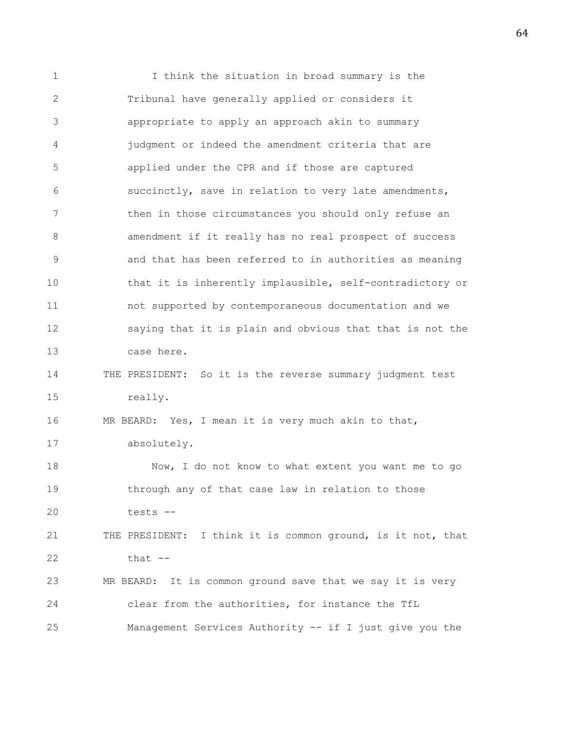I think the situation in broad summary is the Tribunal have generally applied or considers it appropriate to apply an approach akin to summary judgment or indeed the amendment criteria that are applied under the CPR and if those are captured succinctly, save in relation to very late amendments, then in those circumstances you should only refuse an amendment if it really has no real prospect of success and that has been referred to in authorities as meaning that it is inherently implausible, self-contradictory or not supported by contemporaneous documentation and we saying that it is plain and obvious that that is not the case here.

THE PRESIDENT: So it is the reverse summary judgment test really.

MR BEARD: Yes, I mean it is very much akin to that, absolutely.

Now, I do not know to what extent you want me to go through any of that case law in relation to those tests --

THE PRESIDENT: I think it is common ground, is it not, that that --

MR BEARD: It is common ground save that we say it is very clear from the authorities, for instance the TfL Management Services Authority -- if I just give you the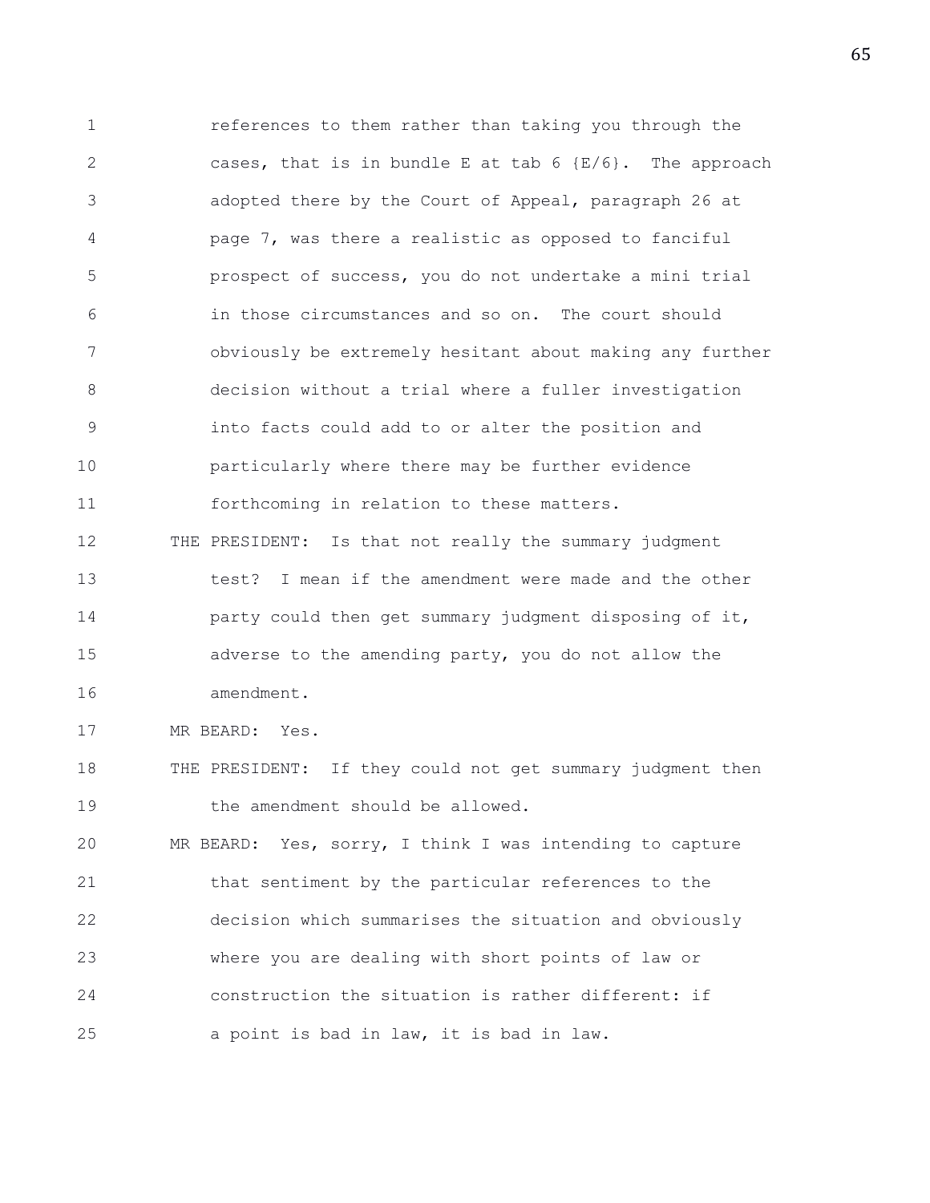references to them rather than taking you through the cases, that is in bundle E at tab 6 {E/6}. The approach adopted there by the Court of Appeal, paragraph 26 at page 7, was there a realistic as opposed to fanciful prospect of success, you do not undertake a mini trial in those circumstances and so on. The court should obviously be extremely hesitant about making any further decision without a trial where a fuller investigation into facts could add to or alter the position and particularly where there may be further evidence forthcoming in relation to these matters.

THE PRESIDENT: Is that not really the summary judgment test? I mean if the amendment were made and the other party could then get summary judgment disposing of it, adverse to the amending party, you do not allow the amendment.

MR BEARD: Yes.

THE PRESIDENT: If they could not get summary judgment then the amendment should be allowed.

MR BEARD: Yes, sorry, I think I was intending to capture that sentiment by the particular references to the decision which summarises the situation and obviously where you are dealing with short points of law or construction the situation is rather different: if a point is bad in law, it is bad in law.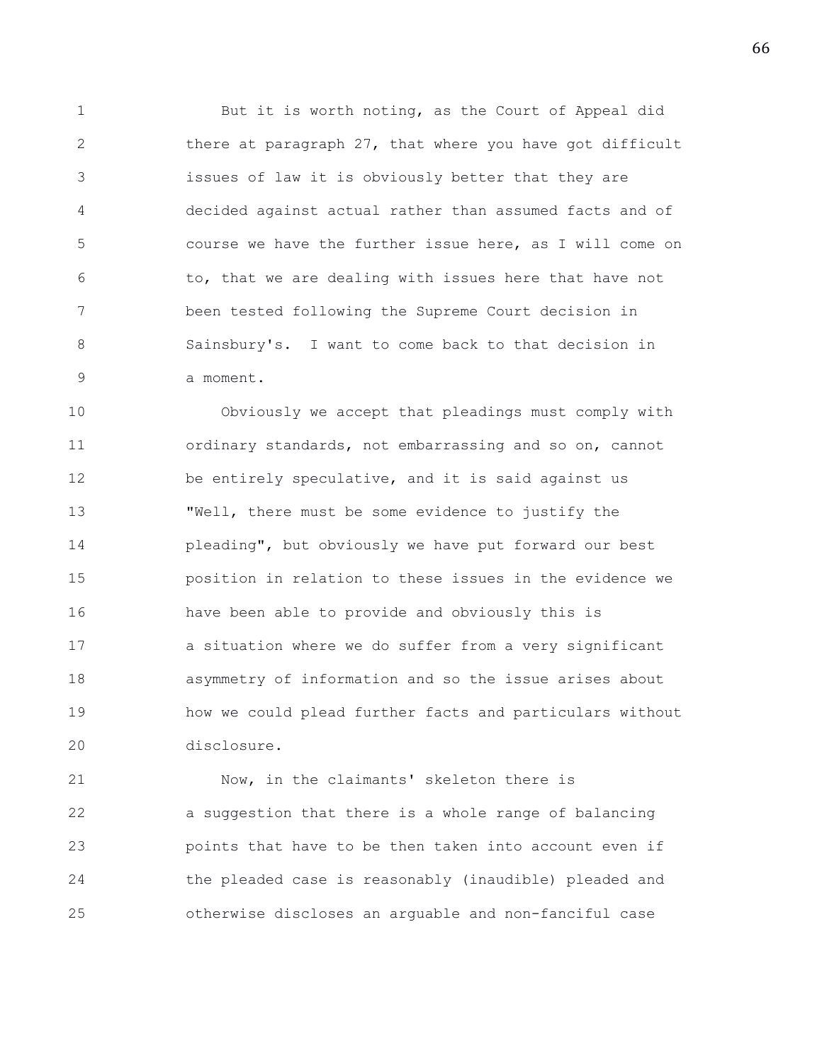But it is worth noting, as the Court of Appeal did there at paragraph 27, that where you have got difficult issues of law it is obviously better that they are decided against actual rather than assumed facts and of course we have the further issue here, as I will come on to, that we are dealing with issues here that have not been tested following the Supreme Court decision in Sainsbury's. I want to come back to that decision in a moment.

Obviously we accept that pleadings must comply with ordinary standards, not embarrassing and so on, cannot be entirely speculative, and it is said against us "Well, there must be some evidence to justify the pleading", but obviously we have put forward our best position in relation to these issues in the evidence we have been able to provide and obviously this is a situation where we do suffer from a very significant asymmetry of information and so the issue arises about how we could plead further facts and particulars without disclosure.

Now, in the claimants' skeleton there is a suggestion that there is a whole range of balancing points that have to be then taken into account even if the pleaded case is reasonably (inaudible) pleaded and otherwise discloses an arguable and non-fanciful case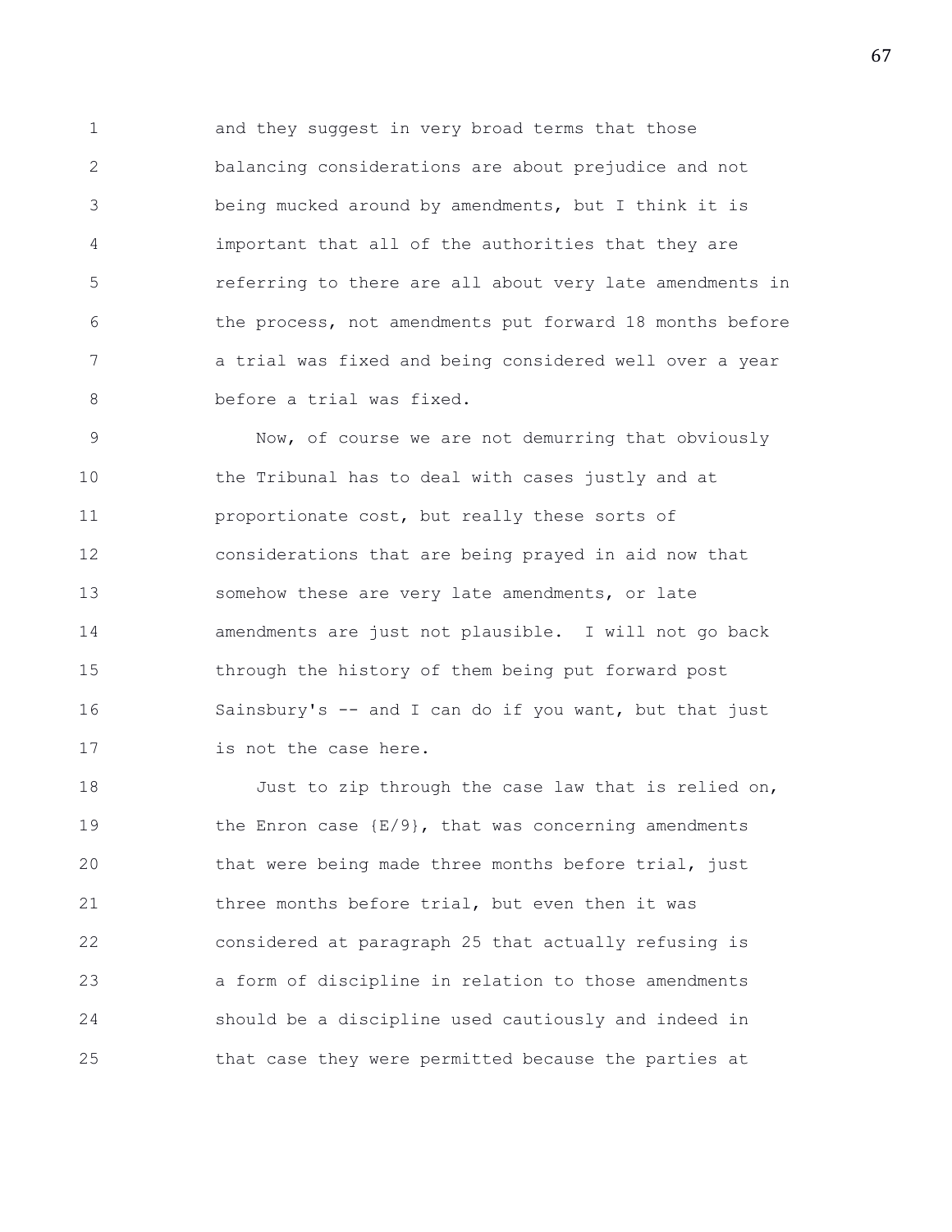and they suggest in very broad terms that those balancing considerations are about prejudice and not being mucked around by amendments, but I think it is important that all of the authorities that they are referring to there are all about very late amendments in the process, not amendments put forward 18 months before a trial was fixed and being considered well over a year before a trial was fixed.

Now, of course we are not demurring that obviously the Tribunal has to deal with cases justly and at proportionate cost, but really these sorts of considerations that are being prayed in aid now that somehow these are very late amendments, or late amendments are just not plausible. I will not go back through the history of them being put forward post Sainsbury's -- and I can do if you want, but that just is not the case here.

Just to zip through the case law that is relied on, the Enron case {E/9}, that was concerning amendments that were being made three months before trial, just three months before trial, but even then it was considered at paragraph 25 that actually refusing is a form of discipline in relation to those amendments should be a discipline used cautiously and indeed in that case they were permitted because the parties at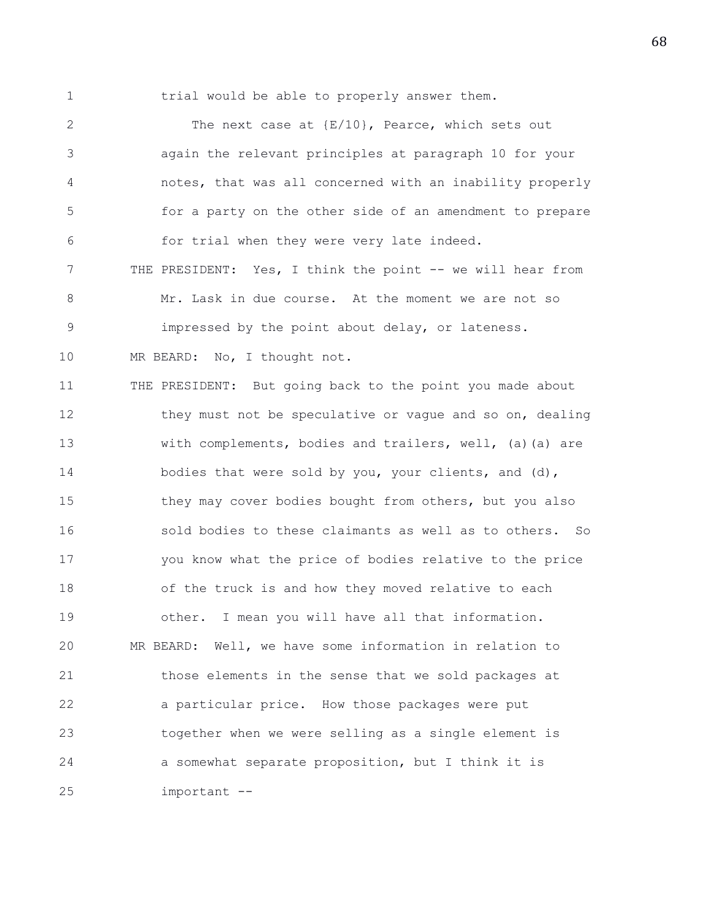1 trial would be able to properly answer them.

2 The next case at {E/10}, Pearce, which sets out
3 again the relevant principles at paragraph 10 for your
4 notes, that was all concerned with an inability properly
5 for a party on the other side of an amendment to prepare
6 for trial when they were very late indeed.

7 THE PRESIDENT: Yes, I think the point -- we will hear from
8 Mr. Lask in due course. At the moment we are not so
9 impressed by the point about delay, or lateness.

10 MR BEARD: No, I thought not.

11 THE PRESIDENT: But going back to the point you made about
12 they must not be speculative or vague and so on, dealing
13 with complements, bodies and trailers, well, (a)(a) are
14 bodies that were sold by you, your clients, and (d),
15 they may cover bodies bought from others, but you also
16 sold bodies to these claimants as well as to others. So
17 you know what the price of bodies relative to the price
18 of the truck is and how they moved relative to each
19 other. I mean you will have all that information.

20 MR BEARD: Well, we have some information in relation to
21 those elements in the sense that we sold packages at
22 a particular price. How those packages were put
23 together when we were selling as a single element is
24 a somewhat separate proposition, but I think it is
25 important --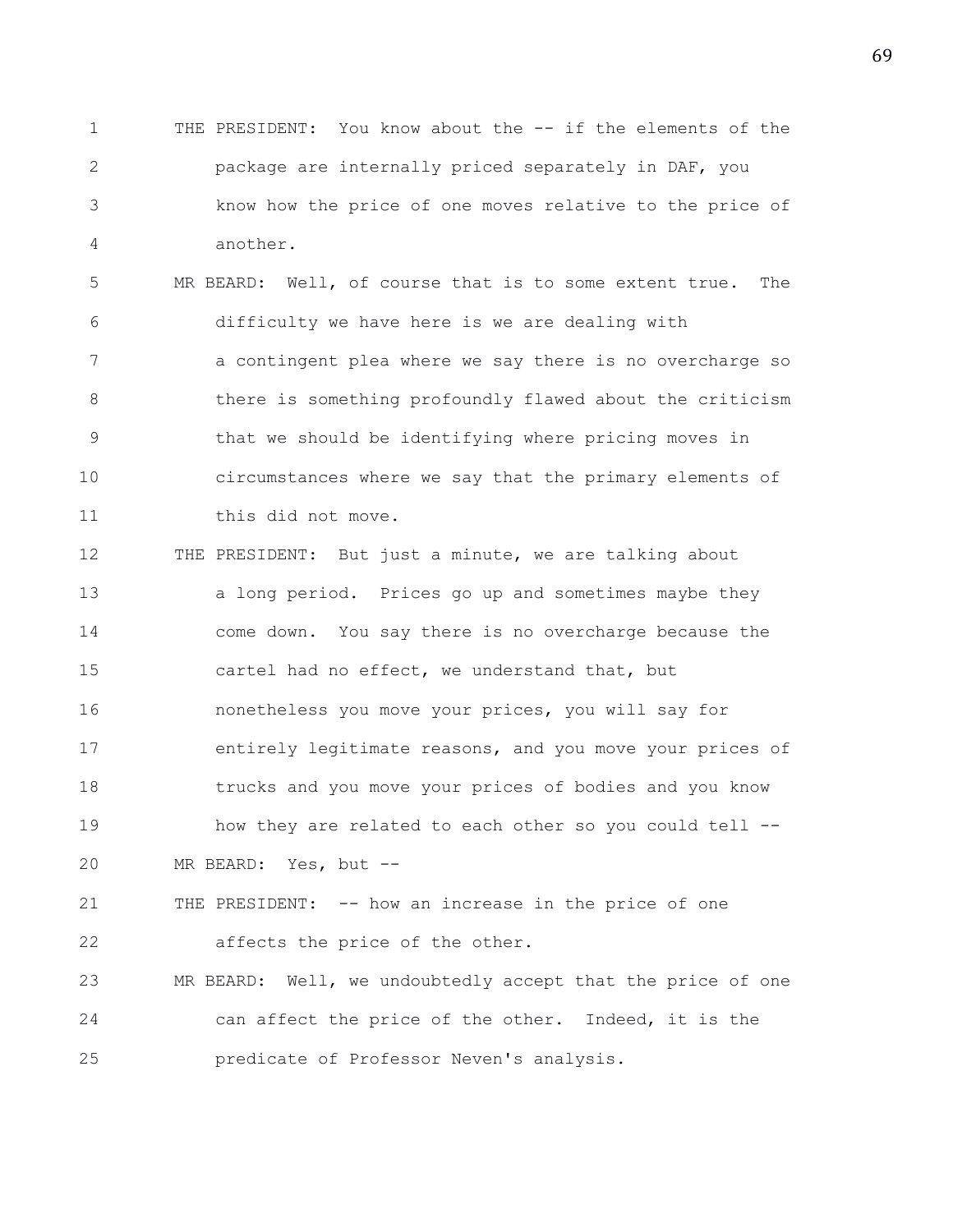THE PRESIDENT: You know about the -- if the elements of the package are internally priced separately in DAF, you know how the price of one moves relative to the price of another.

MR BEARD: Well, of course that is to some extent true. The difficulty we have here is we are dealing with a contingent plea where we say there is no overcharge so there is something profoundly flawed about the criticism that we should be identifying where pricing moves in circumstances where we say that the primary elements of this did not move.

THE PRESIDENT: But just a minute, we are talking about a long period. Prices go up and sometimes maybe they come down. You say there is no overcharge because the cartel had no effect, we understand that, but nonetheless you move your prices, you will say for entirely legitimate reasons, and you move your prices of trucks and you move your prices of bodies and you know how they are related to each other so you could tell --

MR BEARD: Yes, but --

THE PRESIDENT: -- how an increase in the price of one affects the price of the other.

MR BEARD: Well, we undoubtedly accept that the price of one can affect the price of the other. Indeed, it is the predicate of Professor Neven's analysis.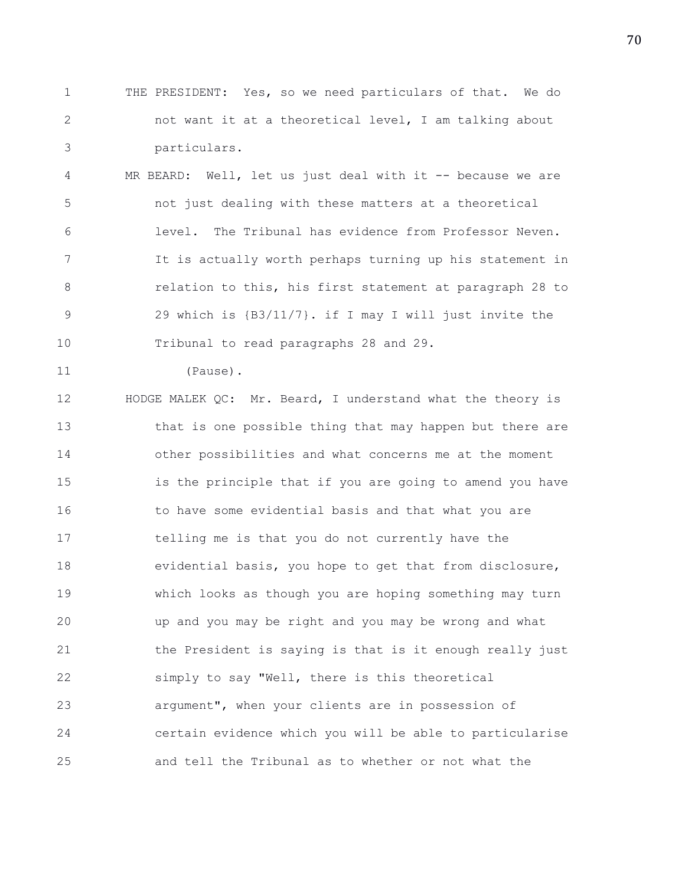THE PRESIDENT: Yes, so we need particulars of that. We do not want it at a theoretical level, I am talking about particulars.

MR BEARD: Well, let us just deal with it -- because we are not just dealing with these matters at a theoretical level. The Tribunal has evidence from Professor Neven. It is actually worth perhaps turning up his statement in relation to this, his first statement at paragraph 28 to 29 which is {B3/11/7}. if I may I will just invite the Tribunal to read paragraphs 28 and 29.

(Pause).

HODGE MALEK QC: Mr. Beard, I understand what the theory is that is one possible thing that may happen but there are other possibilities and what concerns me at the moment is the principle that if you are going to amend you have to have some evidential basis and that what you are telling me is that you do not currently have the evidential basis, you hope to get that from disclosure, which looks as though you are hoping something may turn up and you may be right and you may be wrong and what the President is saying is that is it enough really just simply to say "Well, there is this theoretical argument", when your clients are in possession of certain evidence which you will be able to particularise and tell the Tribunal as to whether or not what the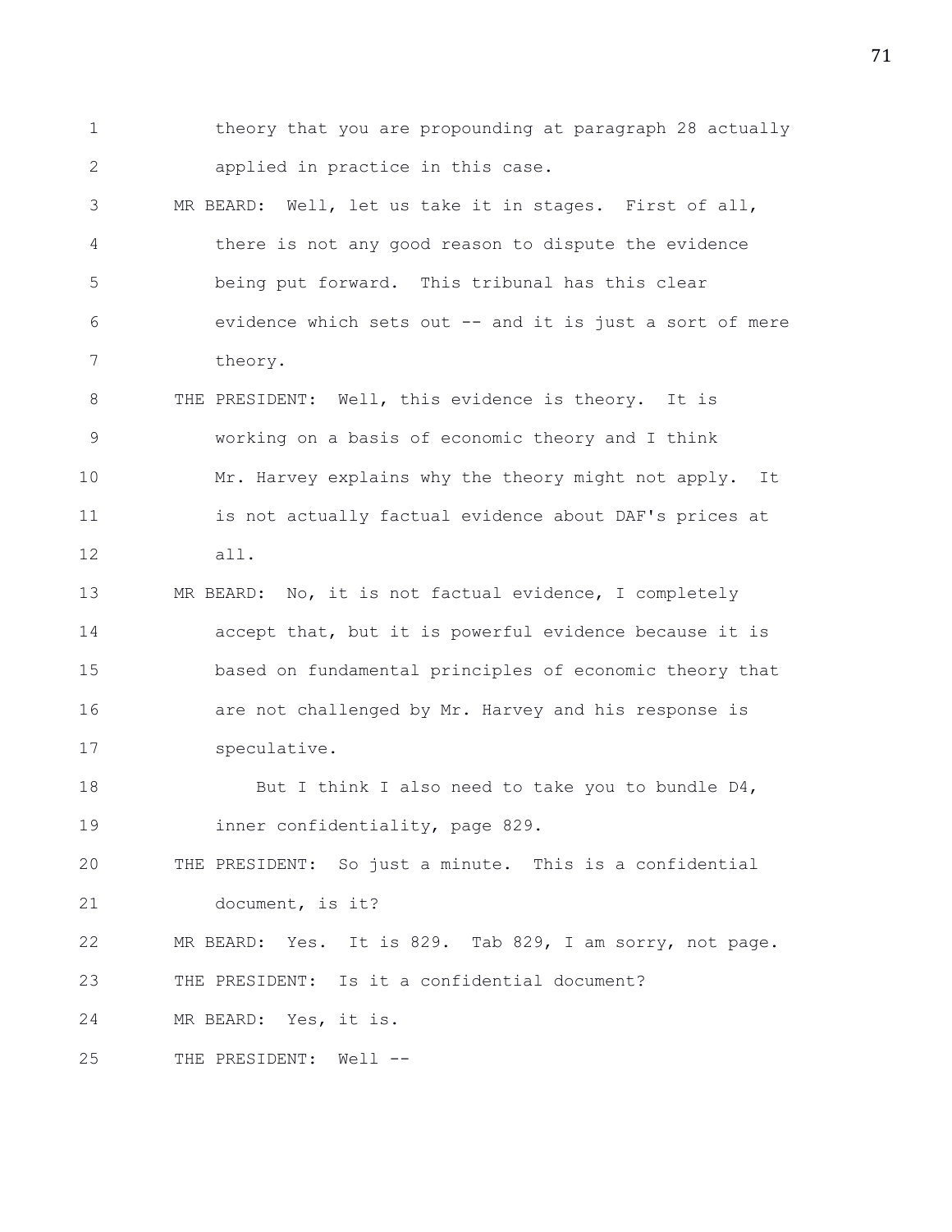1 theory that you are propounding at paragraph 28 actually
2 applied in practice in this case.

3 MR BEARD: Well, let us take it in stages. First of all,
4 there is not any good reason to dispute the evidence
5 being put forward. This tribunal has this clear
6 evidence which sets out -- and it is just a sort of mere
7 theory.

8 THE PRESIDENT: Well, this evidence is theory. It is
9 working on a basis of economic theory and I think
10 Mr. Harvey explains why the theory might not apply. It
11 is not actually factual evidence about DAF's prices at
12 all.

13 MR BEARD: No, it is not factual evidence, I completely
14 accept that, but it is powerful evidence because it is
15 based on fundamental principles of economic theory that
16 are not challenged by Mr. Harvey and his response is
17 speculative.

18 But I think I also need to take you to bundle D4,
19 inner confidentiality, page 829.

20 THE PRESIDENT: So just a minute. This is a confidential
21 document, is it?

22 MR BEARD: Yes. It is 829. Tab 829, I am sorry, not page.

23 THE PRESIDENT: Is it a confidential document?

24 MR BEARD: Yes, it is.

25 THE PRESIDENT: Well --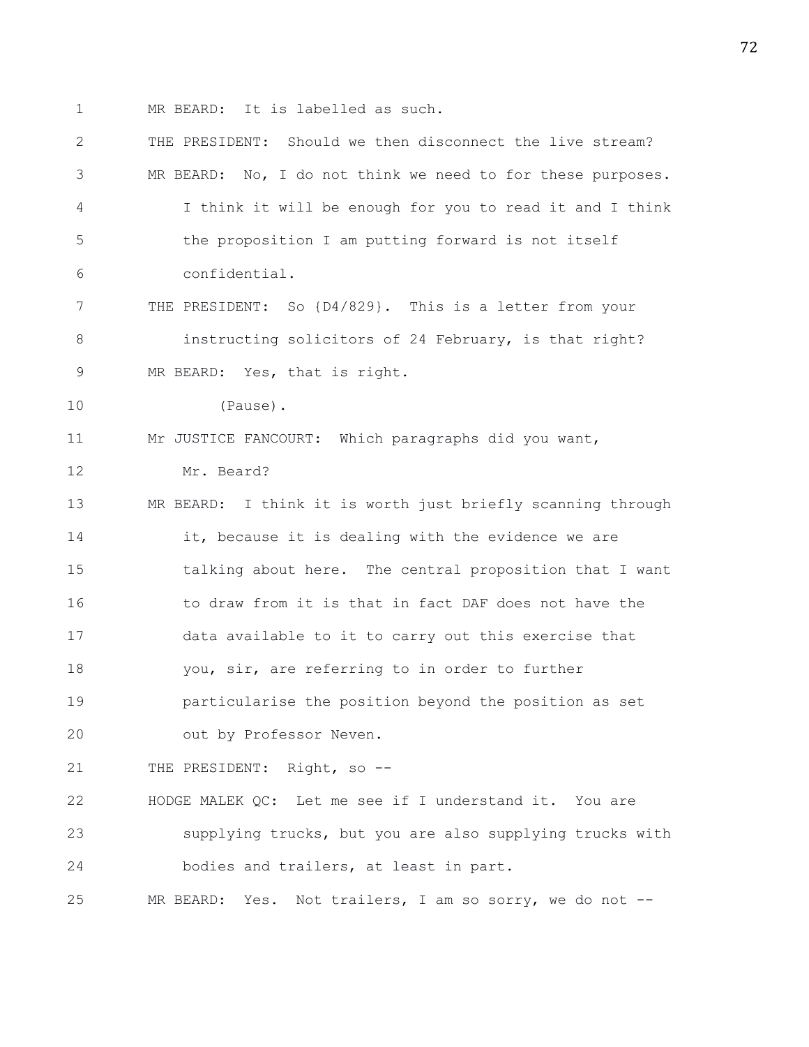MR BEARD: It is labelled as such.

THE PRESIDENT: Should we then disconnect the live stream?

MR BEARD: No, I do not think we need to for these purposes. I think it will be enough for you to read it and I think the proposition I am putting forward is not itself confidential.

THE PRESIDENT: So {D4/829}. This is a letter from your instructing solicitors of 24 February, is that right?

MR BEARD: Yes, that is right.

(Pause).

Mr JUSTICE FANCOURT: Which paragraphs did you want, Mr. Beard?

MR BEARD: I think it is worth just briefly scanning through it, because it is dealing with the evidence we are talking about here. The central proposition that I want to draw from it is that in fact DAF does not have the data available to it to carry out this exercise that you, sir, are referring to in order to further particularise the position beyond the position as set out by Professor Neven.

THE PRESIDENT: Right, so --

HODGE MALEK QC: Let me see if I understand it. You are supplying trucks, but you are also supplying trucks with bodies and trailers, at least in part.

MR BEARD: Yes. Not trailers, I am so sorry, we do not --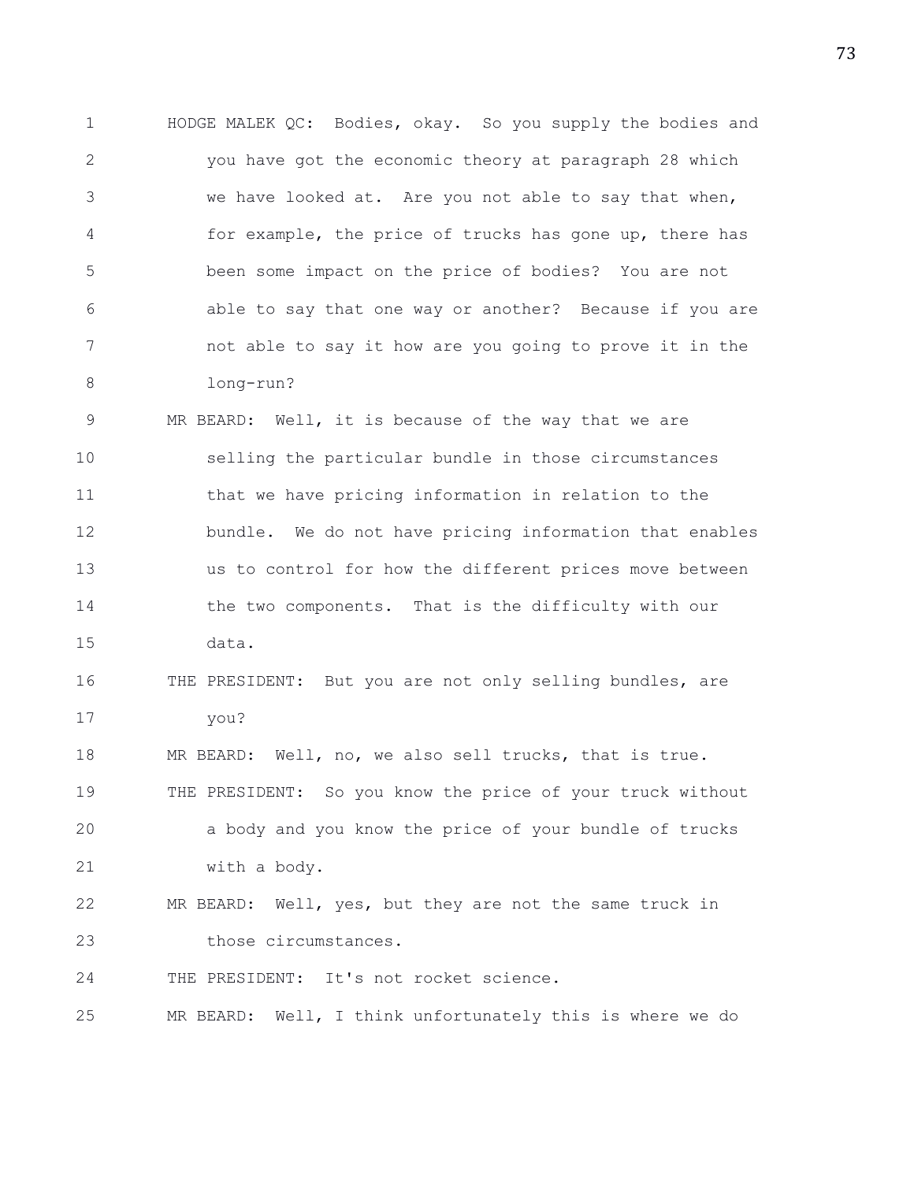HODGE MALEK QC: Bodies, okay. So you supply the bodies and you have got the economic theory at paragraph 28 which we have looked at. Are you not able to say that when, for example, the price of trucks has gone up, there has been some impact on the price of bodies? You are not able to say that one way or another? Because if you are not able to say it how are you going to prove it in the long-run?

MR BEARD: Well, it is because of the way that we are selling the particular bundle in those circumstances that we have pricing information in relation to the bundle. We do not have pricing information that enables us to control for how the different prices move between the two components. That is the difficulty with our data.

THE PRESIDENT: But you are not only selling bundles, are you?

MR BEARD: Well, no, we also sell trucks, that is true.

THE PRESIDENT: So you know the price of your truck without a body and you know the price of your bundle of trucks with a body.

MR BEARD: Well, yes, but they are not the same truck in those circumstances.

THE PRESIDENT: It's not rocket science.

MR BEARD: Well, I think unfortunately this is where we do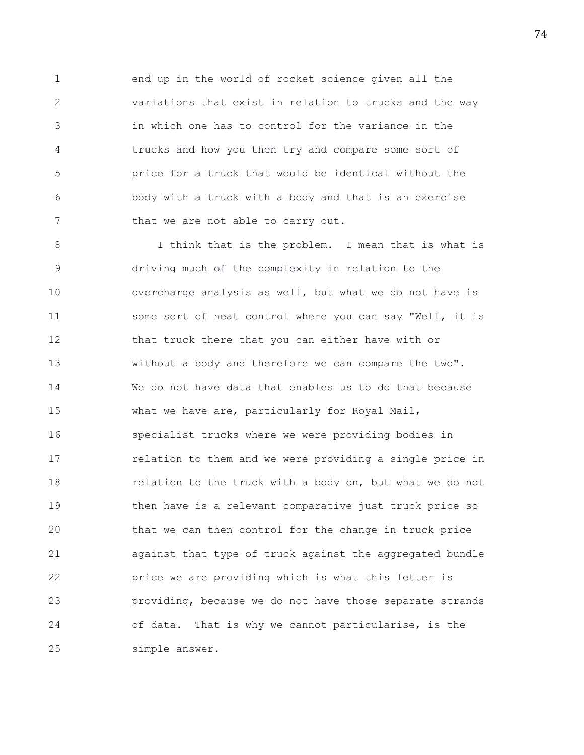end up in the world of rocket science given all the variations that exist in relation to trucks and the way in which one has to control for the variance in the trucks and how you then try and compare some sort of price for a truck that would be identical without the body with a truck with a body and that is an exercise that we are not able to carry out.

I think that is the problem. I mean that is what is driving much of the complexity in relation to the overcharge analysis as well, but what we do not have is some sort of neat control where you can say "Well, it is that truck there that you can either have with or without a body and therefore we can compare the two". We do not have data that enables us to do that because what we have are, particularly for Royal Mail, specialist trucks where we were providing bodies in relation to them and we were providing a single price in relation to the truck with a body on, but what we do not then have is a relevant comparative just truck price so that we can then control for the change in truck price against that type of truck against the aggregated bundle price we are providing which is what this letter is providing, because we do not have those separate strands of data. That is why we cannot particularise, is the simple answer.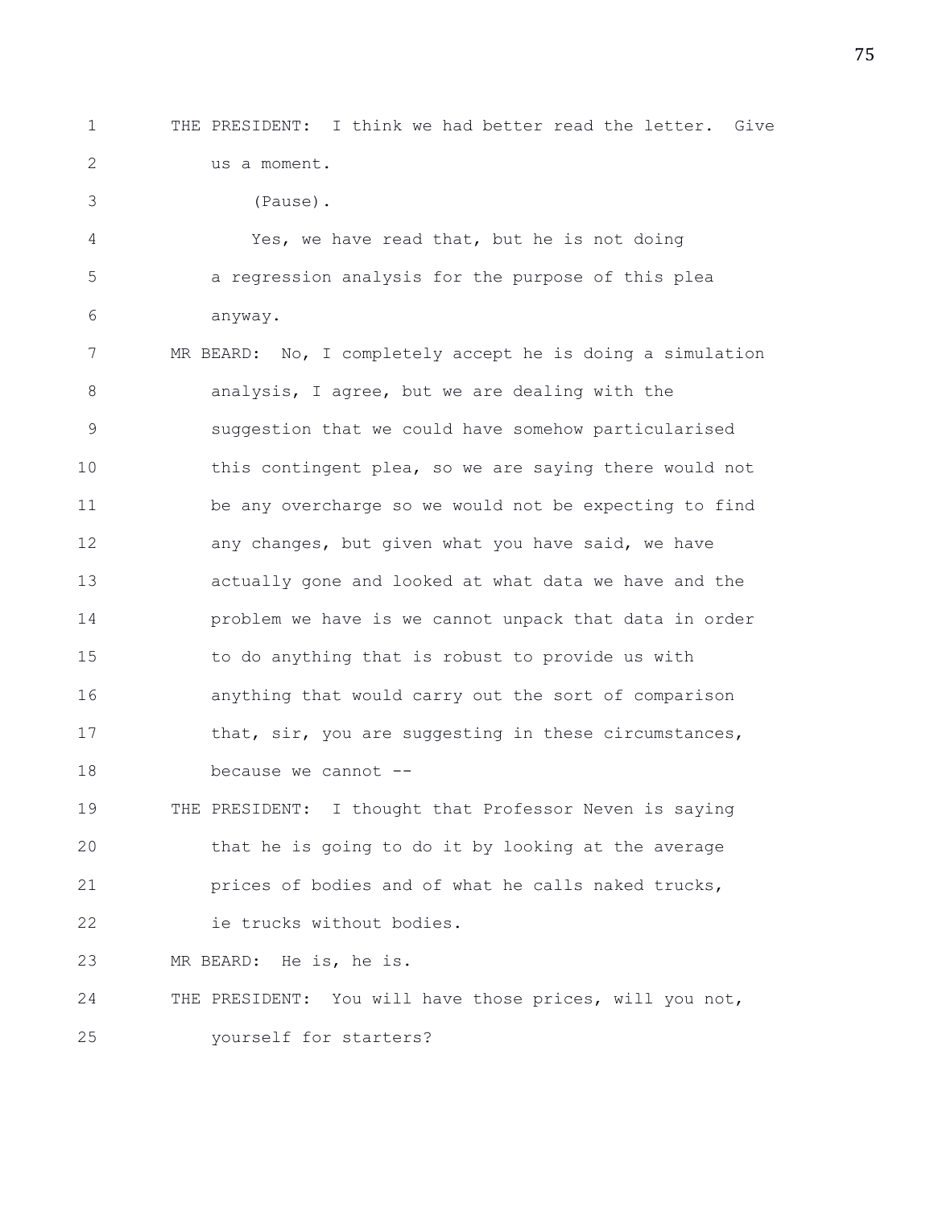THE PRESIDENT: I think we had better read the letter. Give us a moment.

(Pause).

Yes, we have read that, but he is not doing a regression analysis for the purpose of this plea anyway.

MR BEARD: No, I completely accept he is doing a simulation analysis, I agree, but we are dealing with the suggestion that we could have somehow particularised this contingent plea, so we are saying there would not be any overcharge so we would not be expecting to find any changes, but given what you have said, we have actually gone and looked at what data we have and the problem we have is we cannot unpack that data in order to do anything that is robust to provide us with anything that would carry out the sort of comparison that, sir, you are suggesting in these circumstances, because we cannot --

THE PRESIDENT: I thought that Professor Neven is saying that he is going to do it by looking at the average prices of bodies and of what he calls naked trucks, ie trucks without bodies.

MR BEARD: He is, he is.

THE PRESIDENT: You will have those prices, will you not, yourself for starters?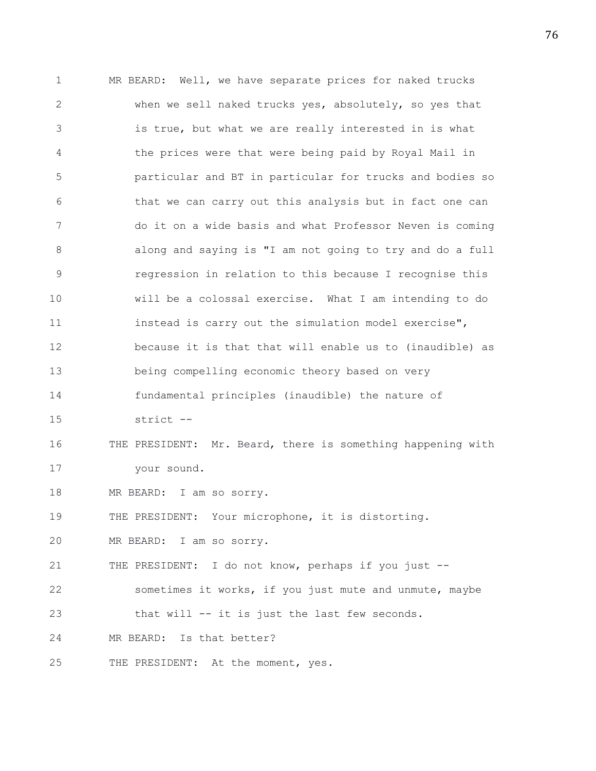MR BEARD: Well, we have separate prices for naked trucks when we sell naked trucks yes, absolutely, so yes that is true, but what we are really interested in is what the prices were that were being paid by Royal Mail in particular and BT in particular for trucks and bodies so that we can carry out this analysis but in fact one can do it on a wide basis and what Professor Neven is coming along and saying is "I am not going to try and do a full regression in relation to this because I recognise this will be a colossal exercise. What I am intending to do instead is carry out the simulation model exercise", because it is that that will enable us to (inaudible) as being compelling economic theory based on very fundamental principles (inaudible) the nature of strict --

THE PRESIDENT: Mr. Beard, there is something happening with your sound.

MR BEARD: I am so sorry.

THE PRESIDENT: Your microphone, it is distorting.

MR BEARD: I am so sorry.

THE PRESIDENT: I do not know, perhaps if you just -- sometimes it works, if you just mute and unmute, maybe that will -- it is just the last few seconds.

MR BEARD: Is that better?

THE PRESIDENT: At the moment, yes.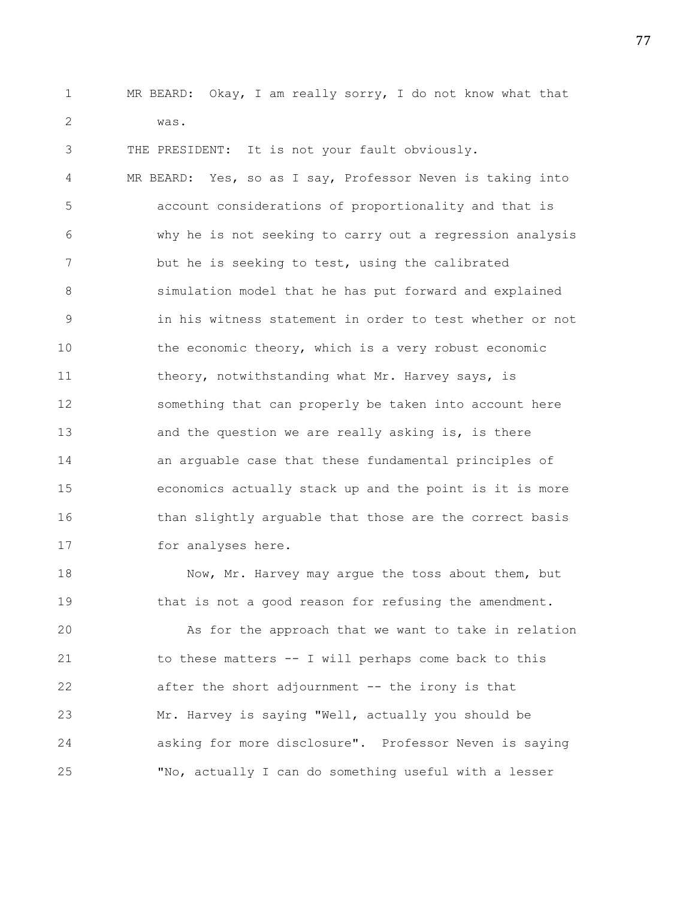MR BEARD: Okay, I am really sorry, I do not know what that was.

THE PRESIDENT: It is not your fault obviously.

MR BEARD: Yes, so as I say, Professor Neven is taking into account considerations of proportionality and that is why he is not seeking to carry out a regression analysis but he is seeking to test, using the calibrated simulation model that he has put forward and explained in his witness statement in order to test whether or not the economic theory, which is a very robust economic theory, notwithstanding what Mr. Harvey says, is something that can properly be taken into account here and the question we are really asking is, is there an arguable case that these fundamental principles of economics actually stack up and the point is it is more than slightly arguable that those are the correct basis for analyses here.

Now, Mr. Harvey may argue the toss about them, but that is not a good reason for refusing the amendment.

As for the approach that we want to take in relation to these matters -- I will perhaps come back to this after the short adjournment -- the irony is that Mr. Harvey is saying "Well, actually you should be asking for more disclosure". Professor Neven is saying "No, actually I can do something useful with a lesser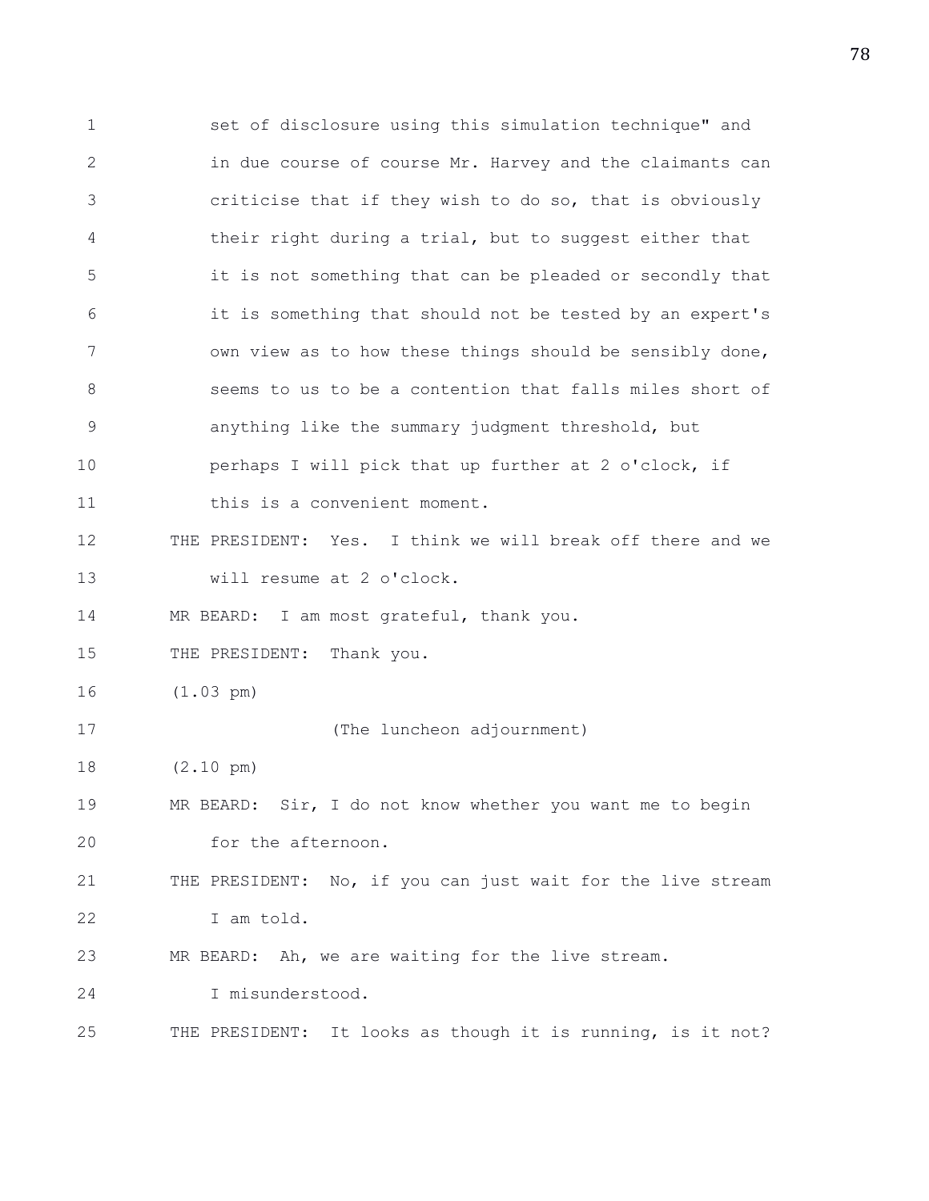set of disclosure using this simulation technique" and in due course of course Mr. Harvey and the claimants can criticise that if they wish to do so, that is obviously their right during a trial, but to suggest either that it is not something that can be pleaded or secondly that it is something that should not be tested by an expert's own view as to how these things should be sensibly done, seems to us to be a contention that falls miles short of anything like the summary judgment threshold, but perhaps I will pick that up further at 2 o'clock, if this is a convenient moment.

THE PRESIDENT: Yes. I think we will break off there and we will resume at 2 o'clock.

MR BEARD: I am most grateful, thank you.

THE PRESIDENT: Thank you.

(1.03 pm)

(The luncheon adjournment)

(2.10 pm)

MR BEARD: Sir, I do not know whether you want me to begin for the afternoon.

THE PRESIDENT: No, if you can just wait for the live stream I am told.

MR BEARD: Ah, we are waiting for the live stream. I misunderstood.

THE PRESIDENT: It looks as though it is running, is it not?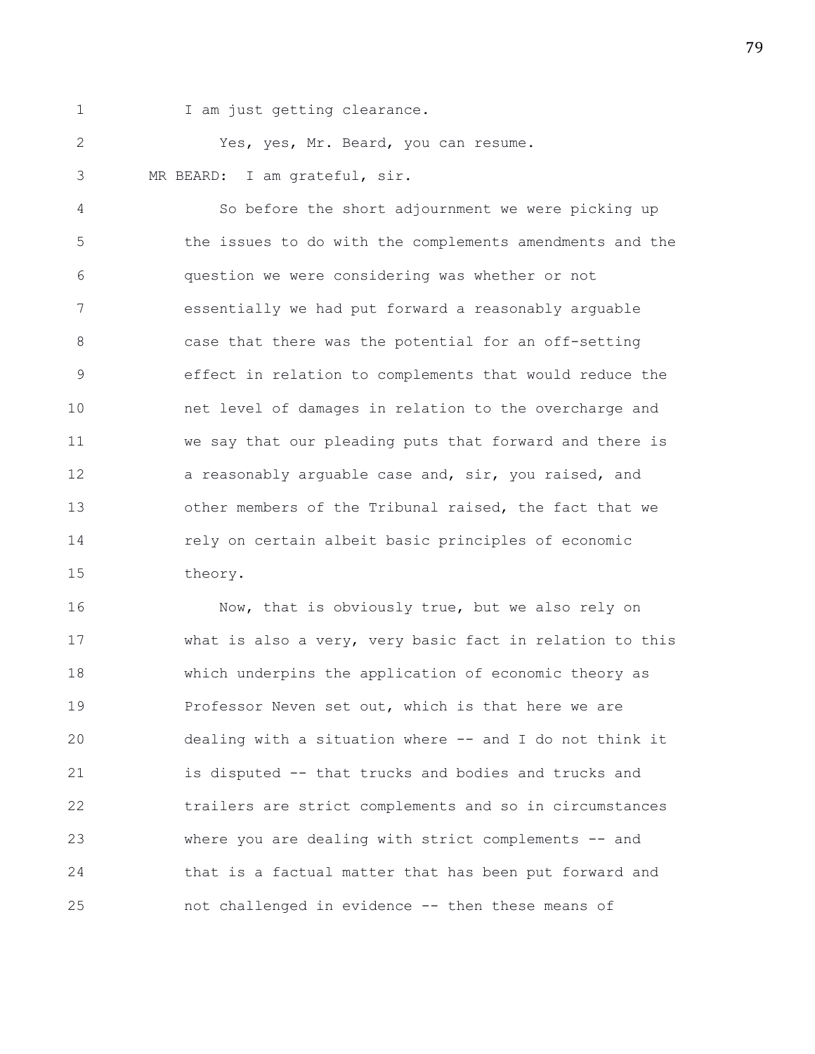I am just getting clearance.

Yes, yes, Mr. Beard, you can resume.

MR BEARD: I am grateful, sir.

So before the short adjournment we were picking up the issues to do with the complements amendments and the question we were considering was whether or not essentially we had put forward a reasonably arguable case that there was the potential for an off-setting effect in relation to complements that would reduce the net level of damages in relation to the overcharge and we say that our pleading puts that forward and there is a reasonably arguable case and, sir, you raised, and other members of the Tribunal raised, the fact that we rely on certain albeit basic principles of economic theory.

Now, that is obviously true, but we also rely on what is also a very, very basic fact in relation to this which underpins the application of economic theory as Professor Neven set out, which is that here we are dealing with a situation where -- and I do not think it is disputed -- that trucks and bodies and trucks and trailers are strict complements and so in circumstances where you are dealing with strict complements -- and that is a factual matter that has been put forward and not challenged in evidence -- then these means of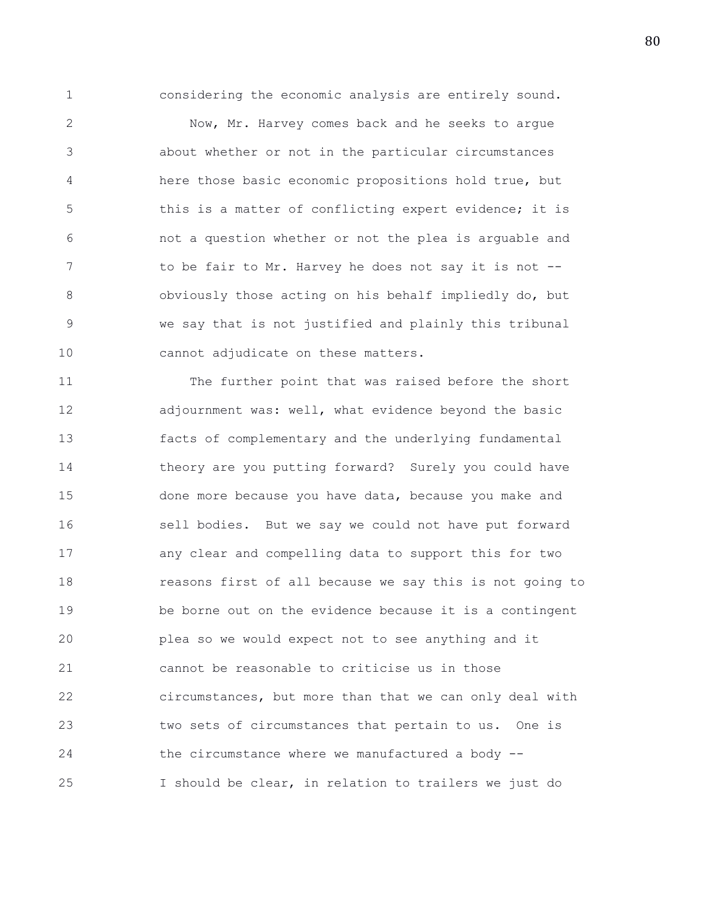considering the economic analysis are entirely sound.

Now, Mr. Harvey comes back and he seeks to argue about whether or not in the particular circumstances here those basic economic propositions hold true, but this is a matter of conflicting expert evidence; it is not a question whether or not the plea is arguable and to be fair to Mr. Harvey he does not say it is not -- obviously those acting on his behalf impliedly do, but we say that is not justified and plainly this tribunal cannot adjudicate on these matters.

The further point that was raised before the short adjournment was: well, what evidence beyond the basic facts of complementary and the underlying fundamental theory are you putting forward? Surely you could have done more because you have data, because you make and sell bodies. But we say we could not have put forward any clear and compelling data to support this for two reasons first of all because we say this is not going to be borne out on the evidence because it is a contingent plea so we would expect not to see anything and it cannot be reasonable to criticise us in those circumstances, but more than that we can only deal with two sets of circumstances that pertain to us. One is the circumstance where we manufactured a body -- I should be clear, in relation to trailers we just do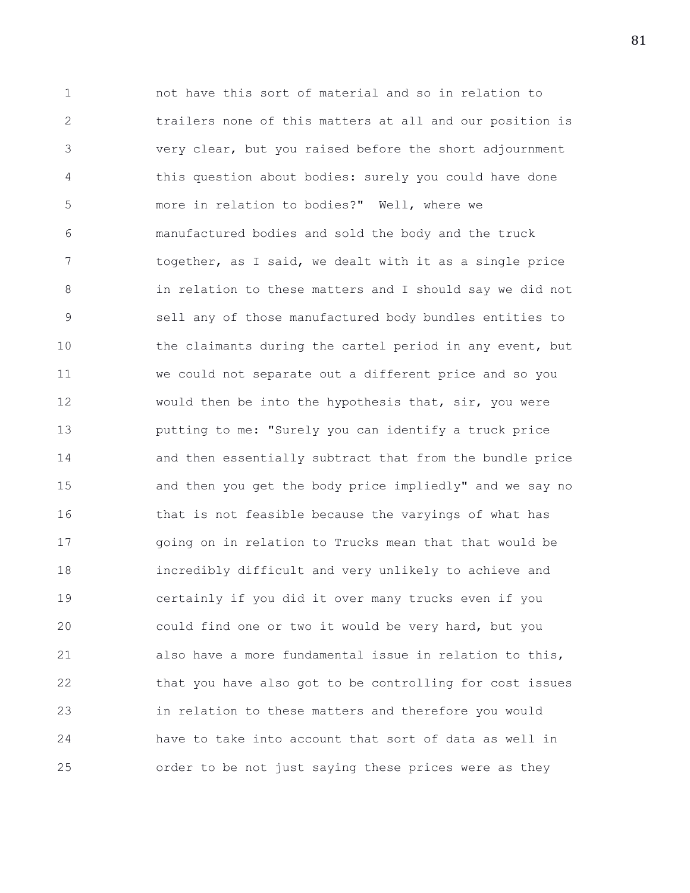not have this sort of material and so in relation to trailers none of this matters at all and our position is very clear, but you raised before the short adjournment this question about bodies: surely you could have done more in relation to bodies?" Well, where we manufactured bodies and sold the body and the truck together, as I said, we dealt with it as a single price in relation to these matters and I should say we did not sell any of those manufactured body bundles entities to the claimants during the cartel period in any event, but we could not separate out a different price and so you would then be into the hypothesis that, sir, you were putting to me: "Surely you can identify a truck price and then essentially subtract that from the bundle price and then you get the body price impliedly" and we say no that is not feasible because the varyings of what has going on in relation to Trucks mean that that would be incredibly difficult and very unlikely to achieve and certainly if you did it over many trucks even if you could find one or two it would be very hard, but you also have a more fundamental issue in relation to this, that you have also got to be controlling for cost issues in relation to these matters and therefore you would have to take into account that sort of data as well in order to be not just saying these prices were as they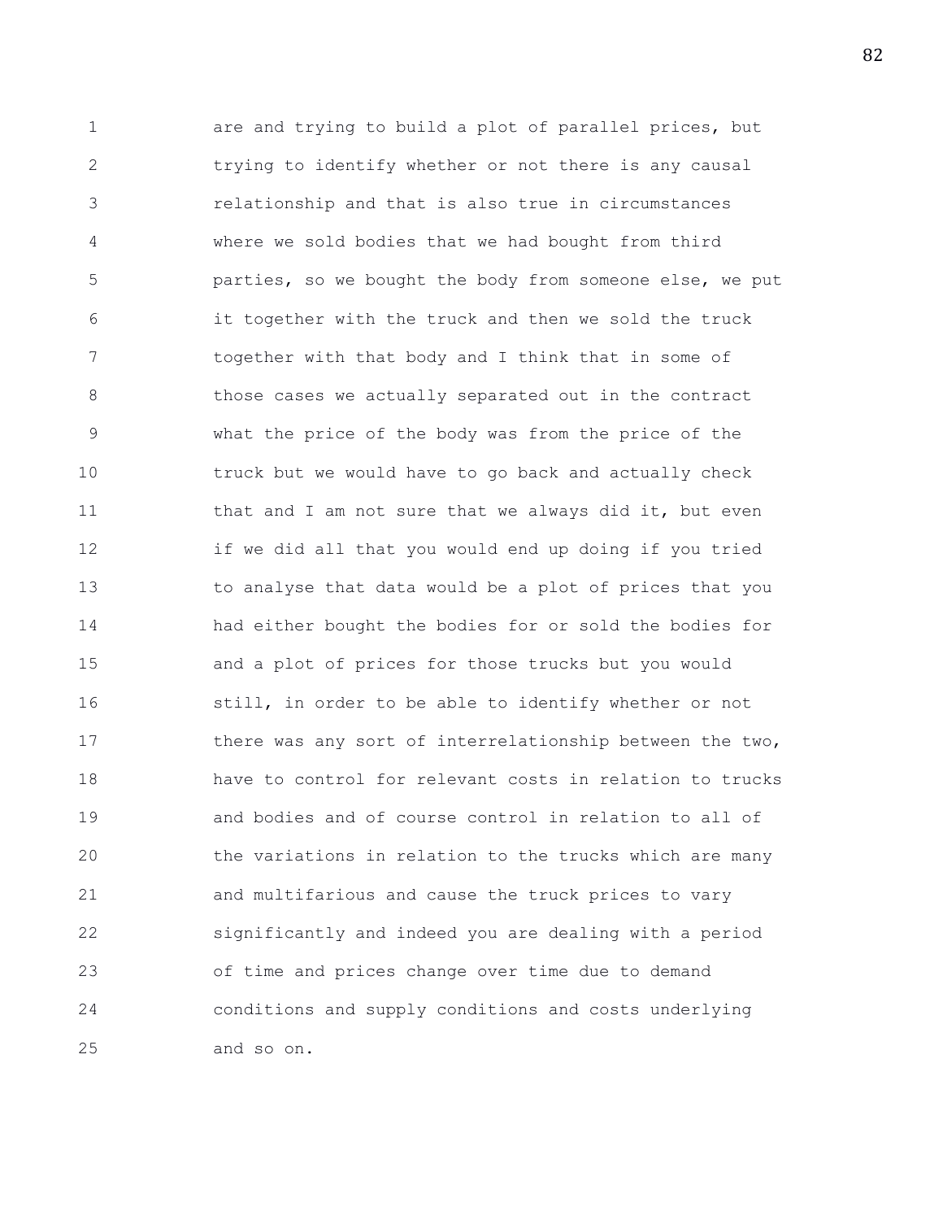are and trying to build a plot of parallel prices, but trying to identify whether or not there is any causal relationship and that is also true in circumstances where we sold bodies that we had bought from third parties, so we bought the body from someone else, we put it together with the truck and then we sold the truck together with that body and I think that in some of those cases we actually separated out in the contract what the price of the body was from the price of the truck but we would have to go back and actually check that and I am not sure that we always did it, but even if we did all that you would end up doing if you tried to analyse that data would be a plot of prices that you had either bought the bodies for or sold the bodies for and a plot of prices for those trucks but you would still, in order to be able to identify whether or not there was any sort of interrelationship between the two, have to control for relevant costs in relation to trucks and bodies and of course control in relation to all of the variations in relation to the trucks which are many and multifarious and cause the truck prices to vary significantly and indeed you are dealing with a period of time and prices change over time due to demand conditions and supply conditions and costs underlying and so on.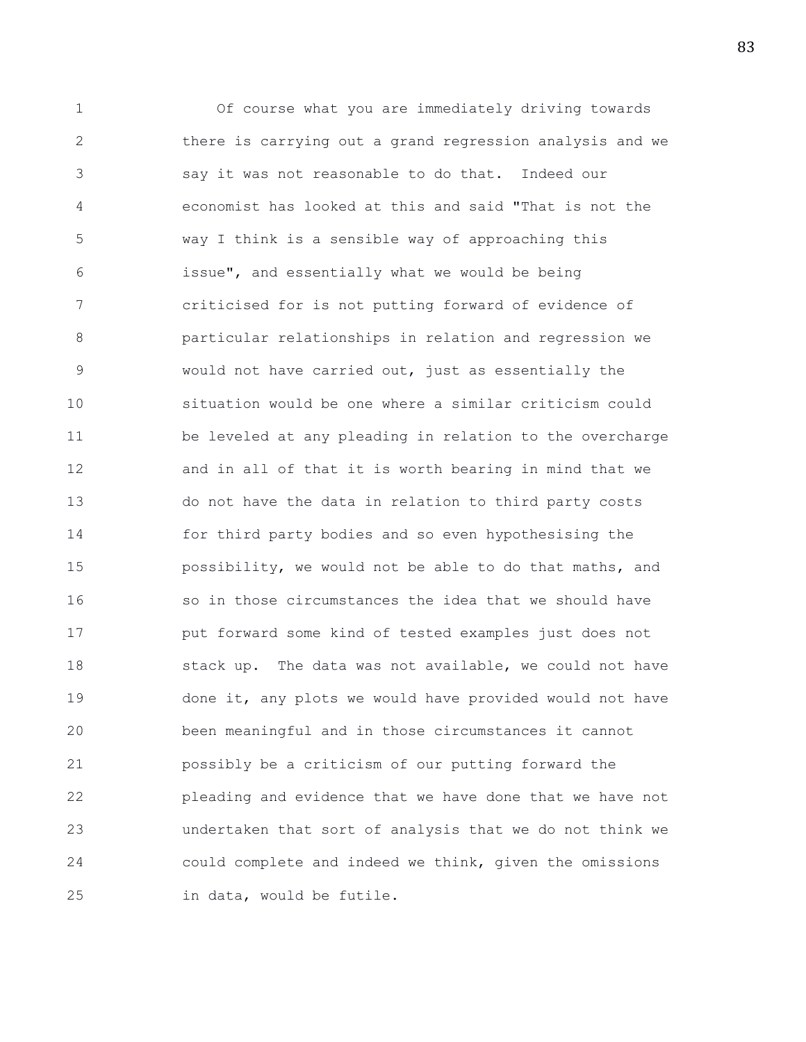Of course what you are immediately driving towards there is carrying out a grand regression analysis and we say it was not reasonable to do that. Indeed our economist has looked at this and said "That is not the way I think is a sensible way of approaching this issue", and essentially what we would be being criticised for is not putting forward of evidence of particular relationships in relation and regression we would not have carried out, just as essentially the situation would be one where a similar criticism could be leveled at any pleading in relation to the overcharge and in all of that it is worth bearing in mind that we do not have the data in relation to third party costs for third party bodies and so even hypothesising the possibility, we would not be able to do that maths, and so in those circumstances the idea that we should have put forward some kind of tested examples just does not stack up. The data was not available, we could not have done it, any plots we would have provided would not have been meaningful and in those circumstances it cannot possibly be a criticism of our putting forward the pleading and evidence that we have done that we have not undertaken that sort of analysis that we do not think we could complete and indeed we think, given the omissions in data, would be futile.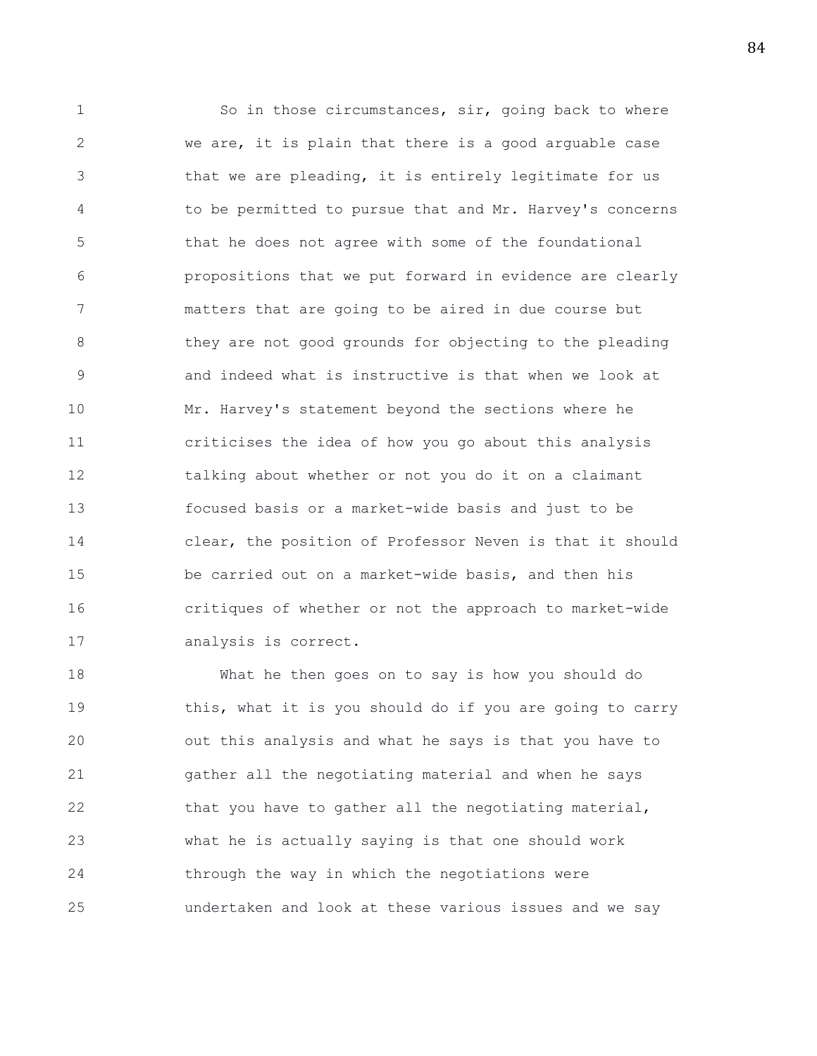So in those circumstances, sir, going back to where we are, it is plain that there is a good arguable case that we are pleading, it is entirely legitimate for us to be permitted to pursue that and Mr. Harvey's concerns that he does not agree with some of the foundational propositions that we put forward in evidence are clearly matters that are going to be aired in due course but they are not good grounds for objecting to the pleading and indeed what is instructive is that when we look at Mr. Harvey's statement beyond the sections where he criticises the idea of how you go about this analysis talking about whether or not you do it on a claimant focused basis or a market-wide basis and just to be clear, the position of Professor Neven is that it should be carried out on a market-wide basis, and then his critiques of whether or not the approach to market-wide analysis is correct.

What he then goes on to say is how you should do this, what it is you should do if you are going to carry out this analysis and what he says is that you have to gather all the negotiating material and when he says that you have to gather all the negotiating material, what he is actually saying is that one should work through the way in which the negotiations were undertaken and look at these various issues and we say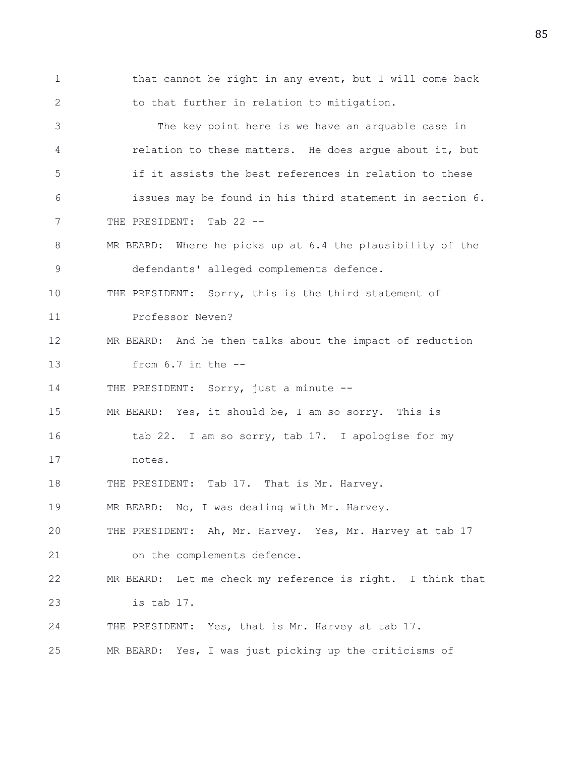1 that cannot be right in any event, but I will come back
2 to that further in relation to mitigation.
3 The key point here is we have an arguable case in
4 relation to these matters. He does argue about it, but
5 if it assists the best references in relation to these
6 issues may be found in his third statement in section 6.
7 THE PRESIDENT: Tab 22 --
8 MR BEARD: Where he picks up at 6.4 the plausibility of the
9 defendants' alleged complements defence.
10 THE PRESIDENT: Sorry, this is the third statement of
11 Professor Neven?
12 MR BEARD: And he then talks about the impact of reduction
13 from 6.7 in the --
14 THE PRESIDENT: Sorry, just a minute --
15 MR BEARD: Yes, it should be, I am so sorry. This is
16 tab 22. I am so sorry, tab 17. I apologise for my
17 notes.
18 THE PRESIDENT: Tab 17. That is Mr. Harvey.
19 MR BEARD: No, I was dealing with Mr. Harvey.
20 THE PRESIDENT: Ah, Mr. Harvey. Yes, Mr. Harvey at tab 17
21 on the complements defence.
22 MR BEARD: Let me check my reference is right. I think that
23 is tab 17.
24 THE PRESIDENT: Yes, that is Mr. Harvey at tab 17.
25 MR BEARD: Yes, I was just picking up the criticisms of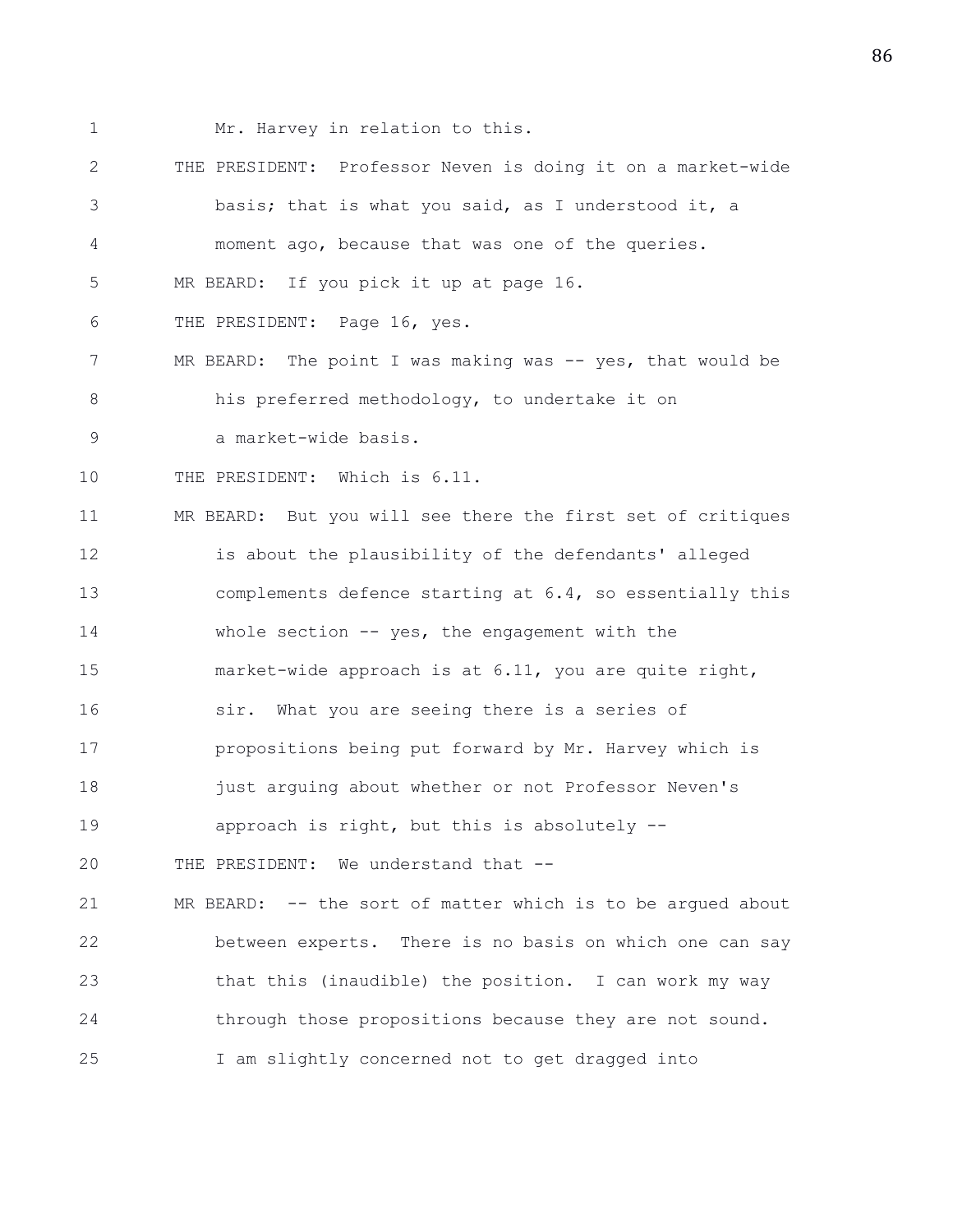Mr. Harvey in relation to this.

THE PRESIDENT: Professor Neven is doing it on a market-wide basis; that is what you said, as I understood it, a moment ago, because that was one of the queries.

MR BEARD: If you pick it up at page 16.

THE PRESIDENT: Page 16, yes.

MR BEARD: The point I was making was -- yes, that would be his preferred methodology, to undertake it on a market-wide basis.

THE PRESIDENT: Which is 6.11.

MR BEARD: But you will see there the first set of critiques is about the plausibility of the defendants' alleged complements defence starting at 6.4, so essentially this whole section -- yes, the engagement with the market-wide approach is at 6.11, you are quite right, sir. What you are seeing there is a series of propositions being put forward by Mr. Harvey which is just arguing about whether or not Professor Neven's approach is right, but this is absolutely --

THE PRESIDENT: We understand that --

MR BEARD: -- the sort of matter which is to be argued about between experts. There is no basis on which one can say that this (inaudible) the position. I can work my way through those propositions because they are not sound. I am slightly concerned not to get dragged into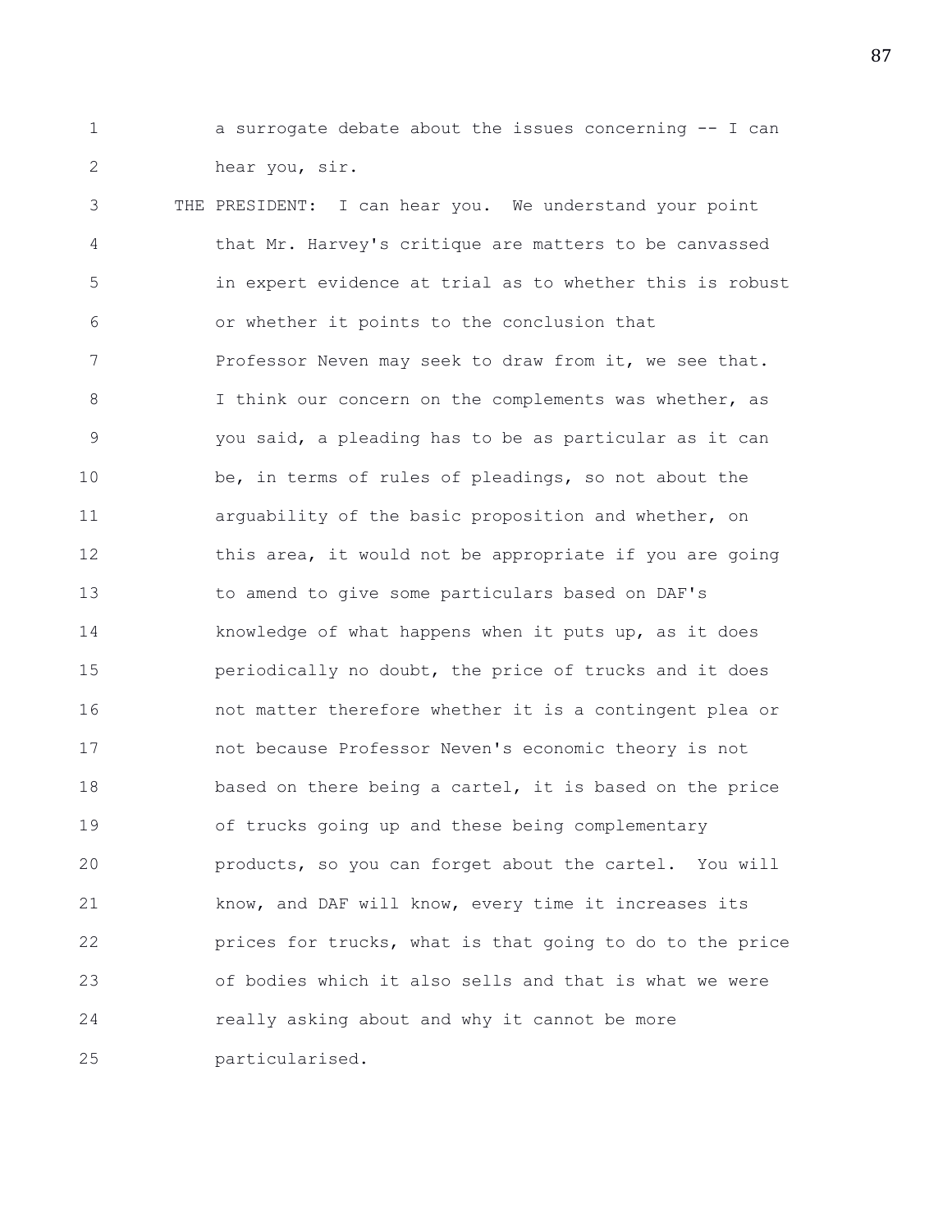a surrogate debate about the issues concerning -- I can hear you, sir.

THE PRESIDENT: I can hear you. We understand your point that Mr. Harvey's critique are matters to be canvassed in expert evidence at trial as to whether this is robust or whether it points to the conclusion that Professor Neven may seek to draw from it, we see that. I think our concern on the complements was whether, as you said, a pleading has to be as particular as it can be, in terms of rules of pleadings, so not about the arguability of the basic proposition and whether, on this area, it would not be appropriate if you are going to amend to give some particulars based on DAF's knowledge of what happens when it puts up, as it does periodically no doubt, the price of trucks and it does not matter therefore whether it is a contingent plea or not because Professor Neven's economic theory is not based on there being a cartel, it is based on the price of trucks going up and these being complementary products, so you can forget about the cartel. You will know, and DAF will know, every time it increases its prices for trucks, what is that going to do to the price of bodies which it also sells and that is what we were really asking about and why it cannot be more particularised.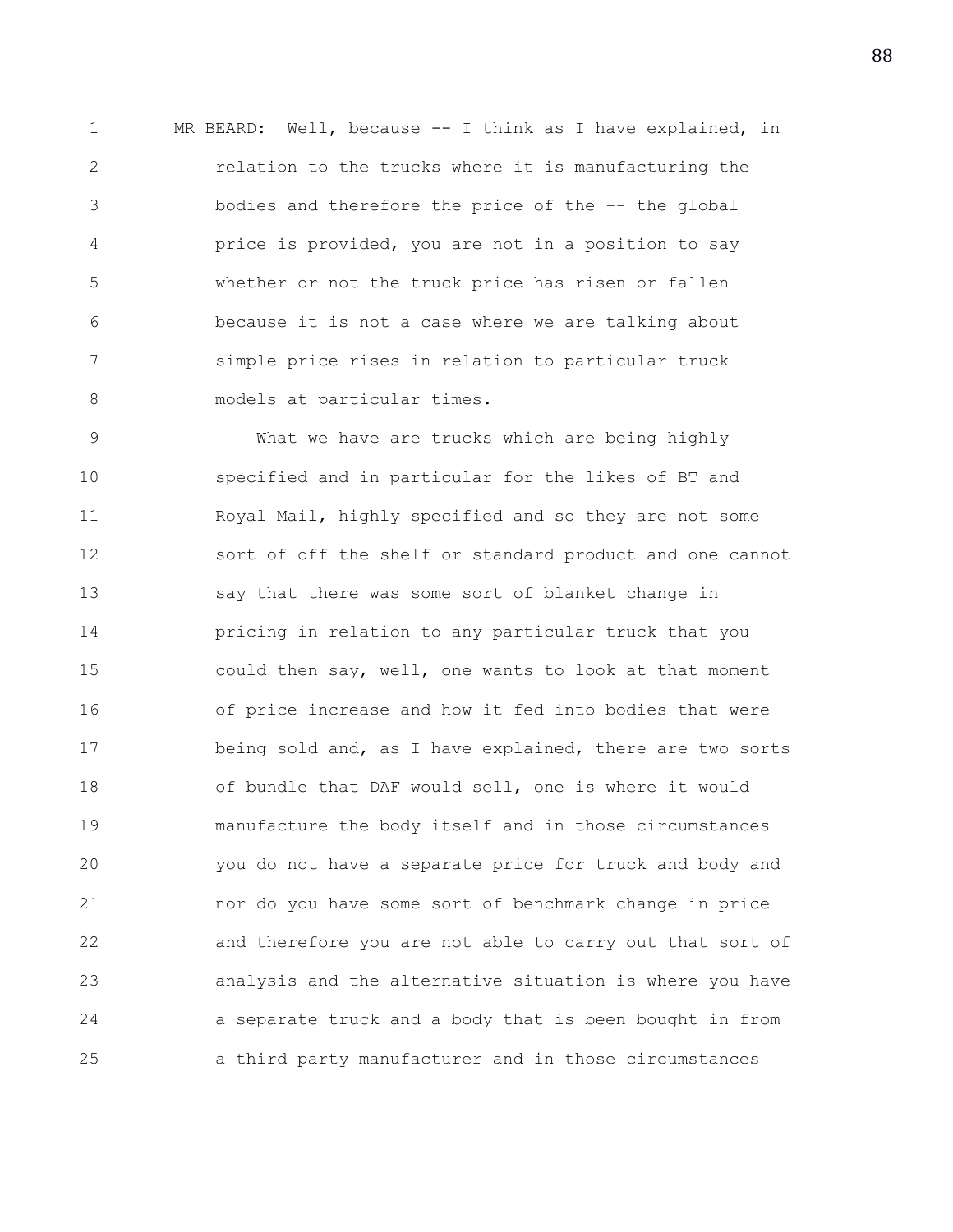MR BEARD: Well, because -- I think as I have explained, in relation to the trucks where it is manufacturing the bodies and therefore the price of the -- the global price is provided, you are not in a position to say whether or not the truck price has risen or fallen because it is not a case where we are talking about simple price rises in relation to particular truck models at particular times.

What we have are trucks which are being highly specified and in particular for the likes of BT and Royal Mail, highly specified and so they are not some sort of off the shelf or standard product and one cannot say that there was some sort of blanket change in pricing in relation to any particular truck that you could then say, well, one wants to look at that moment of price increase and how it fed into bodies that were being sold and, as I have explained, there are two sorts of bundle that DAF would sell, one is where it would manufacture the body itself and in those circumstances you do not have a separate price for truck and body and nor do you have some sort of benchmark change in price and therefore you are not able to carry out that sort of analysis and the alternative situation is where you have a separate truck and a body that is been bought in from a third party manufacturer and in those circumstances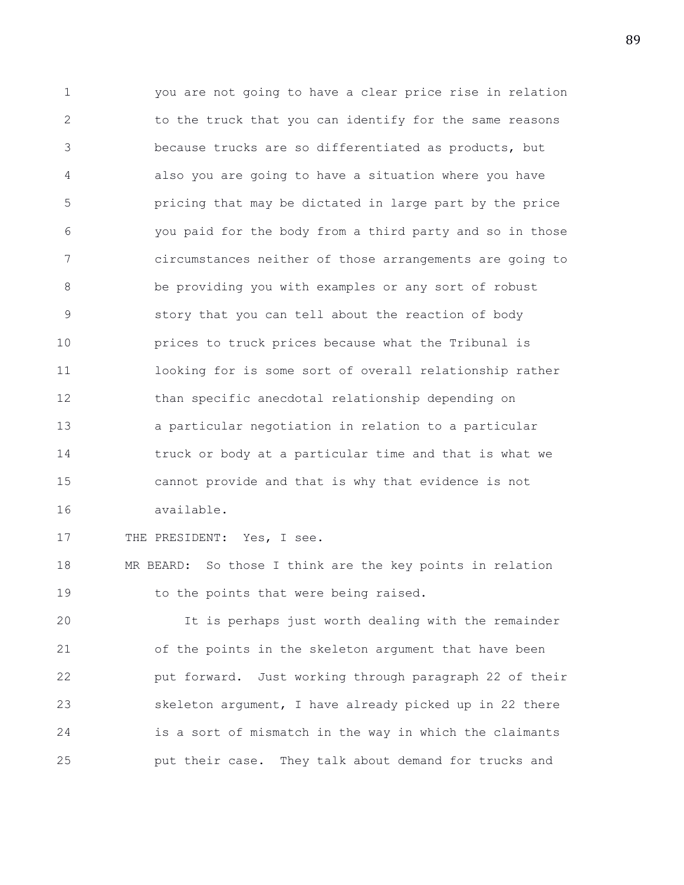you are not going to have a clear price rise in relation to the truck that you can identify for the same reasons because trucks are so differentiated as products, but also you are going to have a situation where you have pricing that may be dictated in large part by the price you paid for the body from a third party and so in those circumstances neither of those arrangements are going to be providing you with examples or any sort of robust story that you can tell about the reaction of body prices to truck prices because what the Tribunal is looking for is some sort of overall relationship rather than specific anecdotal relationship depending on a particular negotiation in relation to a particular truck or body at a particular time and that is what we cannot provide and that is why that evidence is not available.

THE PRESIDENT: Yes, I see.

MR BEARD: So those I think are the key points in relation to the points that were being raised.

It is perhaps just worth dealing with the remainder of the points in the skeleton argument that have been put forward. Just working through paragraph 22 of their skeleton argument, I have already picked up in 22 there is a sort of mismatch in the way in which the claimants put their case. They talk about demand for trucks and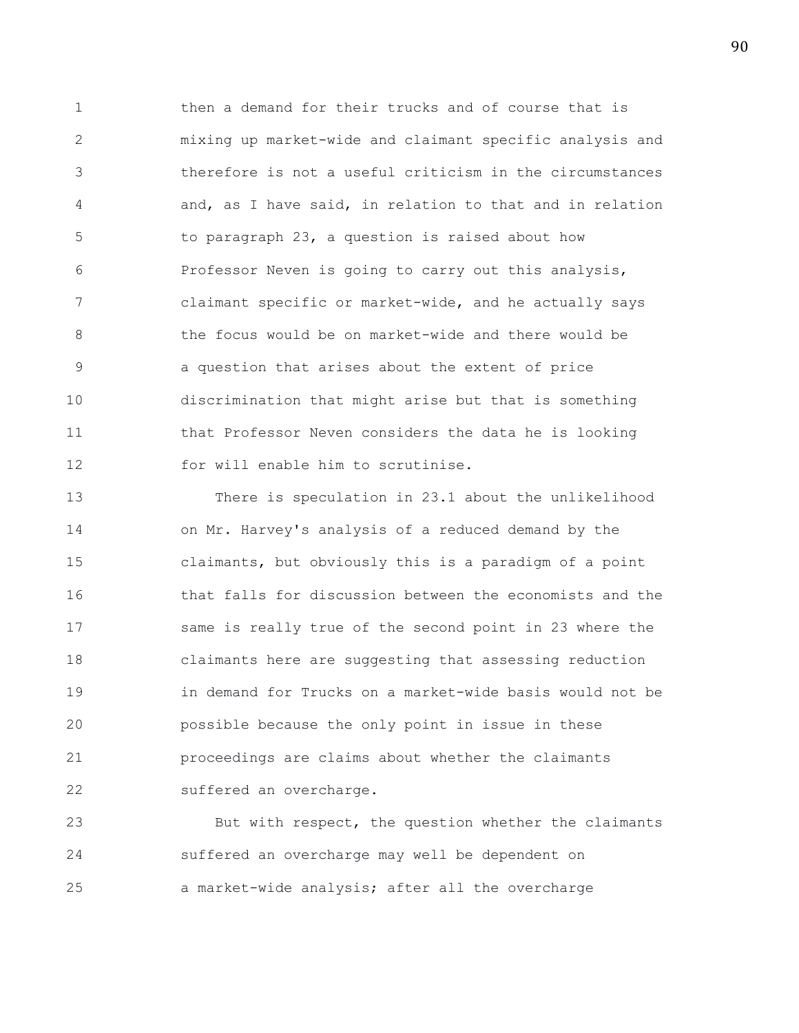then a demand for their trucks and of course that is mixing up market-wide and claimant specific analysis and therefore is not a useful criticism in the circumstances and, as I have said, in relation to that and in relation to paragraph 23, a question is raised about how Professor Neven is going to carry out this analysis, claimant specific or market-wide, and he actually says the focus would be on market-wide and there would be a question that arises about the extent of price discrimination that might arise but that is something that Professor Neven considers the data he is looking for will enable him to scrutinise.

There is speculation in 23.1 about the unlikelihood on Mr. Harvey's analysis of a reduced demand by the claimants, but obviously this is a paradigm of a point that falls for discussion between the economists and the same is really true of the second point in 23 where the claimants here are suggesting that assessing reduction in demand for Trucks on a market-wide basis would not be possible because the only point in issue in these proceedings are claims about whether the claimants suffered an overcharge.

But with respect, the question whether the claimants suffered an overcharge may well be dependent on a market-wide analysis; after all the overcharge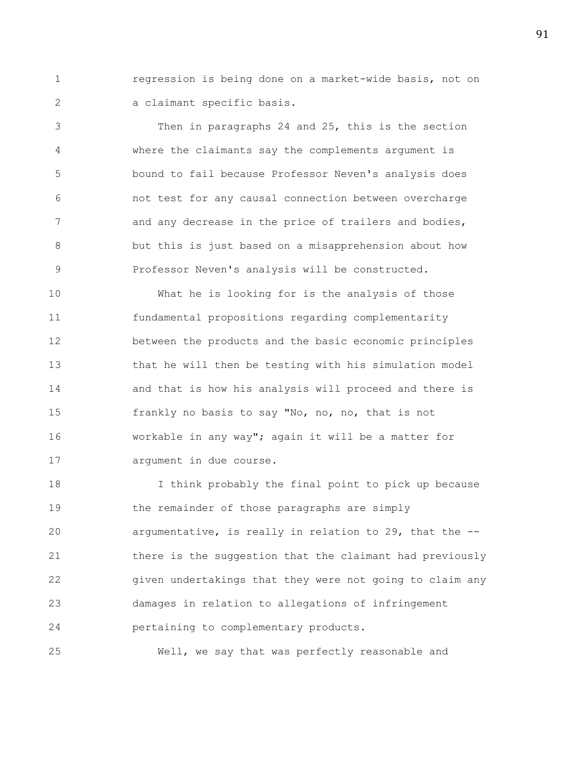regression is being done on a market-wide basis, not on a claimant specific basis.

Then in paragraphs 24 and 25, this is the section where the claimants say the complements argument is bound to fail because Professor Neven's analysis does not test for any causal connection between overcharge and any decrease in the price of trailers and bodies, but this is just based on a misapprehension about how Professor Neven's analysis will be constructed.

What he is looking for is the analysis of those fundamental propositions regarding complementarity between the products and the basic economic principles that he will then be testing with his simulation model and that is how his analysis will proceed and there is frankly no basis to say "No, no, no, that is not workable in any way"; again it will be a matter for argument in due course.

I think probably the final point to pick up because the remainder of those paragraphs are simply argumentative, is really in relation to 29, that the -- there is the suggestion that the claimant had previously given undertakings that they were not going to claim any damages in relation to allegations of infringement pertaining to complementary products.

Well, we say that was perfectly reasonable and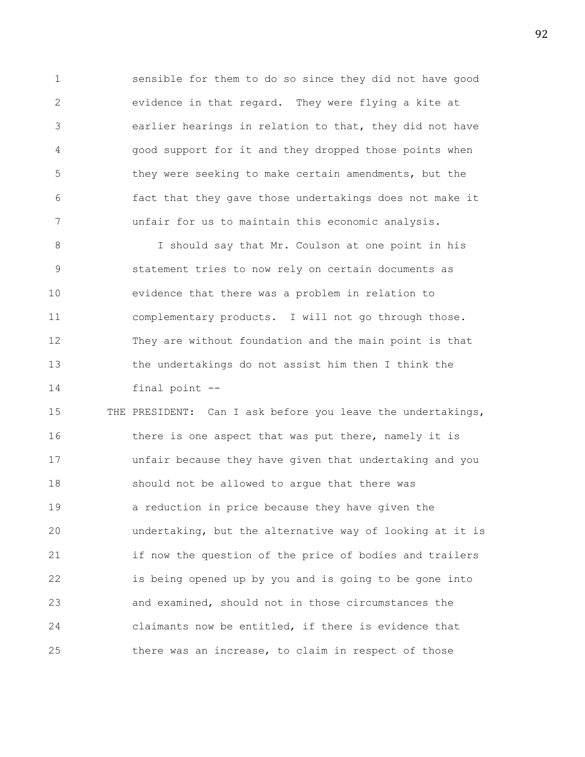sensible for them to do so since they did not have good evidence in that regard. They were flying a kite at earlier hearings in relation to that, they did not have good support for it and they dropped those points when they were seeking to make certain amendments, but the fact that they gave those undertakings does not make it unfair for us to maintain this economic analysis.

I should say that Mr. Coulson at one point in his statement tries to now rely on certain documents as evidence that there was a problem in relation to complementary products. I will not go through those. They are without foundation and the main point is that the undertakings do not assist him then I think the final point --

THE PRESIDENT: Can I ask before you leave the undertakings, there is one aspect that was put there, namely it is unfair because they have given that undertaking and you should not be allowed to argue that there was a reduction in price because they have given the undertaking, but the alternative way of looking at it is if now the question of the price of bodies and trailers is being opened up by you and is going to be gone into and examined, should not in those circumstances the claimants now be entitled, if there is evidence that there was an increase, to claim in respect of those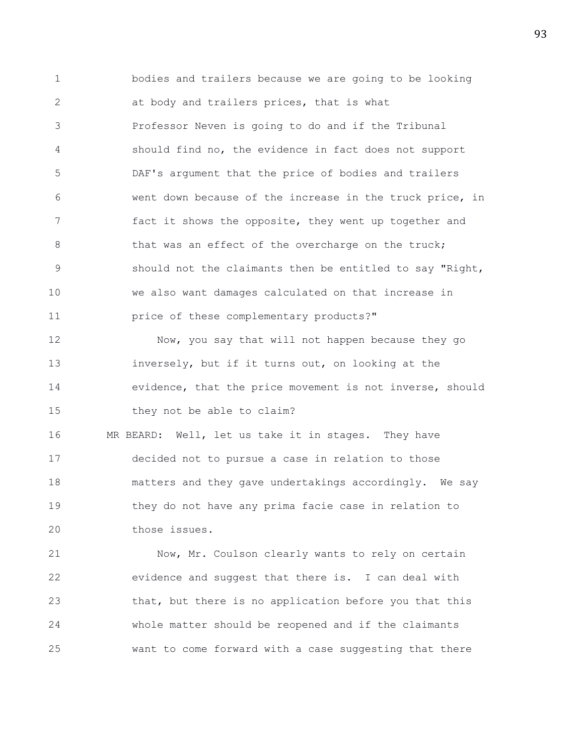bodies and trailers because we are going to be looking at body and trailers prices, that is what Professor Neven is going to do and if the Tribunal should find no, the evidence in fact does not support DAF's argument that the price of bodies and trailers went down because of the increase in the truck price, in fact it shows the opposite, they went up together and that was an effect of the overcharge on the truck; should not the claimants then be entitled to say "Right, we also want damages calculated on that increase in price of these complementary products?"

Now, you say that will not happen because they go inversely, but if it turns out, on looking at the evidence, that the price movement is not inverse, should they not be able to claim?

MR BEARD: Well, let us take it in stages. They have decided not to pursue a case in relation to those matters and they gave undertakings accordingly. We say they do not have any prima facie case in relation to those issues.

Now, Mr. Coulson clearly wants to rely on certain evidence and suggest that there is. I can deal with that, but there is no application before you that this whole matter should be reopened and if the claimants want to come forward with a case suggesting that there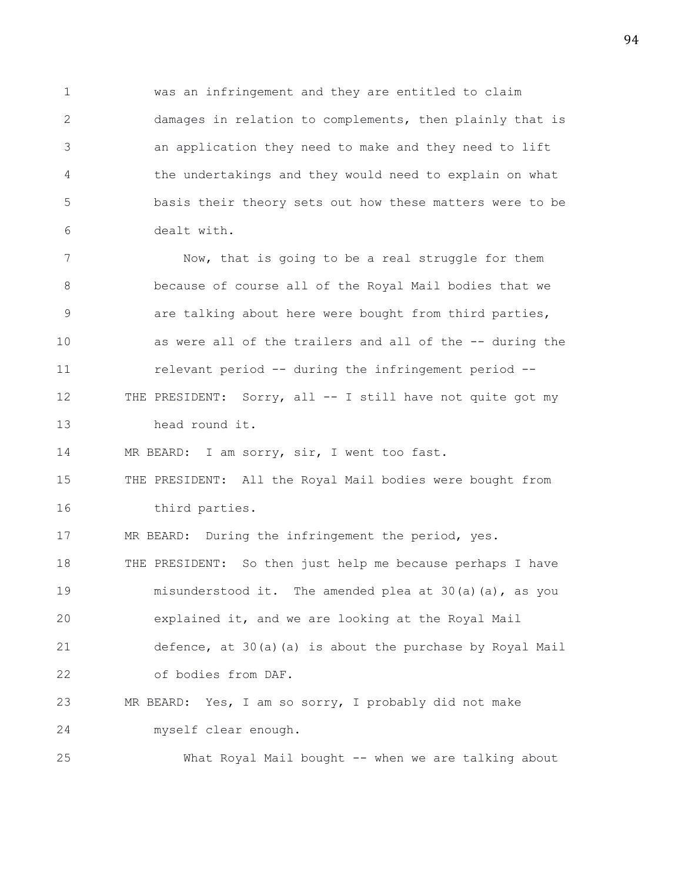was an infringement and they are entitled to claim damages in relation to complements, then plainly that is an application they need to make and they need to lift the undertakings and they would need to explain on what basis their theory sets out how these matters were to be dealt with.

Now, that is going to be a real struggle for them because of course all of the Royal Mail bodies that we are talking about here were bought from third parties, as were all of the trailers and all of the -- during the relevant period -- during the infringement period --

THE PRESIDENT: Sorry, all -- I still have not quite got my head round it.

MR BEARD: I am sorry, sir, I went too fast.

THE PRESIDENT: All the Royal Mail bodies were bought from third parties.

MR BEARD: During the infringement the period, yes.

THE PRESIDENT: So then just help me because perhaps I have misunderstood it. The amended plea at 30(a)(a), as you explained it, and we are looking at the Royal Mail defence, at 30(a)(a) is about the purchase by Royal Mail of bodies from DAF.

MR BEARD: Yes, I am so sorry, I probably did not make myself clear enough.

What Royal Mail bought -- when we are talking about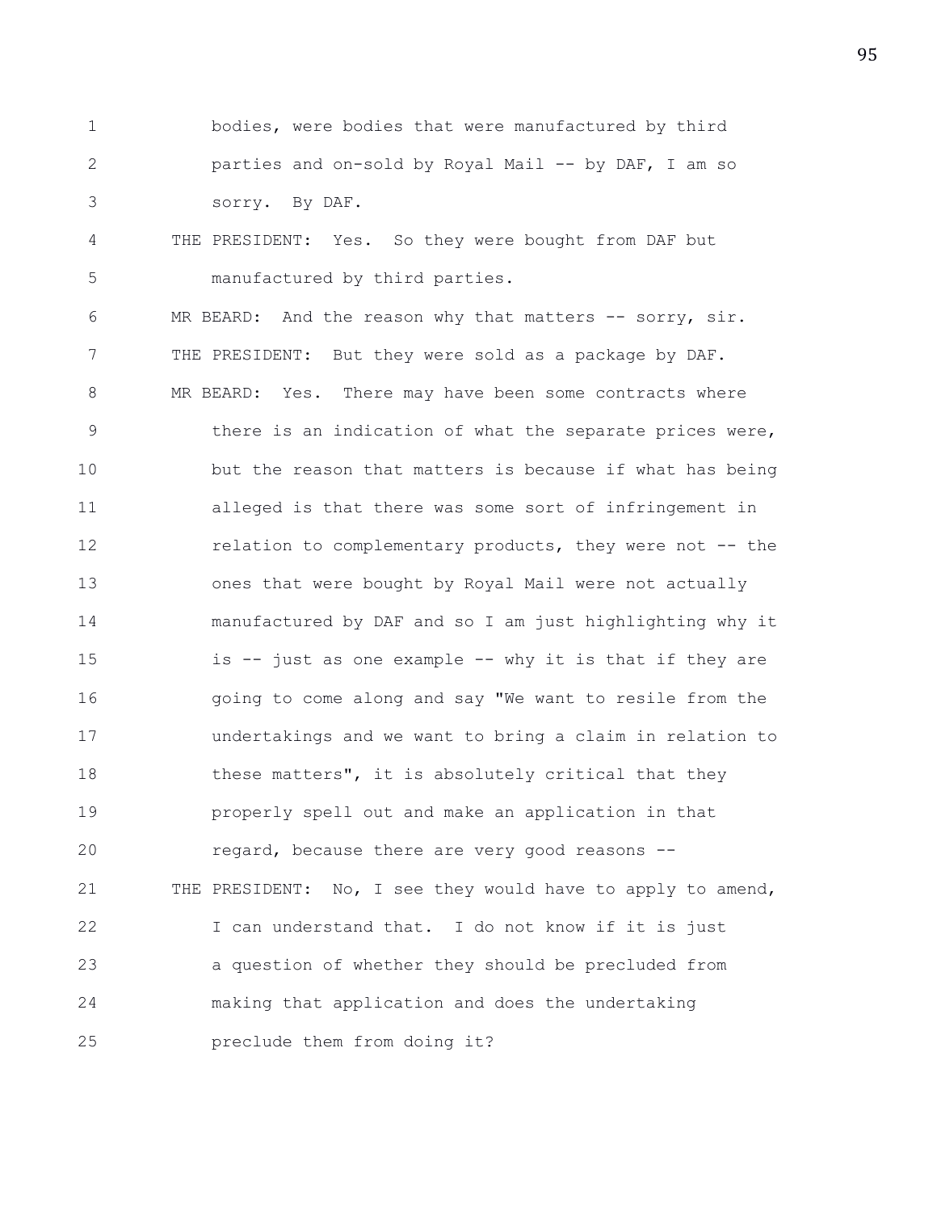bodies, were bodies that were manufactured by third parties and on-sold by Royal Mail -- by DAF, I am so sorry. By DAF.

THE PRESIDENT: Yes. So they were bought from DAF but manufactured by third parties.

MR BEARD: And the reason why that matters -- sorry, sir.

THE PRESIDENT: But they were sold as a package by DAF.

MR BEARD: Yes. There may have been some contracts where there is an indication of what the separate prices were, but the reason that matters is because if what has being alleged is that there was some sort of infringement in relation to complementary products, they were not -- the ones that were bought by Royal Mail were not actually manufactured by DAF and so I am just highlighting why it is -- just as one example -- why it is that if they are going to come along and say "We want to resile from the undertakings and we want to bring a claim in relation to these matters", it is absolutely critical that they properly spell out and make an application in that regard, because there are very good reasons --

THE PRESIDENT: No, I see they would have to apply to amend, I can understand that. I do not know if it is just a question of whether they should be precluded from making that application and does the undertaking preclude them from doing it?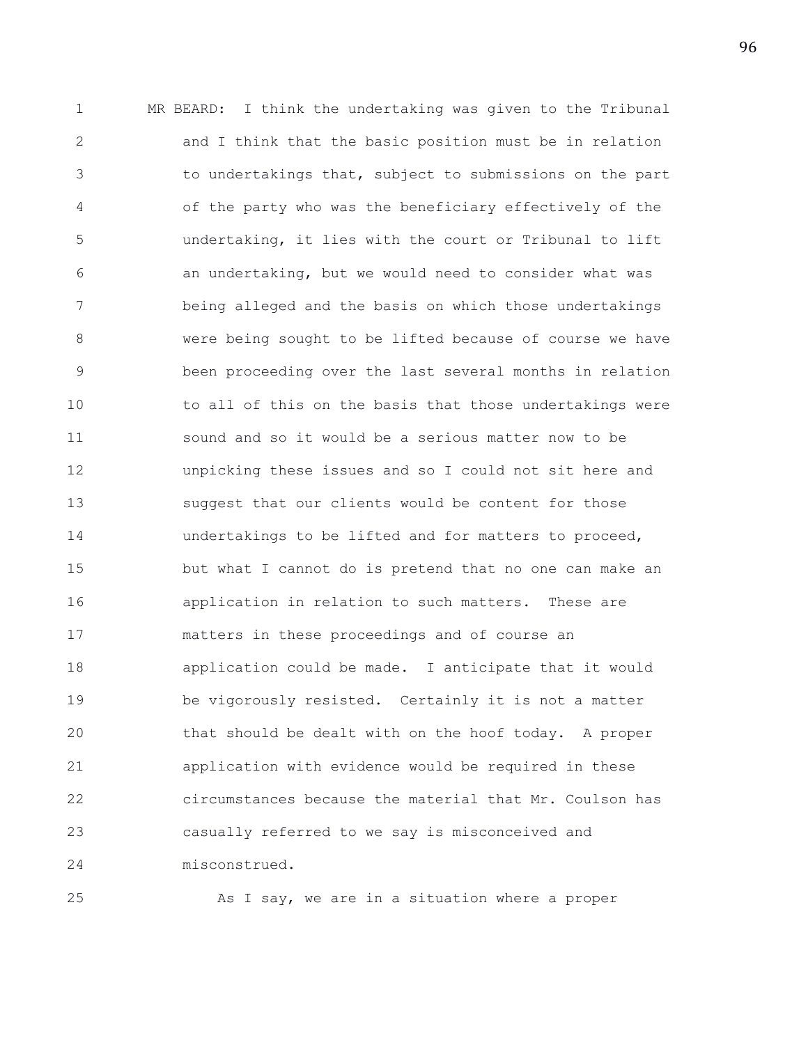MR BEARD: I think the undertaking was given to the Tribunal and I think that the basic position must be in relation to undertakings that, subject to submissions on the part of the party who was the beneficiary effectively of the undertaking, it lies with the court or Tribunal to lift an undertaking, but we would need to consider what was being alleged and the basis on which those undertakings were being sought to be lifted because of course we have been proceeding over the last several months in relation to all of this on the basis that those undertakings were sound and so it would be a serious matter now to be unpicking these issues and so I could not sit here and suggest that our clients would be content for those undertakings to be lifted and for matters to proceed, but what I cannot do is pretend that no one can make an application in relation to such matters. These are matters in these proceedings and of course an application could be made. I anticipate that it would be vigorously resisted. Certainly it is not a matter that should be dealt with on the hoof today. A proper application with evidence would be required in these circumstances because the material that Mr. Coulson has casually referred to we say is misconceived and misconstrued.

As I say, we are in a situation where a proper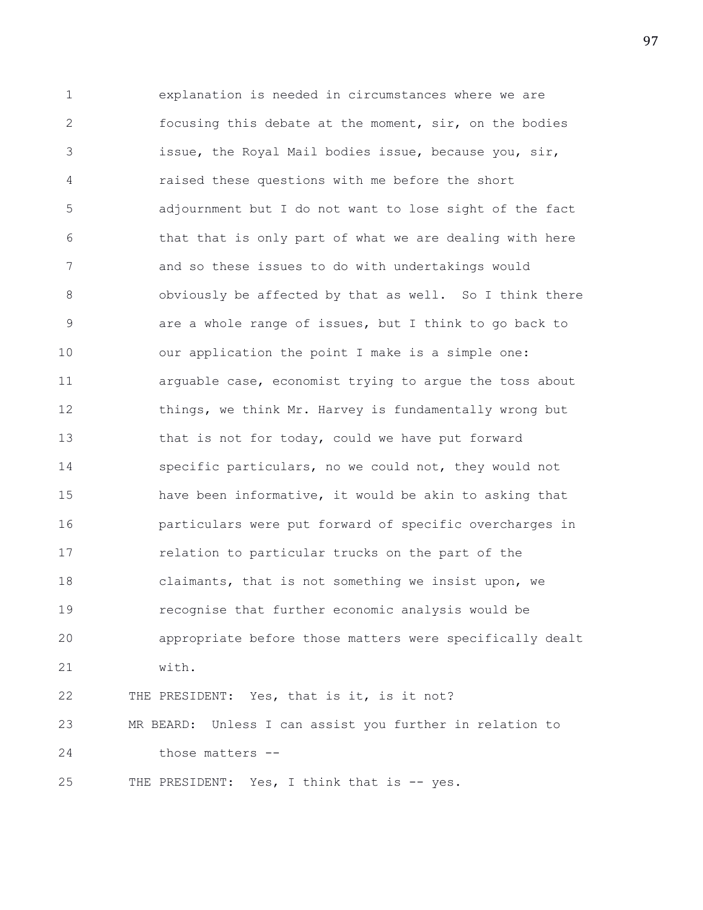explanation is needed in circumstances where we are focusing this debate at the moment, sir, on the bodies issue, the Royal Mail bodies issue, because you, sir, raised these questions with me before the short adjournment but I do not want to lose sight of the fact that that is only part of what we are dealing with here and so these issues to do with undertakings would obviously be affected by that as well. So I think there are a whole range of issues, but I think to go back to our application the point I make is a simple one: arguable case, economist trying to argue the toss about things, we think Mr. Harvey is fundamentally wrong but that is not for today, could we have put forward specific particulars, no we could not, they would not have been informative, it would be akin to asking that particulars were put forward of specific overcharges in relation to particular trucks on the part of the claimants, that is not something we insist upon, we recognise that further economic analysis would be appropriate before those matters were specifically dealt with.

THE PRESIDENT: Yes, that is it, is it not?

MR BEARD: Unless I can assist you further in relation to those matters --

THE PRESIDENT: Yes, I think that is -- yes.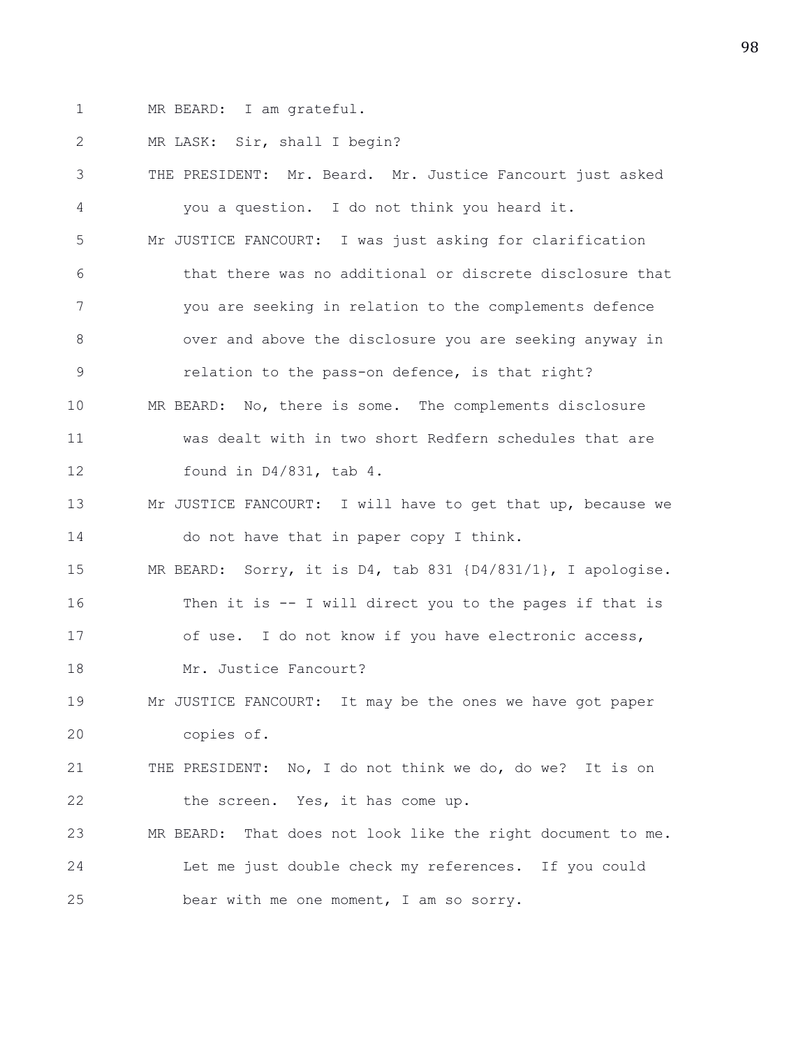1 MR BEARD: I am grateful.

2 MR LASK: Sir, shall I begin?

3 THE PRESIDENT: Mr. Beard. Mr. Justice Fancourt just asked

4 you a question. I do not think you heard it.

5 Mr JUSTICE FANCOURT: I was just asking for clarification

6 that there was no additional or discrete disclosure that

7 you are seeking in relation to the complements defence

8 over and above the disclosure you are seeking anyway in

9 relation to the pass-on defence, is that right?

10 MR BEARD: No, there is some. The complements disclosure

11 was dealt with in two short Redfern schedules that are

12 found in D4/831, tab 4.

13 Mr JUSTICE FANCOURT: I will have to get that up, because we

14 do not have that in paper copy I think.

15 MR BEARD: Sorry, it is D4, tab 831 {D4/831/1}, I apologise.

16 Then it is -- I will direct you to the pages if that is

17 of use. I do not know if you have electronic access,

18 Mr. Justice Fancourt?

19 Mr JUSTICE FANCOURT: It may be the ones we have got paper

20 copies of.

21 THE PRESIDENT: No, I do not think we do, do we? It is on

22 the screen. Yes, it has come up.

23 MR BEARD: That does not look like the right document to me.

24 Let me just double check my references. If you could

25 bear with me one moment, I am so sorry.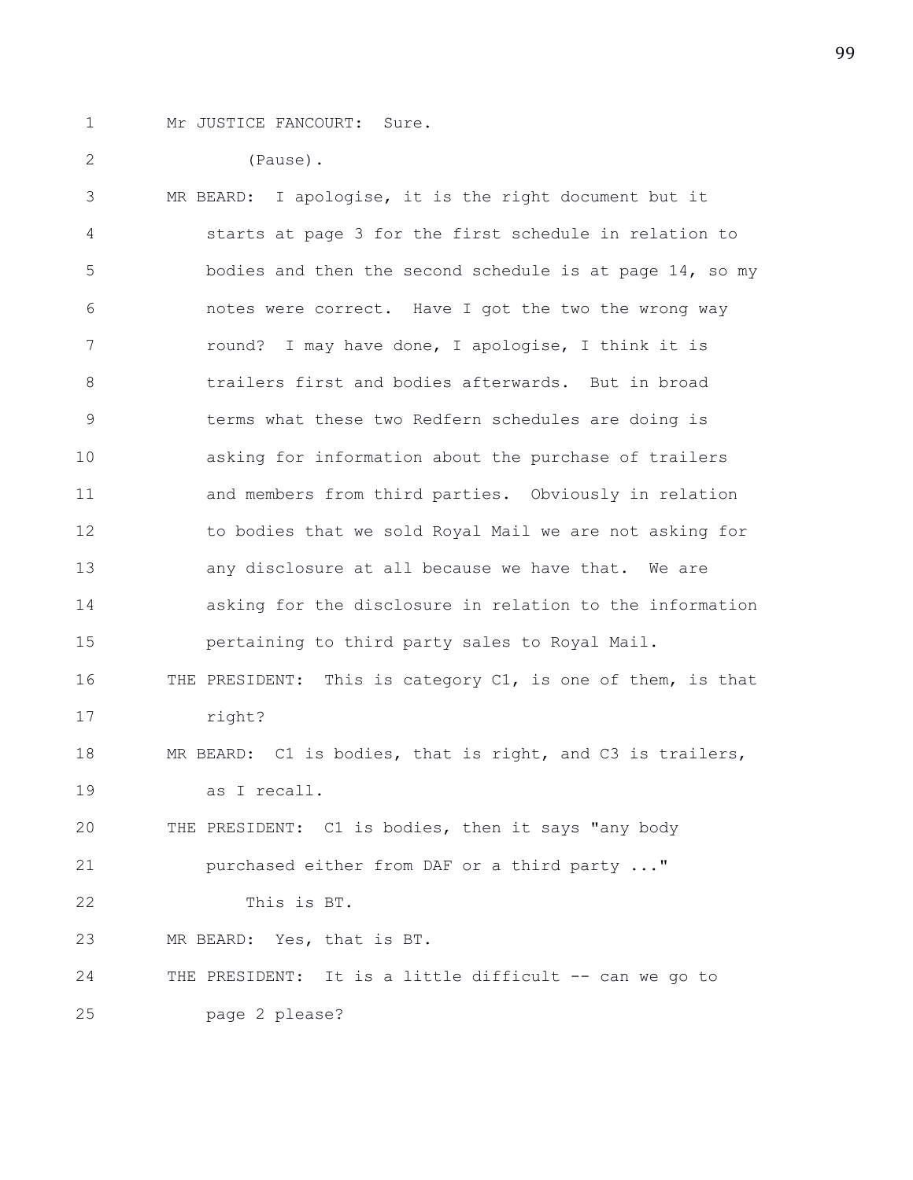Mr JUSTICE FANCOURT: Sure.

(Pause).

MR BEARD: I apologise, it is the right document but it starts at page 3 for the first schedule in relation to bodies and then the second schedule is at page 14, so my notes were correct. Have I got the two the wrong way round? I may have done, I apologise, I think it is trailers first and bodies afterwards. But in broad terms what these two Redfern schedules are doing is asking for information about the purchase of trailers and members from third parties. Obviously in relation to bodies that we sold Royal Mail we are not asking for any disclosure at all because we have that. We are asking for the disclosure in relation to the information pertaining to third party sales to Royal Mail.

THE PRESIDENT: This is category C1, is one of them, is that right?

MR BEARD: C1 is bodies, that is right, and C3 is trailers, as I recall.

THE PRESIDENT: C1 is bodies, then it says "any body purchased either from DAF or a third party ..."

This is BT.

MR BEARD: Yes, that is BT.

THE PRESIDENT: It is a little difficult -- can we go to page 2 please?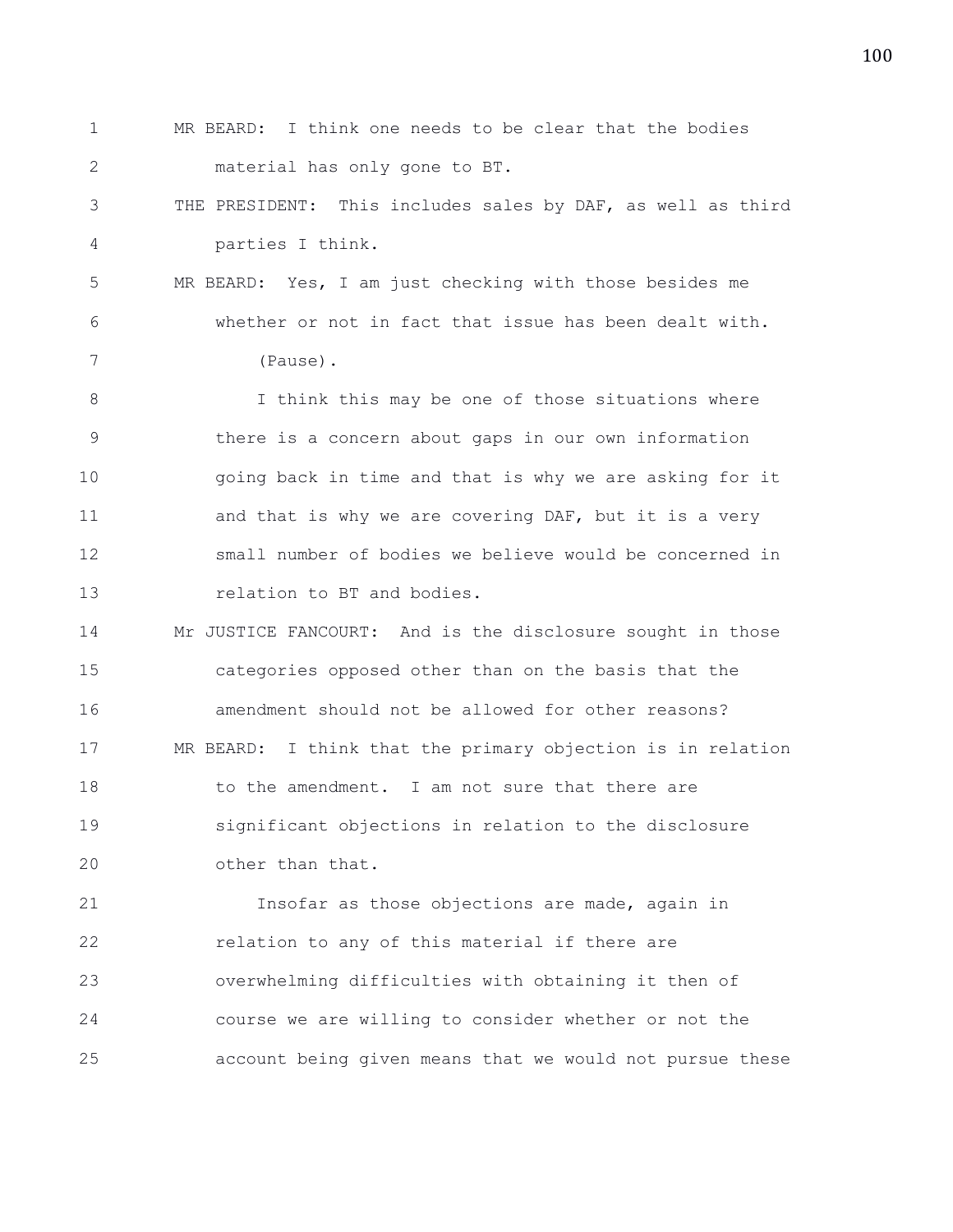MR BEARD: I think one needs to be clear that the bodies material has only gone to BT.

THE PRESIDENT: This includes sales by DAF, as well as third parties I think.

MR BEARD: Yes, I am just checking with those besides me whether or not in fact that issue has been dealt with.

(Pause).

I think this may be one of those situations where there is a concern about gaps in our own information going back in time and that is why we are asking for it and that is why we are covering DAF, but it is a very small number of bodies we believe would be concerned in relation to BT and bodies.

Mr JUSTICE FANCOURT: And is the disclosure sought in those categories opposed other than on the basis that the amendment should not be allowed for other reasons?

MR BEARD: I think that the primary objection is in relation to the amendment. I am not sure that there are significant objections in relation to the disclosure other than that.

Insofar as those objections are made, again in relation to any of this material if there are overwhelming difficulties with obtaining it then of course we are willing to consider whether or not the account being given means that we would not pursue these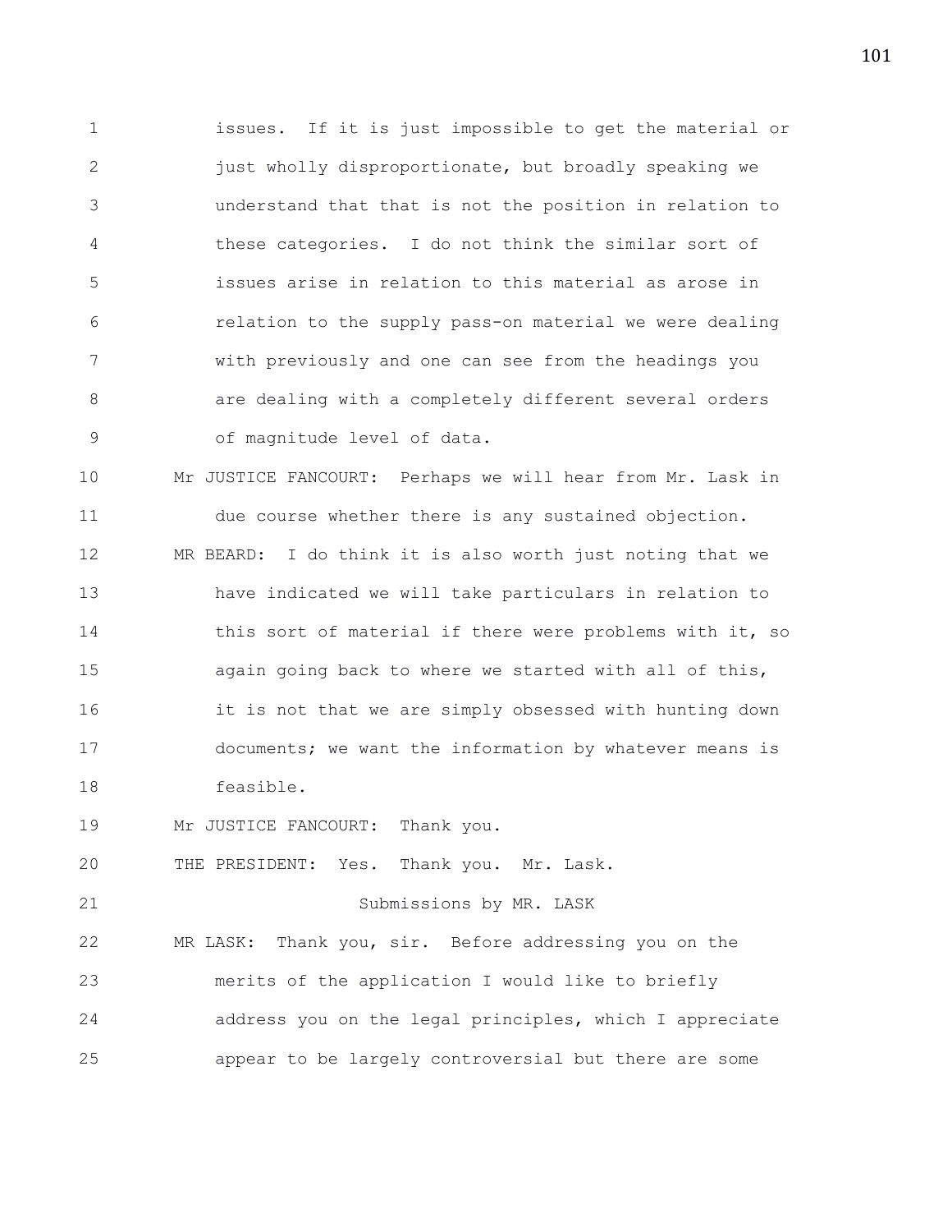issues. If it is just impossible to get the material or just wholly disproportionate, but broadly speaking we understand that that is not the position in relation to these categories. I do not think the similar sort of issues arise in relation to this material as arose in relation to the supply pass-on material we were dealing with previously and one can see from the headings you are dealing with a completely different several orders of magnitude level of data.

Mr JUSTICE FANCOURT: Perhaps we will hear from Mr. Lask in due course whether there is any sustained objection.

MR BEARD: I do think it is also worth just noting that we have indicated we will take particulars in relation to this sort of material if there were problems with it, so again going back to where we started with all of this, it is not that we are simply obsessed with hunting down documents; we want the information by whatever means is feasible.

Mr JUSTICE FANCOURT: Thank you.

THE PRESIDENT: Yes. Thank you. Mr. Lask.

Submissions by MR. LASK

MR LASK: Thank you, sir. Before addressing you on the merits of the application I would like to briefly address you on the legal principles, which I appreciate appear to be largely controversial but there are some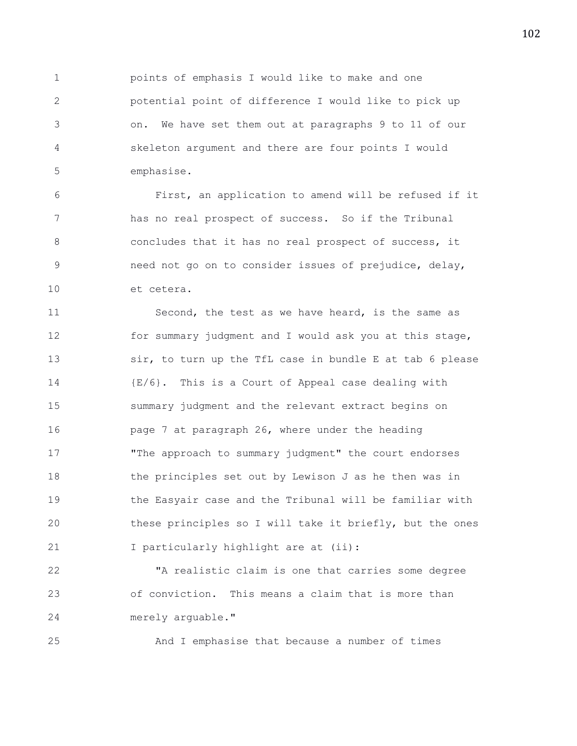points of emphasis I would like to make and one potential point of difference I would like to pick up on. We have set them out at paragraphs 9 to 11 of our skeleton argument and there are four points I would emphasise.

First, an application to amend will be refused if it has no real prospect of success. So if the Tribunal concludes that it has no real prospect of success, it need not go on to consider issues of prejudice, delay, et cetera.

Second, the test as we have heard, is the same as for summary judgment and I would ask you at this stage, sir, to turn up the TfL case in bundle E at tab 6 please {E/6}. This is a Court of Appeal case dealing with summary judgment and the relevant extract begins on page 7 at paragraph 26, where under the heading "The approach to summary judgment" the court endorses the principles set out by Lewison J as he then was in the Easyair case and the Tribunal will be familiar with these principles so I will take it briefly, but the ones I particularly highlight are at (ii):

"A realistic claim is one that carries some degree of conviction. This means a claim that is more than merely arguable."

And I emphasise that because a number of times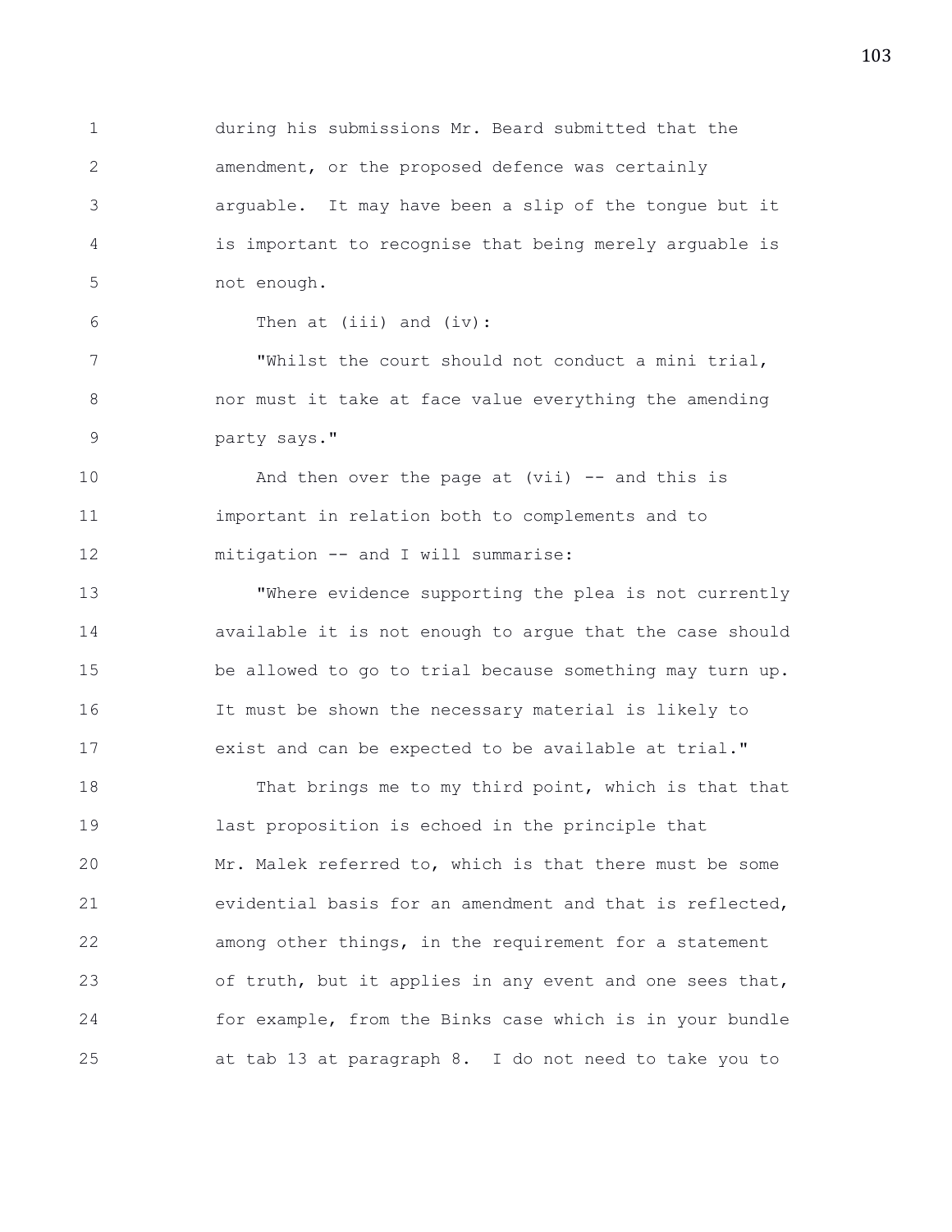during his submissions Mr. Beard submitted that the amendment, or the proposed defence was certainly arguable. It may have been a slip of the tongue but it is important to recognise that being merely arguable is not enough.

Then at (iii) and (iv):

"Whilst the court should not conduct a mini trial, nor must it take at face value everything the amending party says."

And then over the page at (vii) -- and this is important in relation both to complements and to mitigation -- and I will summarise:

"Where evidence supporting the plea is not currently available it is not enough to argue that the case should be allowed to go to trial because something may turn up. It must be shown the necessary material is likely to exist and can be expected to be available at trial."

That brings me to my third point, which is that that last proposition is echoed in the principle that Mr. Malek referred to, which is that there must be some evidential basis for an amendment and that is reflected, among other things, in the requirement for a statement of truth, but it applies in any event and one sees that, for example, from the Binks case which is in your bundle at tab 13 at paragraph 8. I do not need to take you to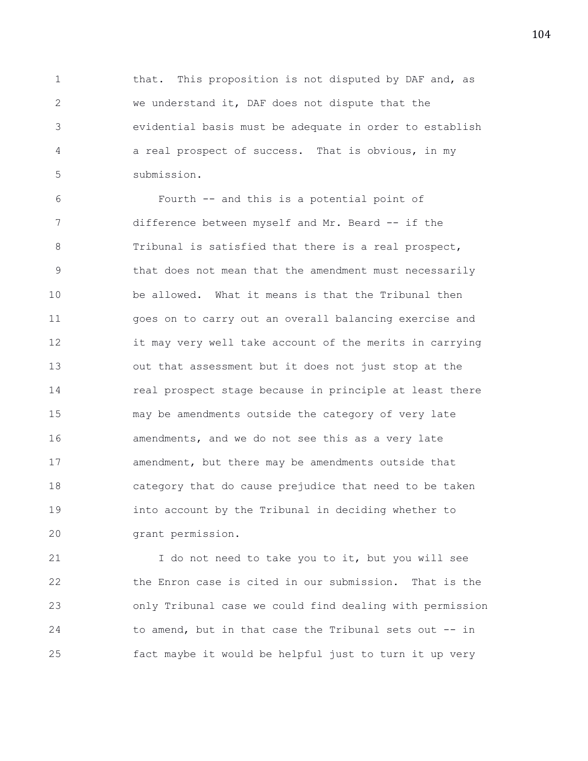that. This proposition is not disputed by DAF and, as we understand it, DAF does not dispute that the evidential basis must be adequate in order to establish a real prospect of success. That is obvious, in my submission.

Fourth -- and this is a potential point of difference between myself and Mr. Beard -- if the Tribunal is satisfied that there is a real prospect, that does not mean that the amendment must necessarily be allowed. What it means is that the Tribunal then goes on to carry out an overall balancing exercise and it may very well take account of the merits in carrying out that assessment but it does not just stop at the real prospect stage because in principle at least there may be amendments outside the category of very late amendments, and we do not see this as a very late amendment, but there may be amendments outside that category that do cause prejudice that need to be taken into account by the Tribunal in deciding whether to grant permission.

I do not need to take you to it, but you will see the Enron case is cited in our submission. That is the only Tribunal case we could find dealing with permission to amend, but in that case the Tribunal sets out -- in fact maybe it would be helpful just to turn it up very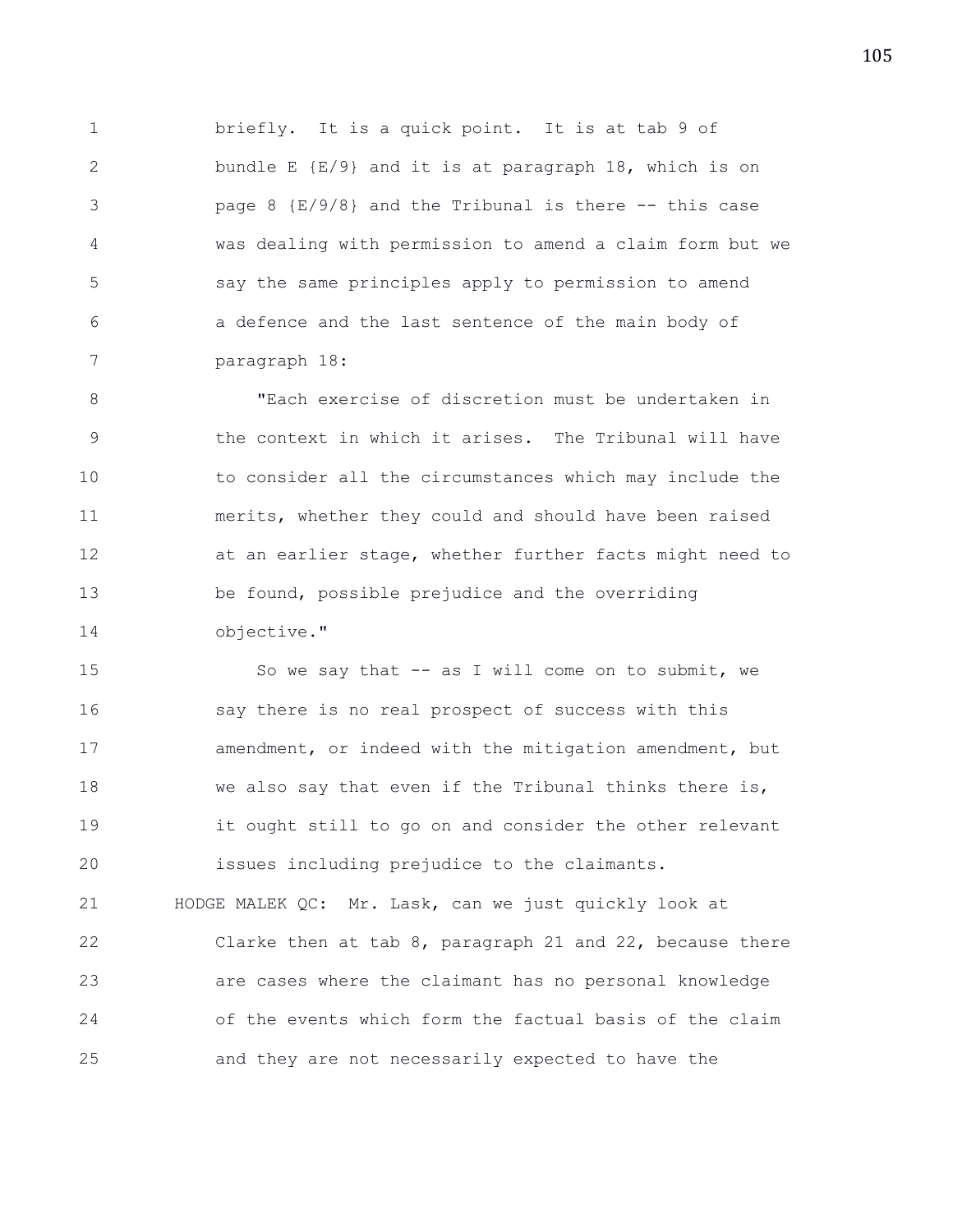briefly. It is a quick point. It is at tab 9 of bundle E {E/9} and it is at paragraph 18, which is on page 8 {E/9/8} and the Tribunal is there -- this case was dealing with permission to amend a claim form but we say the same principles apply to permission to amend a defence and the last sentence of the main body of paragraph 18:

"Each exercise of discretion must be undertaken in the context in which it arises. The Tribunal will have to consider all the circumstances which may include the merits, whether they could and should have been raised at an earlier stage, whether further facts might need to be found, possible prejudice and the overriding objective."

So we say that -- as I will come on to submit, we say there is no real prospect of success with this amendment, or indeed with the mitigation amendment, but we also say that even if the Tribunal thinks there is, it ought still to go on and consider the other relevant issues including prejudice to the claimants.

HODGE MALEK QC: Mr. Lask, can we just quickly look at Clarke then at tab 8, paragraph 21 and 22, because there are cases where the claimant has no personal knowledge of the events which form the factual basis of the claim and they are not necessarily expected to have the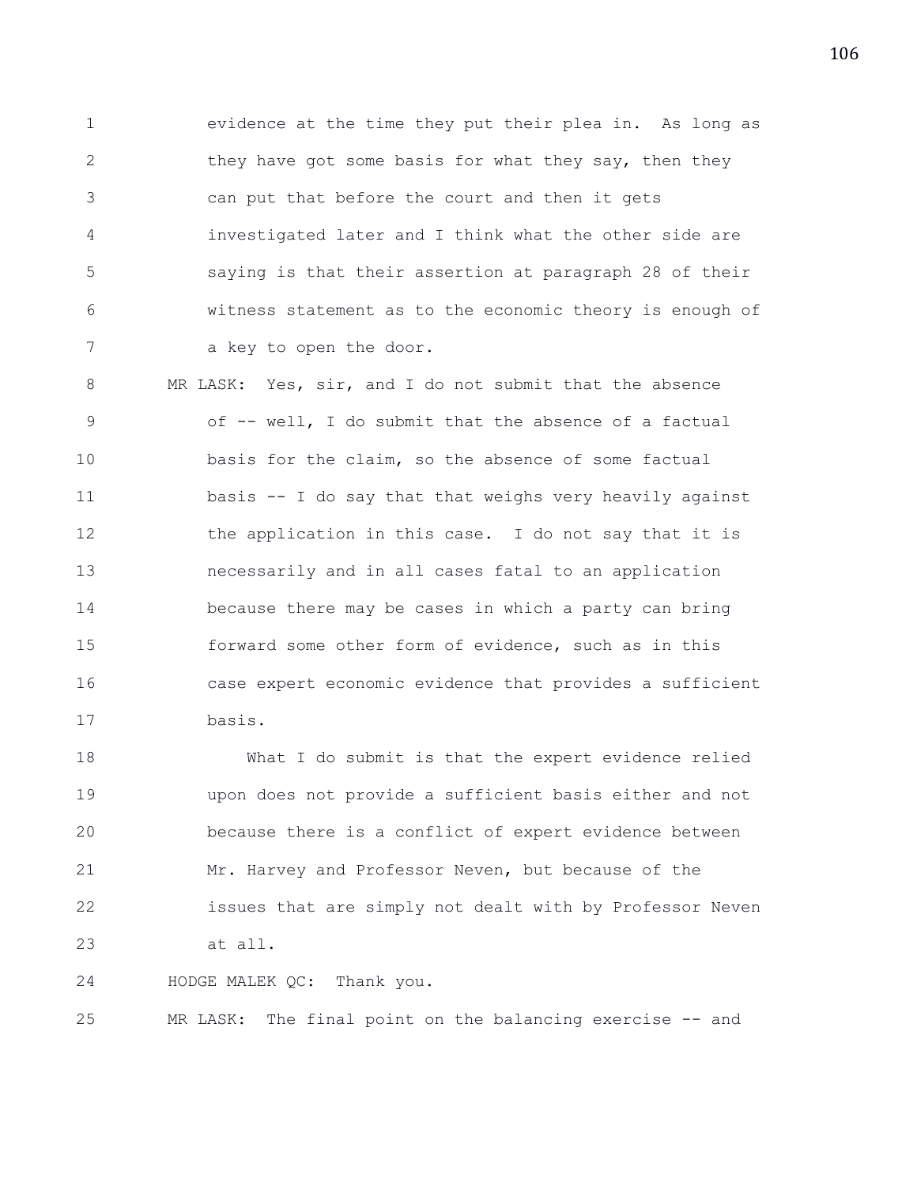evidence at the time they put their plea in. As long as they have got some basis for what they say, then they can put that before the court and then it gets investigated later and I think what the other side are saying is that their assertion at paragraph 28 of their witness statement as to the economic theory is enough of a key to open the door.

MR LASK: Yes, sir, and I do not submit that the absence of -- well, I do submit that the absence of a factual basis for the claim, so the absence of some factual basis -- I do say that that weighs very heavily against the application in this case. I do not say that it is necessarily and in all cases fatal to an application because there may be cases in which a party can bring forward some other form of evidence, such as in this case expert economic evidence that provides a sufficient basis.

What I do submit is that the expert evidence relied upon does not provide a sufficient basis either and not because there is a conflict of expert evidence between Mr. Harvey and Professor Neven, but because of the issues that are simply not dealt with by Professor Neven at all.

HODGE MALEK QC: Thank you.

MR LASK: The final point on the balancing exercise -- and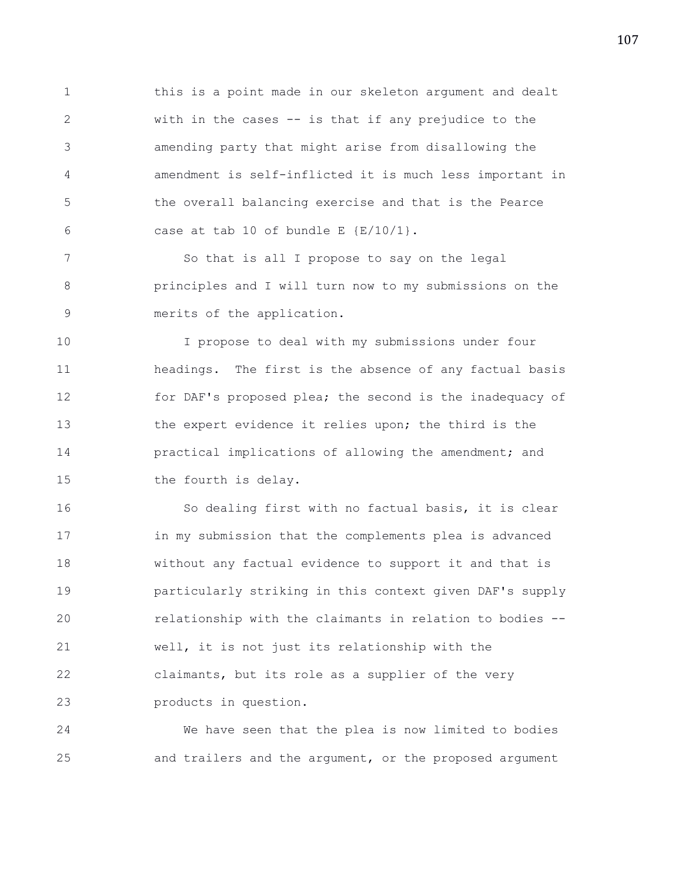this is a point made in our skeleton argument and dealt with in the cases -- is that if any prejudice to the amending party that might arise from disallowing the amendment is self-inflicted it is much less important in the overall balancing exercise and that is the Pearce case at tab 10 of bundle E {E/10/1}.

So that is all I propose to say on the legal principles and I will turn now to my submissions on the merits of the application.

I propose to deal with my submissions under four headings. The first is the absence of any factual basis for DAF's proposed plea; the second is the inadequacy of the expert evidence it relies upon; the third is the practical implications of allowing the amendment; and the fourth is delay.

So dealing first with no factual basis, it is clear in my submission that the complements plea is advanced without any factual evidence to support it and that is particularly striking in this context given DAF's supply relationship with the claimants in relation to bodies -- well, it is not just its relationship with the claimants, but its role as a supplier of the very products in question.

We have seen that the plea is now limited to bodies and trailers and the argument, or the proposed argument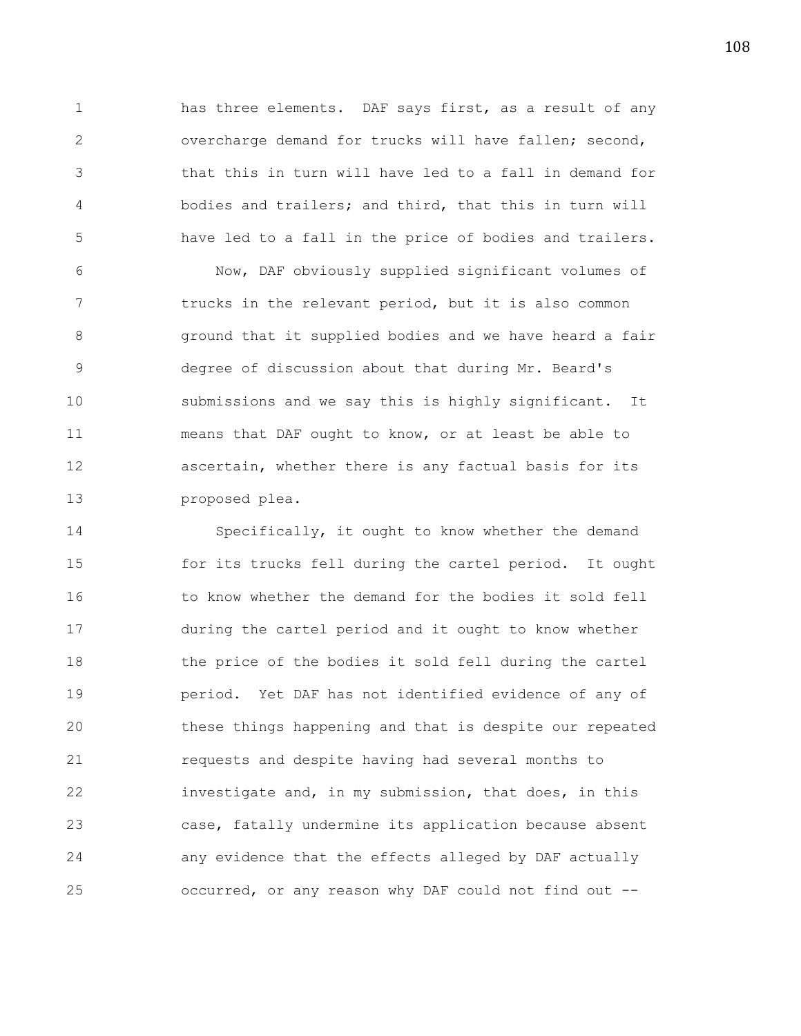has three elements. DAF says first, as a result of any overcharge demand for trucks will have fallen; second, that this in turn will have led to a fall in demand for bodies and trailers; and third, that this in turn will have led to a fall in the price of bodies and trailers.

Now, DAF obviously supplied significant volumes of trucks in the relevant period, but it is also common ground that it supplied bodies and we have heard a fair degree of discussion about that during Mr. Beard's submissions and we say this is highly significant. It means that DAF ought to know, or at least be able to ascertain, whether there is any factual basis for its proposed plea.

Specifically, it ought to know whether the demand for its trucks fell during the cartel period. It ought to know whether the demand for the bodies it sold fell during the cartel period and it ought to know whether the price of the bodies it sold fell during the cartel period. Yet DAF has not identified evidence of any of these things happening and that is despite our repeated requests and despite having had several months to investigate and, in my submission, that does, in this case, fatally undermine its application because absent any evidence that the effects alleged by DAF actually occurred, or any reason why DAF could not find out --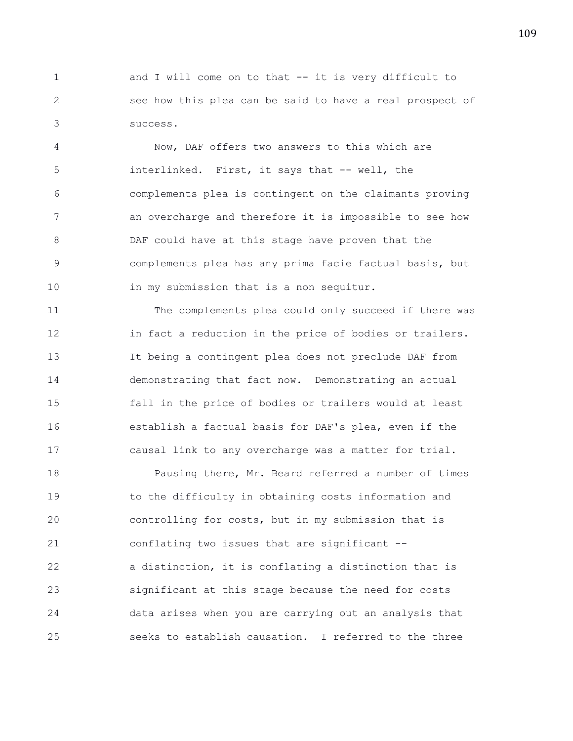and I will come on to that -- it is very difficult to see how this plea can be said to have a real prospect of success.

Now, DAF offers two answers to this which are interlinked. First, it says that -- well, the complements plea is contingent on the claimants proving an overcharge and therefore it is impossible to see how DAF could have at this stage have proven that the complements plea has any prima facie factual basis, but in my submission that is a non sequitur.

The complements plea could only succeed if there was in fact a reduction in the price of bodies or trailers. It being a contingent plea does not preclude DAF from demonstrating that fact now. Demonstrating an actual fall in the price of bodies or trailers would at least establish a factual basis for DAF's plea, even if the causal link to any overcharge was a matter for trial.

Pausing there, Mr. Beard referred a number of times to the difficulty in obtaining costs information and controlling for costs, but in my submission that is conflating two issues that are significant -- a distinction, it is conflating a distinction that is significant at this stage because the need for costs data arises when you are carrying out an analysis that seeks to establish causation. I referred to the three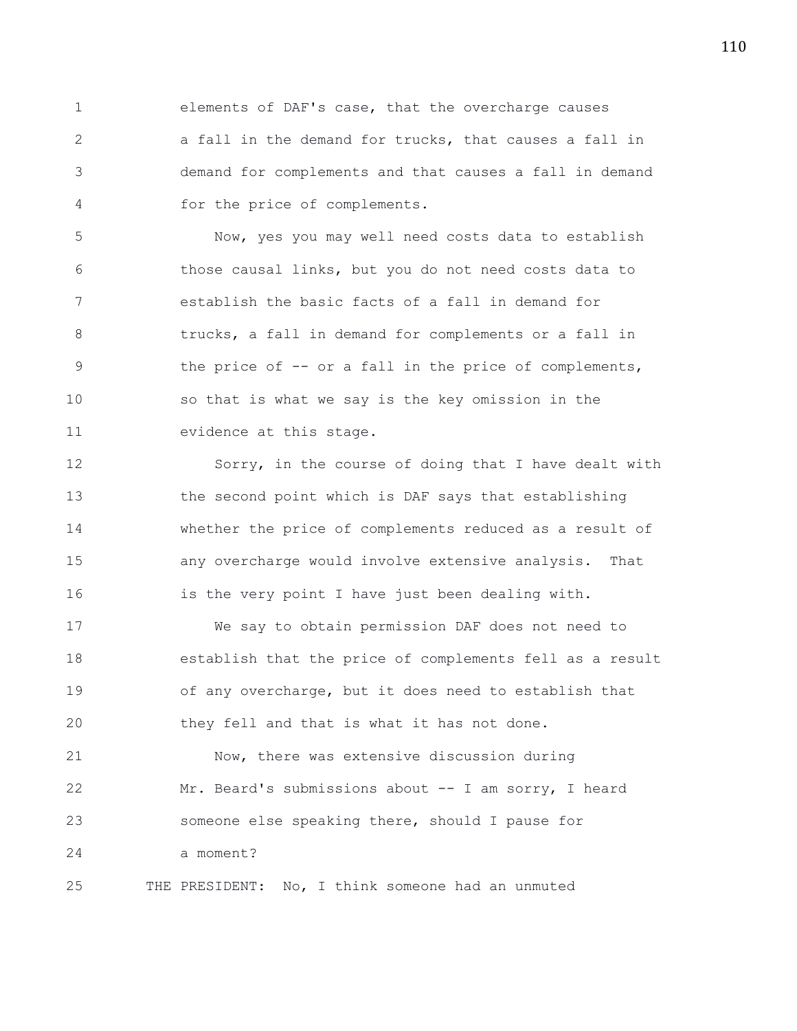elements of DAF's case, that the overcharge causes a fall in the demand for trucks, that causes a fall in demand for complements and that causes a fall in demand for the price of complements.

Now, yes you may well need costs data to establish those causal links, but you do not need costs data to establish the basic facts of a fall in demand for trucks, a fall in demand for complements or a fall in the price of -- or a fall in the price of complements, so that is what we say is the key omission in the evidence at this stage.

Sorry, in the course of doing that I have dealt with the second point which is DAF says that establishing whether the price of complements reduced as a result of any overcharge would involve extensive analysis. That is the very point I have just been dealing with.

We say to obtain permission DAF does not need to establish that the price of complements fell as a result of any overcharge, but it does need to establish that they fell and that is what it has not done.

Now, there was extensive discussion during Mr. Beard's submissions about -- I am sorry, I heard someone else speaking there, should I pause for a moment?

THE PRESIDENT: No, I think someone had an unmuted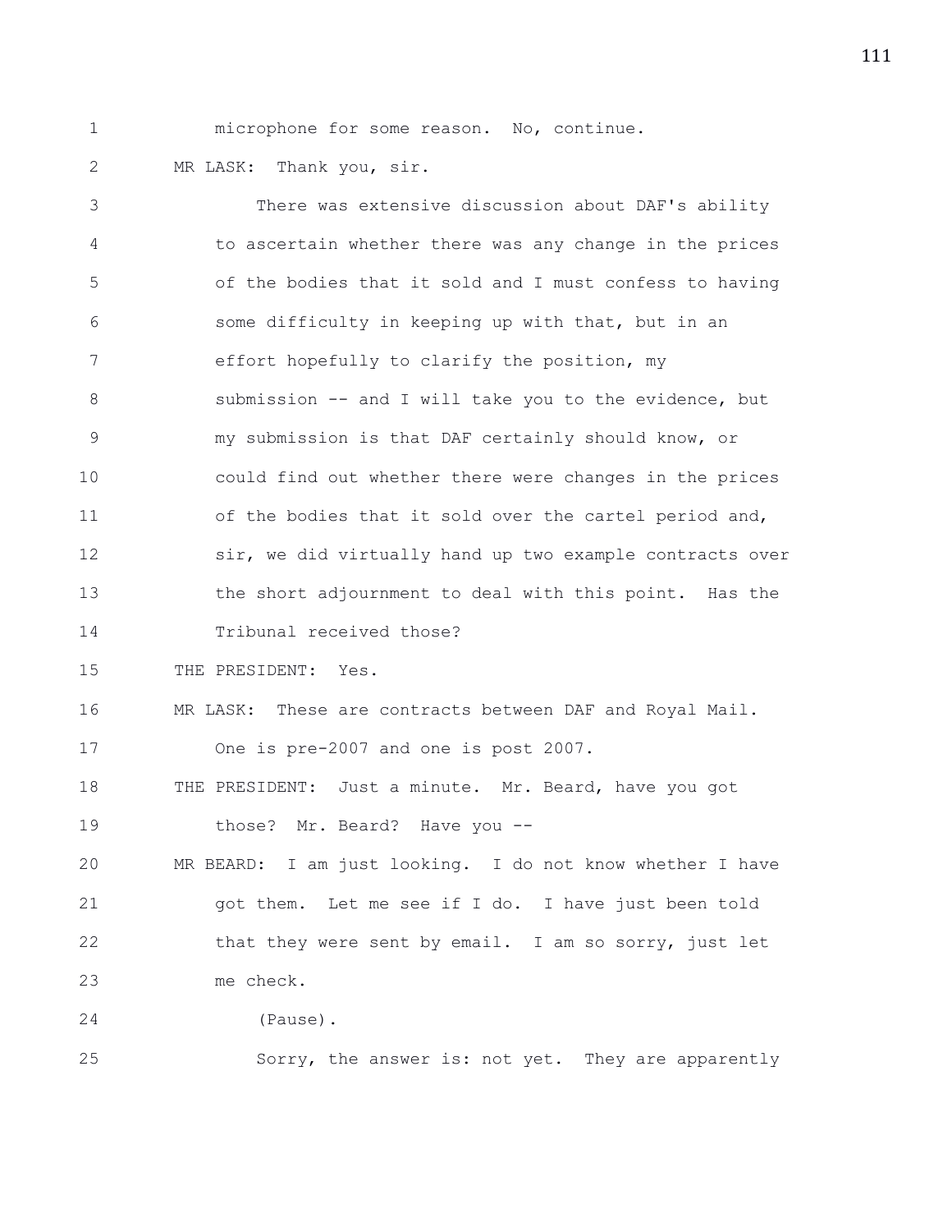microphone for some reason. No, continue.

MR LASK: Thank you, sir.

There was extensive discussion about DAF's ability to ascertain whether there was any change in the prices of the bodies that it sold and I must confess to having some difficulty in keeping up with that, but in an effort hopefully to clarify the position, my submission -- and I will take you to the evidence, but my submission is that DAF certainly should know, or could find out whether there were changes in the prices of the bodies that it sold over the cartel period and, sir, we did virtually hand up two example contracts over the short adjournment to deal with this point. Has the Tribunal received those?

THE PRESIDENT: Yes.

MR LASK: These are contracts between DAF and Royal Mail. One is pre-2007 and one is post 2007.

THE PRESIDENT: Just a minute. Mr. Beard, have you got those? Mr. Beard? Have you --

MR BEARD: I am just looking. I do not know whether I have got them. Let me see if I do. I have just been told that they were sent by email. I am so sorry, just let me check.

(Pause).

Sorry, the answer is: not yet. They are apparently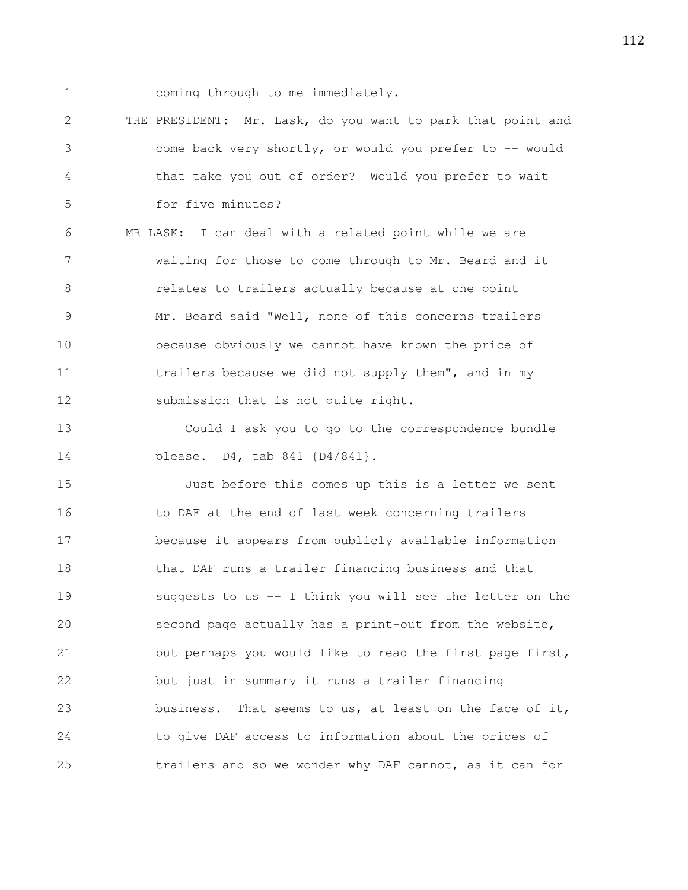coming through to me immediately.

THE PRESIDENT: Mr. Lask, do you want to park that point and come back very shortly, or would you prefer to -- would that take you out of order? Would you prefer to wait for five minutes?

MR LASK: I can deal with a related point while we are waiting for those to come through to Mr. Beard and it relates to trailers actually because at one point Mr. Beard said "Well, none of this concerns trailers because obviously we cannot have known the price of trailers because we did not supply them", and in my submission that is not quite right.

Could I ask you to go to the correspondence bundle please. D4, tab 841 {D4/841}.

Just before this comes up this is a letter we sent to DAF at the end of last week concerning trailers because it appears from publicly available information that DAF runs a trailer financing business and that suggests to us -- I think you will see the letter on the second page actually has a print-out from the website, but perhaps you would like to read the first page first, but just in summary it runs a trailer financing business. That seems to us, at least on the face of it, to give DAF access to information about the prices of trailers and so we wonder why DAF cannot, as it can for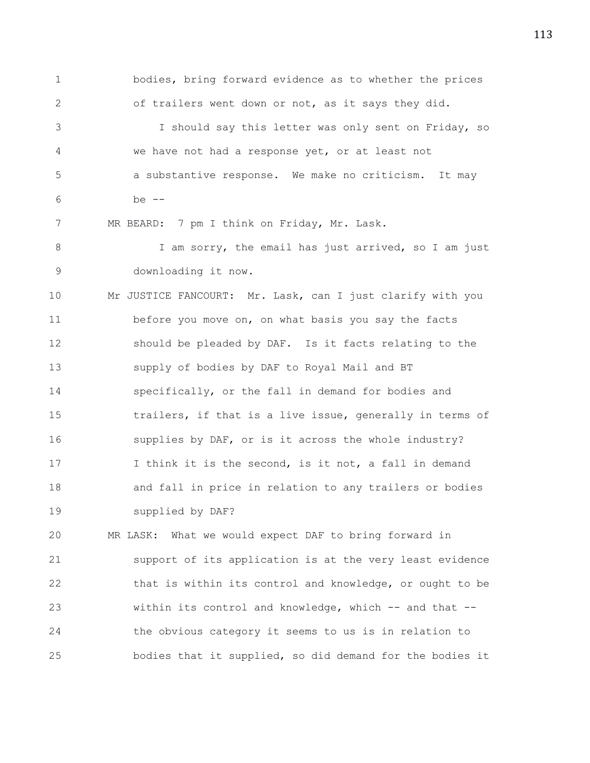bodies, bring forward evidence as to whether the prices of trailers went down or not, as it says they did.

I should say this letter was only sent on Friday, so we have not had a response yet, or at least not a substantive response. We make no criticism. It may be --

MR BEARD: 7 pm I think on Friday, Mr. Lask.

I am sorry, the email has just arrived, so I am just downloading it now.

Mr JUSTICE FANCOURT: Mr. Lask, can I just clarify with you before you move on, on what basis you say the facts should be pleaded by DAF. Is it facts relating to the supply of bodies by DAF to Royal Mail and BT specifically, or the fall in demand for bodies and trailers, if that is a live issue, generally in terms of supplies by DAF, or is it across the whole industry? I think it is the second, is it not, a fall in demand and fall in price in relation to any trailers or bodies supplied by DAF?

MR LASK: What we would expect DAF to bring forward in support of its application is at the very least evidence that is within its control and knowledge, or ought to be within its control and knowledge, which -- and that -- the obvious category it seems to us is in relation to bodies that it supplied, so did demand for the bodies it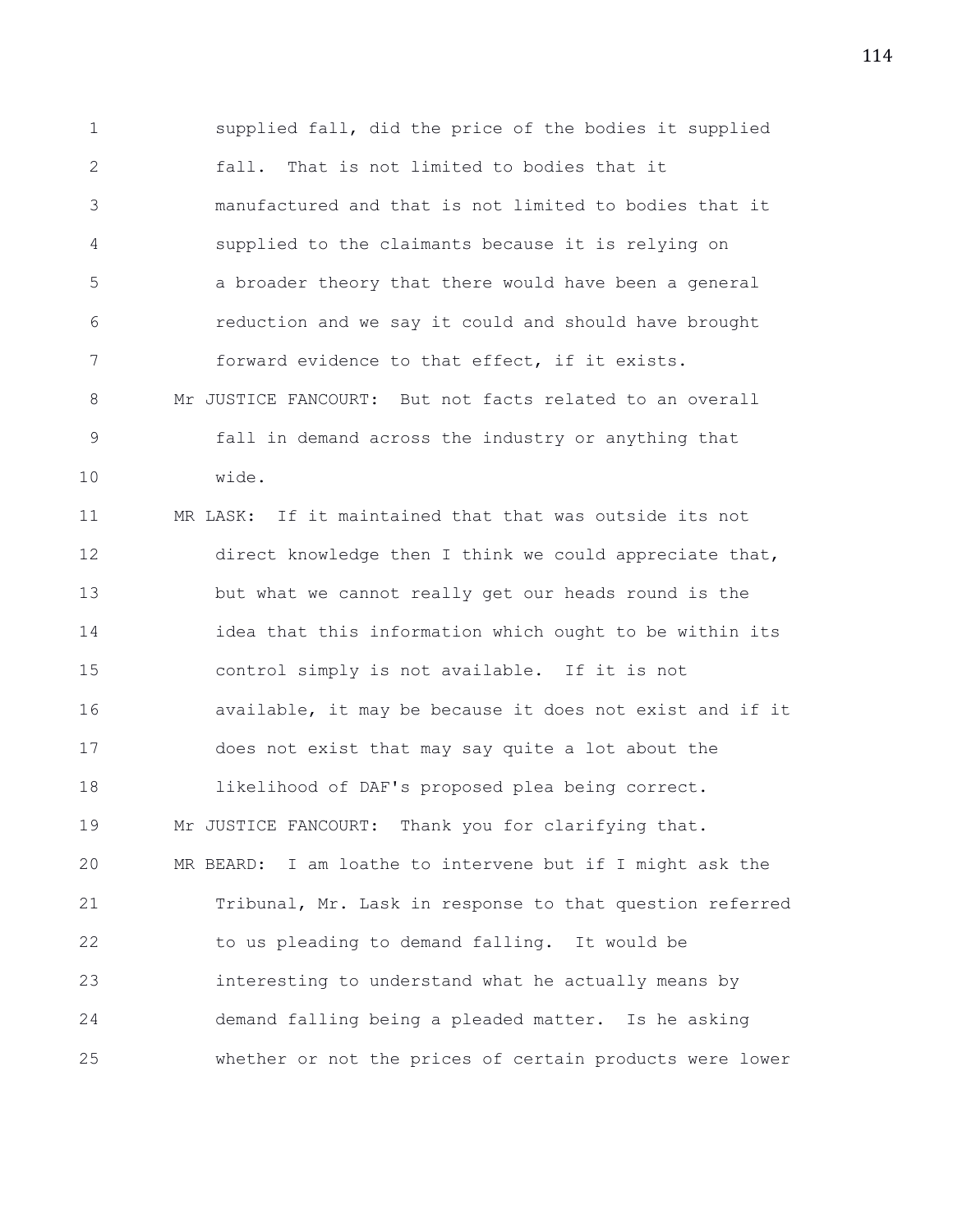supplied fall, did the price of the bodies it supplied fall. That is not limited to bodies that it manufactured and that is not limited to bodies that it supplied to the claimants because it is relying on a broader theory that there would have been a general reduction and we say it could and should have brought forward evidence to that effect, if it exists.

Mr JUSTICE FANCOURT: But not facts related to an overall fall in demand across the industry or anything that wide.

MR LASK: If it maintained that that was outside its not direct knowledge then I think we could appreciate that, but what we cannot really get our heads round is the idea that this information which ought to be within its control simply is not available. If it is not available, it may be because it does not exist and if it does not exist that may say quite a lot about the likelihood of DAF's proposed plea being correct.

Mr JUSTICE FANCOURT: Thank you for clarifying that.

MR BEARD: I am loathe to intervene but if I might ask the Tribunal, Mr. Lask in response to that question referred to us pleading to demand falling. It would be interesting to understand what he actually means by demand falling being a pleaded matter. Is he asking whether or not the prices of certain products were lower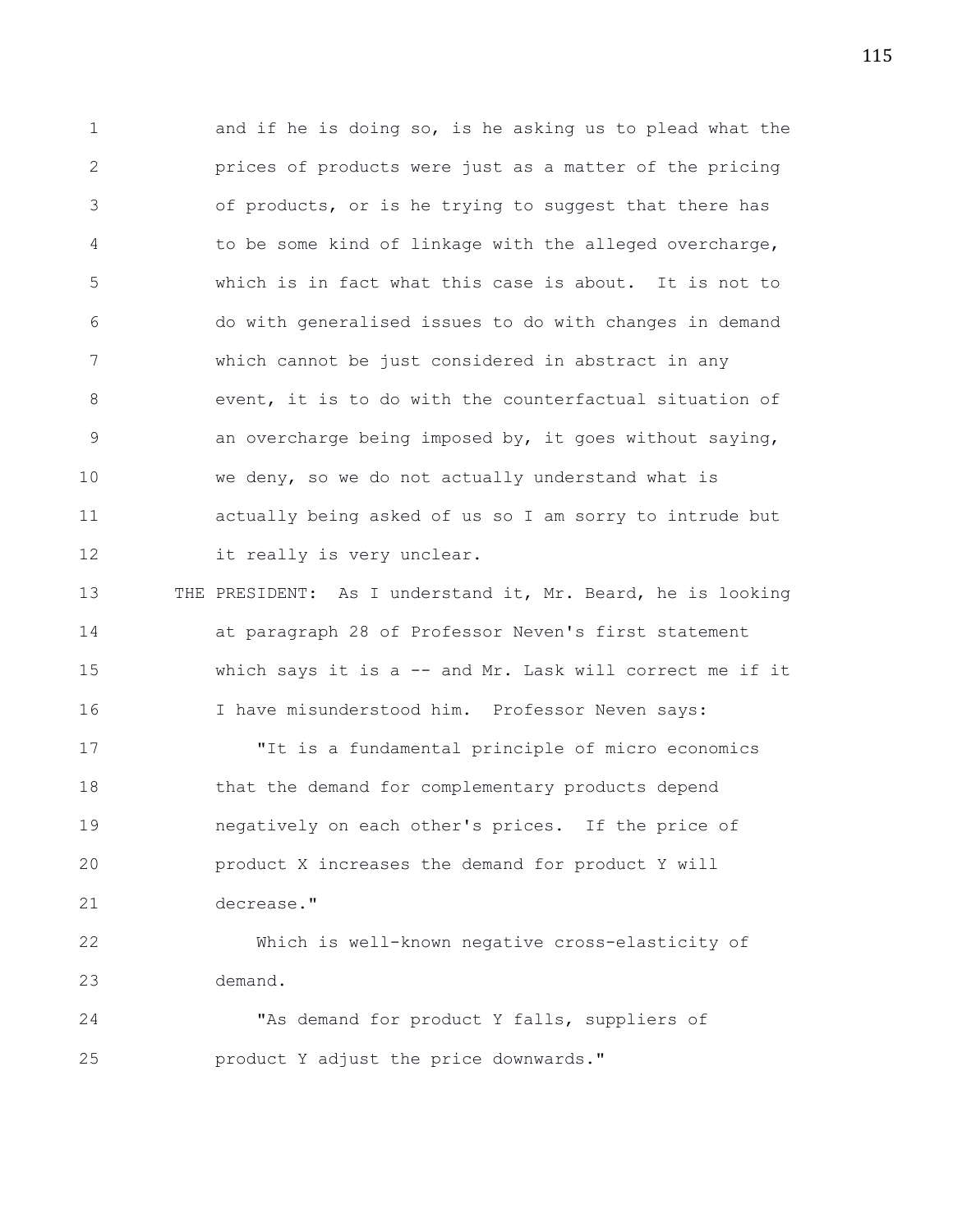and if he is doing so, is he asking us to plead what the prices of products were just as a matter of the pricing of products, or is he trying to suggest that there has to be some kind of linkage with the alleged overcharge, which is in fact what this case is about. It is not to do with generalised issues to do with changes in demand which cannot be just considered in abstract in any event, it is to do with the counterfactual situation of an overcharge being imposed by, it goes without saying, we deny, so we do not actually understand what is actually being asked of us so I am sorry to intrude but it really is very unclear.

THE PRESIDENT: As I understand it, Mr. Beard, he is looking at paragraph 28 of Professor Neven's first statement which says it is a -- and Mr. Lask will correct me if it I have misunderstood him. Professor Neven says:

"It is a fundamental principle of micro economics that the demand for complementary products depend negatively on each other's prices. If the price of product X increases the demand for product Y will decrease."

Which is well-known negative cross-elasticity of demand.

"As demand for product Y falls, suppliers of product Y adjust the price downwards."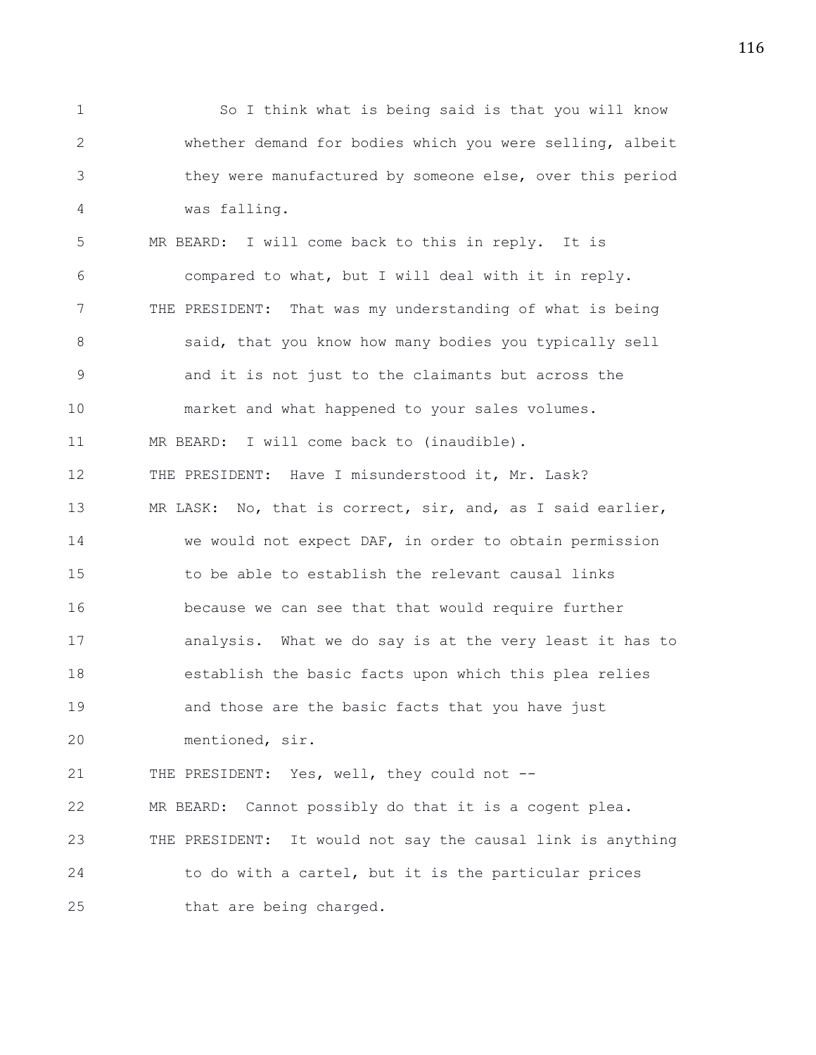So I think what is being said is that you will know whether demand for bodies which you were selling, albeit they were manufactured by someone else, over this period was falling.

MR BEARD: I will come back to this in reply. It is compared to what, but I will deal with it in reply.

THE PRESIDENT: That was my understanding of what is being said, that you know how many bodies you typically sell and it is not just to the claimants but across the market and what happened to your sales volumes.

MR BEARD: I will come back to (inaudible).

THE PRESIDENT: Have I misunderstood it, Mr. Lask?

MR LASK: No, that is correct, sir, and, as I said earlier, we would not expect DAF, in order to obtain permission to be able to establish the relevant causal links because we can see that that would require further analysis. What we do say is at the very least it has to establish the basic facts upon which this plea relies and those are the basic facts that you have just mentioned, sir.

THE PRESIDENT: Yes, well, they could not --

MR BEARD: Cannot possibly do that it is a cogent plea.

THE PRESIDENT: It would not say the causal link is anything to do with a cartel, but it is the particular prices that are being charged.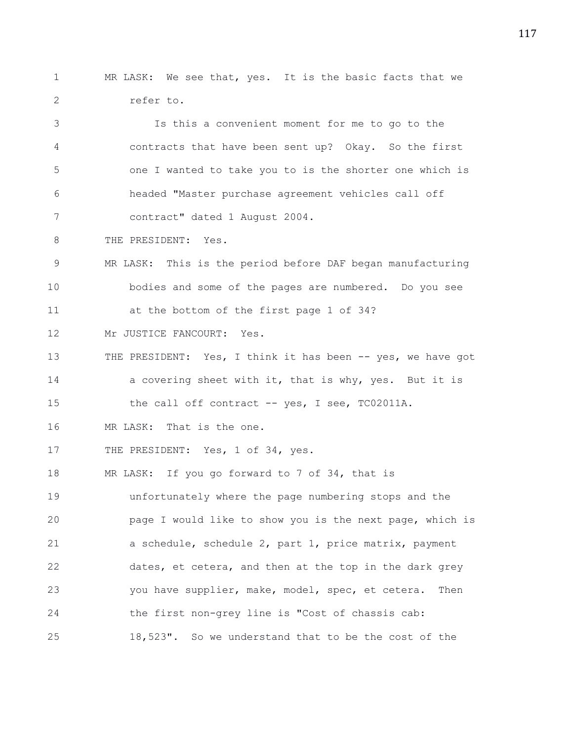MR LASK: We see that, yes. It is the basic facts that we refer to.

Is this a convenient moment for me to go to the contracts that have been sent up? Okay. So the first one I wanted to take you to is the shorter one which is headed "Master purchase agreement vehicles call off contract" dated 1 August 2004.

THE PRESIDENT: Yes.

MR LASK: This is the period before DAF began manufacturing bodies and some of the pages are numbered. Do you see at the bottom of the first page 1 of 34?

Mr JUSTICE FANCOURT: Yes.

THE PRESIDENT: Yes, I think it has been -- yes, we have got a covering sheet with it, that is why, yes. But it is the call off contract -- yes, I see, TC02011A.

MR LASK: That is the one.

THE PRESIDENT: Yes, 1 of 34, yes.

MR LASK: If you go forward to 7 of 34, that is unfortunately where the page numbering stops and the page I would like to show you is the next page, which is a schedule, schedule 2, part 1, price matrix, payment dates, et cetera, and then at the top in the dark grey you have supplier, make, model, spec, et cetera. Then the first non-grey line is "Cost of chassis cab: 18,523". So we understand that to be the cost of the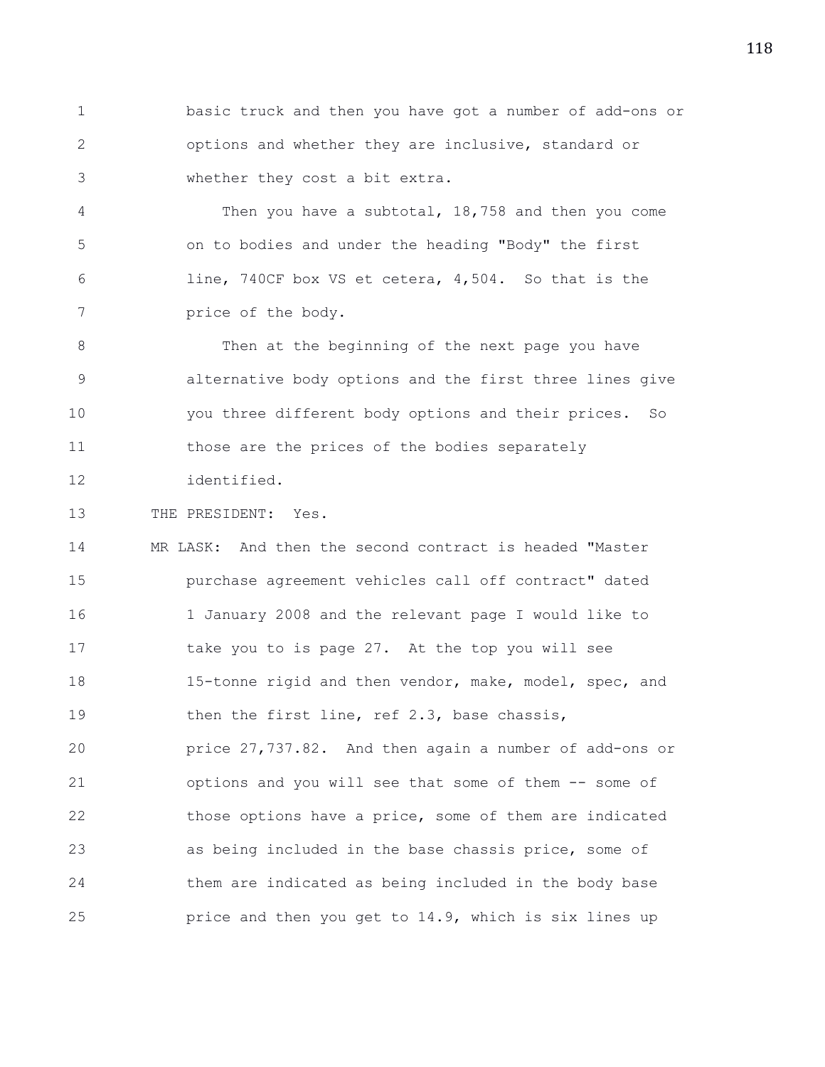basic truck and then you have got a number of add-ons or options and whether they are inclusive, standard or whether they cost a bit extra.

Then you have a subtotal, 18,758 and then you come on to bodies and under the heading "Body" the first line, 740CF box VS et cetera, 4,504. So that is the price of the body.

Then at the beginning of the next page you have alternative body options and the first three lines give you three different body options and their prices. So those are the prices of the bodies separately identified.

THE PRESIDENT: Yes.

MR LASK: And then the second contract is headed "Master purchase agreement vehicles call off contract" dated 1 January 2008 and the relevant page I would like to take you to is page 27. At the top you will see 15-tonne rigid and then vendor, make, model, spec, and then the first line, ref 2.3, base chassis, price 27,737.82. And then again a number of add-ons or options and you will see that some of them -- some of those options have a price, some of them are indicated as being included in the base chassis price, some of them are indicated as being included in the body base price and then you get to 14.9, which is six lines up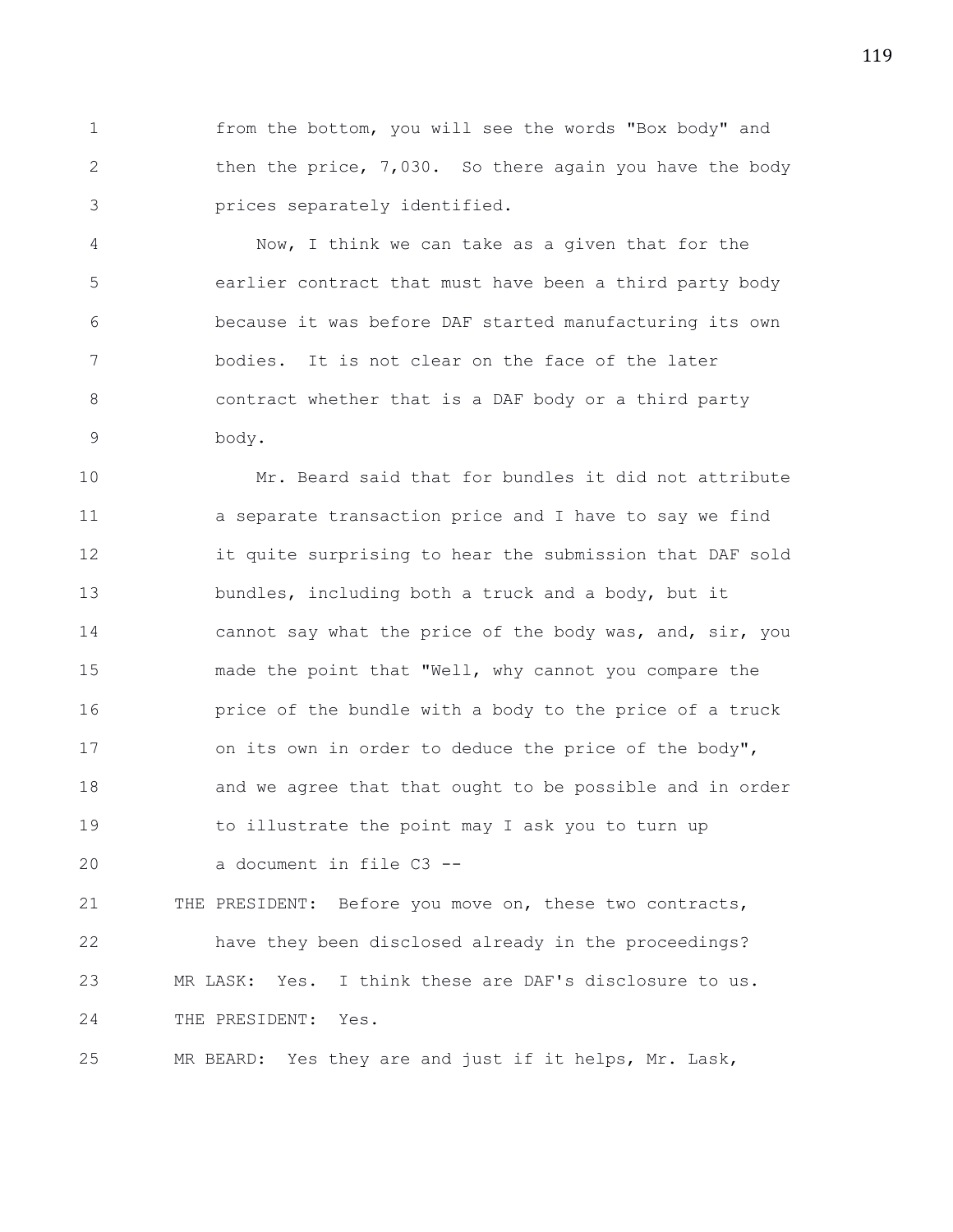from the bottom, you will see the words "Box body" and then the price, 7,030. So there again you have the body prices separately identified.

Now, I think we can take as a given that for the earlier contract that must have been a third party body because it was before DAF started manufacturing its own bodies. It is not clear on the face of the later contract whether that is a DAF body or a third party body.

Mr. Beard said that for bundles it did not attribute a separate transaction price and I have to say we find it quite surprising to hear the submission that DAF sold bundles, including both a truck and a body, but it cannot say what the price of the body was, and, sir, you made the point that "Well, why cannot you compare the price of the bundle with a body to the price of a truck on its own in order to deduce the price of the body", and we agree that that ought to be possible and in order to illustrate the point may I ask you to turn up a document in file C3 --

THE PRESIDENT: Before you move on, these two contracts, have they been disclosed already in the proceedings?

MR LASK: Yes. I think these are DAF's disclosure to us.

THE PRESIDENT: Yes.

MR BEARD: Yes they are and just if it helps, Mr. Lask,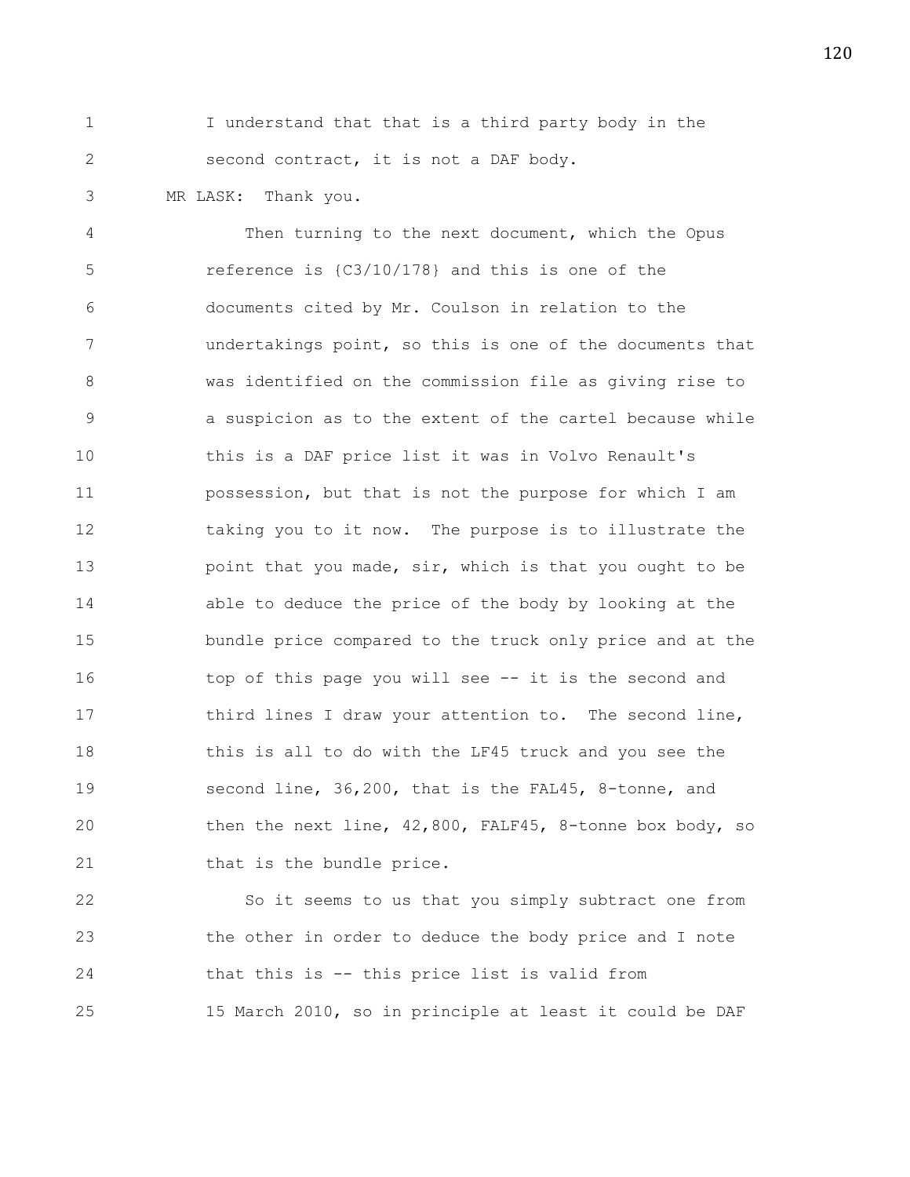I understand that that is a third party body in the second contract, it is not a DAF body.

MR LASK: Thank you.

Then turning to the next document, which the Opus reference is {C3/10/178} and this is one of the documents cited by Mr. Coulson in relation to the undertakings point, so this is one of the documents that was identified on the commission file as giving rise to a suspicion as to the extent of the cartel because while this is a DAF price list it was in Volvo Renault's possession, but that is not the purpose for which I am taking you to it now. The purpose is to illustrate the point that you made, sir, which is that you ought to be able to deduce the price of the body by looking at the bundle price compared to the truck only price and at the top of this page you will see -- it is the second and third lines I draw your attention to. The second line, this is all to do with the LF45 truck and you see the second line, 36,200, that is the FAL45, 8-tonne, and then the next line, 42,800, FALF45, 8-tonne box body, so that is the bundle price.

So it seems to us that you simply subtract one from the other in order to deduce the body price and I note that this is -- this price list is valid from 15 March 2010, so in principle at least it could be DAF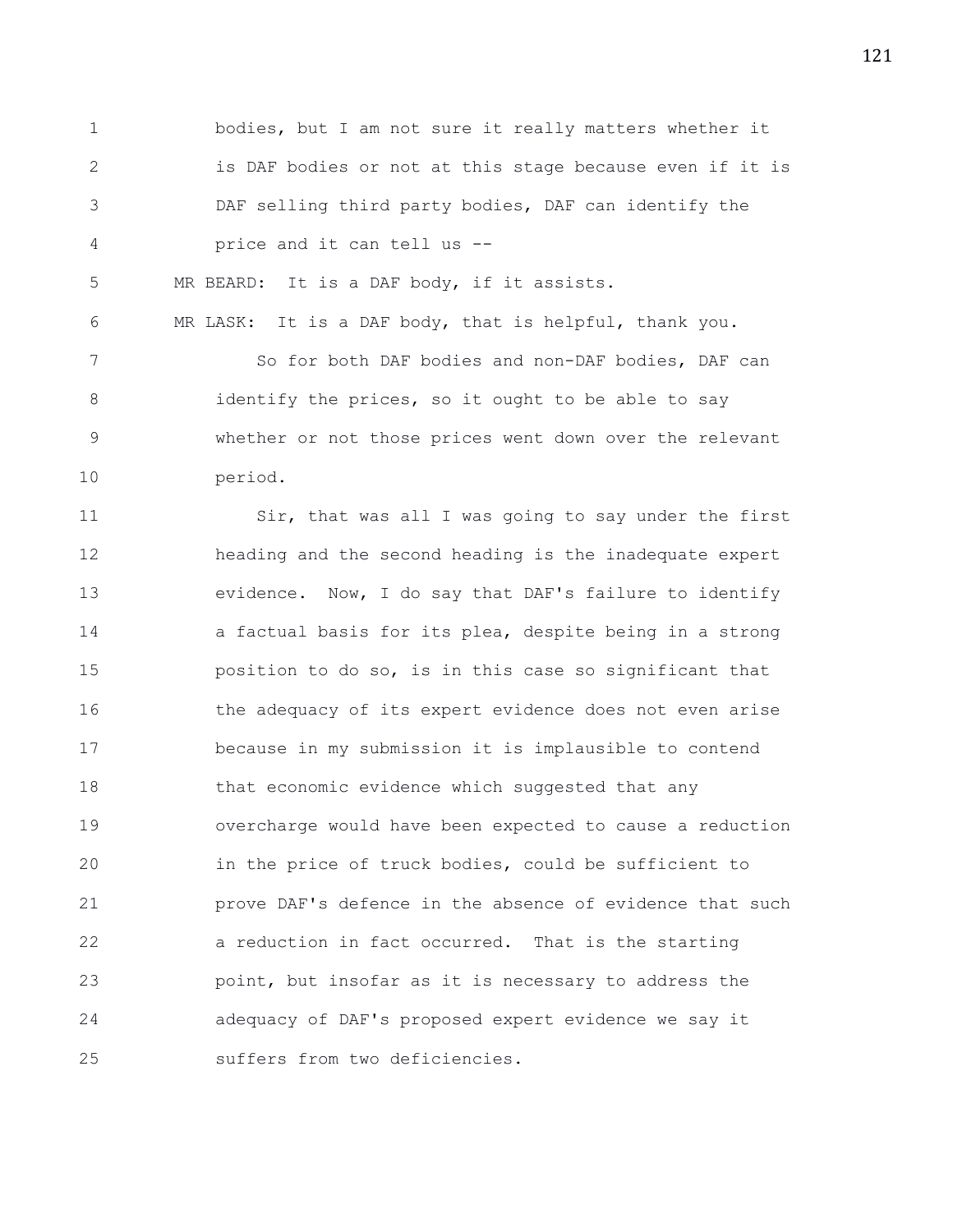bodies, but I am not sure it really matters whether it is DAF bodies or not at this stage because even if it is DAF selling third party bodies, DAF can identify the price and it can tell us --

MR BEARD: It is a DAF body, if it assists.

MR LASK: It is a DAF body, that is helpful, thank you.

So for both DAF bodies and non-DAF bodies, DAF can identify the prices, so it ought to be able to say whether or not those prices went down over the relevant period.

Sir, that was all I was going to say under the first heading and the second heading is the inadequate expert evidence. Now, I do say that DAF's failure to identify a factual basis for its plea, despite being in a strong position to do so, is in this case so significant that the adequacy of its expert evidence does not even arise because in my submission it is implausible to contend that economic evidence which suggested that any overcharge would have been expected to cause a reduction in the price of truck bodies, could be sufficient to prove DAF's defence in the absence of evidence that such a reduction in fact occurred. That is the starting point, but insofar as it is necessary to address the adequacy of DAF's proposed expert evidence we say it suffers from two deficiencies.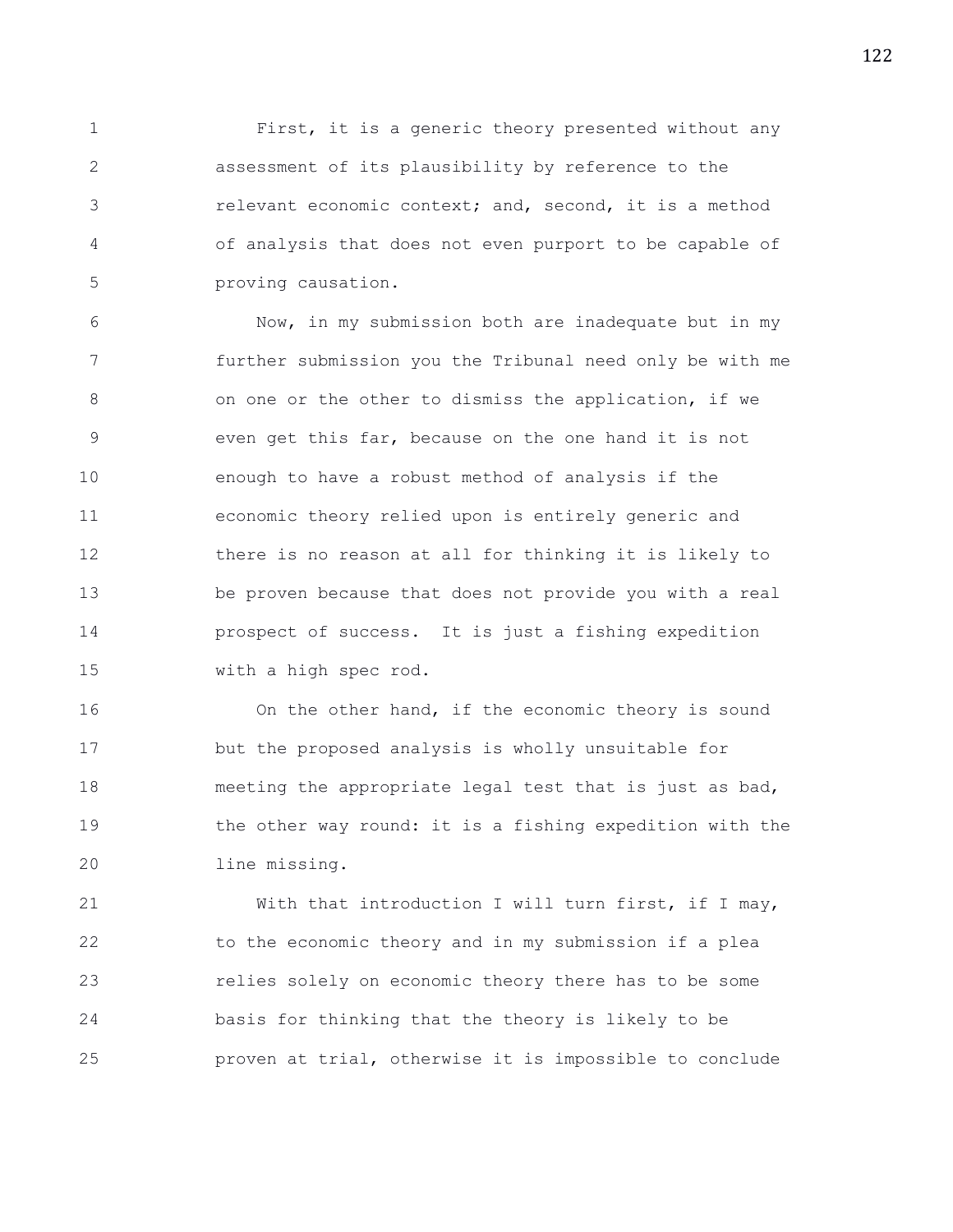First, it is a generic theory presented without any assessment of its plausibility by reference to the relevant economic context; and, second, it is a method of analysis that does not even purport to be capable of proving causation.

Now, in my submission both are inadequate but in my further submission you the Tribunal need only be with me on one or the other to dismiss the application, if we even get this far, because on the one hand it is not enough to have a robust method of analysis if the economic theory relied upon is entirely generic and there is no reason at all for thinking it is likely to be proven because that does not provide you with a real prospect of success. It is just a fishing expedition with a high spec rod.

On the other hand, if the economic theory is sound but the proposed analysis is wholly unsuitable for meeting the appropriate legal test that is just as bad, the other way round: it is a fishing expedition with the line missing.

With that introduction I will turn first, if I may, to the economic theory and in my submission if a plea relies solely on economic theory there has to be some basis for thinking that the theory is likely to be proven at trial, otherwise it is impossible to conclude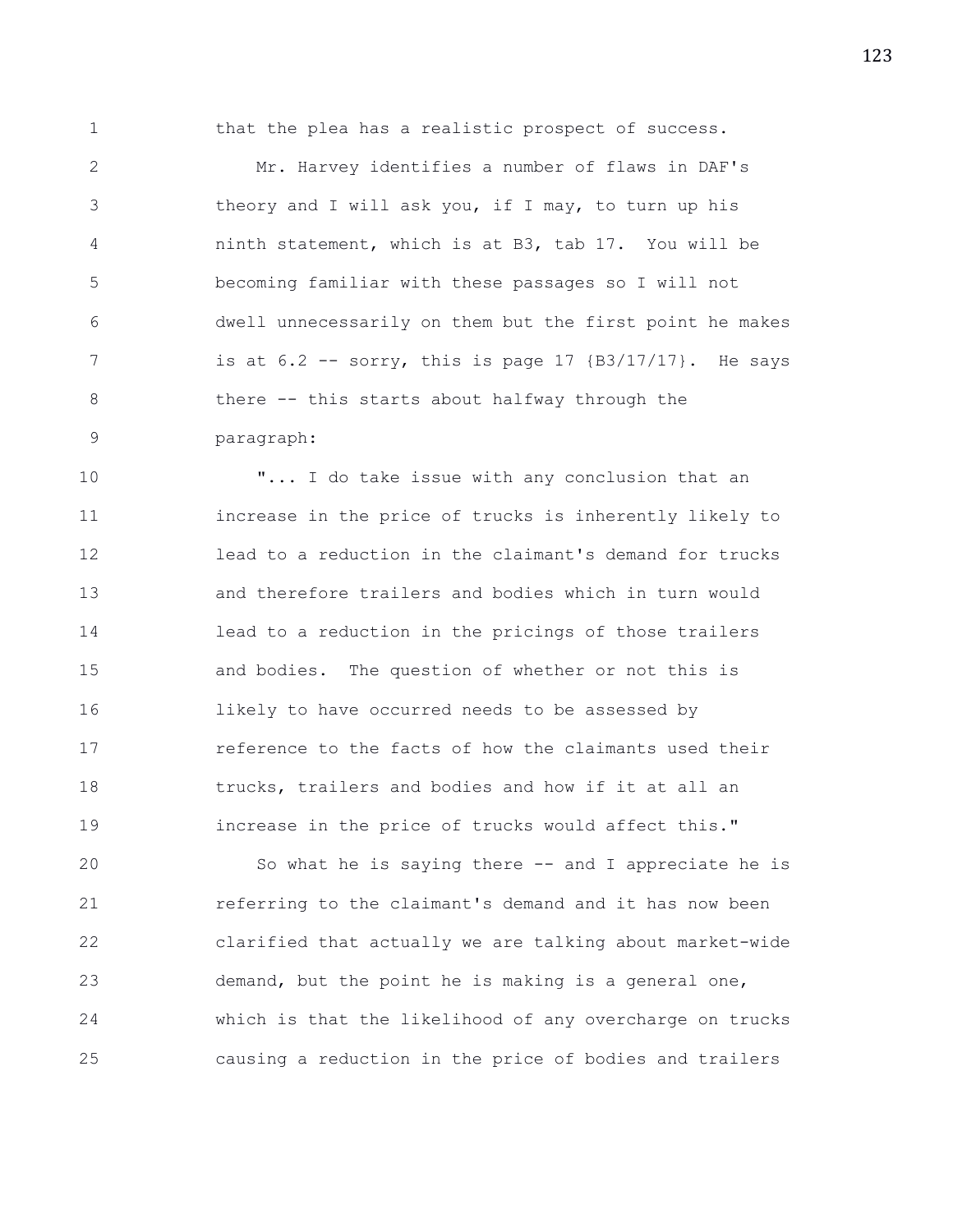that the plea has a realistic prospect of success.

Mr. Harvey identifies a number of flaws in DAF's theory and I will ask you, if I may, to turn up his ninth statement, which is at B3, tab 17. You will be becoming familiar with these passages so I will not dwell unnecessarily on them but the first point he makes is at 6.2 -- sorry, this is page 17 {B3/17/17}. He says there -- this starts about halfway through the paragraph:

"... I do take issue with any conclusion that an increase in the price of trucks is inherently likely to lead to a reduction in the claimant's demand for trucks and therefore trailers and bodies which in turn would lead to a reduction in the pricings of those trailers and bodies. The question of whether or not this is likely to have occurred needs to be assessed by reference to the facts of how the claimants used their trucks, trailers and bodies and how if it at all an increase in the price of trucks would affect this."

So what he is saying there -- and I appreciate he is referring to the claimant's demand and it has now been clarified that actually we are talking about market-wide demand, but the point he is making is a general one, which is that the likelihood of any overcharge on trucks causing a reduction in the price of bodies and trailers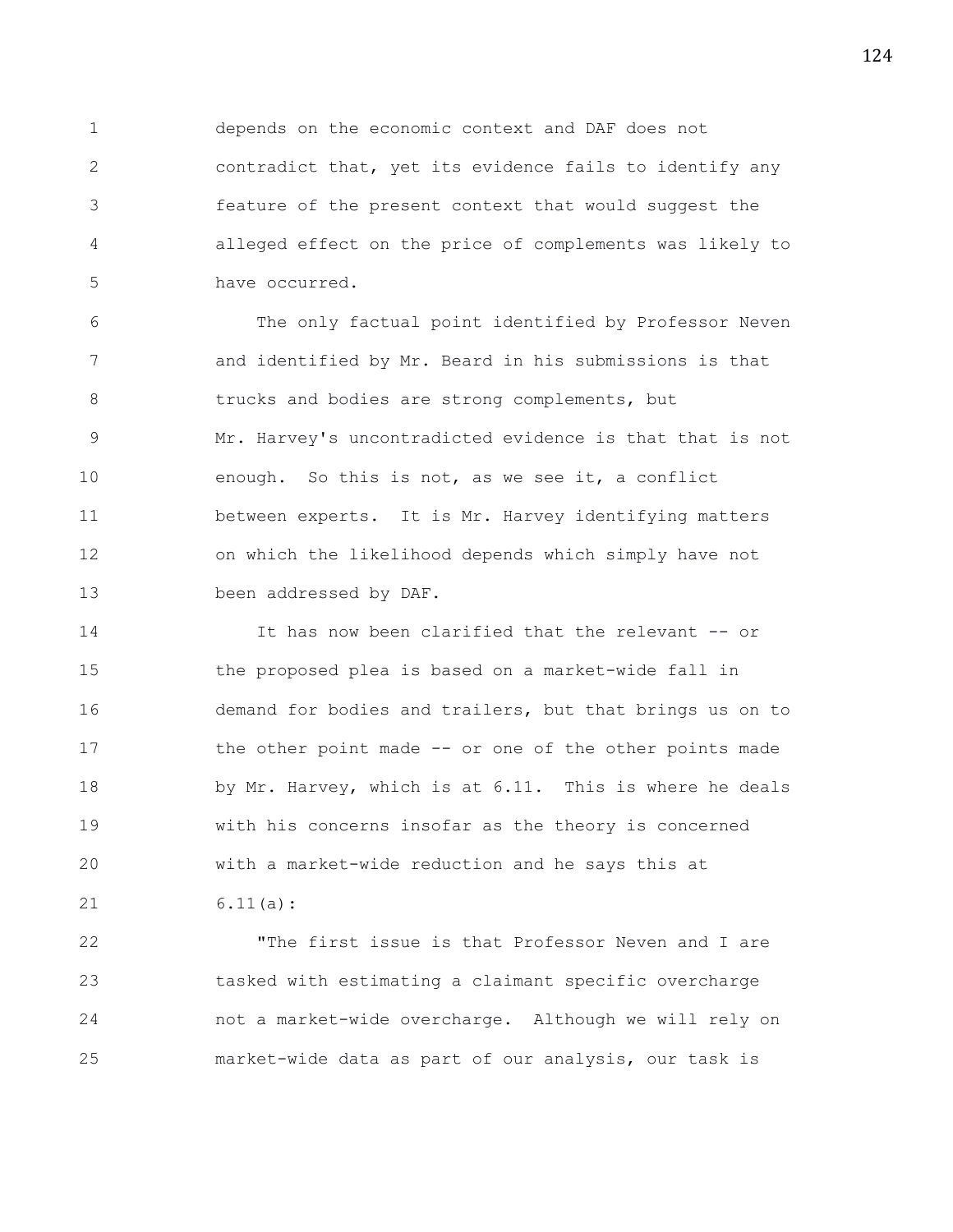depends on the economic context and DAF does not contradict that, yet its evidence fails to identify any feature of the present context that would suggest the alleged effect on the price of complements was likely to have occurred.

The only factual point identified by Professor Neven and identified by Mr. Beard in his submissions is that trucks and bodies are strong complements, but Mr. Harvey's uncontradicted evidence is that that is not enough. So this is not, as we see it, a conflict between experts. It is Mr. Harvey identifying matters on which the likelihood depends which simply have not been addressed by DAF.

It has now been clarified that the relevant -- or the proposed plea is based on a market-wide fall in demand for bodies and trailers, but that brings us on to the other point made -- or one of the other points made by Mr. Harvey, which is at 6.11. This is where he deals with his concerns insofar as the theory is concerned with a market-wide reduction and he says this at 6.11(a):

"The first issue is that Professor Neven and I are tasked with estimating a claimant specific overcharge not a market-wide overcharge. Although we will rely on market-wide data as part of our analysis, our task is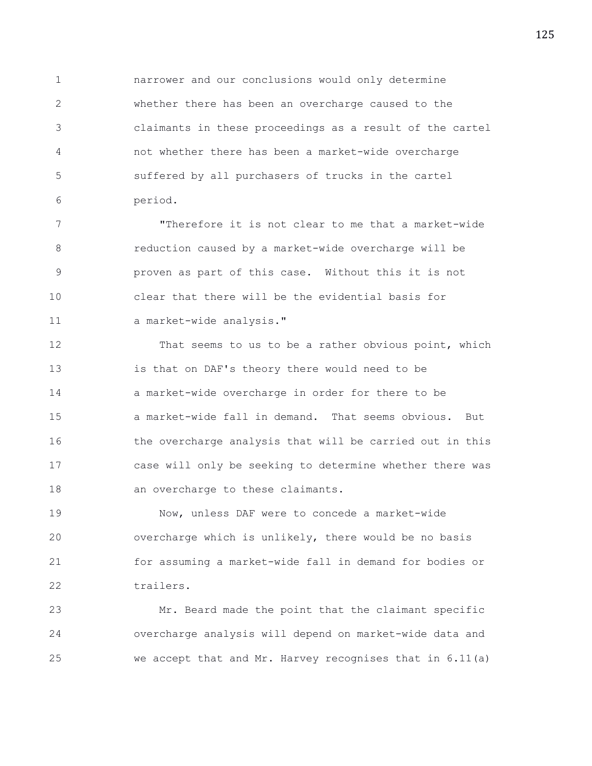narrower and our conclusions would only determine whether there has been an overcharge caused to the claimants in these proceedings as a result of the cartel not whether there has been a market-wide overcharge suffered by all purchasers of trucks in the cartel period.

"Therefore it is not clear to me that a market-wide reduction caused by a market-wide overcharge will be proven as part of this case. Without this it is not clear that there will be the evidential basis for a market-wide analysis."

That seems to us to be a rather obvious point, which is that on DAF's theory there would need to be a market-wide overcharge in order for there to be a market-wide fall in demand. That seems obvious. But the overcharge analysis that will be carried out in this case will only be seeking to determine whether there was an overcharge to these claimants.

Now, unless DAF were to concede a market-wide overcharge which is unlikely, there would be no basis for assuming a market-wide fall in demand for bodies or trailers.

Mr. Beard made the point that the claimant specific overcharge analysis will depend on market-wide data and we accept that and Mr. Harvey recognises that in 6.11(a)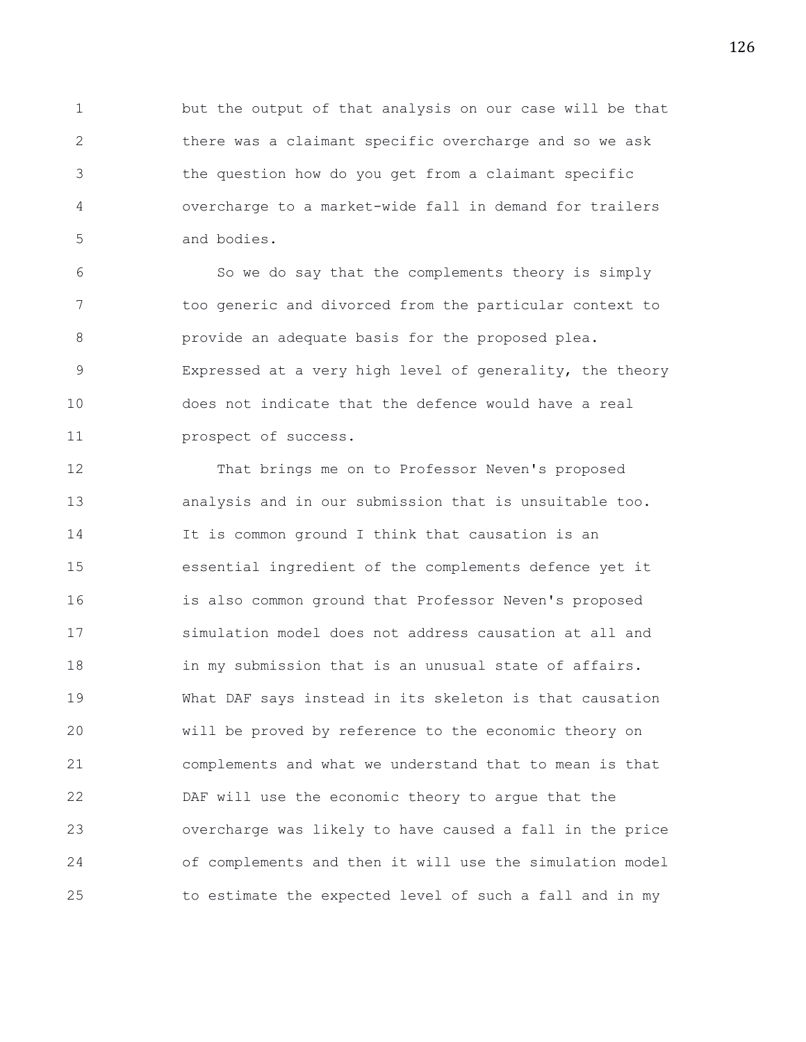but the output of that analysis on our case will be that there was a claimant specific overcharge and so we ask the question how do you get from a claimant specific overcharge to a market-wide fall in demand for trailers and bodies.

So we do say that the complements theory is simply too generic and divorced from the particular context to provide an adequate basis for the proposed plea. Expressed at a very high level of generality, the theory does not indicate that the defence would have a real prospect of success.

That brings me on to Professor Neven's proposed analysis and in our submission that is unsuitable too. It is common ground I think that causation is an essential ingredient of the complements defence yet it is also common ground that Professor Neven's proposed simulation model does not address causation at all and in my submission that is an unusual state of affairs. What DAF says instead in its skeleton is that causation will be proved by reference to the economic theory on complements and what we understand that to mean is that DAF will use the economic theory to argue that the overcharge was likely to have caused a fall in the price of complements and then it will use the simulation model to estimate the expected level of such a fall and in my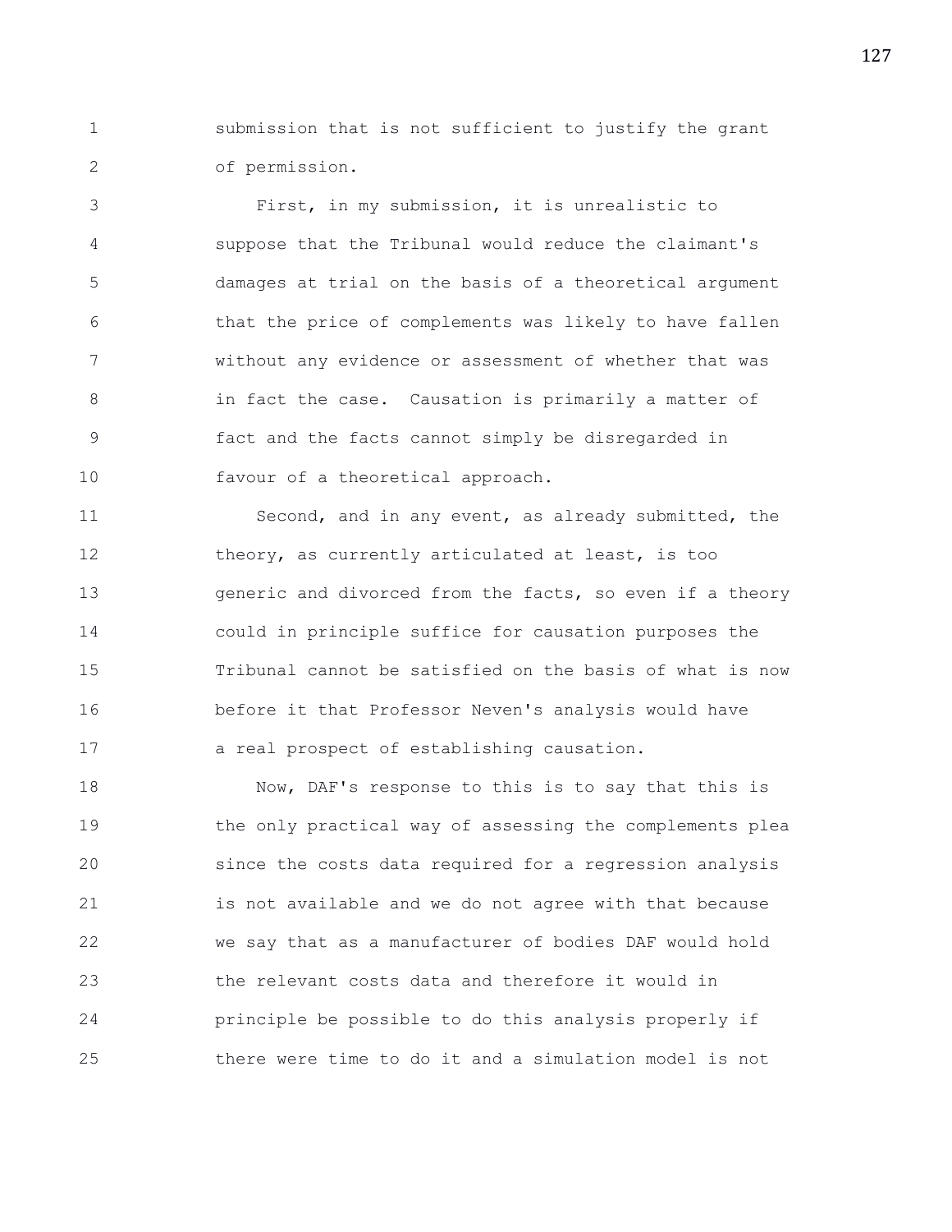submission that is not sufficient to justify the grant of permission.

First, in my submission, it is unrealistic to suppose that the Tribunal would reduce the claimant's damages at trial on the basis of a theoretical argument that the price of complements was likely to have fallen without any evidence or assessment of whether that was in fact the case. Causation is primarily a matter of fact and the facts cannot simply be disregarded in favour of a theoretical approach.

Second, and in any event, as already submitted, the theory, as currently articulated at least, is too generic and divorced from the facts, so even if a theory could in principle suffice for causation purposes the Tribunal cannot be satisfied on the basis of what is now before it that Professor Neven's analysis would have a real prospect of establishing causation.

Now, DAF's response to this is to say that this is the only practical way of assessing the complements plea since the costs data required for a regression analysis is not available and we do not agree with that because we say that as a manufacturer of bodies DAF would hold the relevant costs data and therefore it would in principle be possible to do this analysis properly if there were time to do it and a simulation model is not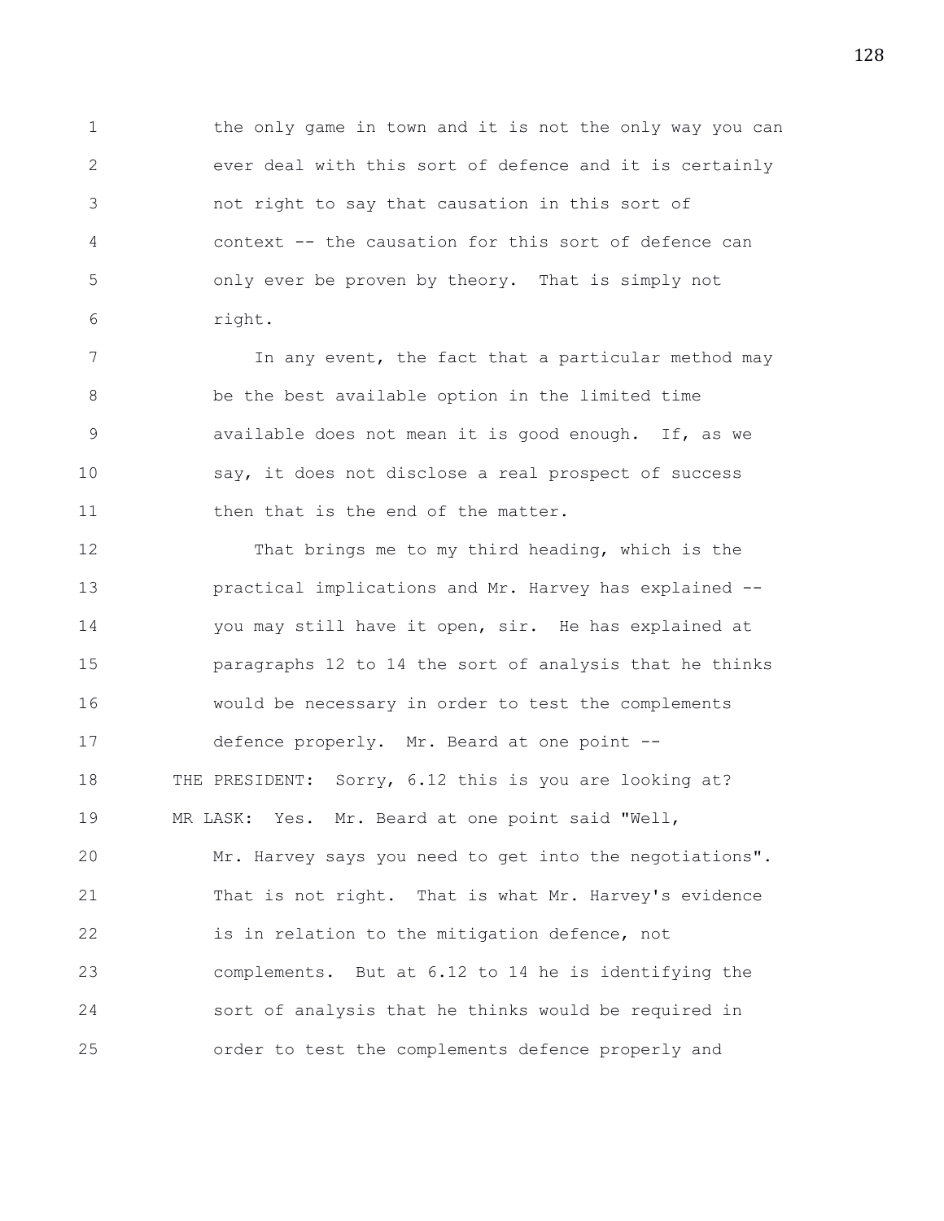the only game in town and it is not the only way you can ever deal with this sort of defence and it is certainly not right to say that causation in this sort of context -- the causation for this sort of defence can only ever be proven by theory. That is simply not right.

In any event, the fact that a particular method may be the best available option in the limited time available does not mean it is good enough. If, as we say, it does not disclose a real prospect of success then that is the end of the matter.

That brings me to my third heading, which is the practical implications and Mr. Harvey has explained -- you may still have it open, sir. He has explained at paragraphs 12 to 14 the sort of analysis that he thinks would be necessary in order to test the complements defence properly. Mr. Beard at one point --

THE PRESIDENT: Sorry, 6.12 this is you are looking at?

MR LASK: Yes. Mr. Beard at one point said "Well, Mr. Harvey says you need to get into the negotiations". That is not right. That is what Mr. Harvey's evidence is in relation to the mitigation defence, not complements. But at 6.12 to 14 he is identifying the sort of analysis that he thinks would be required in order to test the complements defence properly and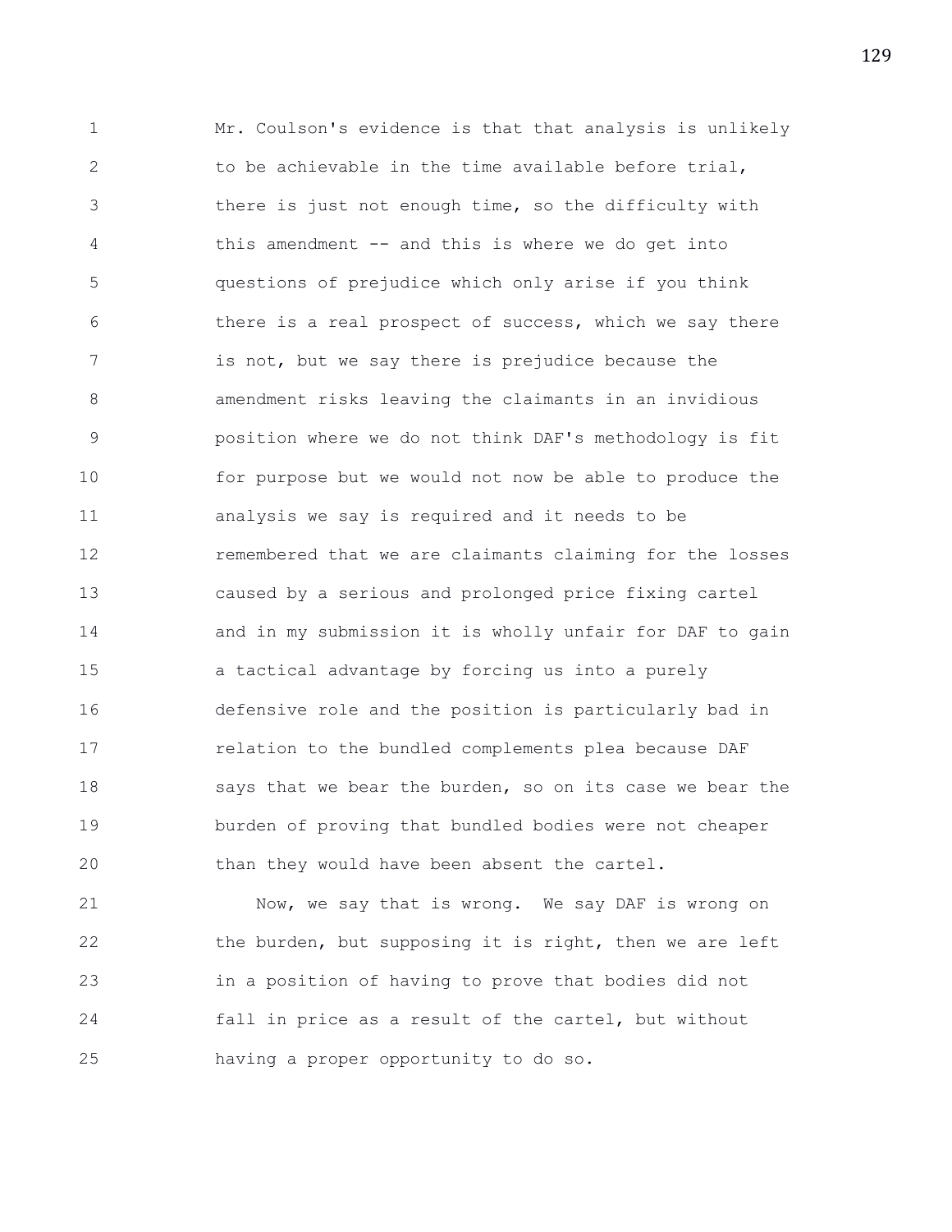Mr. Coulson's evidence is that that analysis is unlikely to be achievable in the time available before trial, there is just not enough time, so the difficulty with this amendment -- and this is where we do get into questions of prejudice which only arise if you think there is a real prospect of success, which we say there is not, but we say there is prejudice because the amendment risks leaving the claimants in an invidious position where we do not think DAF's methodology is fit for purpose but we would not now be able to produce the analysis we say is required and it needs to be remembered that we are claimants claiming for the losses caused by a serious and prolonged price fixing cartel and in my submission it is wholly unfair for DAF to gain a tactical advantage by forcing us into a purely defensive role and the position is particularly bad in relation to the bundled complements plea because DAF says that we bear the burden, so on its case we bear the burden of proving that bundled bodies were not cheaper than they would have been absent the cartel.

Now, we say that is wrong. We say DAF is wrong on the burden, but supposing it is right, then we are left in a position of having to prove that bodies did not fall in price as a result of the cartel, but without having a proper opportunity to do so.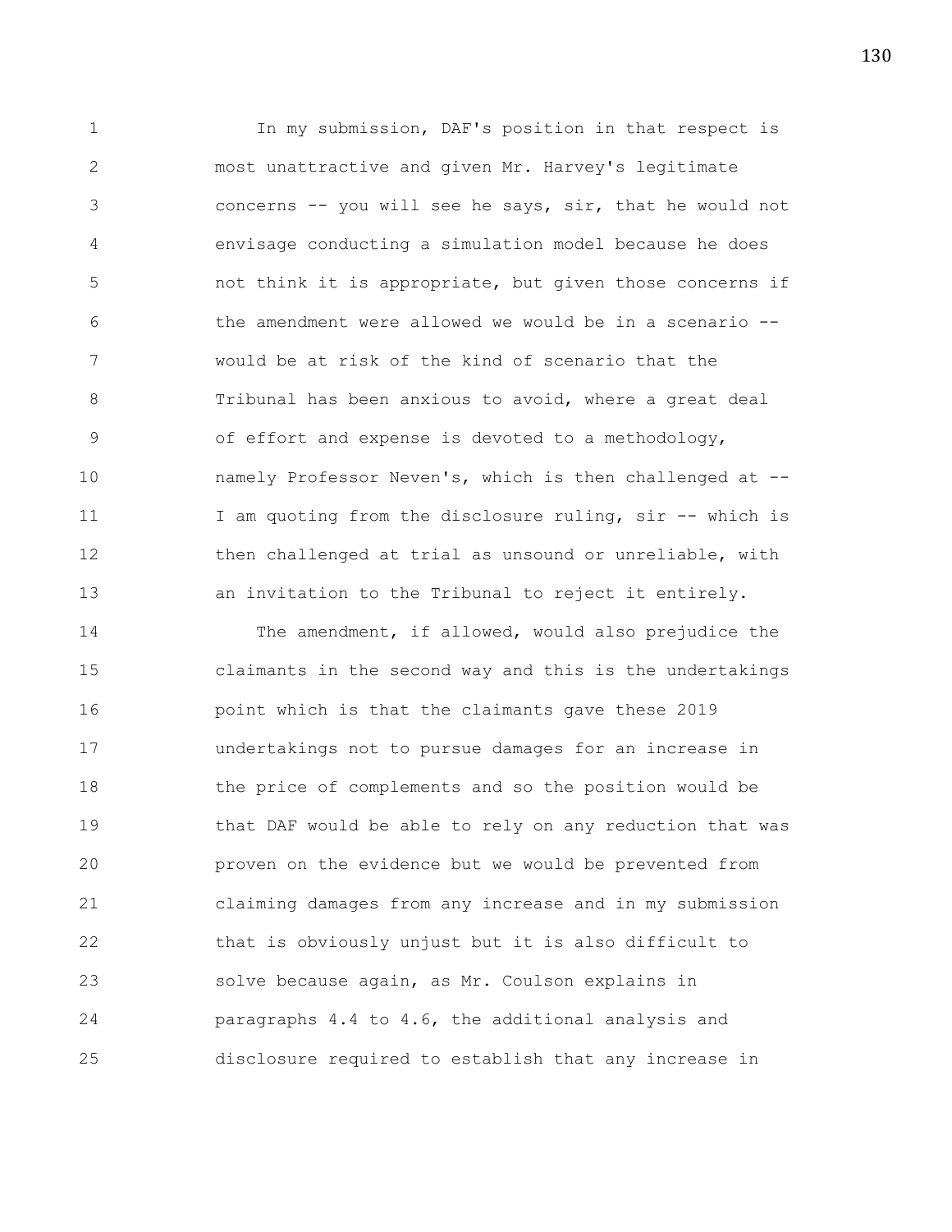In my submission, DAF's position in that respect is most unattractive and given Mr. Harvey's legitimate concerns -- you will see he says, sir, that he would not envisage conducting a simulation model because he does not think it is appropriate, but given those concerns if the amendment were allowed we would be in a scenario -- would be at risk of the kind of scenario that the Tribunal has been anxious to avoid, where a great deal of effort and expense is devoted to a methodology, namely Professor Neven's, which is then challenged at -- I am quoting from the disclosure ruling, sir -- which is then challenged at trial as unsound or unreliable, with an invitation to the Tribunal to reject it entirely.

The amendment, if allowed, would also prejudice the claimants in the second way and this is the undertakings point which is that the claimants gave these 2019 undertakings not to pursue damages for an increase in the price of complements and so the position would be that DAF would be able to rely on any reduction that was proven on the evidence but we would be prevented from claiming damages from any increase and in my submission that is obviously unjust but it is also difficult to solve because again, as Mr. Coulson explains in paragraphs 4.4 to 4.6, the additional analysis and disclosure required to establish that any increase in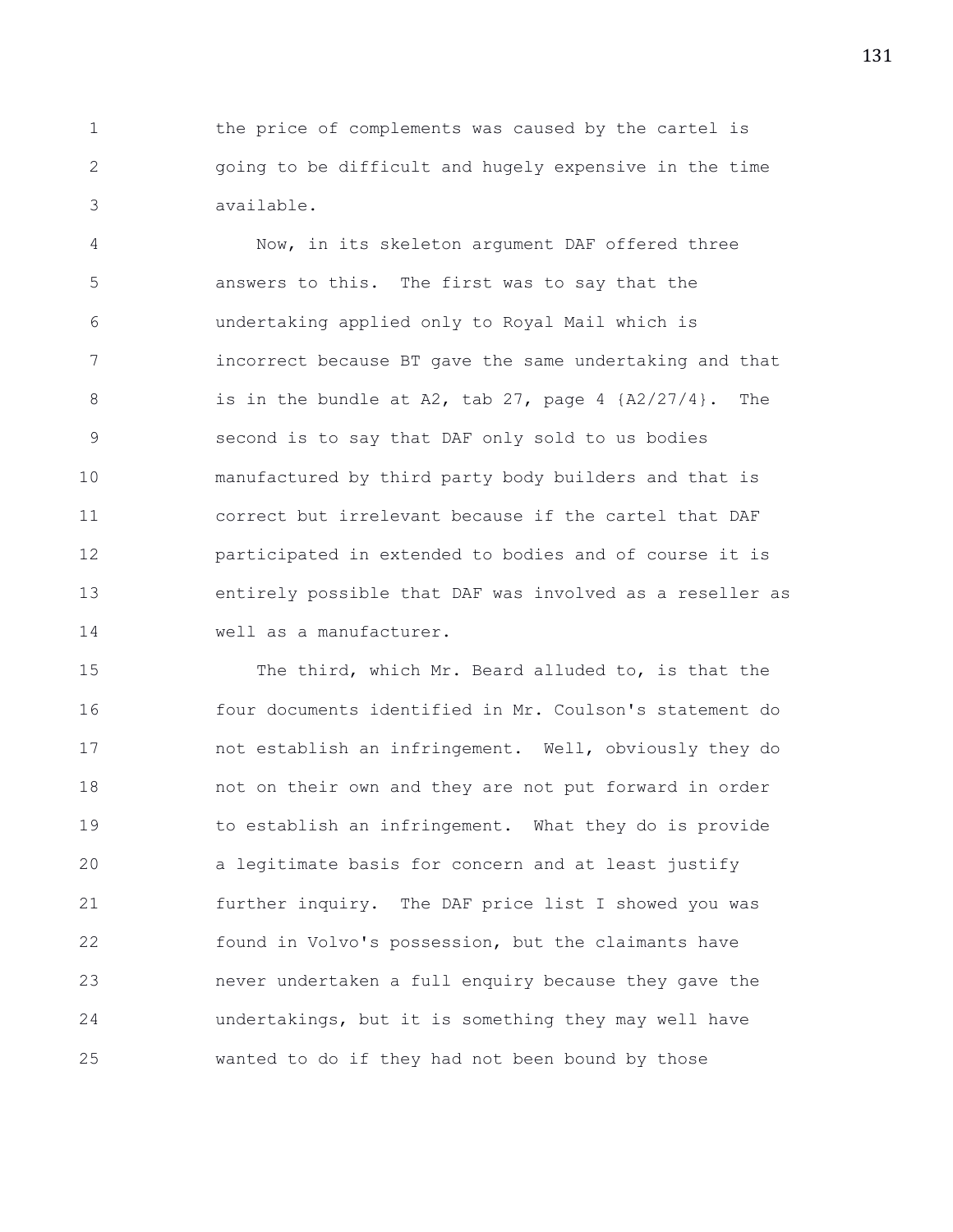the price of complements was caused by the cartel is going to be difficult and hugely expensive in the time available.

Now, in its skeleton argument DAF offered three answers to this. The first was to say that the undertaking applied only to Royal Mail which is incorrect because BT gave the same undertaking and that is in the bundle at A2, tab 27, page 4 {A2/27/4}. The second is to say that DAF only sold to us bodies manufactured by third party body builders and that is correct but irrelevant because if the cartel that DAF participated in extended to bodies and of course it is entirely possible that DAF was involved as a reseller as well as a manufacturer.

The third, which Mr. Beard alluded to, is that the four documents identified in Mr. Coulson's statement do not establish an infringement. Well, obviously they do not on their own and they are not put forward in order to establish an infringement. What they do is provide a legitimate basis for concern and at least justify further inquiry. The DAF price list I showed you was found in Volvo's possession, but the claimants have never undertaken a full enquiry because they gave the undertakings, but it is something they may well have wanted to do if they had not been bound by those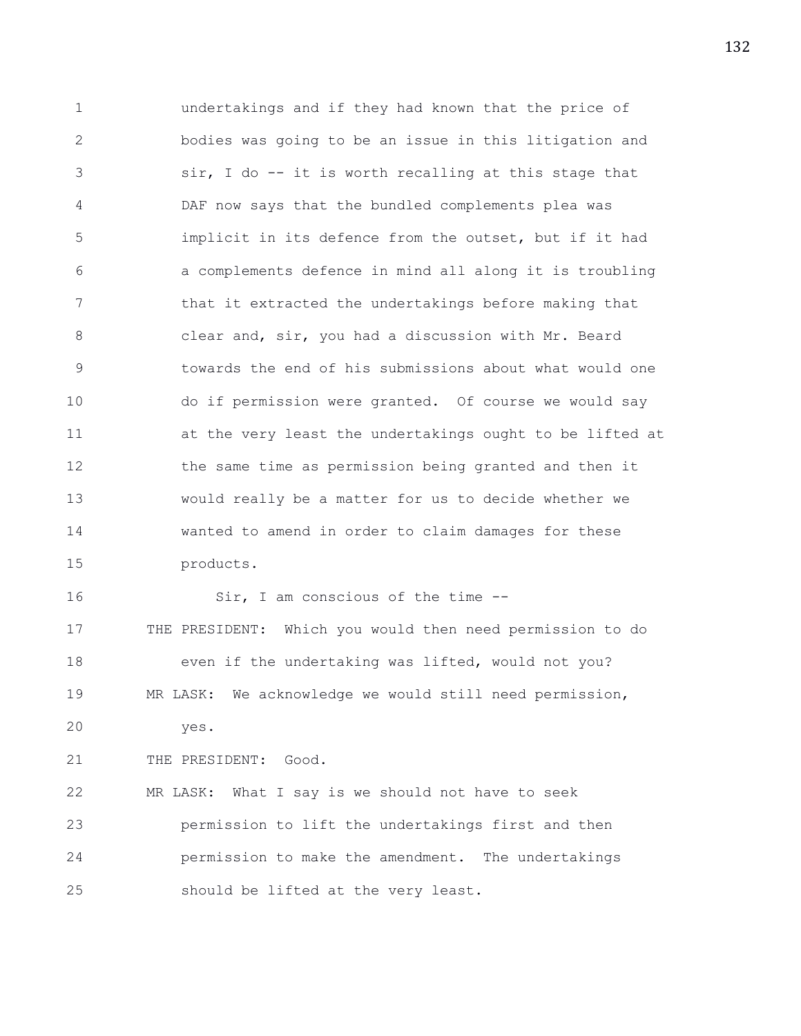undertakings and if they had known that the price of bodies was going to be an issue in this litigation and sir, I do -- it is worth recalling at this stage that DAF now says that the bundled complements plea was implicit in its defence from the outset, but if it had a complements defence in mind all along it is troubling that it extracted the undertakings before making that clear and, sir, you had a discussion with Mr. Beard towards the end of his submissions about what would one do if permission were granted. Of course we would say at the very least the undertakings ought to be lifted at the same time as permission being granted and then it would really be a matter for us to decide whether we wanted to amend in order to claim damages for these products.

Sir, I am conscious of the time --

THE PRESIDENT: Which you would then need permission to do even if the undertaking was lifted, would not you?

MR LASK: We acknowledge we would still need permission, yes.

THE PRESIDENT: Good.

MR LASK: What I say is we should not have to seek permission to lift the undertakings first and then permission to make the amendment. The undertakings should be lifted at the very least.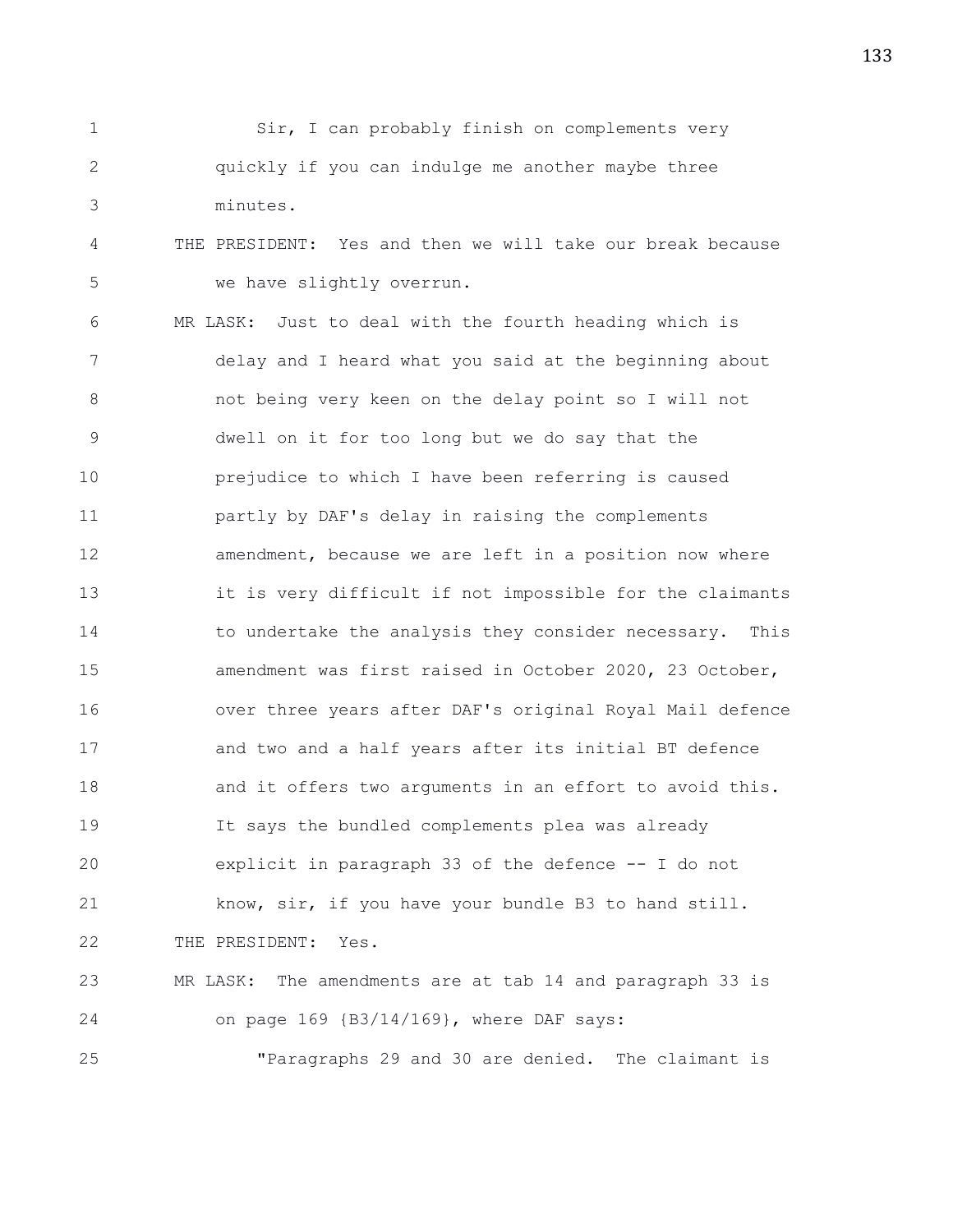Sir, I can probably finish on complements very quickly if you can indulge me another maybe three minutes.

THE PRESIDENT: Yes and then we will take our break because we have slightly overrun.

MR LASK: Just to deal with the fourth heading which is delay and I heard what you said at the beginning about not being very keen on the delay point so I will not dwell on it for too long but we do say that the prejudice to which I have been referring is caused partly by DAF's delay in raising the complements amendment, because we are left in a position now where it is very difficult if not impossible for the claimants to undertake the analysis they consider necessary. This amendment was first raised in October 2020, 23 October, over three years after DAF's original Royal Mail defence and two and a half years after its initial BT defence and it offers two arguments in an effort to avoid this. It says the bundled complements plea was already explicit in paragraph 33 of the defence -- I do not know, sir, if you have your bundle B3 to hand still.

THE PRESIDENT: Yes.

MR LASK: The amendments are at tab 14 and paragraph 33 is on page 169 {B3/14/169}, where DAF says:

"Paragraphs 29 and 30 are denied. The claimant is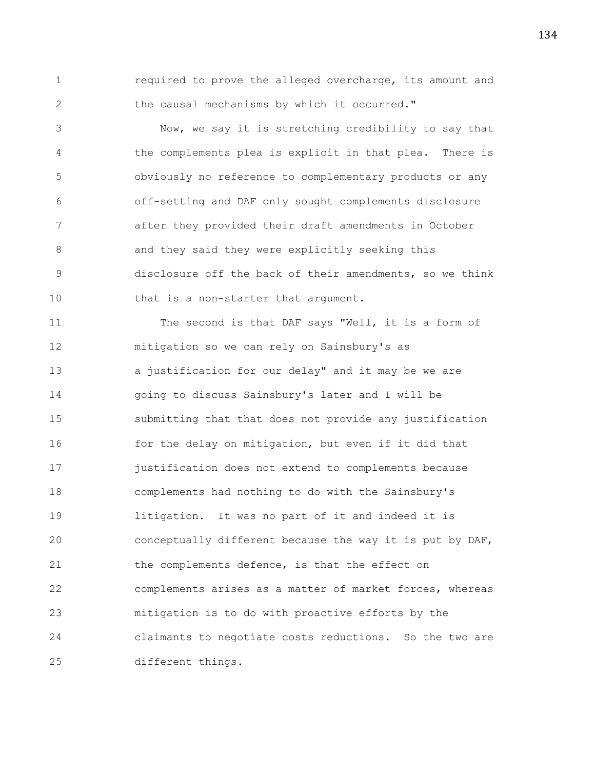required to prove the alleged overcharge, its amount and the causal mechanisms by which it occurred."

Now, we say it is stretching credibility to say that the complements plea is explicit in that plea. There is obviously no reference to complementary products or any off-setting and DAF only sought complements disclosure after they provided their draft amendments in October and they said they were explicitly seeking this disclosure off the back of their amendments, so we think that is a non-starter that argument.

The second is that DAF says "Well, it is a form of mitigation so we can rely on Sainsbury's as a justification for our delay" and it may be we are going to discuss Sainsbury's later and I will be submitting that that does not provide any justification for the delay on mitigation, but even if it did that justification does not extend to complements because complements had nothing to do with the Sainsbury's litigation. It was no part of it and indeed it is conceptually different because the way it is put by DAF, the complements defence, is that the effect on complements arises as a matter of market forces, whereas mitigation is to do with proactive efforts by the claimants to negotiate costs reductions. So the two are different things.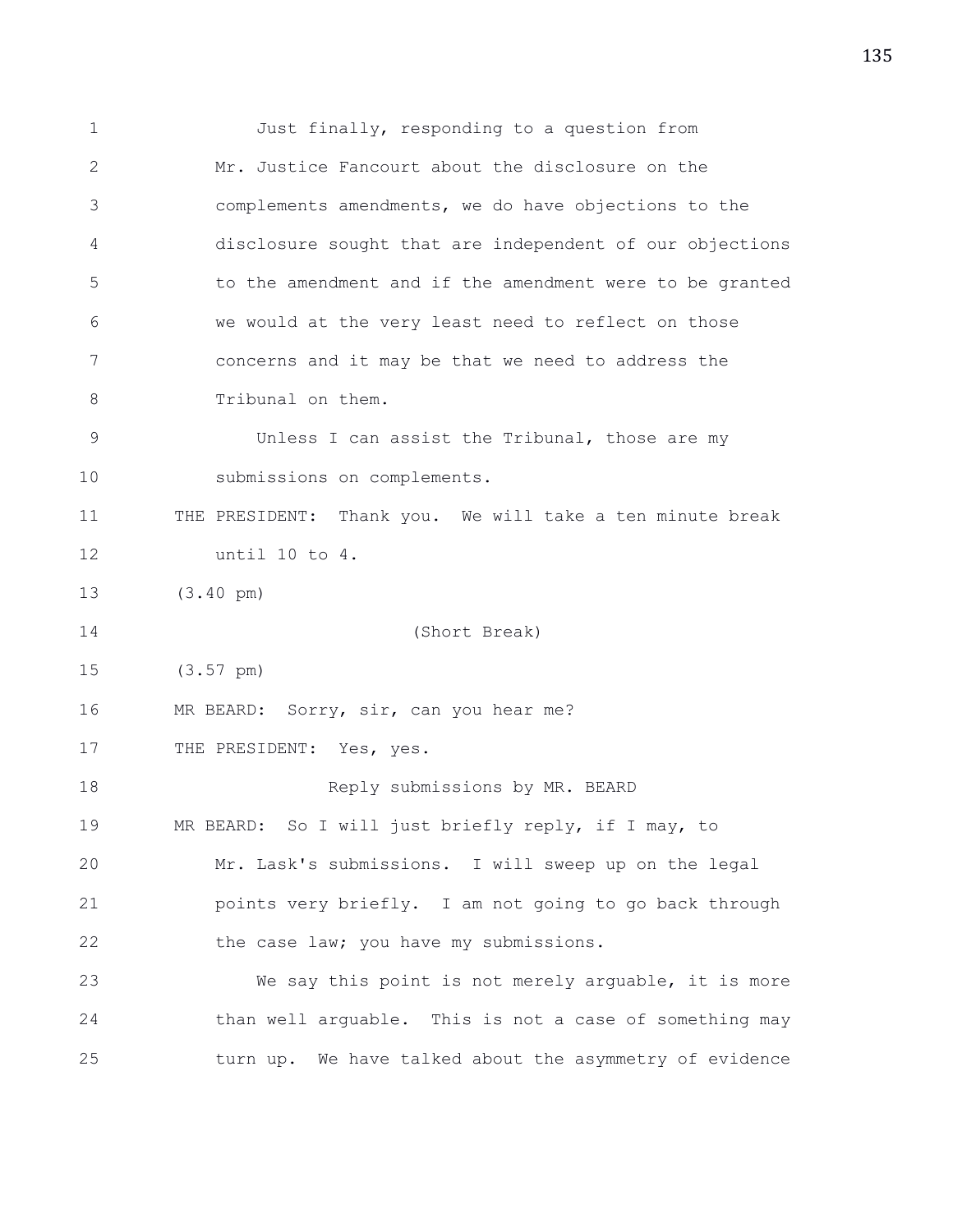Just finally, responding to a question from Mr. Justice Fancourt about the disclosure on the complements amendments, we do have objections to the disclosure sought that are independent of our objections to the amendment and if the amendment were to be granted we would at the very least need to reflect on those concerns and it may be that we need to address the Tribunal on them.

Unless I can assist the Tribunal, those are my submissions on complements.

THE PRESIDENT: Thank you. We will take a ten minute break until 10 to 4.

(3.40 pm)

(Short Break)

(3.57 pm)

MR BEARD: Sorry, sir, can you hear me?

THE PRESIDENT: Yes, yes.

Reply submissions by MR. BEARD

MR BEARD: So I will just briefly reply, if I may, to Mr. Lask's submissions. I will sweep up on the legal points very briefly. I am not going to go back through the case law; you have my submissions.

We say this point is not merely arguable, it is more than well arguable. This is not a case of something may turn up. We have talked about the asymmetry of evidence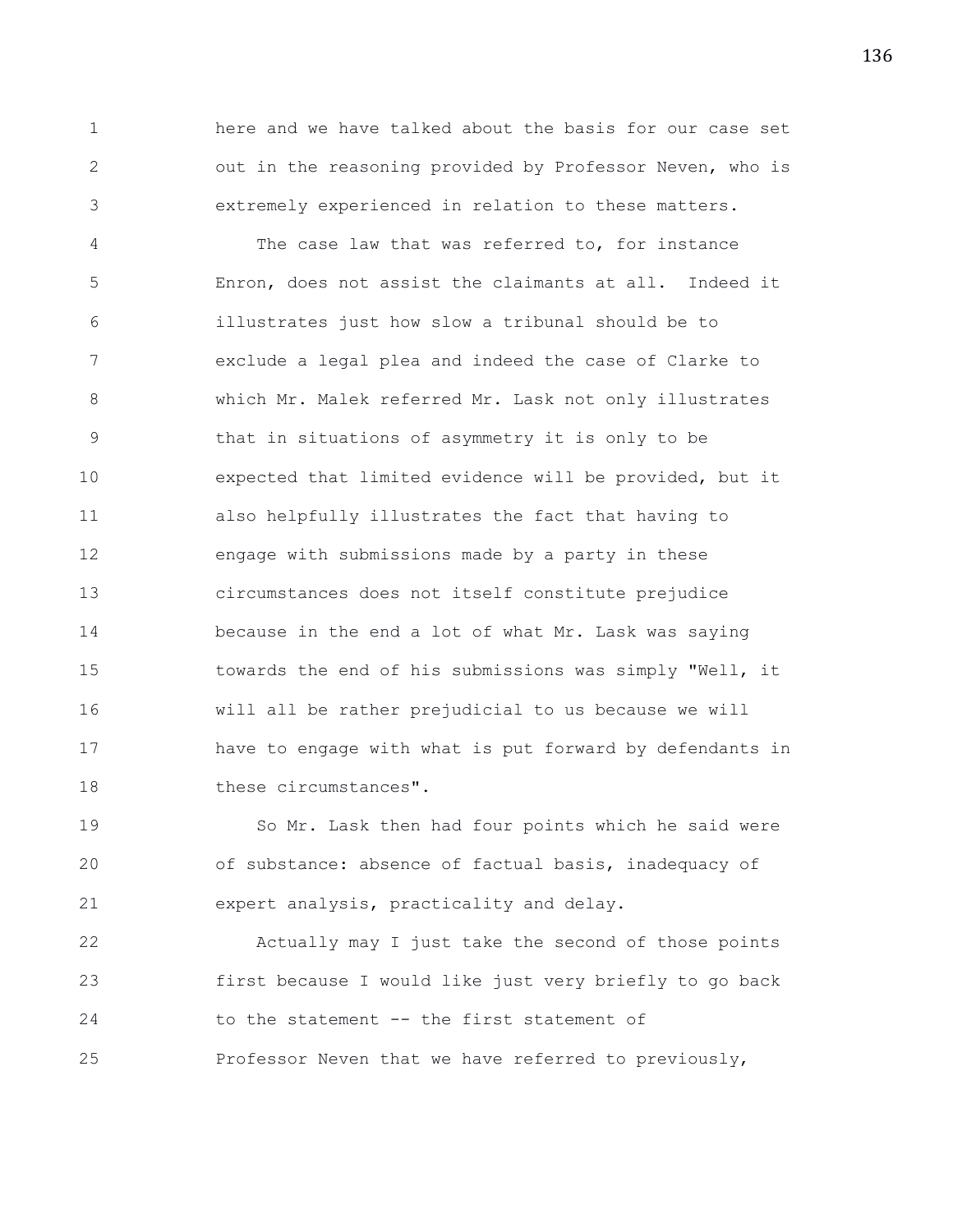here and we have talked about the basis for our case set out in the reasoning provided by Professor Neven, who is extremely experienced in relation to these matters.

The case law that was referred to, for instance Enron, does not assist the claimants at all. Indeed it illustrates just how slow a tribunal should be to exclude a legal plea and indeed the case of Clarke to which Mr. Malek referred Mr. Lask not only illustrates that in situations of asymmetry it is only to be expected that limited evidence will be provided, but it also helpfully illustrates the fact that having to engage with submissions made by a party in these circumstances does not itself constitute prejudice because in the end a lot of what Mr. Lask was saying towards the end of his submissions was simply "Well, it will all be rather prejudicial to us because we will have to engage with what is put forward by defendants in these circumstances".

So Mr. Lask then had four points which he said were of substance: absence of factual basis, inadequacy of expert analysis, practicality and delay.

Actually may I just take the second of those points first because I would like just very briefly to go back to the statement -- the first statement of Professor Neven that we have referred to previously,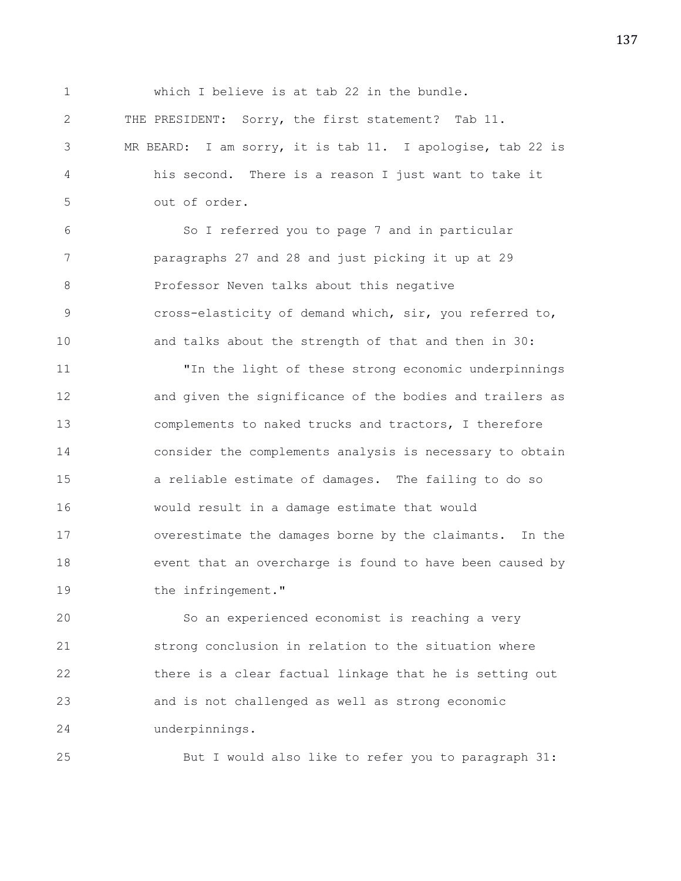which I believe is at tab 22 in the bundle.

THE PRESIDENT: Sorry, the first statement? Tab 11.

MR BEARD: I am sorry, it is tab 11. I apologise, tab 22 is his second. There is a reason I just want to take it out of order.

So I referred you to page 7 and in particular paragraphs 27 and 28 and just picking it up at 29 Professor Neven talks about this negative cross-elasticity of demand which, sir, you referred to, and talks about the strength of that and then in 30:

"In the light of these strong economic underpinnings and given the significance of the bodies and trailers as complements to naked trucks and tractors, I therefore consider the complements analysis is necessary to obtain a reliable estimate of damages. The failing to do so would result in a damage estimate that would overestimate the damages borne by the claimants. In the event that an overcharge is found to have been caused by the infringement."

So an experienced economist is reaching a very strong conclusion in relation to the situation where there is a clear factual linkage that he is setting out and is not challenged as well as strong economic underpinnings.

But I would also like to refer you to paragraph 31: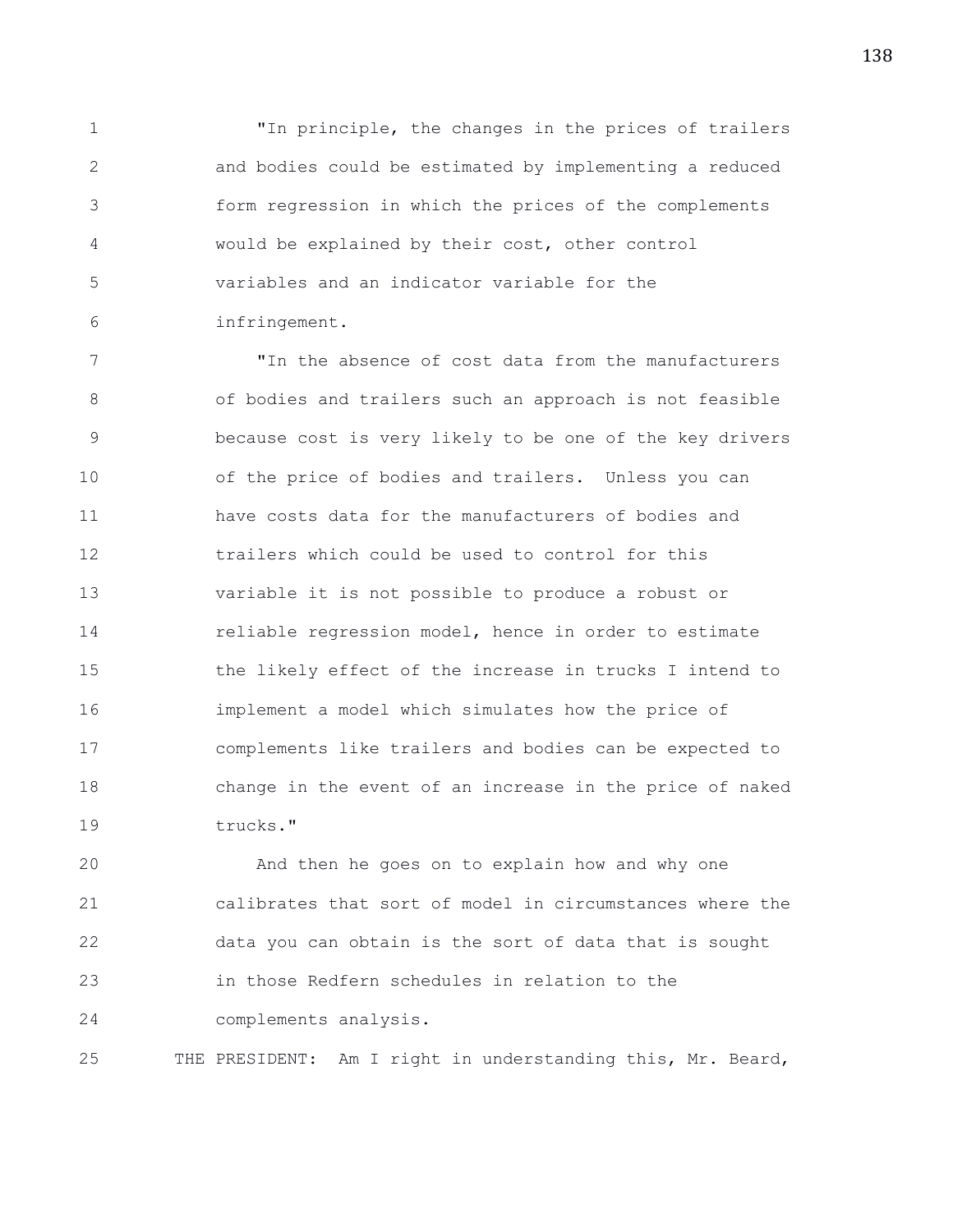"In principle, the changes in the prices of trailers and bodies could be estimated by implementing a reduced form regression in which the prices of the complements would be explained by their cost, other control variables and an indicator variable for the infringement.

"In the absence of cost data from the manufacturers of bodies and trailers such an approach is not feasible because cost is very likely to be one of the key drivers of the price of bodies and trailers. Unless you can have costs data for the manufacturers of bodies and trailers which could be used to control for this variable it is not possible to produce a robust or reliable regression model, hence in order to estimate the likely effect of the increase in trucks I intend to implement a model which simulates how the price of complements like trailers and bodies can be expected to change in the event of an increase in the price of naked trucks."

And then he goes on to explain how and why one calibrates that sort of model in circumstances where the data you can obtain is the sort of data that is sought in those Redfern schedules in relation to the complements analysis.

THE PRESIDENT: Am I right in understanding this, Mr. Beard,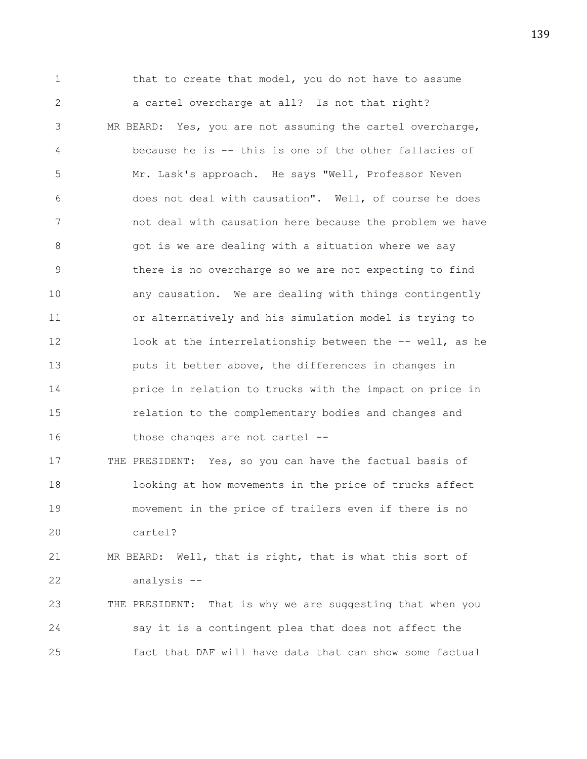that to create that model, you do not have to assume a cartel overcharge at all? Is not that right?

MR BEARD: Yes, you are not assuming the cartel overcharge, because he is -- this is one of the other fallacies of Mr. Lask's approach. He says "Well, Professor Neven does not deal with causation". Well, of course he does not deal with causation here because the problem we have got is we are dealing with a situation where we say there is no overcharge so we are not expecting to find any causation. We are dealing with things contingently or alternatively and his simulation model is trying to look at the interrelationship between the -- well, as he puts it better above, the differences in changes in price in relation to trucks with the impact on price in relation to the complementary bodies and changes and those changes are not cartel --

THE PRESIDENT: Yes, so you can have the factual basis of looking at how movements in the price of trucks affect movement in the price of trailers even if there is no cartel?

MR BEARD: Well, that is right, that is what this sort of analysis --

THE PRESIDENT: That is why we are suggesting that when you say it is a contingent plea that does not affect the fact that DAF will have data that can show some factual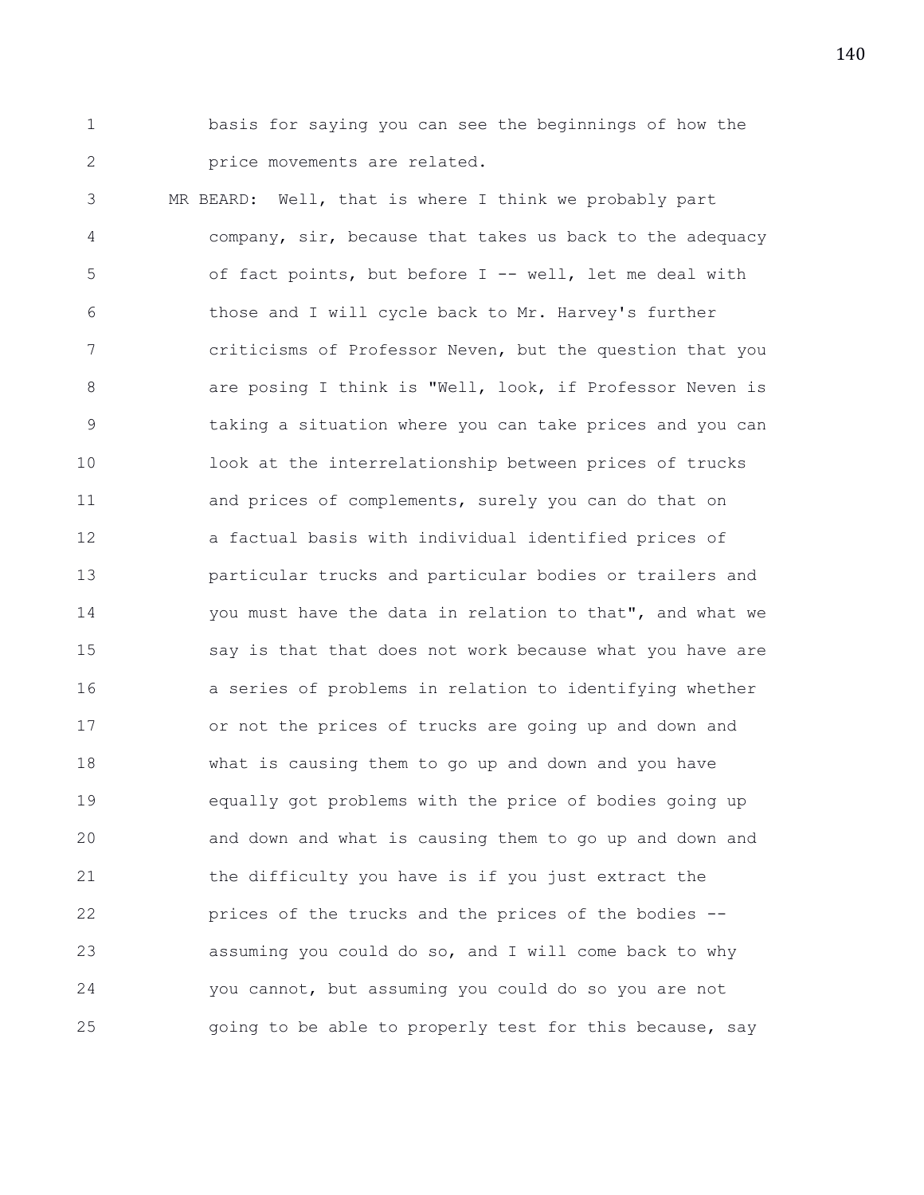basis for saying you can see the beginnings of how the price movements are related.

MR BEARD: Well, that is where I think we probably part company, sir, because that takes us back to the adequacy of fact points, but before I -- well, let me deal with those and I will cycle back to Mr. Harvey's further criticisms of Professor Neven, but the question that you are posing I think is "Well, look, if Professor Neven is taking a situation where you can take prices and you can look at the interrelationship between prices of trucks and prices of complements, surely you can do that on a factual basis with individual identified prices of particular trucks and particular bodies or trailers and you must have the data in relation to that", and what we say is that that does not work because what you have are a series of problems in relation to identifying whether or not the prices of trucks are going up and down and what is causing them to go up and down and you have equally got problems with the price of bodies going up and down and what is causing them to go up and down and the difficulty you have is if you just extract the prices of the trucks and the prices of the bodies -- assuming you could do so, and I will come back to why you cannot, but assuming you could do so you are not going to be able to properly test for this because, say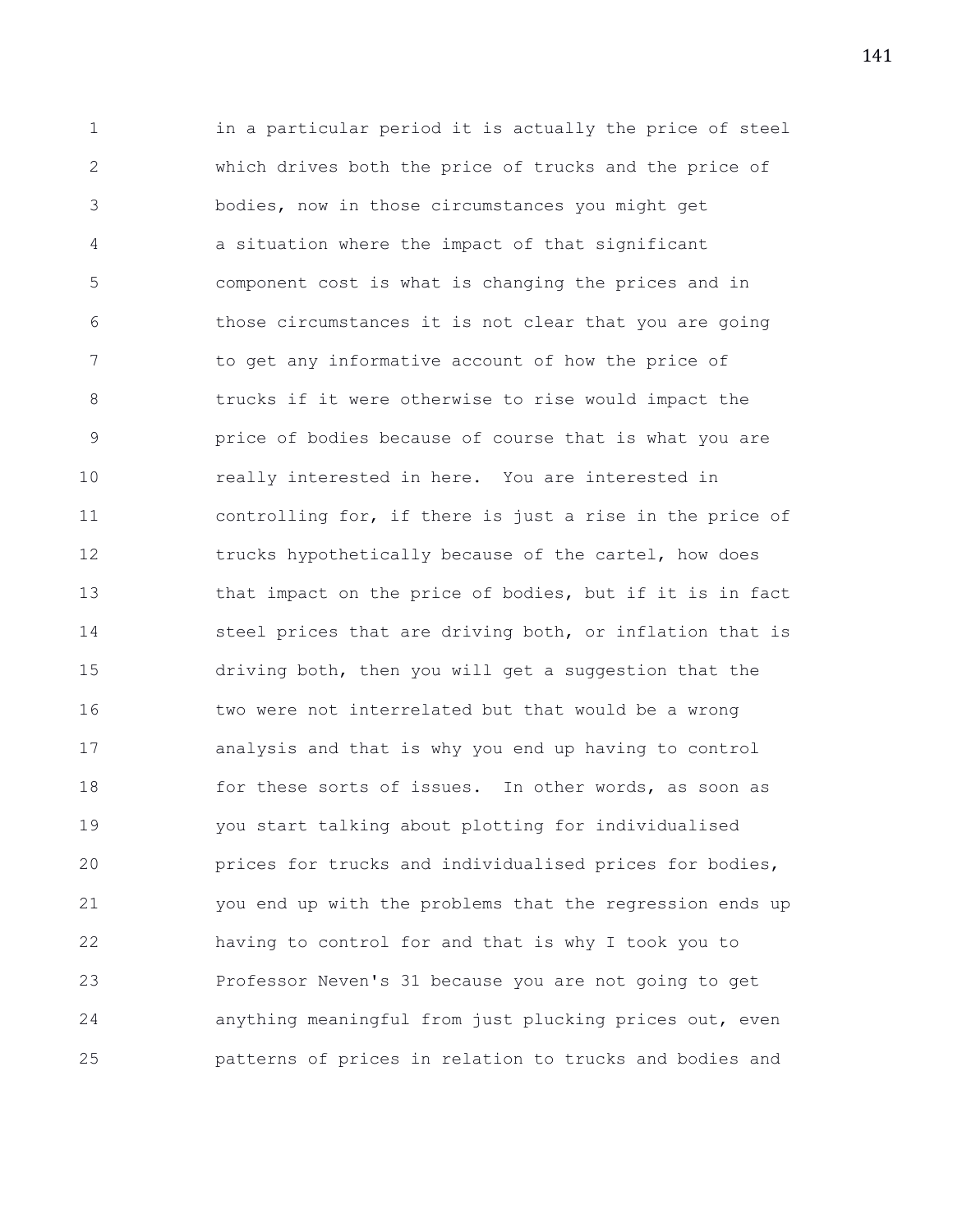in a particular period it is actually the price of steel which drives both the price of trucks and the price of bodies, now in those circumstances you might get a situation where the impact of that significant component cost is what is changing the prices and in those circumstances it is not clear that you are going to get any informative account of how the price of trucks if it were otherwise to rise would impact the price of bodies because of course that is what you are really interested in here. You are interested in controlling for, if there is just a rise in the price of trucks hypothetically because of the cartel, how does that impact on the price of bodies, but if it is in fact steel prices that are driving both, or inflation that is driving both, then you will get a suggestion that the two were not interrelated but that would be a wrong analysis and that is why you end up having to control for these sorts of issues. In other words, as soon as you start talking about plotting for individualised prices for trucks and individualised prices for bodies, you end up with the problems that the regression ends up having to control for and that is why I took you to Professor Neven's 31 because you are not going to get anything meaningful from just plucking prices out, even patterns of prices in relation to trucks and bodies and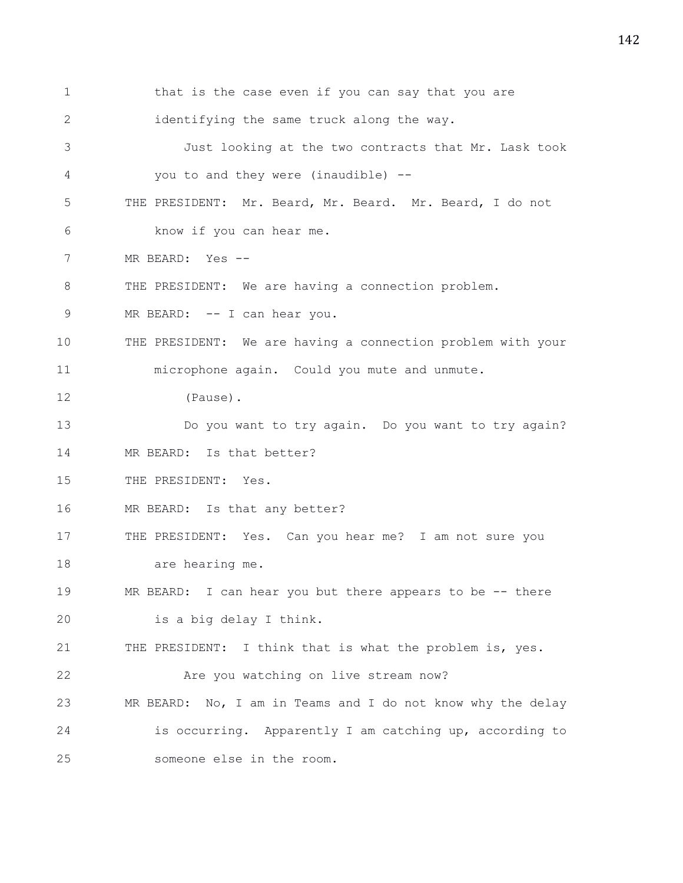that is the case even if you can say that you are identifying the same truck along the way.

Just looking at the two contracts that Mr. Lask took you to and they were (inaudible) --

THE PRESIDENT: Mr. Beard, Mr. Beard. Mr. Beard, I do not know if you can hear me.

MR BEARD: Yes --

THE PRESIDENT: We are having a connection problem.

MR BEARD: -- I can hear you.

THE PRESIDENT: We are having a connection problem with your microphone again. Could you mute and unmute.

(Pause).

Do you want to try again. Do you want to try again?

MR BEARD: Is that better?

THE PRESIDENT: Yes.

MR BEARD: Is that any better?

THE PRESIDENT: Yes. Can you hear me? I am not sure you are hearing me.

MR BEARD: I can hear you but there appears to be -- there is a big delay I think.

THE PRESIDENT: I think that is what the problem is, yes.

Are you watching on live stream now?

MR BEARD: No, I am in Teams and I do not know why the delay is occurring. Apparently I am catching up, according to someone else in the room.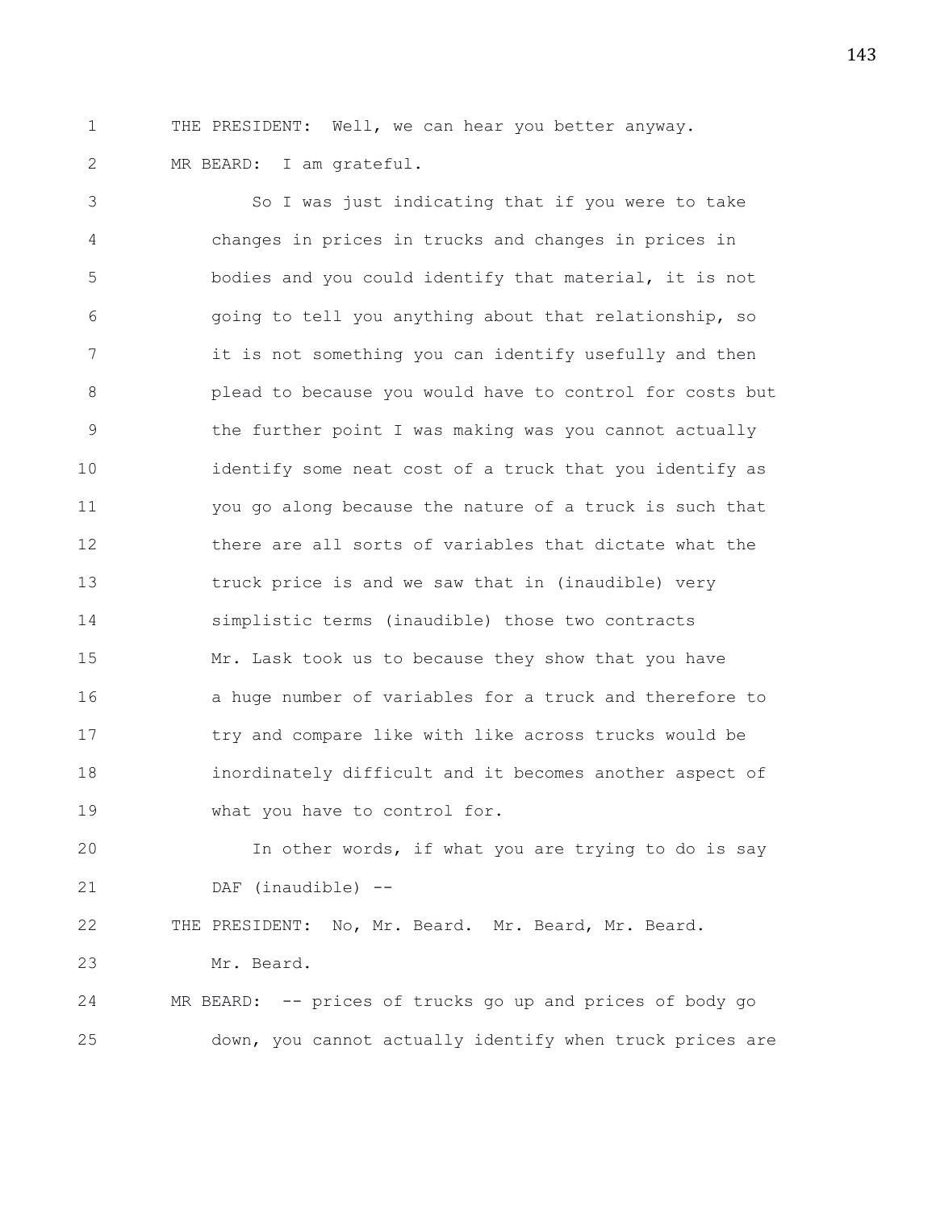THE PRESIDENT: Well, we can hear you better anyway.

MR BEARD: I am grateful.

So I was just indicating that if you were to take changes in prices in trucks and changes in prices in bodies and you could identify that material, it is not going to tell you anything about that relationship, so it is not something you can identify usefully and then plead to because you would have to control for costs but the further point I was making was you cannot actually identify some neat cost of a truck that you identify as you go along because the nature of a truck is such that there are all sorts of variables that dictate what the truck price is and we saw that in (inaudible) very simplistic terms (inaudible) those two contracts Mr. Lask took us to because they show that you have a huge number of variables for a truck and therefore to try and compare like with like across trucks would be inordinately difficult and it becomes another aspect of what you have to control for.

In other words, if what you are trying to do is say DAF (inaudible) --

THE PRESIDENT: No, Mr. Beard. Mr. Beard, Mr. Beard. Mr. Beard.

MR BEARD: -- prices of trucks go up and prices of body go down, you cannot actually identify when truck prices are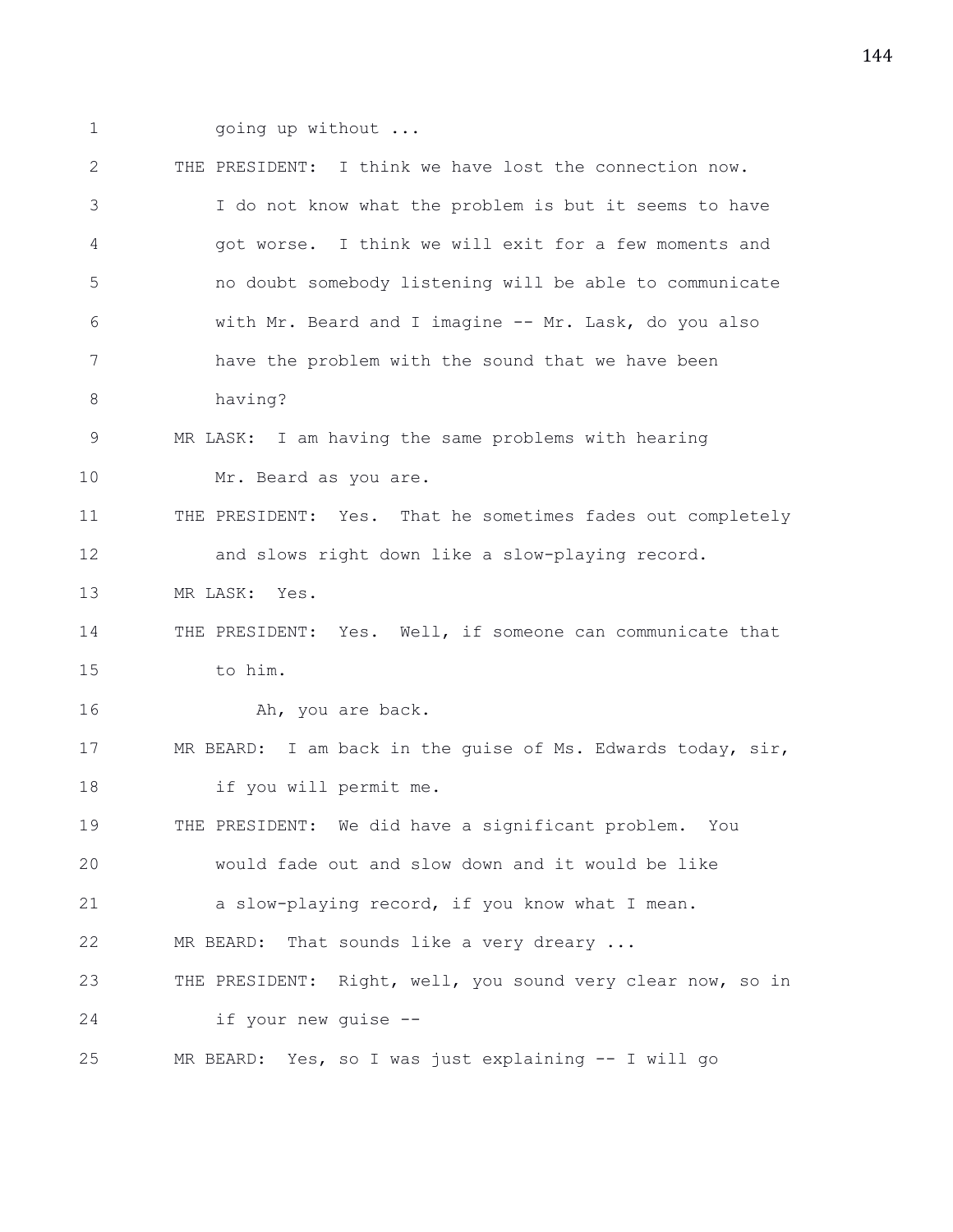going up without ...

THE PRESIDENT: I think we have lost the connection now. I do not know what the problem is but it seems to have got worse. I think we will exit for a few moments and no doubt somebody listening will be able to communicate with Mr. Beard and I imagine -- Mr. Lask, do you also have the problem with the sound that we have been having?

MR LASK: I am having the same problems with hearing Mr. Beard as you are.

THE PRESIDENT: Yes. That he sometimes fades out completely and slows right down like a slow-playing record.

MR LASK: Yes.

THE PRESIDENT: Yes. Well, if someone can communicate that to him.

Ah, you are back.

MR BEARD: I am back in the guise of Ms. Edwards today, sir, if you will permit me.

THE PRESIDENT: We did have a significant problem. You would fade out and slow down and it would be like a slow-playing record, if you know what I mean.

MR BEARD: That sounds like a very dreary ...

THE PRESIDENT: Right, well, you sound very clear now, so in if your new guise --

MR BEARD: Yes, so I was just explaining -- I will go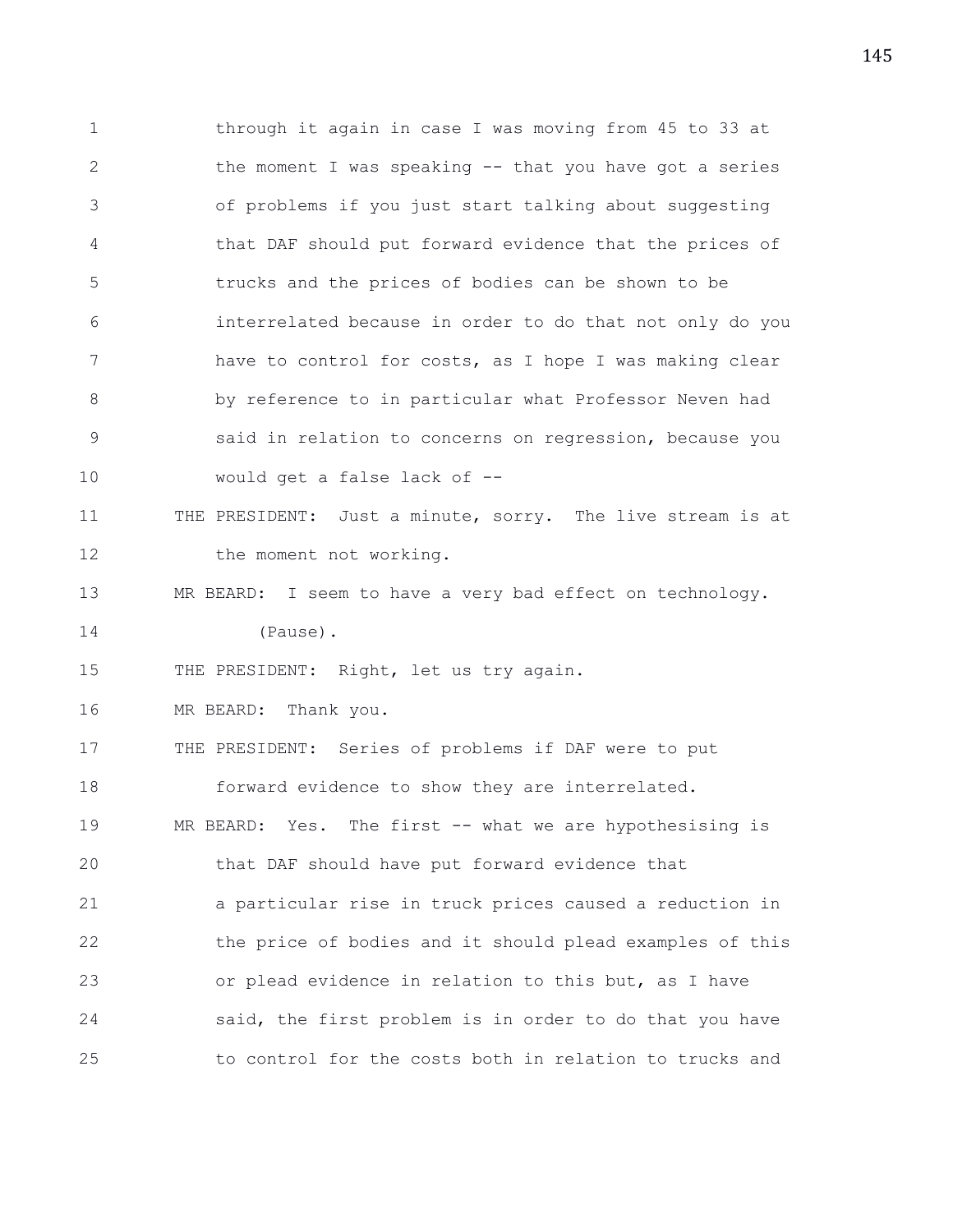1 through it again in case I was moving from 45 to 33 at
2 the moment I was speaking -- that you have got a series
3 of problems if you just start talking about suggesting
4 that DAF should put forward evidence that the prices of
5 trucks and the prices of bodies can be shown to be
6 interrelated because in order to do that not only do you
7 have to control for costs, as I hope I was making clear
8 by reference to in particular what Professor Neven had
9 said in relation to concerns on regression, because you
10 would get a false lack of --

11 THE PRESIDENT: Just a minute, sorry. The live stream is at
12 the moment not working.

13 MR BEARD: I seem to have a very bad effect on technology.

14 (Pause).

15 THE PRESIDENT: Right, let us try again.

16 MR BEARD: Thank you.

17 THE PRESIDENT: Series of problems if DAF were to put
18 forward evidence to show they are interrelated.

19 MR BEARD: Yes. The first -- what we are hypothesising is
20 that DAF should have put forward evidence that
21 a particular rise in truck prices caused a reduction in
22 the price of bodies and it should plead examples of this
23 or plead evidence in relation to this but, as I have
24 said, the first problem is in order to do that you have
25 to control for the costs both in relation to trucks and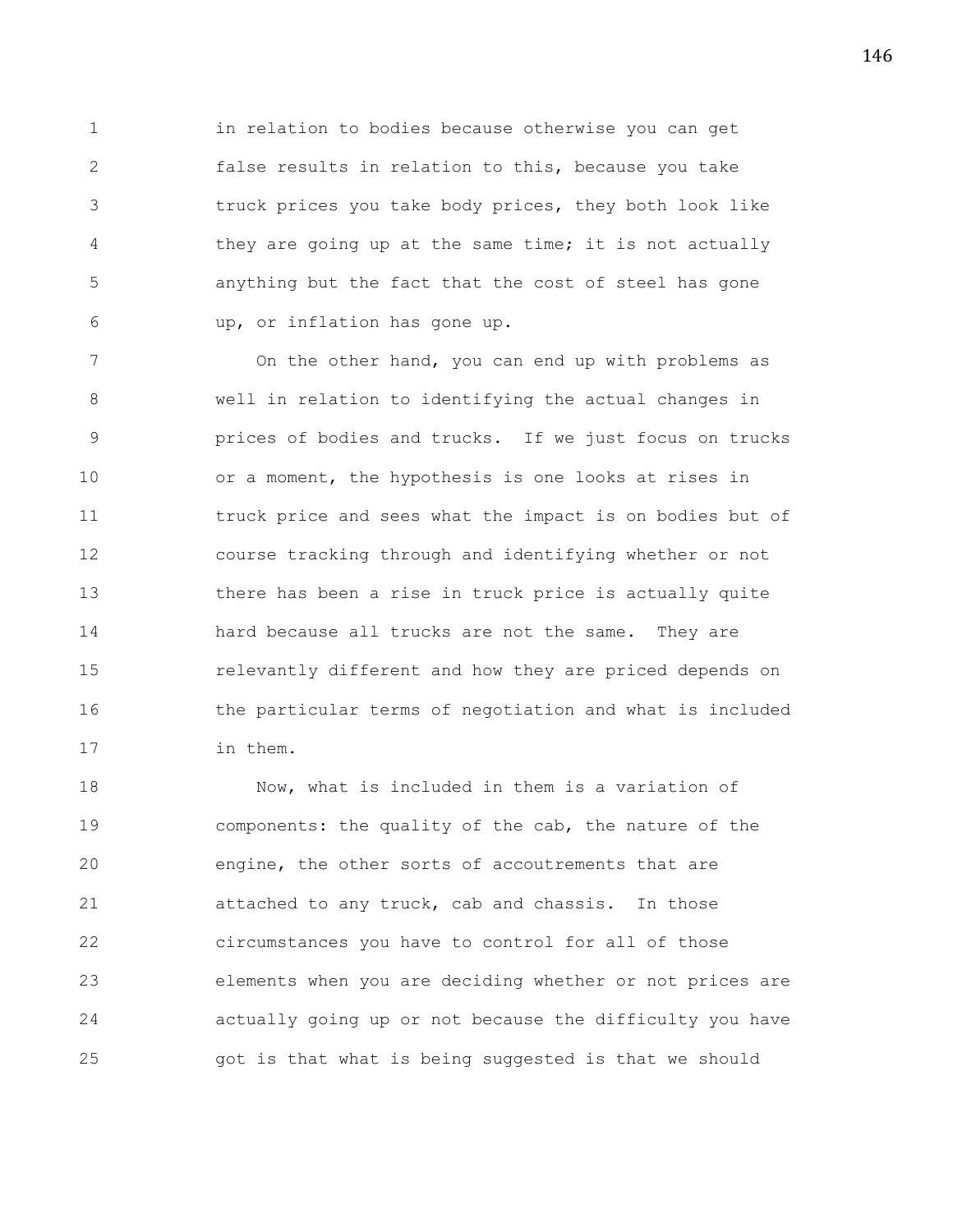in relation to bodies because otherwise you can get false results in relation to this, because you take truck prices you take body prices, they both look like they are going up at the same time; it is not actually anything but the fact that the cost of steel has gone up, or inflation has gone up.

On the other hand, you can end up with problems as well in relation to identifying the actual changes in prices of bodies and trucks. If we just focus on trucks or a moment, the hypothesis is one looks at rises in truck price and sees what the impact is on bodies but of course tracking through and identifying whether or not there has been a rise in truck price is actually quite hard because all trucks are not the same. They are relevantly different and how they are priced depends on the particular terms of negotiation and what is included in them.

Now, what is included in them is a variation of components: the quality of the cab, the nature of the engine, the other sorts of accoutrements that are attached to any truck, cab and chassis. In those circumstances you have to control for all of those elements when you are deciding whether or not prices are actually going up or not because the difficulty you have got is that what is being suggested is that we should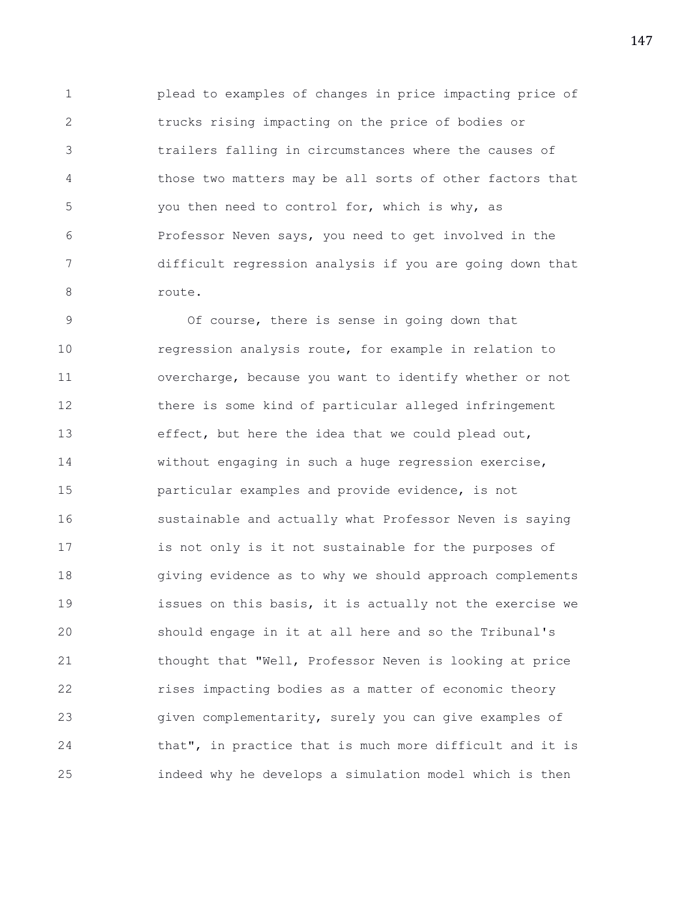plead to examples of changes in price impacting price of trucks rising impacting on the price of bodies or trailers falling in circumstances where the causes of those two matters may be all sorts of other factors that you then need to control for, which is why, as Professor Neven says, you need to get involved in the difficult regression analysis if you are going down that route.

Of course, there is sense in going down that regression analysis route, for example in relation to overcharge, because you want to identify whether or not there is some kind of particular alleged infringement effect, but here the idea that we could plead out, without engaging in such a huge regression exercise, particular examples and provide evidence, is not sustainable and actually what Professor Neven is saying is not only is it not sustainable for the purposes of giving evidence as to why we should approach complements issues on this basis, it is actually not the exercise we should engage in it at all here and so the Tribunal's thought that "Well, Professor Neven is looking at price rises impacting bodies as a matter of economic theory given complementarity, surely you can give examples of that", in practice that is much more difficult and it is indeed why he develops a simulation model which is then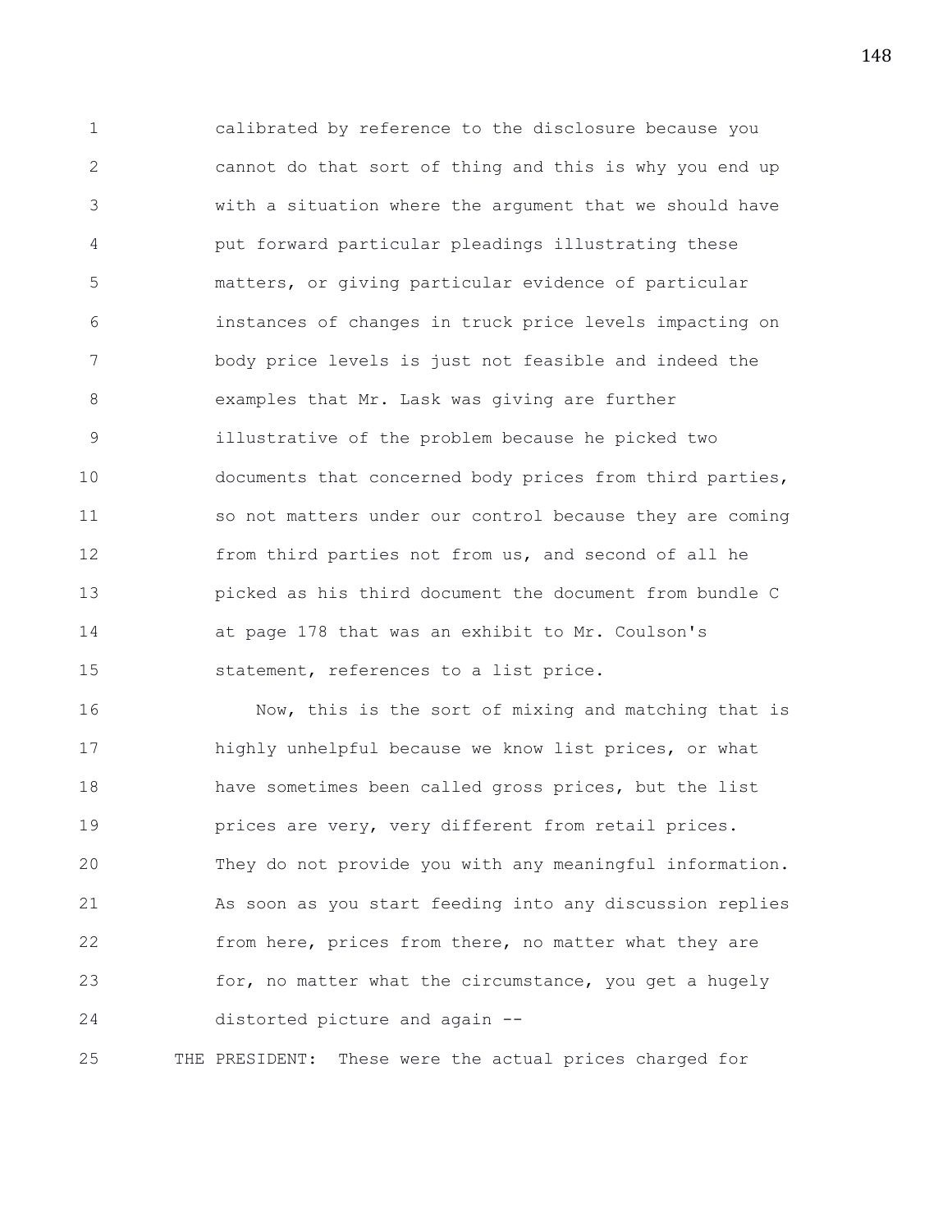calibrated by reference to the disclosure because you cannot do that sort of thing and this is why you end up with a situation where the argument that we should have put forward particular pleadings illustrating these matters, or giving particular evidence of particular instances of changes in truck price levels impacting on body price levels is just not feasible and indeed the examples that Mr. Lask was giving are further illustrative of the problem because he picked two documents that concerned body prices from third parties, so not matters under our control because they are coming from third parties not from us, and second of all he picked as his third document the document from bundle C at page 178 that was an exhibit to Mr. Coulson's statement, references to a list price.

Now, this is the sort of mixing and matching that is highly unhelpful because we know list prices, or what have sometimes been called gross prices, but the list prices are very, very different from retail prices. They do not provide you with any meaningful information. As soon as you start feeding into any discussion replies from here, prices from there, no matter what they are for, no matter what the circumstance, you get a hugely distorted picture and again --

THE PRESIDENT: These were the actual prices charged for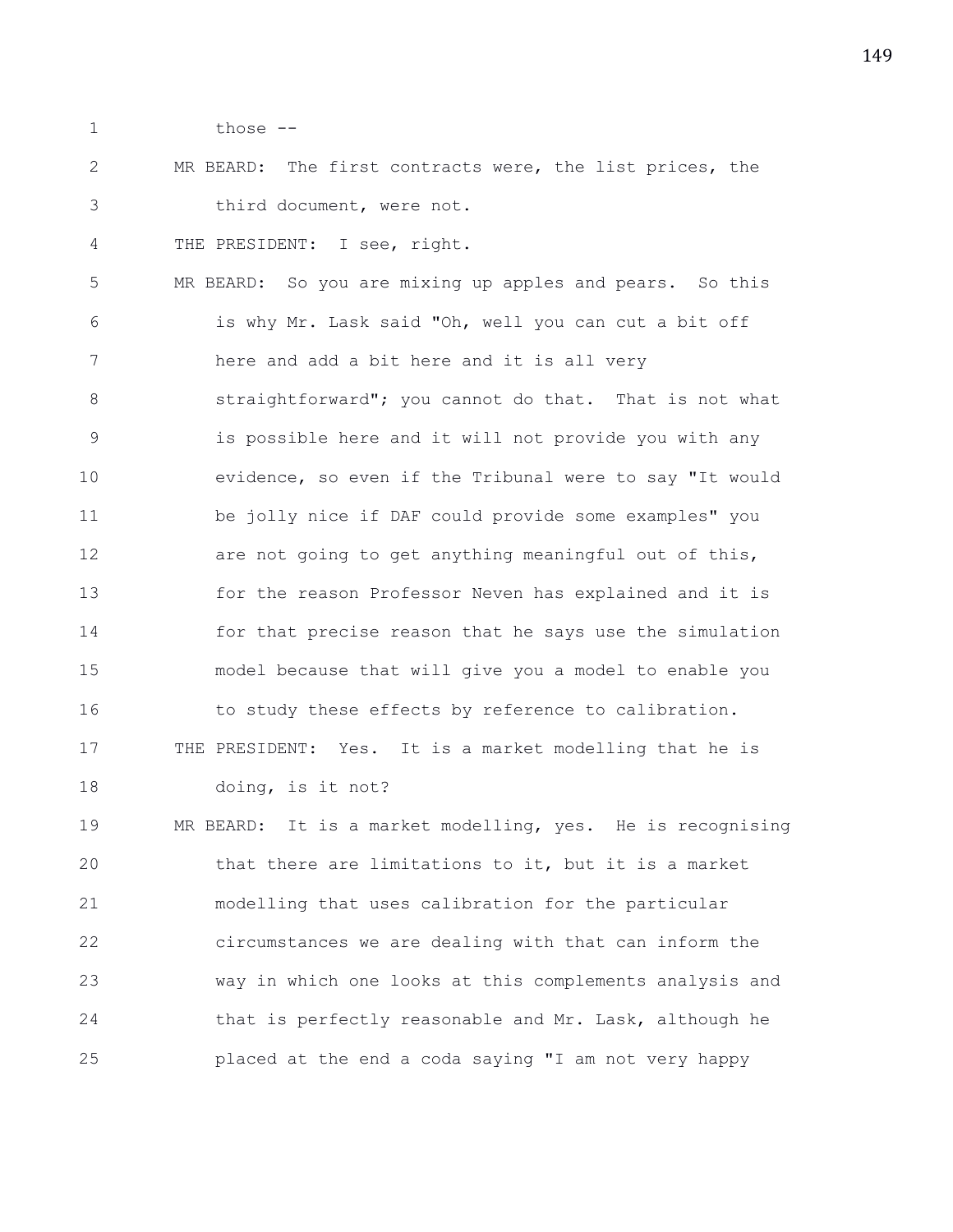those --

MR BEARD: The first contracts were, the list prices, the third document, were not.

THE PRESIDENT: I see, right.

MR BEARD: So you are mixing up apples and pears. So this is why Mr. Lask said "Oh, well you can cut a bit off here and add a bit here and it is all very straightforward"; you cannot do that. That is not what is possible here and it will not provide you with any evidence, so even if the Tribunal were to say "It would be jolly nice if DAF could provide some examples" you are not going to get anything meaningful out of this, for the reason Professor Neven has explained and it is for that precise reason that he says use the simulation model because that will give you a model to enable you to study these effects by reference to calibration.

THE PRESIDENT: Yes. It is a market modelling that he is doing, is it not?

MR BEARD: It is a market modelling, yes. He is recognising that there are limitations to it, but it is a market modelling that uses calibration for the particular circumstances we are dealing with that can inform the way in which one looks at this complements analysis and that is perfectly reasonable and Mr. Lask, although he placed at the end a coda saying "I am not very happy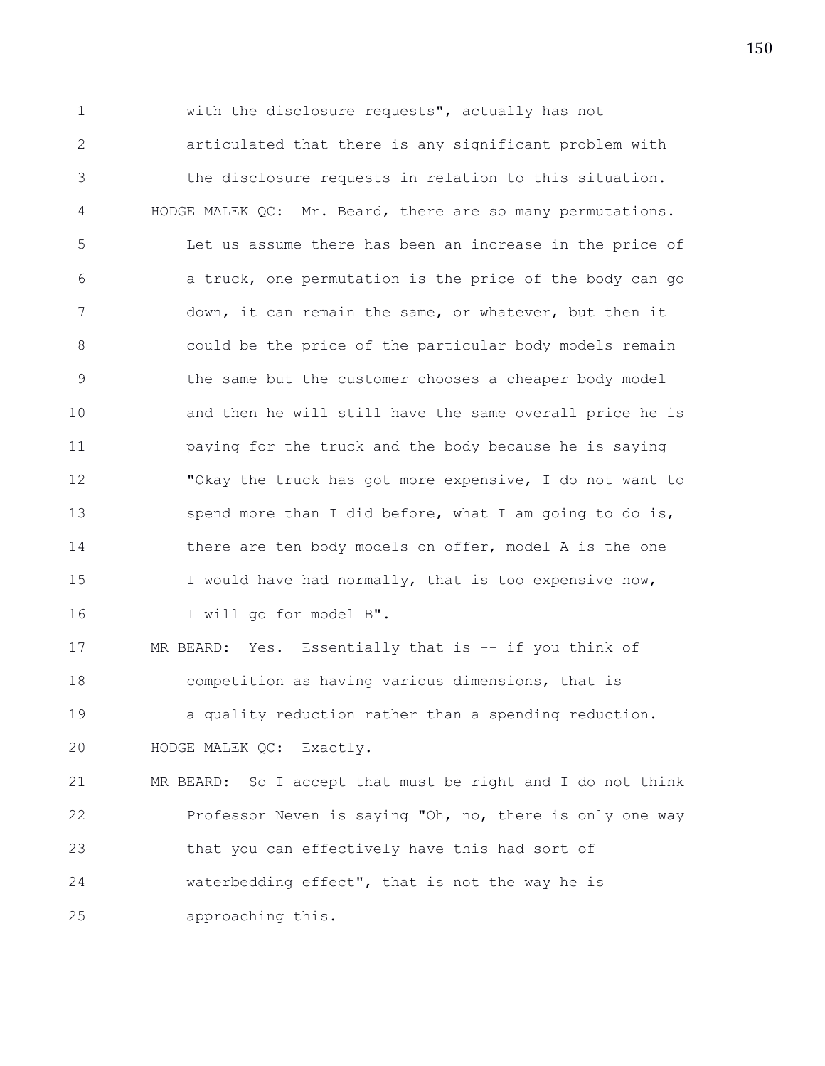with the disclosure requests", actually has not articulated that there is any significant problem with the disclosure requests in relation to this situation.

HODGE MALEK QC: Mr. Beard, there are so many permutations. Let us assume there has been an increase in the price of a truck, one permutation is the price of the body can go down, it can remain the same, or whatever, but then it could be the price of the particular body models remain the same but the customer chooses a cheaper body model and then he will still have the same overall price he is paying for the truck and the body because he is saying "Okay the truck has got more expensive, I do not want to spend more than I did before, what I am going to do is, there are ten body models on offer, model A is the one I would have had normally, that is too expensive now, I will go for model B".

MR BEARD: Yes. Essentially that is -- if you think of competition as having various dimensions, that is a quality reduction rather than a spending reduction.

HODGE MALEK QC: Exactly.

MR BEARD: So I accept that must be right and I do not think Professor Neven is saying "Oh, no, there is only one way that you can effectively have this had sort of waterbedding effect", that is not the way he is approaching this.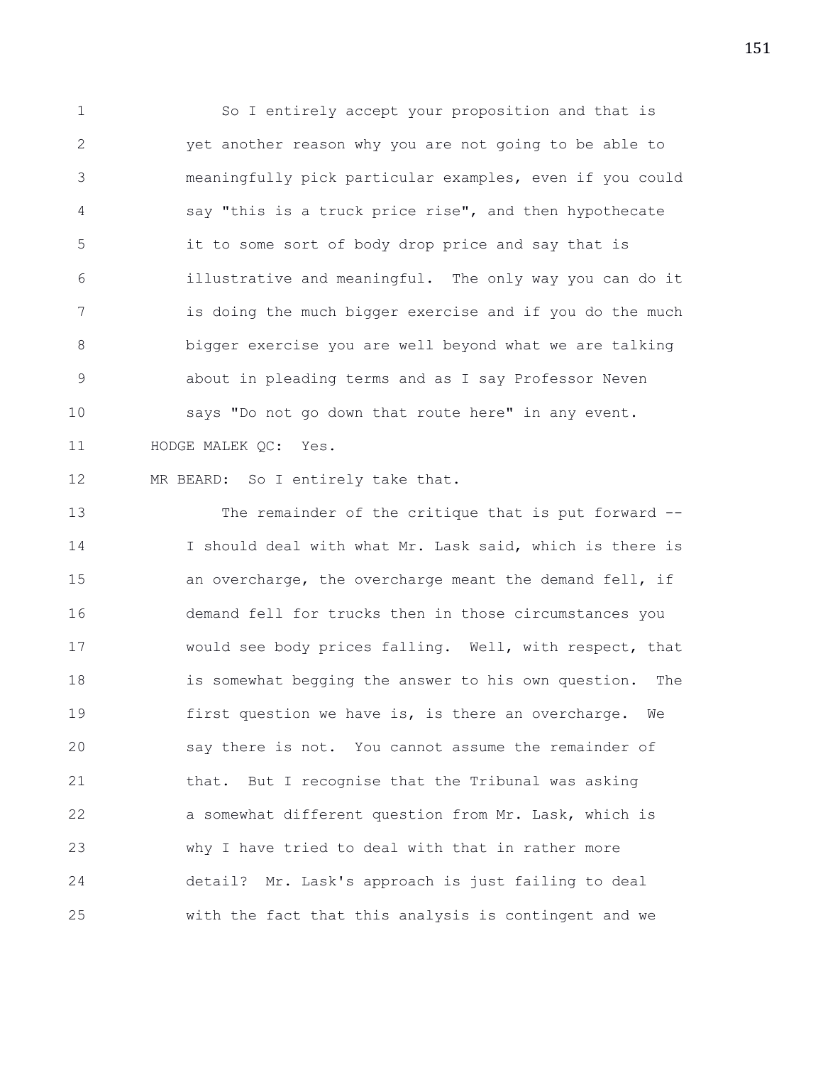So I entirely accept your proposition and that is yet another reason why you are not going to be able to meaningfully pick particular examples, even if you could say "this is a truck price rise", and then hypothecate it to some sort of body drop price and say that is illustrative and meaningful. The only way you can do it is doing the much bigger exercise and if you do the much bigger exercise you are well beyond what we are talking about in pleading terms and as I say Professor Neven says "Do not go down that route here" in any event.

HODGE MALEK QC: Yes.

MR BEARD: So I entirely take that.

The remainder of the critique that is put forward -- I should deal with what Mr. Lask said, which is there is an overcharge, the overcharge meant the demand fell, if demand fell for trucks then in those circumstances you would see body prices falling. Well, with respect, that is somewhat begging the answer to his own question. The first question we have is, is there an overcharge. We say there is not. You cannot assume the remainder of that. But I recognise that the Tribunal was asking a somewhat different question from Mr. Lask, which is why I have tried to deal with that in rather more detail? Mr. Lask's approach is just failing to deal with the fact that this analysis is contingent and we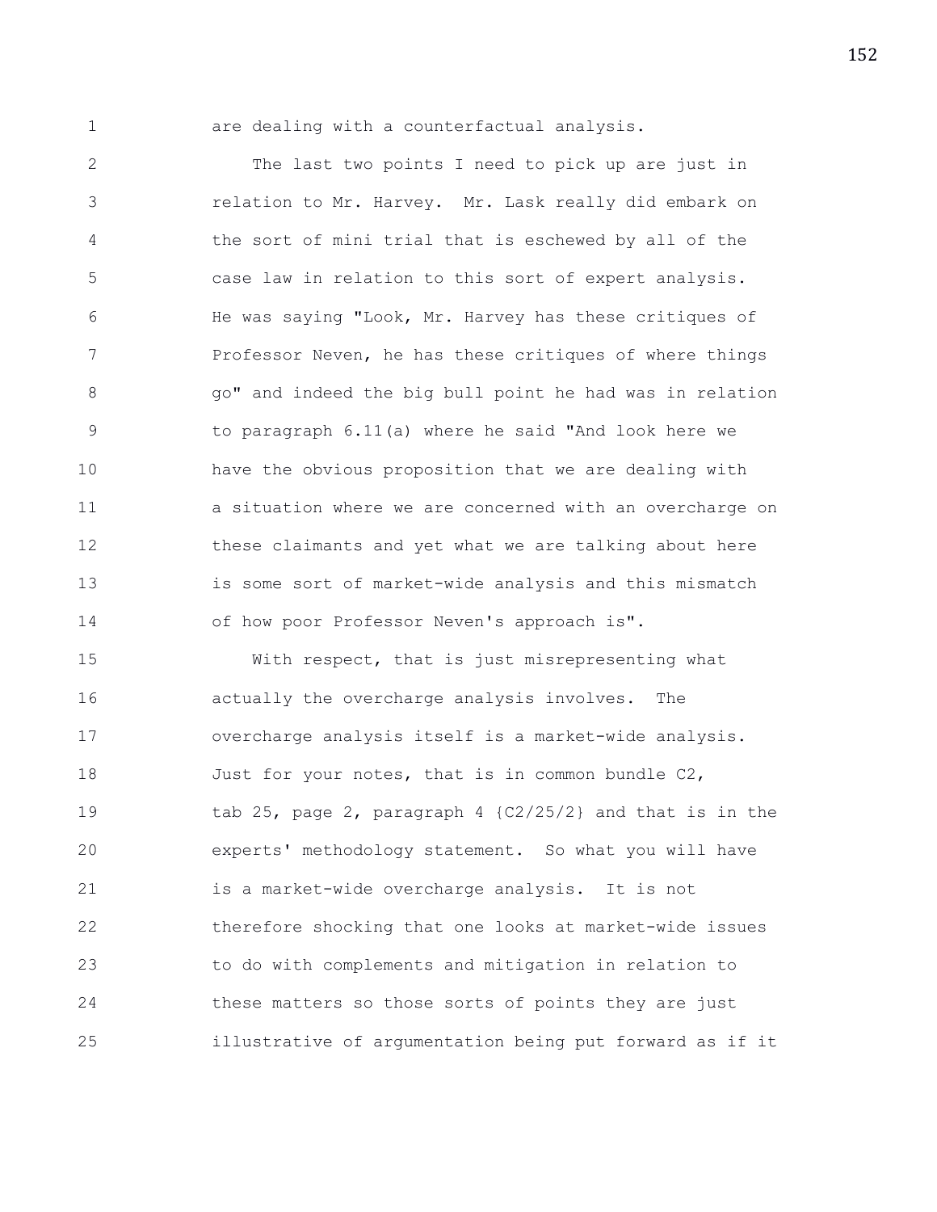are dealing with a counterfactual analysis.

The last two points I need to pick up are just in relation to Mr. Harvey. Mr. Lask really did embark on the sort of mini trial that is eschewed by all of the case law in relation to this sort of expert analysis. He was saying "Look, Mr. Harvey has these critiques of Professor Neven, he has these critiques of where things go" and indeed the big bull point he had was in relation to paragraph 6.11(a) where he said "And look here we have the obvious proposition that we are dealing with a situation where we are concerned with an overcharge on these claimants and yet what we are talking about here is some sort of market-wide analysis and this mismatch of how poor Professor Neven's approach is".

With respect, that is just misrepresenting what actually the overcharge analysis involves. The overcharge analysis itself is a market-wide analysis. Just for your notes, that is in common bundle C2, tab 25, page 2, paragraph 4 {C2/25/2} and that is in the experts' methodology statement. So what you will have is a market-wide overcharge analysis. It is not therefore shocking that one looks at market-wide issues to do with complements and mitigation in relation to these matters so those sorts of points they are just illustrative of argumentation being put forward as if it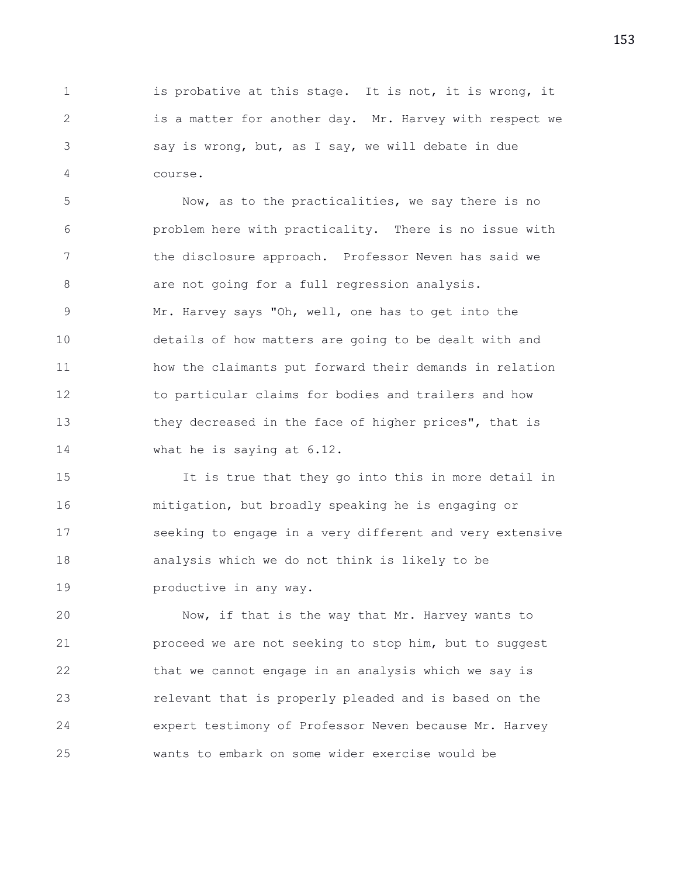is probative at this stage. It is not, it is wrong, it is a matter for another day. Mr. Harvey with respect we say is wrong, but, as I say, we will debate in due course.

Now, as to the practicalities, we say there is no problem here with practicality. There is no issue with the disclosure approach. Professor Neven has said we are not going for a full regression analysis. Mr. Harvey says "Oh, well, one has to get into the details of how matters are going to be dealt with and how the claimants put forward their demands in relation to particular claims for bodies and trailers and how they decreased in the face of higher prices", that is what he is saying at 6.12.

It is true that they go into this in more detail in mitigation, but broadly speaking he is engaging or seeking to engage in a very different and very extensive analysis which we do not think is likely to be productive in any way.

Now, if that is the way that Mr. Harvey wants to proceed we are not seeking to stop him, but to suggest that we cannot engage in an analysis which we say is relevant that is properly pleaded and is based on the expert testimony of Professor Neven because Mr. Harvey wants to embark on some wider exercise would be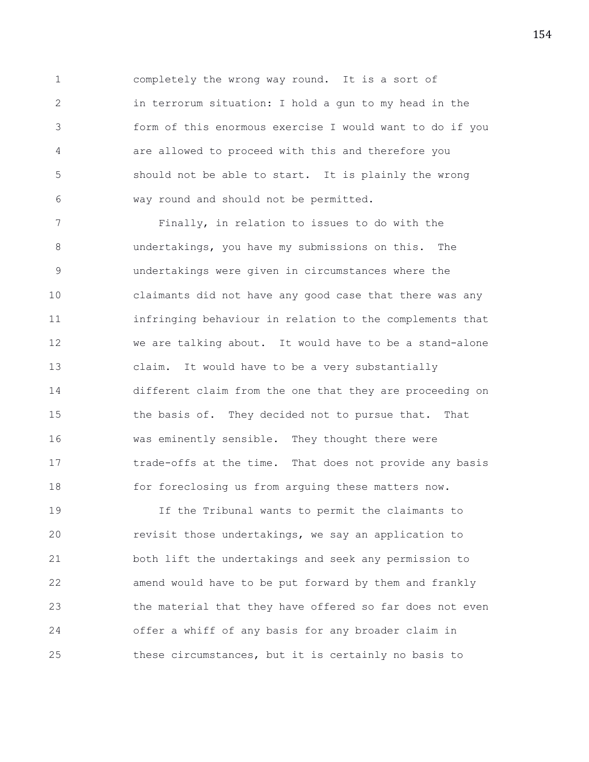completely the wrong way round. It is a sort of in terrorum situation: I hold a gun to my head in the form of this enormous exercise I would want to do if you are allowed to proceed with this and therefore you should not be able to start. It is plainly the wrong way round and should not be permitted.

Finally, in relation to issues to do with the undertakings, you have my submissions on this. The undertakings were given in circumstances where the claimants did not have any good case that there was any infringing behaviour in relation to the complements that we are talking about. It would have to be a stand-alone claim. It would have to be a very substantially different claim from the one that they are proceeding on the basis of. They decided not to pursue that. That was eminently sensible. They thought there were trade-offs at the time. That does not provide any basis for foreclosing us from arguing these matters now.

If the Tribunal wants to permit the claimants to revisit those undertakings, we say an application to both lift the undertakings and seek any permission to amend would have to be put forward by them and frankly the material that they have offered so far does not even offer a whiff of any basis for any broader claim in these circumstances, but it is certainly no basis to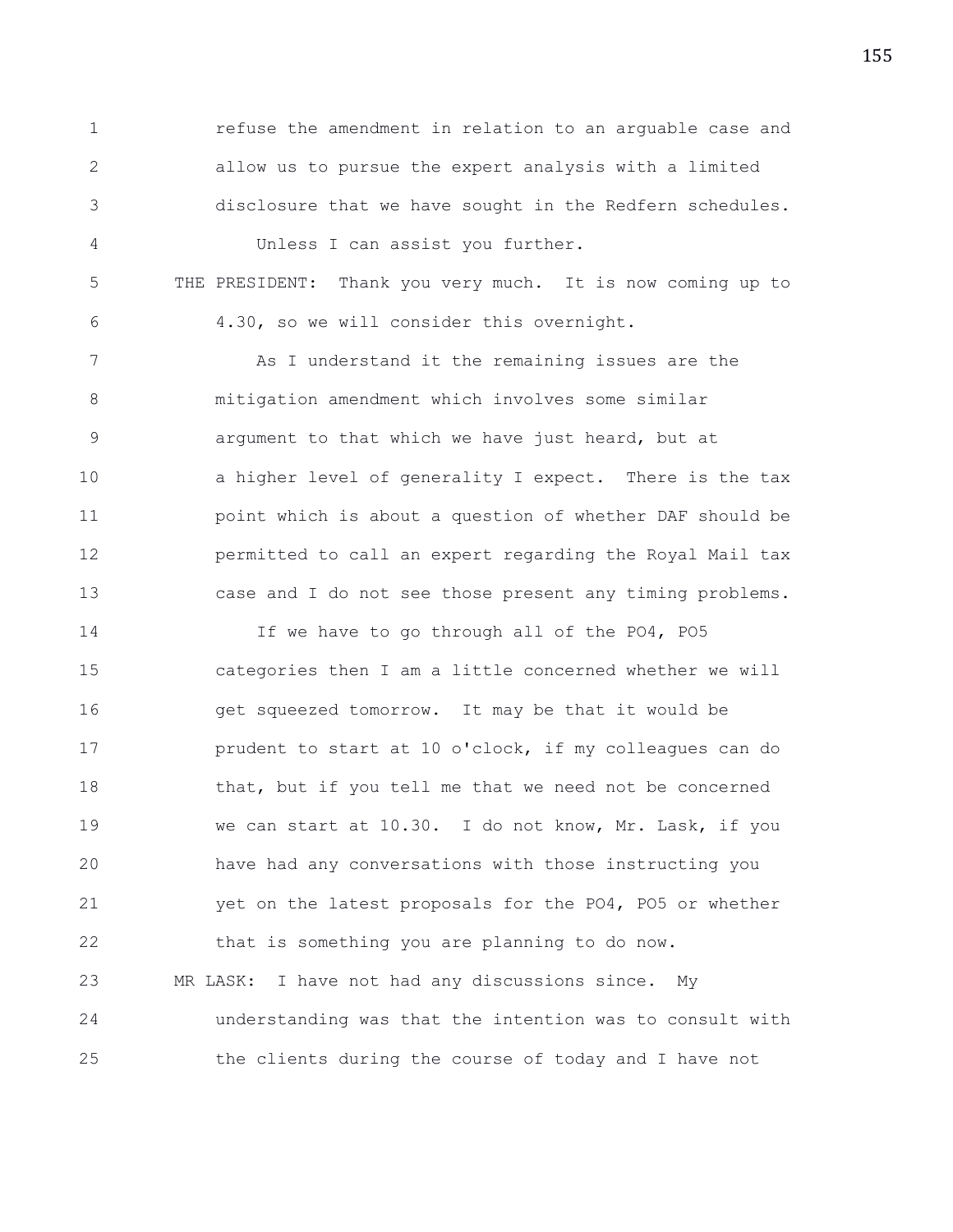refuse the amendment in relation to an arguable case and allow us to pursue the expert analysis with a limited disclosure that we have sought in the Redfern schedules.

Unless I can assist you further.

THE PRESIDENT: Thank you very much. It is now coming up to 4.30, so we will consider this overnight.

As I understand it the remaining issues are the mitigation amendment which involves some similar argument to that which we have just heard, but at a higher level of generality I expect. There is the tax point which is about a question of whether DAF should be permitted to call an expert regarding the Royal Mail tax case and I do not see those present any timing problems.

If we have to go through all of the PO4, PO5 categories then I am a little concerned whether we will get squeezed tomorrow. It may be that it would be prudent to start at 10 o'clock, if my colleagues can do that, but if you tell me that we need not be concerned we can start at 10.30. I do not know, Mr. Lask, if you have had any conversations with those instructing you yet on the latest proposals for the PO4, PO5 or whether that is something you are planning to do now.

MR LASK: I have not had any discussions since. My understanding was that the intention was to consult with the clients during the course of today and I have not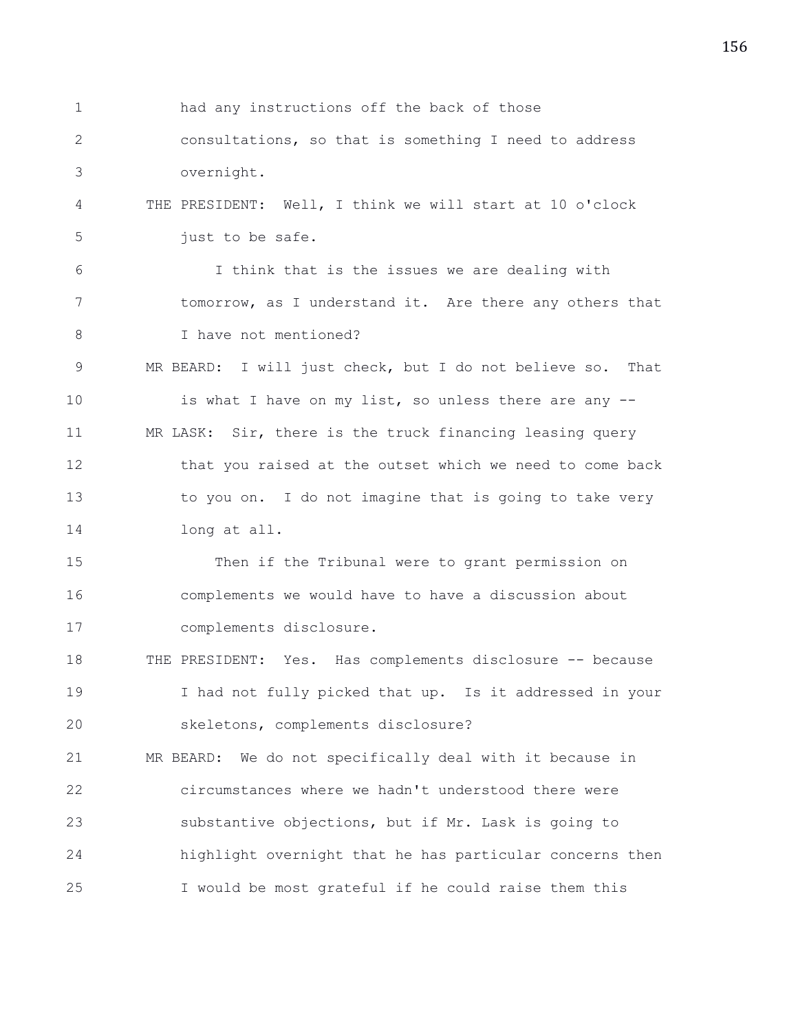had any instructions off the back of those consultations, so that is something I need to address overnight.

THE PRESIDENT: Well, I think we will start at 10 o'clock just to be safe.

I think that is the issues we are dealing with tomorrow, as I understand it. Are there any others that I have not mentioned?

MR BEARD: I will just check, but I do not believe so. That is what I have on my list, so unless there are any --

MR LASK: Sir, there is the truck financing leasing query that you raised at the outset which we need to come back to you on. I do not imagine that is going to take very long at all.

Then if the Tribunal were to grant permission on complements we would have to have a discussion about complements disclosure.

THE PRESIDENT: Yes. Has complements disclosure -- because I had not fully picked that up. Is it addressed in your skeletons, complements disclosure?

MR BEARD: We do not specifically deal with it because in circumstances where we hadn't understood there were substantive objections, but if Mr. Lask is going to highlight overnight that he has particular concerns then I would be most grateful if he could raise them this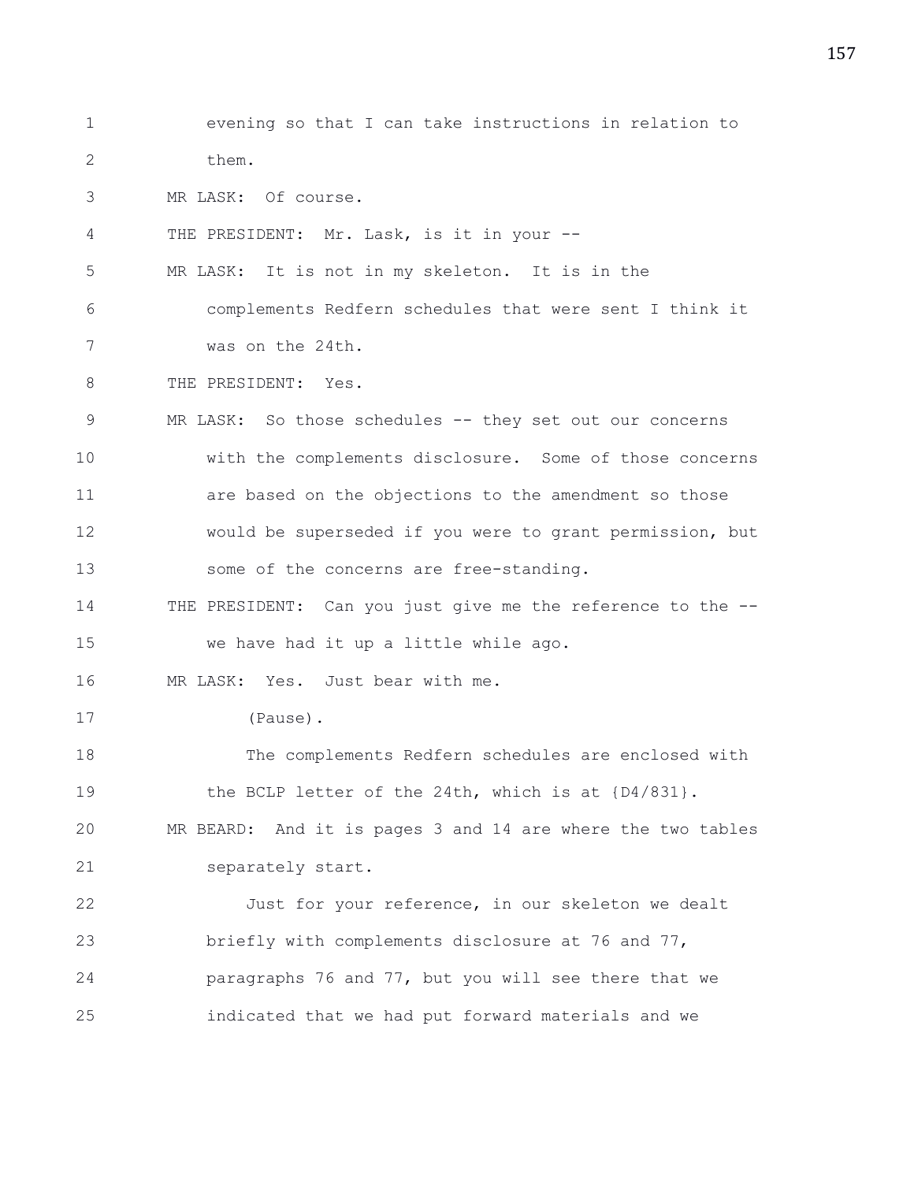evening so that I can take instructions in relation to them.

MR LASK: Of course.

THE PRESIDENT: Mr. Lask, is it in your --

MR LASK: It is not in my skeleton. It is in the complements Redfern schedules that were sent I think it was on the 24th.

THE PRESIDENT: Yes.

MR LASK: So those schedules -- they set out our concerns with the complements disclosure. Some of those concerns are based on the objections to the amendment so those would be superseded if you were to grant permission, but some of the concerns are free-standing.

THE PRESIDENT: Can you just give me the reference to the -- we have had it up a little while ago.

MR LASK: Yes. Just bear with me.

(Pause).

The complements Redfern schedules are enclosed with the BCLP letter of the 24th, which is at {D4/831}.

MR BEARD: And it is pages 3 and 14 are where the two tables separately start.

Just for your reference, in our skeleton we dealt briefly with complements disclosure at 76 and 77, paragraphs 76 and 77, but you will see there that we indicated that we had put forward materials and we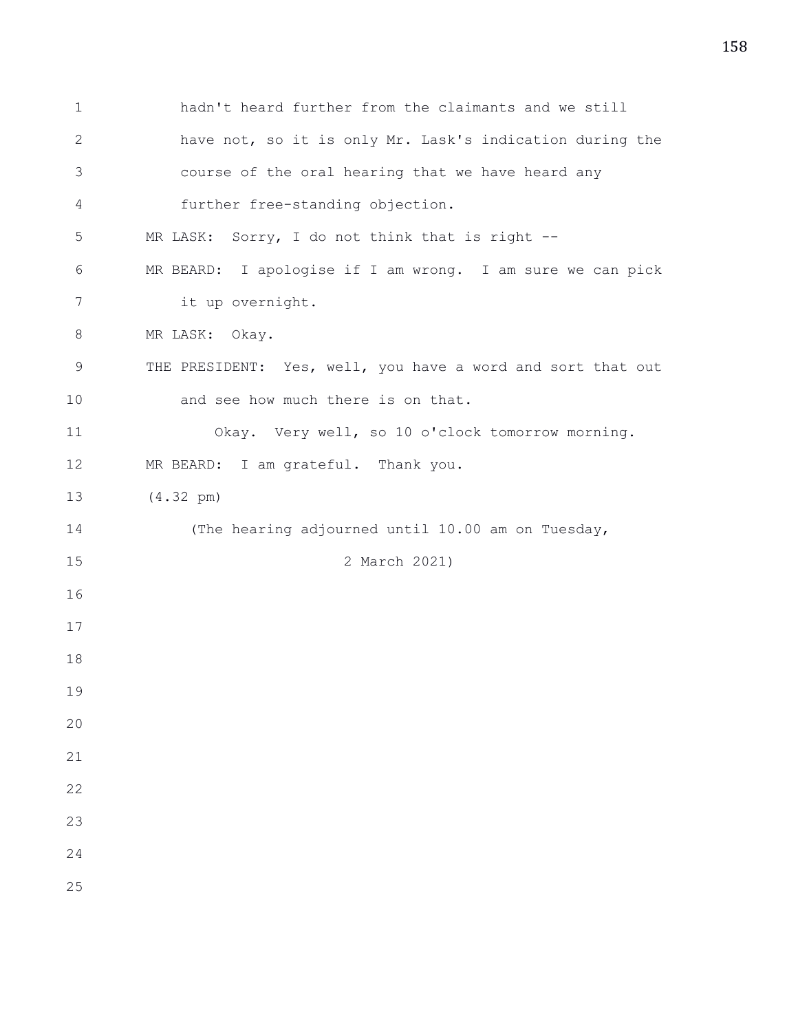hadn't heard further from the claimants and we still have not, so it is only Mr. Lask's indication during the course of the oral hearing that we have heard any further free-standing objection.

MR LASK: Sorry, I do not think that is right --

MR BEARD: I apologise if I am wrong. I am sure we can pick it up overnight.

MR LASK: Okay.

THE PRESIDENT: Yes, well, you have a word and sort that out and see how much there is on that.

Okay. Very well, so 10 o'clock tomorrow morning.

MR BEARD: I am grateful. Thank you.

(4.32 pm)

(The hearing adjourned until 10.00 am on Tuesday, 2 March 2021)